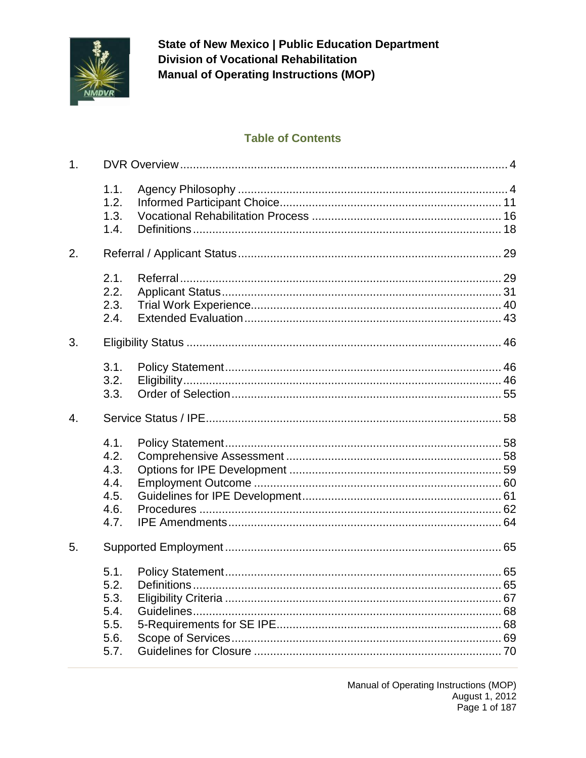**State of New Mexico | Public Education Department**
**Division of Vocational Rehabilitation**
**Manual of Operating Instructions (MOP)**

## Table of Contents

1. DVR Overview ..... 4
   - 1.1. Agency Philosophy ..... 4
   - 1.2. Informed Participant Choice ..... 11
   - 1.3. Vocational Rehabilitation Process ..... 16
   - 1.4. Definitions ..... 18
2. Referral / Applicant Status ..... 29
   - 2.1. Referral ..... 29
   - 2.2. Applicant Status ..... 31
   - 2.3. Trial Work Experience ..... 40
   - 2.4. Extended Evaluation ..... 43
3. Eligibility Status ..... 46
   - 3.1. Policy Statement ..... 46
   - 3.2. Eligibility ..... 46
   - 3.3. Order of Selection ..... 55
4. Service Status / IPE ..... 58
   - 4.1. Policy Statement ..... 58
   - 4.2. Comprehensive Assessment ..... 58
   - 4.3. Options for IPE Development ..... 59
   - 4.4. Employment Outcome ..... 60
   - 4.5. Guidelines for IPE Development ..... 61
   - 4.6. Procedures ..... 62
   - 4.7. IPE Amendments ..... 64
5. Supported Employment ..... 65
   - 5.1. Policy Statement ..... 65
   - 5.2. Definitions ..... 65
   - 5.3. Eligibility Criteria ..... 67
   - 5.4. Guidelines ..... 68
   - 5.5. 5-Requirements for SE IPE ..... 68
   - 5.6. Scope of Services ..... 69
   - 5.7. Guidelines for Closure ..... 70

Manual of Operating Instructions (MOP)
August 1, 2012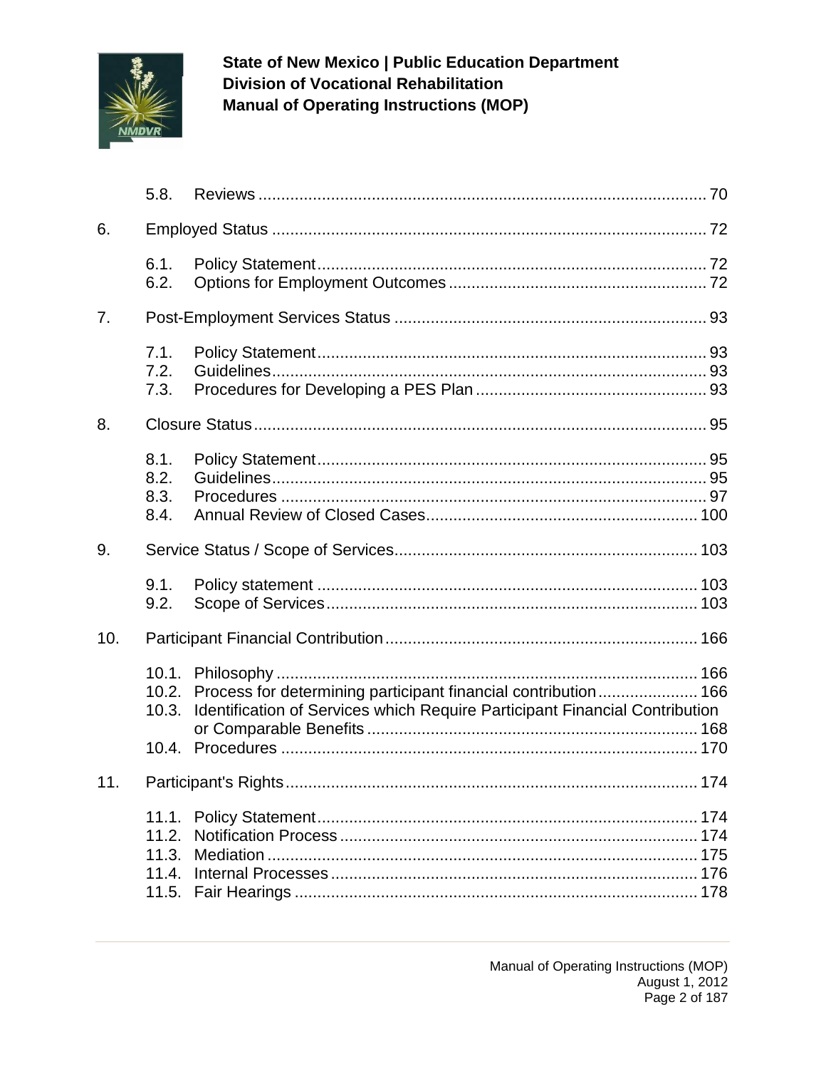5.8. Reviews .......................................................................................... 70

6. Employed Status ................................................................................ 72

6.1. Policy Statement ................................................................................ 72
6.2. Options for Employment Outcomes ...................................................... 72

7. Post-Employment Services Status ........................................................ 93

7.1. Policy Statement ................................................................................ 93
7.2. Guidelines .......................................................................................... 93
7.3. Procedures for Developing a PES Plan ................................................ 93

8. Closure Status .................................................................................... 95

8.1. Policy Statement ................................................................................ 95
8.2. Guidelines .......................................................................................... 95
8.3. Procedures ......................................................................................... 97
8.4. Annual Review of Closed Cases .......................................................... 100

9. Service Status / Scope of Services ...................................................... 103

9.1. Policy statement ................................................................................ 103
9.2. Scope of Services ............................................................................... 103

10. Participant Financial Contribution ..................................................... 166

10.1. Philosophy ....................................................................................... 166
10.2. Process for determining participant financial contribution ................ 166
10.3. Identification of Services which Require Participant Financial Contribution or Comparable Benefits ......................................................... 168
10.4. Procedures ....................................................................................... 170

11. Participant's Rights ........................................................................... 174

11.1. Policy Statement .............................................................................. 174
11.2. Notification Process ......................................................................... 174
11.3. Mediation ......................................................................................... 175
11.4. Internal Processes ............................................................................ 176
11.5. Fair Hearings .................................................................................... 178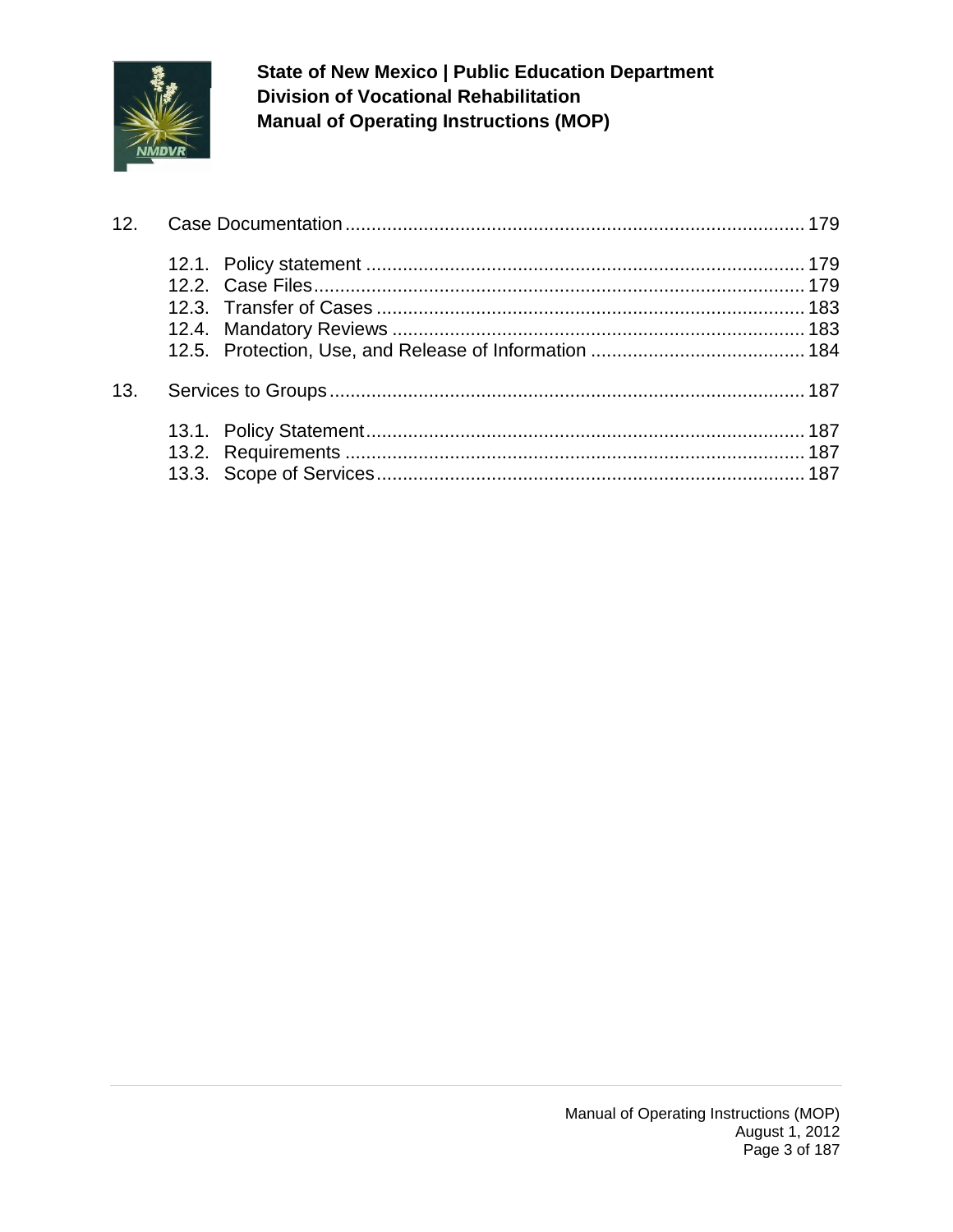12. Case Documentation ........................................................................................ 179

    12.1. Policy statement ................................................................................... 179
    12.2. Case Files.............................................................................................. 179
    12.3. Transfer of Cases .................................................................................. 183
    12.4. Mandatory Reviews ............................................................................... 183
    12.5. Protection, Use, and Release of Information ......................................... 184

13. Services to Groups ........................................................................................... 187

    13.1. Policy Statement.................................................................................... 187
    13.2. Requirements ........................................................................................ 187
    13.3. Scope of Services................................................................................... 187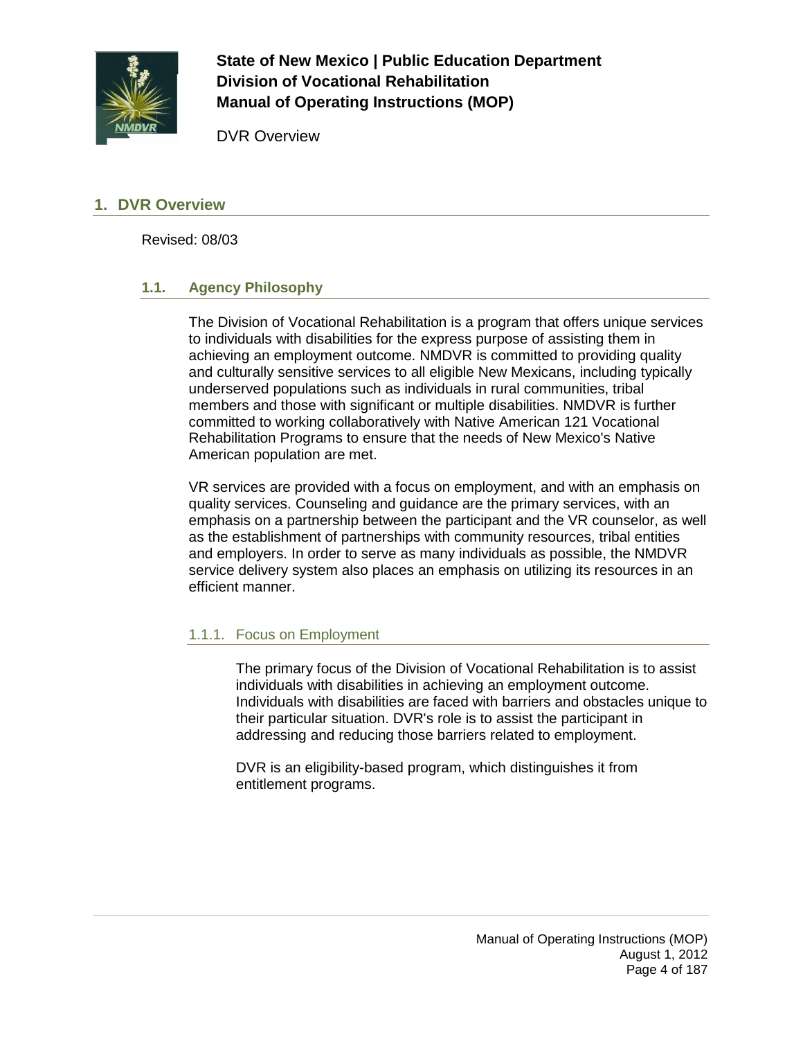# 1. DVR Overview

Revised: 08/03

## 1.1. Agency Philosophy

The Division of Vocational Rehabilitation is a program that offers unique services to individuals with disabilities for the express purpose of assisting them in achieving an employment outcome. NMDVR is committed to providing quality and culturally sensitive services to all eligible New Mexicans, including typically underserved populations such as individuals in rural communities, tribal members and those with significant or multiple disabilities. NMDVR is further committed to working collaboratively with Native American 121 Vocational Rehabilitation Programs to ensure that the needs of New Mexico's Native American population are met.

VR services are provided with a focus on employment, and with an emphasis on quality services. Counseling and guidance are the primary services, with an emphasis on a partnership between the participant and the VR counselor, as well as the establishment of partnerships with community resources, tribal entities and employers. In order to serve as many individuals as possible, the NMDVR service delivery system also places an emphasis on utilizing its resources in an efficient manner.

### 1.1.1. Focus on Employment

The primary focus of the Division of Vocational Rehabilitation is to assist individuals with disabilities in achieving an employment outcome. Individuals with disabilities are faced with barriers and obstacles unique to their particular situation. DVR's role is to assist the participant in addressing and reducing those barriers related to employment.

DVR is an eligibility-based program, which distinguishes it from entitlement programs.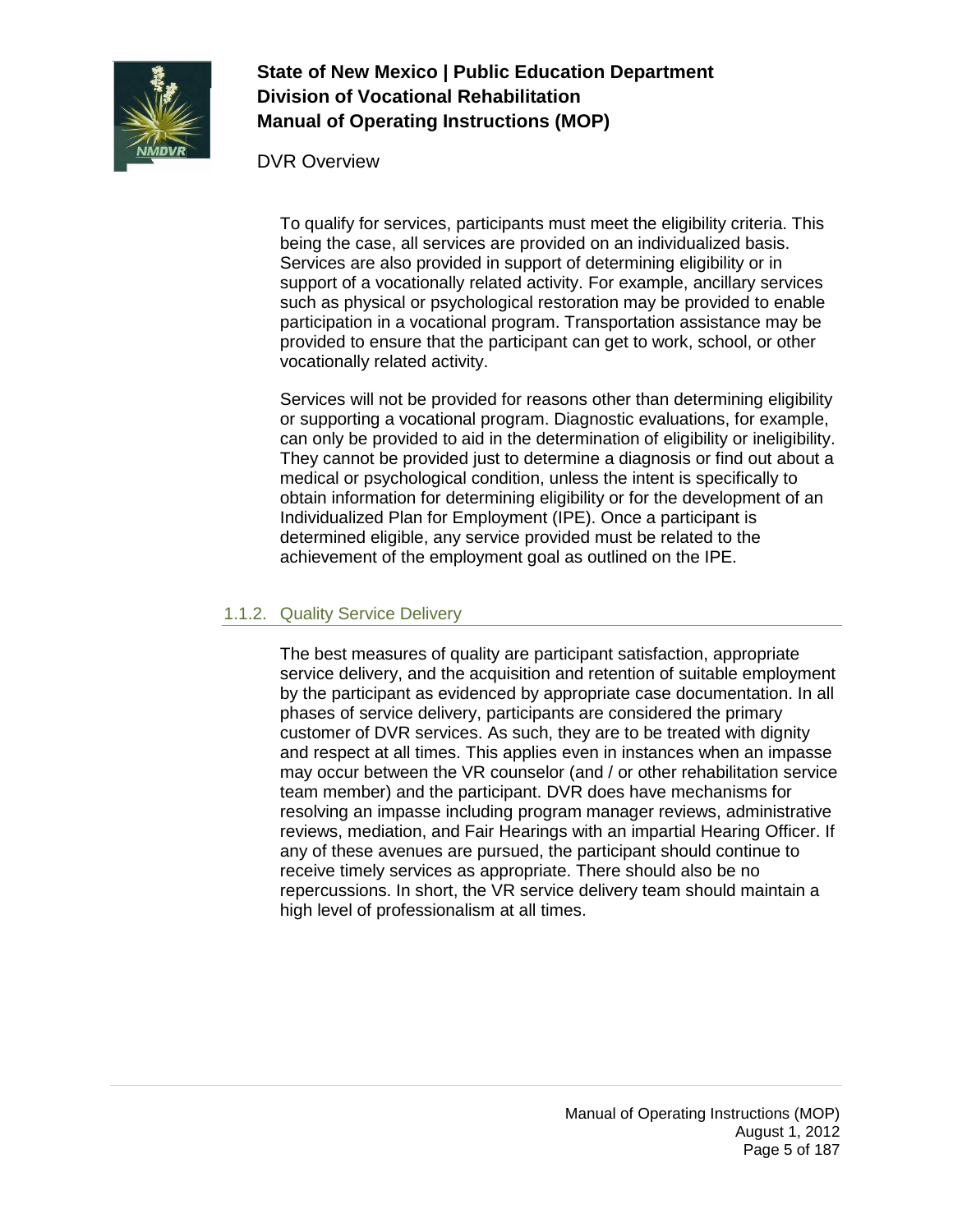To qualify for services, participants must meet the eligibility criteria. This being the case, all services are provided on an individualized basis. Services are also provided in support of determining eligibility or in support of a vocationally related activity. For example, ancillary services such as physical or psychological restoration may be provided to enable participation in a vocational program. Transportation assistance may be provided to ensure that the participant can get to work, school, or other vocationally related activity.

Services will not be provided for reasons other than determining eligibility or supporting a vocational program. Diagnostic evaluations, for example, can only be provided to aid in the determination of eligibility or ineligibility. They cannot be provided just to determine a diagnosis or find out about a medical or psychological condition, unless the intent is specifically to obtain information for determining eligibility or for the development of an Individualized Plan for Employment (IPE). Once a participant is determined eligible, any service provided must be related to the achievement of the employment goal as outlined on the IPE.

### 1.1.2. Quality Service Delivery

The best measures of quality are participant satisfaction, appropriate service delivery, and the acquisition and retention of suitable employment by the participant as evidenced by appropriate case documentation. In all phases of service delivery, participants are considered the primary customer of DVR services. As such, they are to be treated with dignity and respect at all times. This applies even in instances when an impasse may occur between the VR counselor (and / or other rehabilitation service team member) and the participant. DVR does have mechanisms for resolving an impasse including program manager reviews, administrative reviews, mediation, and Fair Hearings with an impartial Hearing Officer. If any of these avenues are pursued, the participant should continue to receive timely services as appropriate. There should also be no repercussions. In short, the VR service delivery team should maintain a high level of professionalism at all times.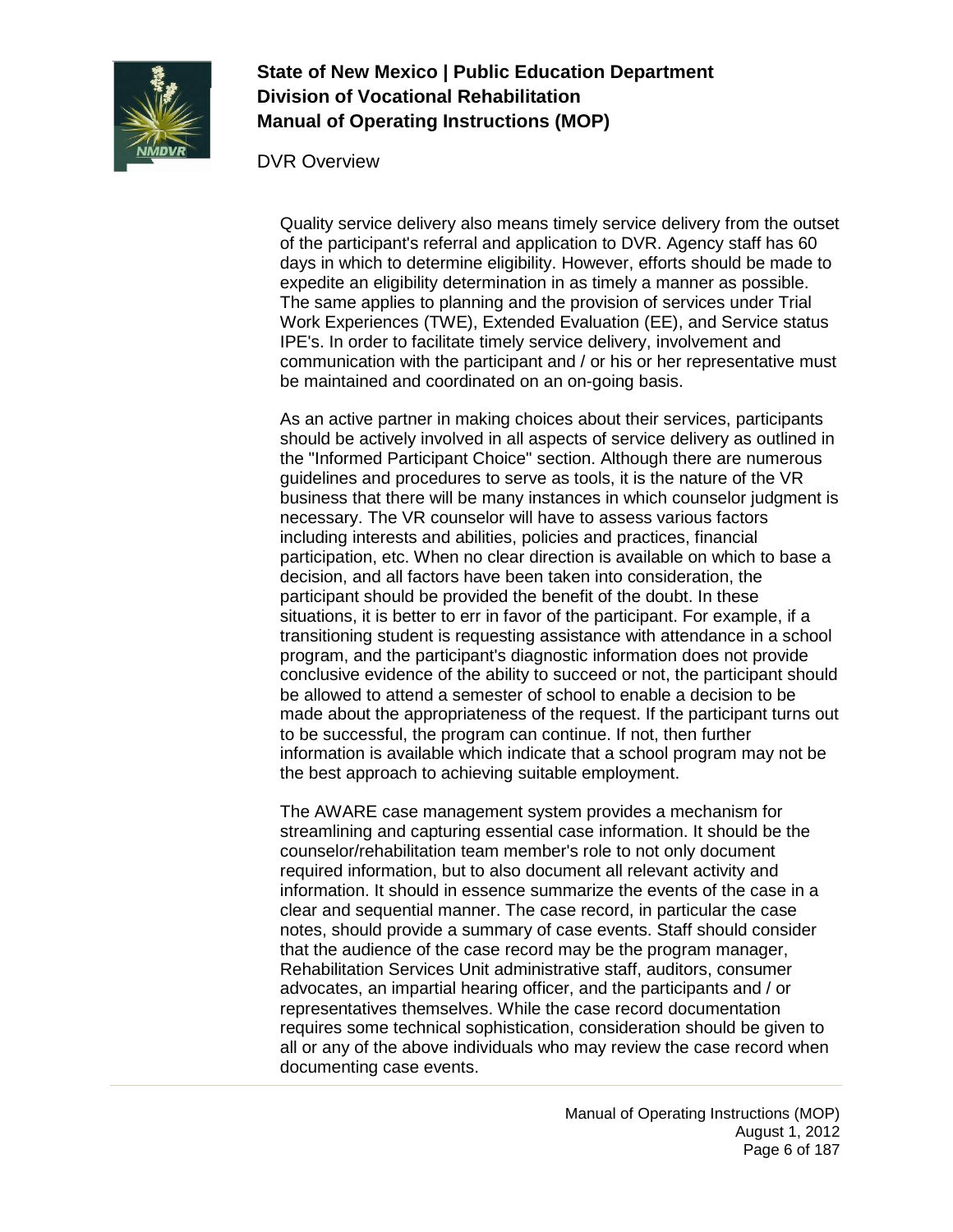Quality service delivery also means timely service delivery from the outset of the participant's referral and application to DVR. Agency staff has 60 days in which to determine eligibility. However, efforts should be made to expedite an eligibility determination in as timely a manner as possible. The same applies to planning and the provision of services under Trial Work Experiences (TWE), Extended Evaluation (EE), and Service status IPE's. In order to facilitate timely service delivery, involvement and communication with the participant and / or his or her representative must be maintained and coordinated on an on-going basis.

As an active partner in making choices about their services, participants should be actively involved in all aspects of service delivery as outlined in the "Informed Participant Choice" section. Although there are numerous guidelines and procedures to serve as tools, it is the nature of the VR business that there will be many instances in which counselor judgment is necessary. The VR counselor will have to assess various factors including interests and abilities, policies and practices, financial participation, etc. When no clear direction is available on which to base a decision, and all factors have been taken into consideration, the participant should be provided the benefit of the doubt. In these situations, it is better to err in favor of the participant. For example, if a transitioning student is requesting assistance with attendance in a school program, and the participant's diagnostic information does not provide conclusive evidence of the ability to succeed or not, the participant should be allowed to attend a semester of school to enable a decision to be made about the appropriateness of the request. If the participant turns out to be successful, the program can continue. If not, then further information is available which indicate that a school program may not be the best approach to achieving suitable employment.

The AWARE case management system provides a mechanism for streamlining and capturing essential case information. It should be the counselor/rehabilitation team member's role to not only document required information, but to also document all relevant activity and information. It should in essence summarize the events of the case in a clear and sequential manner. The case record, in particular the case notes, should provide a summary of case events. Staff should consider that the audience of the case record may be the program manager, Rehabilitation Services Unit administrative staff, auditors, consumer advocates, an impartial hearing officer, and the participants and / or representatives themselves. While the case record documentation requires some technical sophistication, consideration should be given to all or any of the above individuals who may review the case record when documenting case events.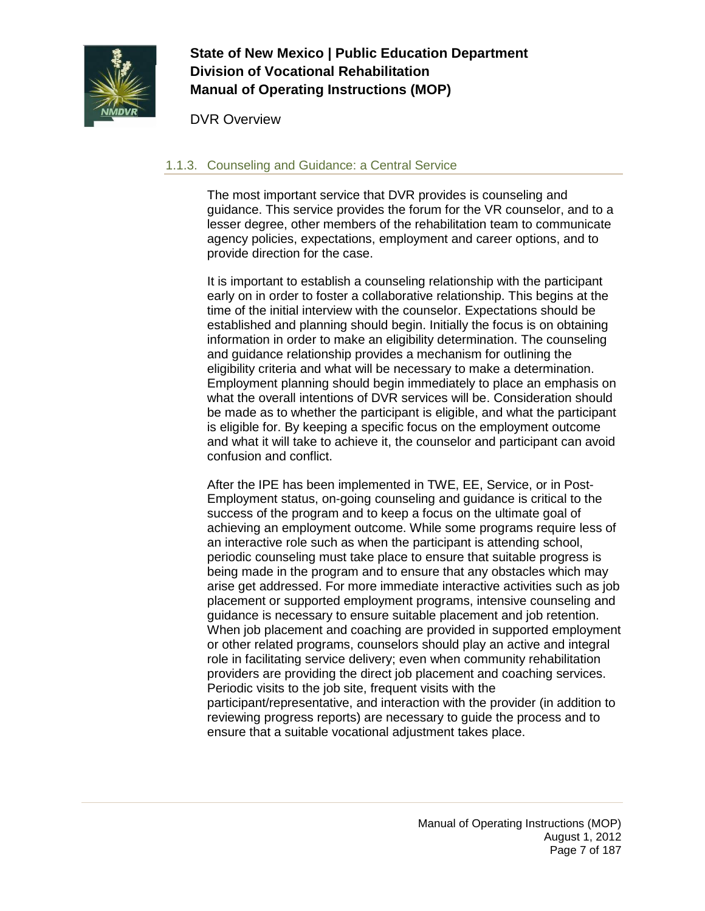### 1.1.3. Counseling and Guidance: a Central Service

The most important service that DVR provides is counseling and guidance. This service provides the forum for the VR counselor, and to a lesser degree, other members of the rehabilitation team to communicate agency policies, expectations, employment and career options, and to provide direction for the case.

It is important to establish a counseling relationship with the participant early on in order to foster a collaborative relationship. This begins at the time of the initial interview with the counselor. Expectations should be established and planning should begin. Initially the focus is on obtaining information in order to make an eligibility determination. The counseling and guidance relationship provides a mechanism for outlining the eligibility criteria and what will be necessary to make a determination. Employment planning should begin immediately to place an emphasis on what the overall intentions of DVR services will be. Consideration should be made as to whether the participant is eligible, and what the participant is eligible for. By keeping a specific focus on the employment outcome and what it will take to achieve it, the counselor and participant can avoid confusion and conflict.

After the IPE has been implemented in TWE, EE, Service, or in Post-Employment status, on-going counseling and guidance is critical to the success of the program and to keep a focus on the ultimate goal of achieving an employment outcome. While some programs require less of an interactive role such as when the participant is attending school, periodic counseling must take place to ensure that suitable progress is being made in the program and to ensure that any obstacles which may arise get addressed. For more immediate interactive activities such as job placement or supported employment programs, intensive counseling and guidance is necessary to ensure suitable placement and job retention. When job placement and coaching are provided in supported employment or other related programs, counselors should play an active and integral role in facilitating service delivery; even when community rehabilitation providers are providing the direct job placement and coaching services. Periodic visits to the job site, frequent visits with the participant/representative, and interaction with the provider (in addition to reviewing progress reports) are necessary to guide the process and to ensure that a suitable vocational adjustment takes place.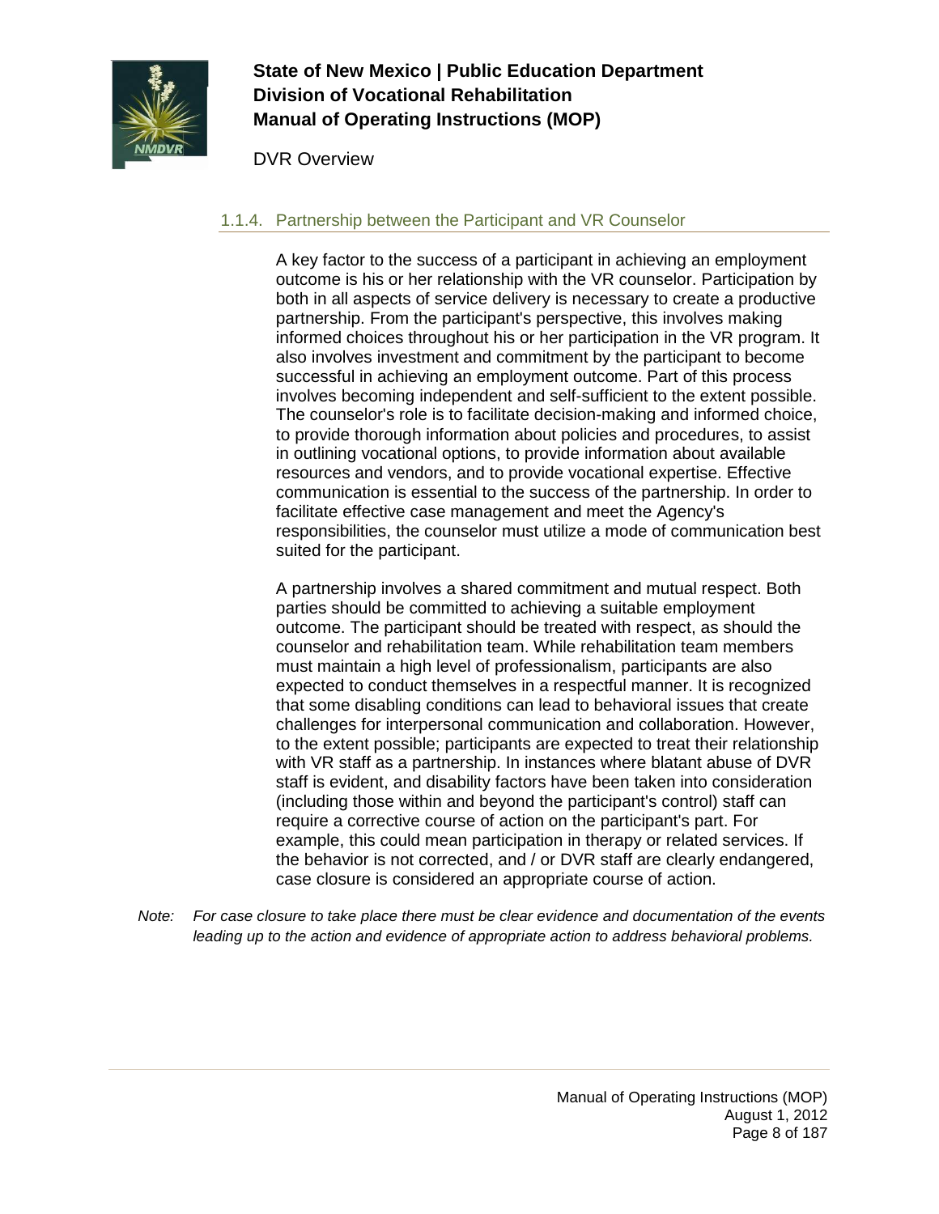### 1.1.4. Partnership between the Participant and VR Counselor

A key factor to the success of a participant in achieving an employment outcome is his or her relationship with the VR counselor. Participation by both in all aspects of service delivery is necessary to create a productive partnership. From the participant's perspective, this involves making informed choices throughout his or her participation in the VR program. It also involves investment and commitment by the participant to become successful in achieving an employment outcome. Part of this process involves becoming independent and self-sufficient to the extent possible. The counselor's role is to facilitate decision-making and informed choice, to provide thorough information about policies and procedures, to assist in outlining vocational options, to provide information about available resources and vendors, and to provide vocational expertise. Effective communication is essential to the success of the partnership. In order to facilitate effective case management and meet the Agency's responsibilities, the counselor must utilize a mode of communication best suited for the participant.

A partnership involves a shared commitment and mutual respect. Both parties should be committed to achieving a suitable employment outcome. The participant should be treated with respect, as should the counselor and rehabilitation team. While rehabilitation team members must maintain a high level of professionalism, participants are also expected to conduct themselves in a respectful manner. It is recognized that some disabling conditions can lead to behavioral issues that create challenges for interpersonal communication and collaboration. However, to the extent possible; participants are expected to treat their relationship with VR staff as a partnership. In instances where blatant abuse of DVR staff is evident, and disability factors have been taken into consideration (including those within and beyond the participant's control) staff can require a corrective course of action on the participant's part. For example, this could mean participation in therapy or related services. If the behavior is not corrected, and / or DVR staff are clearly endangered, case closure is considered an appropriate course of action.

*Note: For case closure to take place there must be clear evidence and documentation of the events leading up to the action and evidence of appropriate action to address behavioral problems.*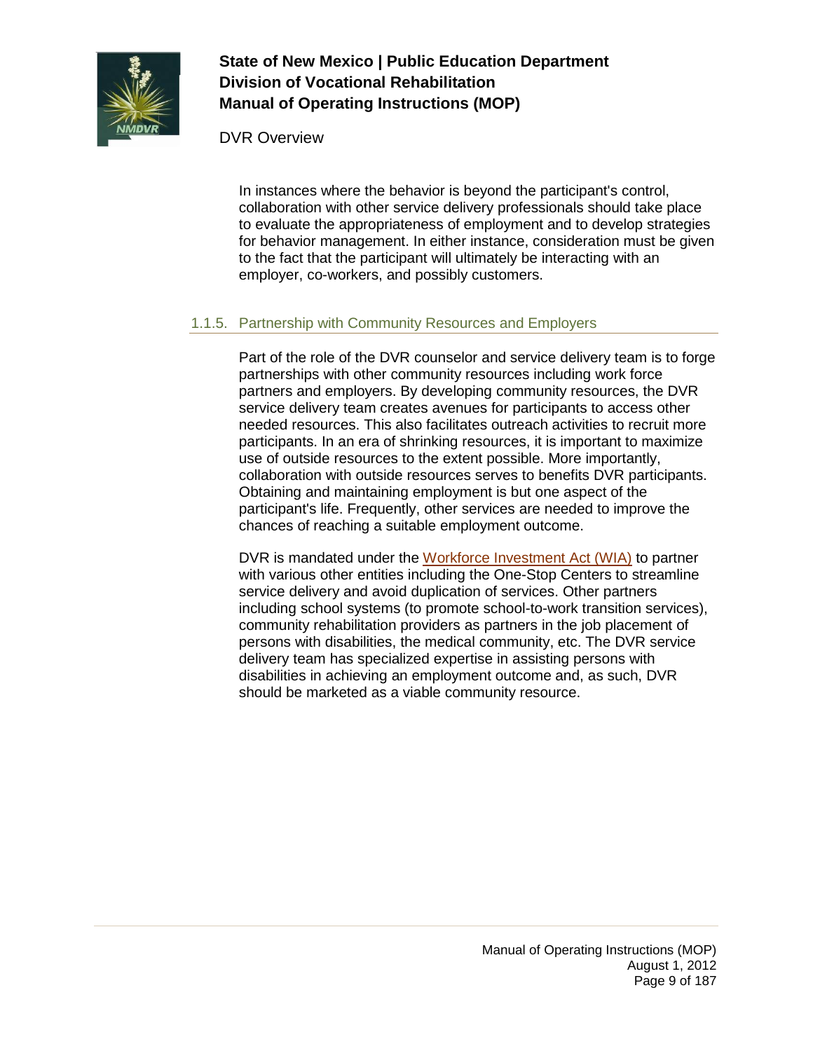In instances where the behavior is beyond the participant's control, collaboration with other service delivery professionals should take place to evaluate the appropriateness of employment and to develop strategies for behavior management. In either instance, consideration must be given to the fact that the participant will ultimately be interacting with an employer, co-workers, and possibly customers.

### 1.1.5. Partnership with Community Resources and Employers

Part of the role of the DVR counselor and service delivery team is to forge partnerships with other community resources including work force partners and employers. By developing community resources, the DVR service delivery team creates avenues for participants to access other needed resources. This also facilitates outreach activities to recruit more participants. In an era of shrinking resources, it is important to maximize use of outside resources to the extent possible. More importantly, collaboration with outside resources serves to benefits DVR participants. Obtaining and maintaining employment is but one aspect of the participant's life. Frequently, other services are needed to improve the chances of reaching a suitable employment outcome.

DVR is mandated under the Workforce Investment Act (WIA) to partner with various other entities including the One-Stop Centers to streamline service delivery and avoid duplication of services. Other partners including school systems (to promote school-to-work transition services), community rehabilitation providers as partners in the job placement of persons with disabilities, the medical community, etc. The DVR service delivery team has specialized expertise in assisting persons with disabilities in achieving an employment outcome and, as such, DVR should be marketed as a viable community resource.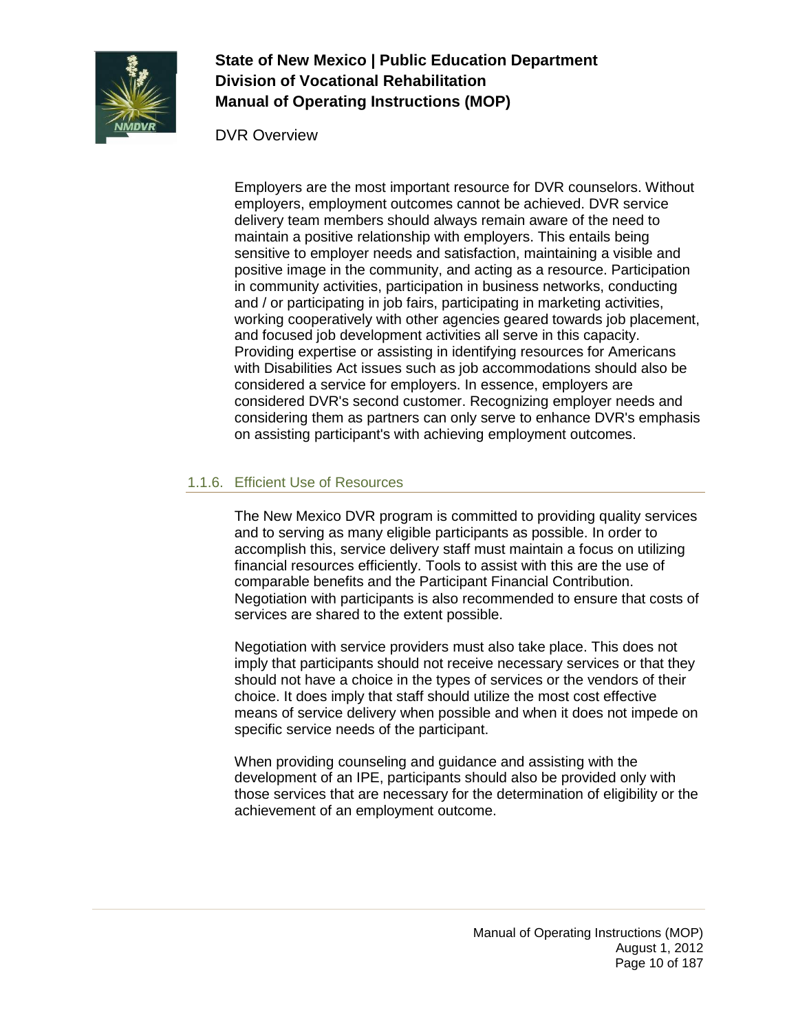Employers are the most important resource for DVR counselors. Without employers, employment outcomes cannot be achieved. DVR service delivery team members should always remain aware of the need to maintain a positive relationship with employers. This entails being sensitive to employer needs and satisfaction, maintaining a visible and positive image in the community, and acting as a resource. Participation in community activities, participation in business networks, conducting and / or participating in job fairs, participating in marketing activities, working cooperatively with other agencies geared towards job placement, and focused job development activities all serve in this capacity. Providing expertise or assisting in identifying resources for Americans with Disabilities Act issues such as job accommodations should also be considered a service for employers. In essence, employers are considered DVR's second customer. Recognizing employer needs and considering them as partners can only serve to enhance DVR's emphasis on assisting participant's with achieving employment outcomes.

### 1.1.6. Efficient Use of Resources

The New Mexico DVR program is committed to providing quality services and to serving as many eligible participants as possible. In order to accomplish this, service delivery staff must maintain a focus on utilizing financial resources efficiently. Tools to assist with this are the use of comparable benefits and the Participant Financial Contribution. Negotiation with participants is also recommended to ensure that costs of services are shared to the extent possible.

Negotiation with service providers must also take place. This does not imply that participants should not receive necessary services or that they should not have a choice in the types of services or the vendors of their choice. It does imply that staff should utilize the most cost effective means of service delivery when possible and when it does not impede on specific service needs of the participant.

When providing counseling and guidance and assisting with the development of an IPE, participants should also be provided only with those services that are necessary for the determination of eligibility or the achievement of an employment outcome.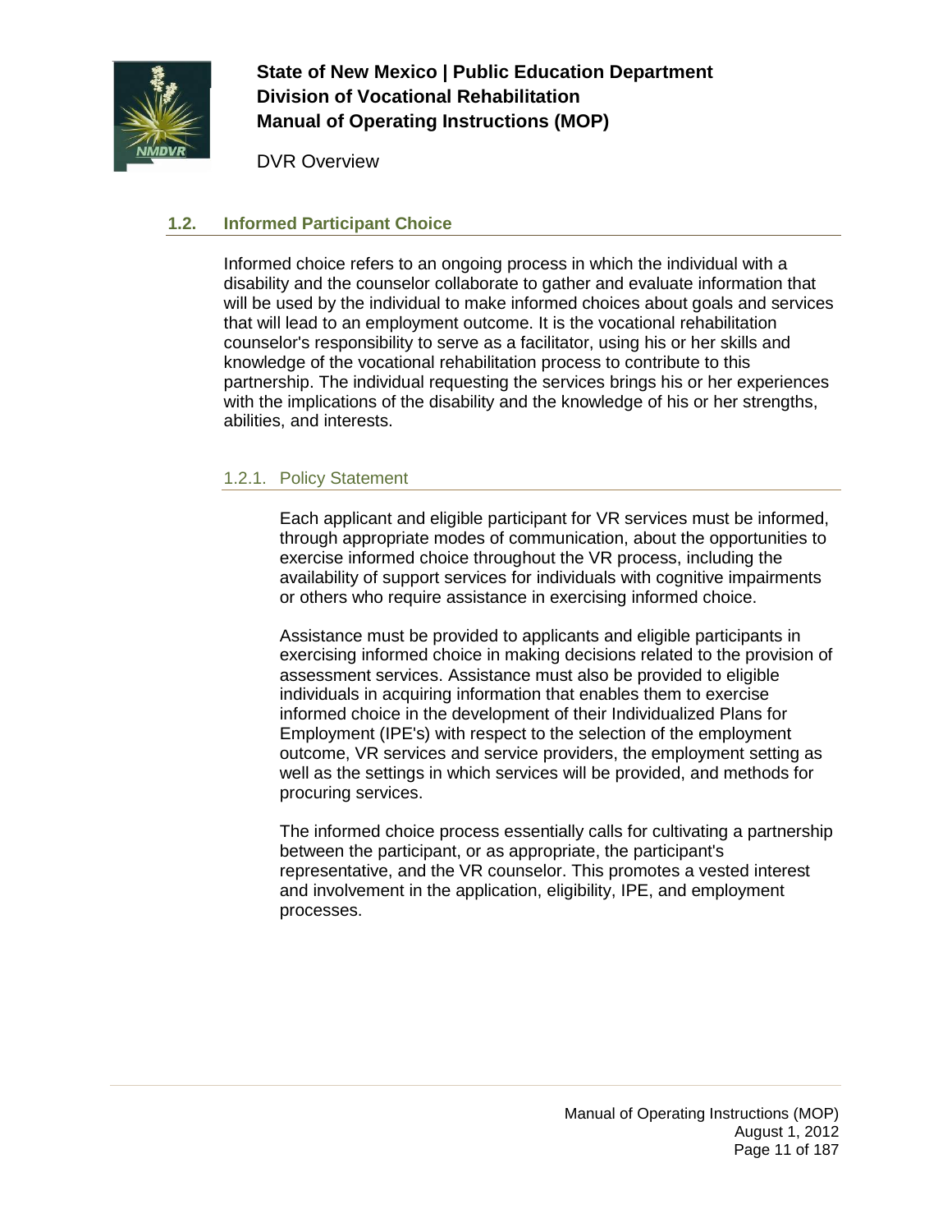## 1.2. Informed Participant Choice

Informed choice refers to an ongoing process in which the individual with a disability and the counselor collaborate to gather and evaluate information that will be used by the individual to make informed choices about goals and services that will lead to an employment outcome. It is the vocational rehabilitation counselor's responsibility to serve as a facilitator, using his or her skills and knowledge of the vocational rehabilitation process to contribute to this partnership. The individual requesting the services brings his or her experiences with the implications of the disability and the knowledge of his or her strengths, abilities, and interests.

### 1.2.1. Policy Statement

Each applicant and eligible participant for VR services must be informed, through appropriate modes of communication, about the opportunities to exercise informed choice throughout the VR process, including the availability of support services for individuals with cognitive impairments or others who require assistance in exercising informed choice.

Assistance must be provided to applicants and eligible participants in exercising informed choice in making decisions related to the provision of assessment services. Assistance must also be provided to eligible individuals in acquiring information that enables them to exercise informed choice in the development of their Individualized Plans for Employment (IPE's) with respect to the selection of the employment outcome, VR services and service providers, the employment setting as well as the settings in which services will be provided, and methods for procuring services.

The informed choice process essentially calls for cultivating a partnership between the participant, or as appropriate, the participant's representative, and the VR counselor. This promotes a vested interest and involvement in the application, eligibility, IPE, and employment processes.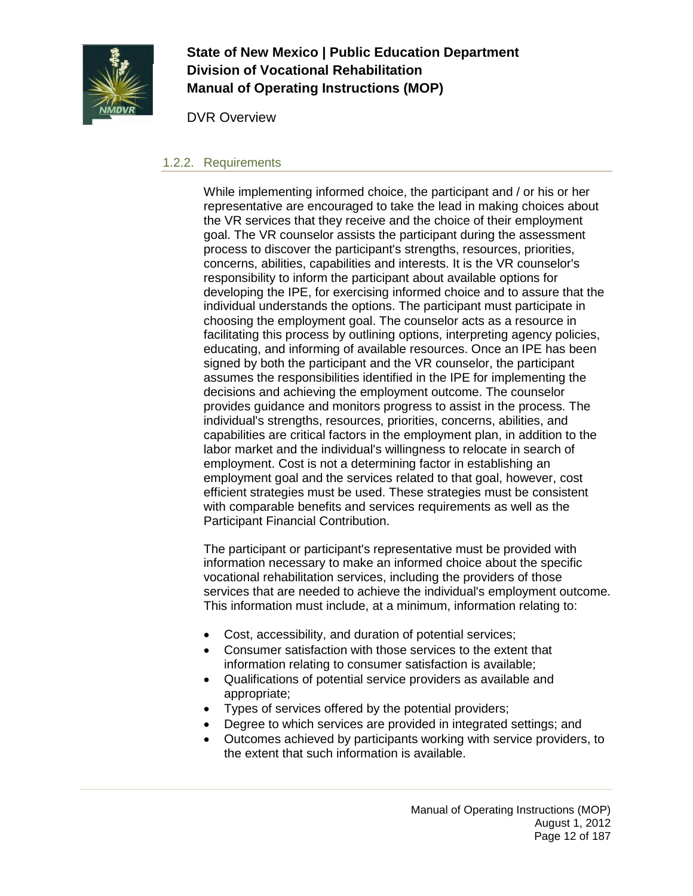### 1.2.2. Requirements

While implementing informed choice, the participant and / or his or her representative are encouraged to take the lead in making choices about the VR services that they receive and the choice of their employment goal. The VR counselor assists the participant during the assessment process to discover the participant's strengths, resources, priorities, concerns, abilities, capabilities and interests. It is the VR counselor's responsibility to inform the participant about available options for developing the IPE, for exercising informed choice and to assure that the individual understands the options. The participant must participate in choosing the employment goal. The counselor acts as a resource in facilitating this process by outlining options, interpreting agency policies, educating, and informing of available resources. Once an IPE has been signed by both the participant and the VR counselor, the participant assumes the responsibilities identified in the IPE for implementing the decisions and achieving the employment outcome. The counselor provides guidance and monitors progress to assist in the process. The individual's strengths, resources, priorities, concerns, abilities, and capabilities are critical factors in the employment plan, in addition to the labor market and the individual's willingness to relocate in search of employment. Cost is not a determining factor in establishing an employment goal and the services related to that goal, however, cost efficient strategies must be used. These strategies must be consistent with comparable benefits and services requirements as well as the Participant Financial Contribution.

The participant or participant's representative must be provided with information necessary to make an informed choice about the specific vocational rehabilitation services, including the providers of those services that are needed to achieve the individual's employment outcome. This information must include, at a minimum, information relating to:

- Cost, accessibility, and duration of potential services;
- Consumer satisfaction with those services to the extent that information relating to consumer satisfaction is available;
- Qualifications of potential service providers as available and appropriate;
- Types of services offered by the potential providers;
- Degree to which services are provided in integrated settings; and
- Outcomes achieved by participants working with service providers, to the extent that such information is available.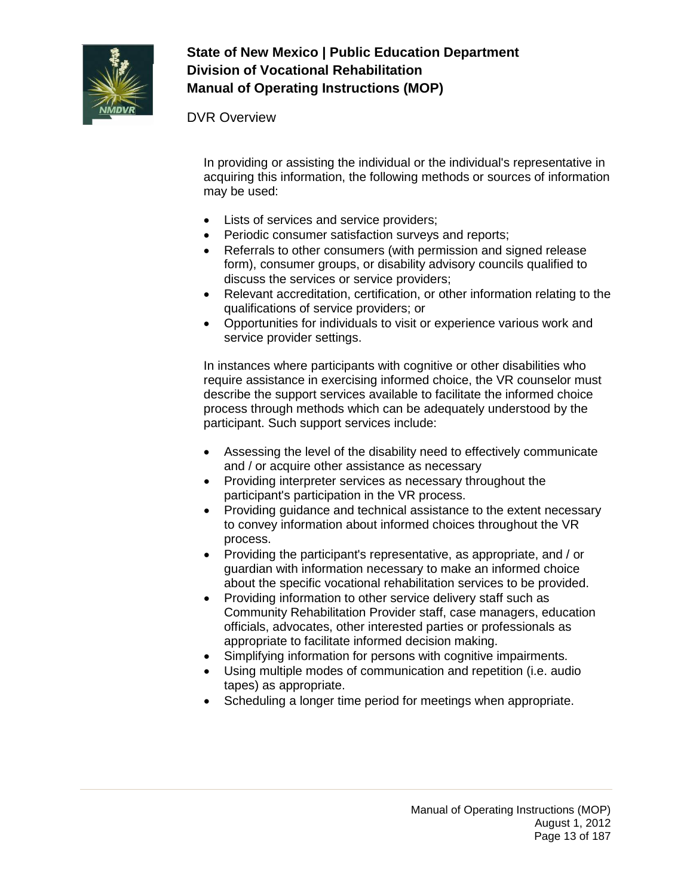In providing or assisting the individual or the individual's representative in acquiring this information, the following methods or sources of information may be used:

- Lists of services and service providers;
- Periodic consumer satisfaction surveys and reports;
- Referrals to other consumers (with permission and signed release form), consumer groups, or disability advisory councils qualified to discuss the services or service providers;
- Relevant accreditation, certification, or other information relating to the qualifications of service providers; or
- Opportunities for individuals to visit or experience various work and service provider settings.

In instances where participants with cognitive or other disabilities who require assistance in exercising informed choice, the VR counselor must describe the support services available to facilitate the informed choice process through methods which can be adequately understood by the participant. Such support services include:

- Assessing the level of the disability need to effectively communicate and / or acquire other assistance as necessary
- Providing interpreter services as necessary throughout the participant's participation in the VR process.
- Providing guidance and technical assistance to the extent necessary to convey information about informed choices throughout the VR process.
- Providing the participant's representative, as appropriate, and / or guardian with information necessary to make an informed choice about the specific vocational rehabilitation services to be provided.
- Providing information to other service delivery staff such as Community Rehabilitation Provider staff, case managers, education officials, advocates, other interested parties or professionals as appropriate to facilitate informed decision making.
- Simplifying information for persons with cognitive impairments.
- Using multiple modes of communication and repetition (i.e. audio tapes) as appropriate.
- Scheduling a longer time period for meetings when appropriate.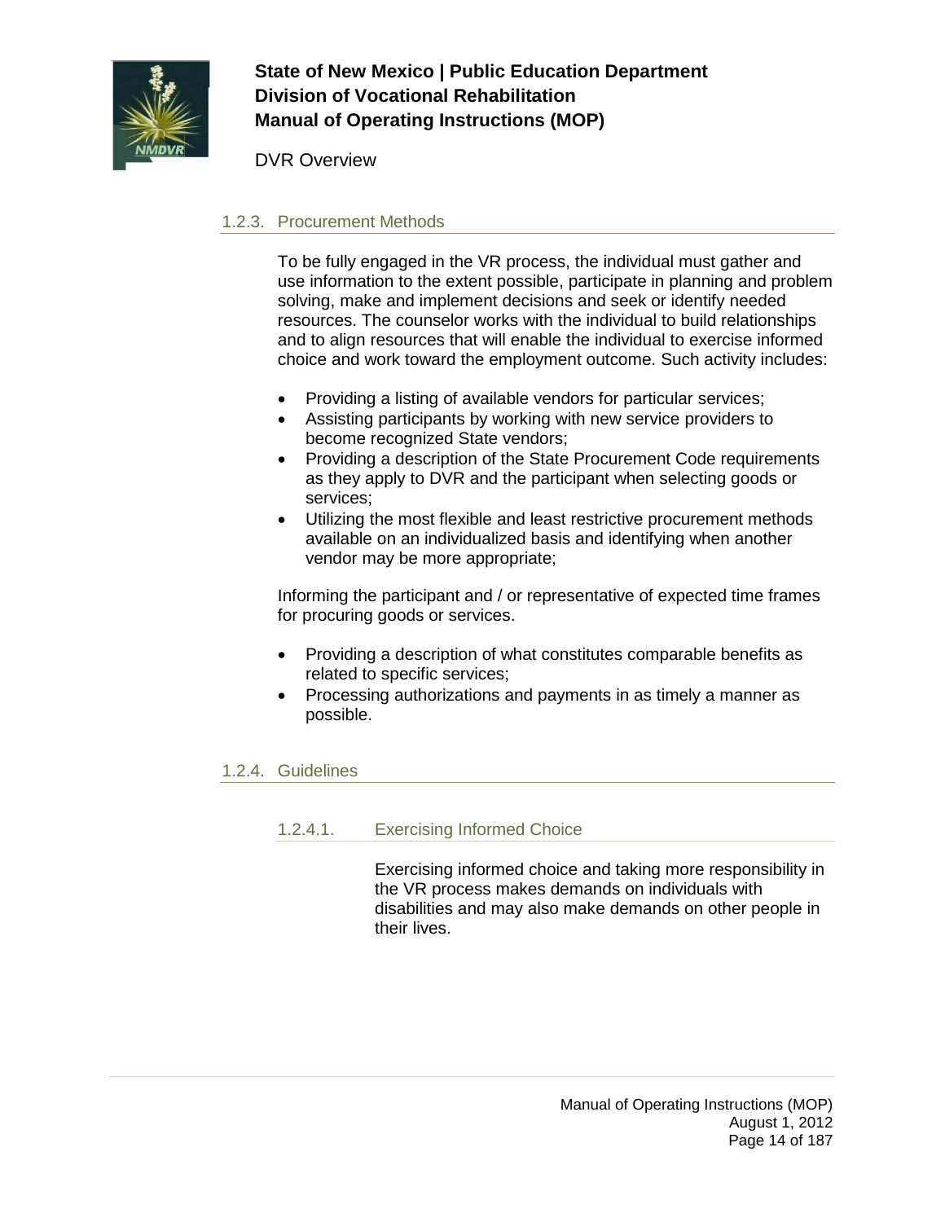### 1.2.3. Procurement Methods

To be fully engaged in the VR process, the individual must gather and use information to the extent possible, participate in planning and problem solving, make and implement decisions and seek or identify needed resources. The counselor works with the individual to build relationships and to align resources that will enable the individual to exercise informed choice and work toward the employment outcome. Such activity includes:

- Providing a listing of available vendors for particular services;
- Assisting participants by working with new service providers to become recognized State vendors;
- Providing a description of the State Procurement Code requirements as they apply to DVR and the participant when selecting goods or services;
- Utilizing the most flexible and least restrictive procurement methods available on an individualized basis and identifying when another vendor may be more appropriate;

Informing the participant and / or representative of expected time frames for procuring goods or services.

- Providing a description of what constitutes comparable benefits as related to specific services;
- Processing authorizations and payments in as timely a manner as possible.

### 1.2.4. Guidelines

#### 1.2.4.1. Exercising Informed Choice

Exercising informed choice and taking more responsibility in the VR process makes demands on individuals with disabilities and may also make demands on other people in their lives.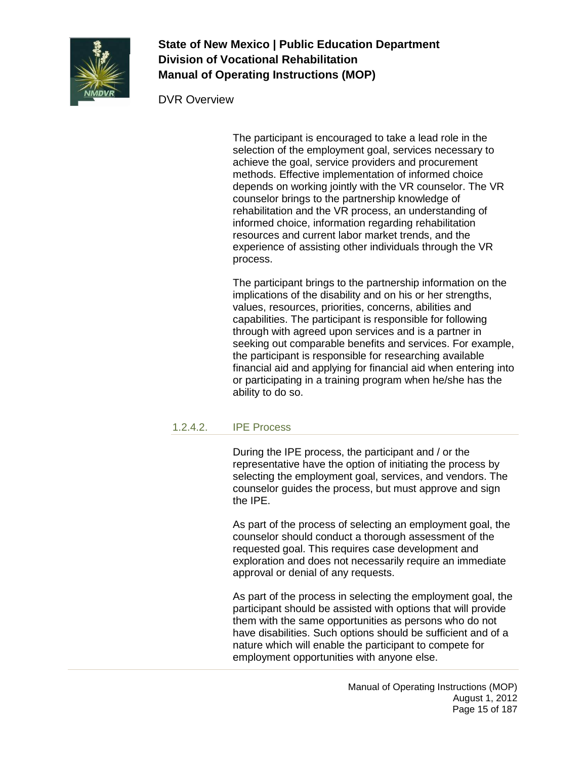The participant is encouraged to take a lead role in the selection of the employment goal, services necessary to achieve the goal, service providers and procurement methods. Effective implementation of informed choice depends on working jointly with the VR counselor. The VR counselor brings to the partnership knowledge of rehabilitation and the VR process, an understanding of informed choice, information regarding rehabilitation resources and current labor market trends, and the experience of assisting other individuals through the VR process.

The participant brings to the partnership information on the implications of the disability and on his or her strengths, values, resources, priorities, concerns, abilities and capabilities. The participant is responsible for following through with agreed upon services and is a partner in seeking out comparable benefits and services. For example, the participant is responsible for researching available financial aid and applying for financial aid when entering into or participating in a training program when he/she has the ability to do so.

#### 1.2.4.2. IPE Process

During the IPE process, the participant and / or the representative have the option of initiating the process by selecting the employment goal, services, and vendors. The counselor guides the process, but must approve and sign the IPE.

As part of the process of selecting an employment goal, the counselor should conduct a thorough assessment of the requested goal. This requires case development and exploration and does not necessarily require an immediate approval or denial of any requests.

As part of the process in selecting the employment goal, the participant should be assisted with options that will provide them with the same opportunities as persons who do not have disabilities. Such options should be sufficient and of a nature which will enable the participant to compete for employment opportunities with anyone else.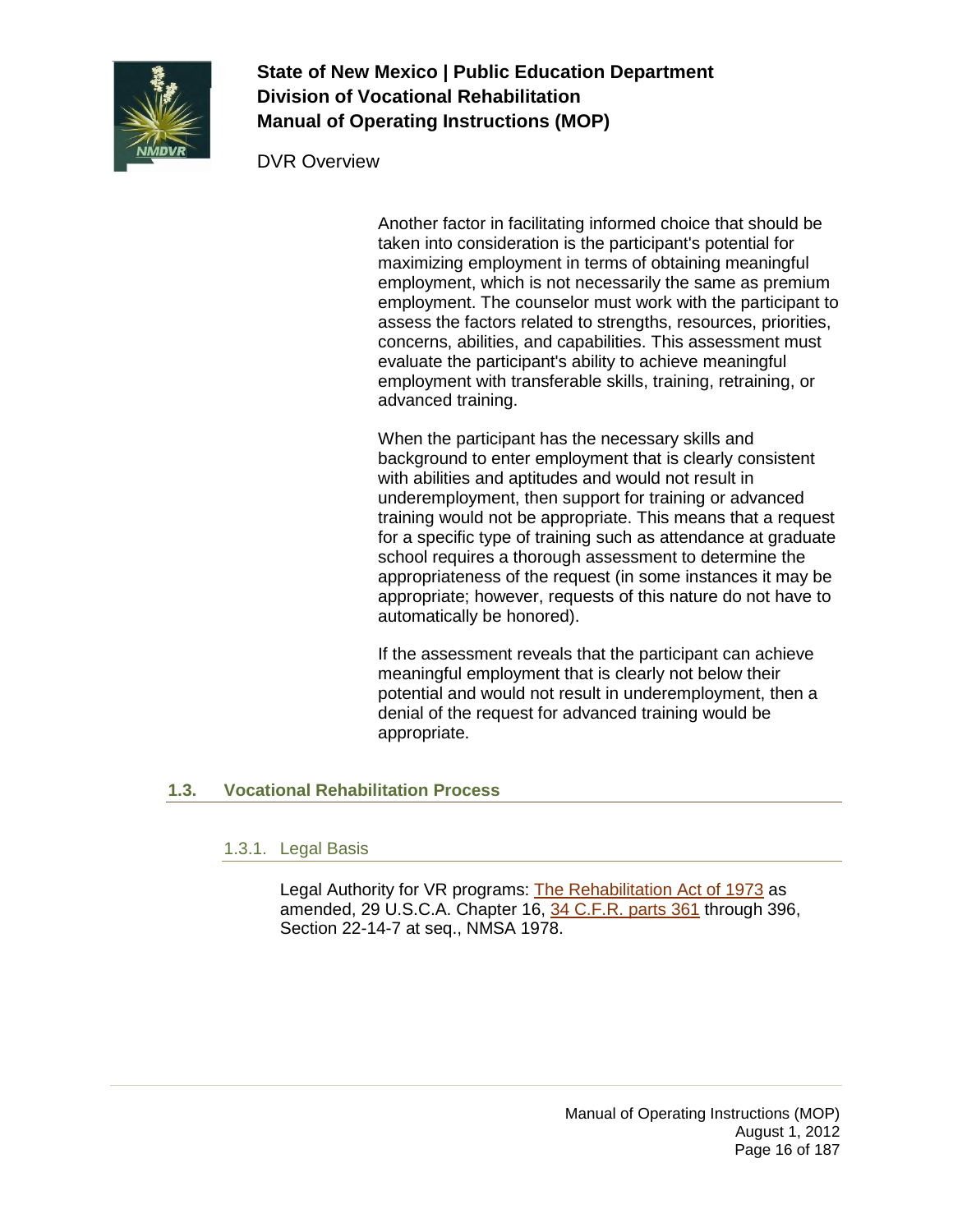Another factor in facilitating informed choice that should be taken into consideration is the participant's potential for maximizing employment in terms of obtaining meaningful employment, which is not necessarily the same as premium employment. The counselor must work with the participant to assess the factors related to strengths, resources, priorities, concerns, abilities, and capabilities. This assessment must evaluate the participant's ability to achieve meaningful employment with transferable skills, training, retraining, or advanced training.

When the participant has the necessary skills and background to enter employment that is clearly consistent with abilities and aptitudes and would not result in underemployment, then support for training or advanced training would not be appropriate. This means that a request for a specific type of training such as attendance at graduate school requires a thorough assessment to determine the appropriateness of the request (in some instances it may be appropriate; however, requests of this nature do not have to automatically be honored).

If the assessment reveals that the participant can achieve meaningful employment that is clearly not below their potential and would not result in underemployment, then a denial of the request for advanced training would be appropriate.

## 1.3. Vocational Rehabilitation Process

### 1.3.1. Legal Basis

Legal Authority for VR programs: The Rehabilitation Act of 1973 as amended, 29 U.S.C.A. Chapter 16, 34 C.F.R. parts 361 through 396, Section 22-14-7 at seq., NMSA 1978.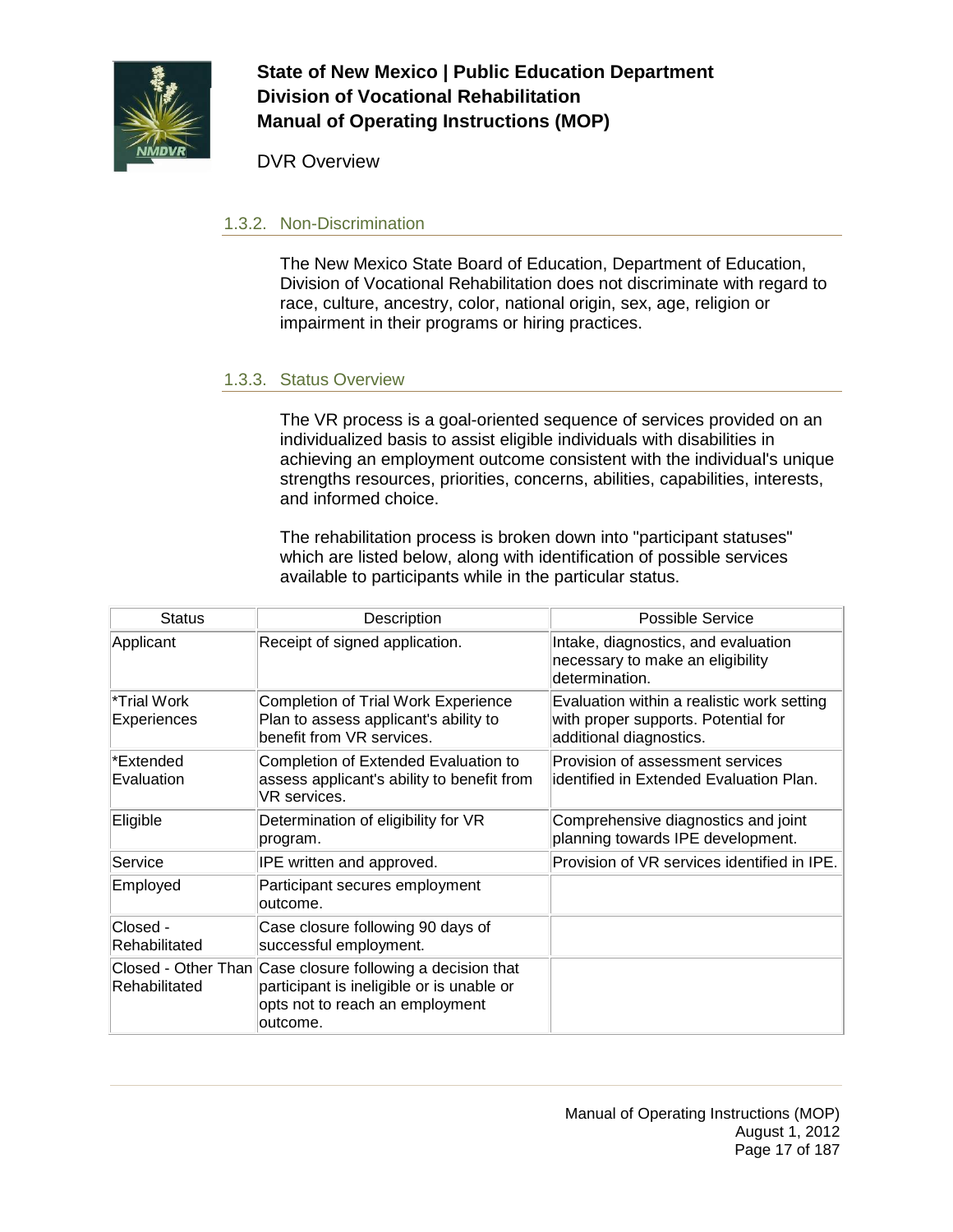### 1.3.2. Non-Discrimination

The New Mexico State Board of Education, Department of Education, Division of Vocational Rehabilitation does not discriminate with regard to race, culture, ancestry, color, national origin, sex, age, religion or impairment in their programs or hiring practices.

### 1.3.3. Status Overview

The VR process is a goal-oriented sequence of services provided on an individualized basis to assist eligible individuals with disabilities in achieving an employment outcome consistent with the individual's unique strengths resources, priorities, concerns, abilities, capabilities, interests, and informed choice.

The rehabilitation process is broken down into "participant statuses" which are listed below, along with identification of possible services available to participants while in the particular status.

| Status | Description | Possible Service |
|---|---|---|
| Applicant | Receipt of signed application. | Intake, diagnostics, and evaluation necessary to make an eligibility determination. |
| *Trial Work Experiences | Completion of Trial Work Experience Plan to assess applicant's ability to benefit from VR services. | Evaluation within a realistic work setting with proper supports. Potential for additional diagnostics. |
| *Extended Evaluation | Completion of Extended Evaluation to assess applicant's ability to benefit from VR services. | Provision of assessment services identified in Extended Evaluation Plan. |
| Eligible | Determination of eligibility for VR program. | Comprehensive diagnostics and joint planning towards IPE development. |
| Service | IPE written and approved. | Provision of VR services identified in IPE. |
| Employed | Participant secures employment outcome. | |
| Closed - Rehabilitated | Case closure following 90 days of successful employment. | |
| Closed - Other Than Rehabilitated | Case closure following a decision that participant is ineligible or is unable or opts not to reach an employment outcome. | |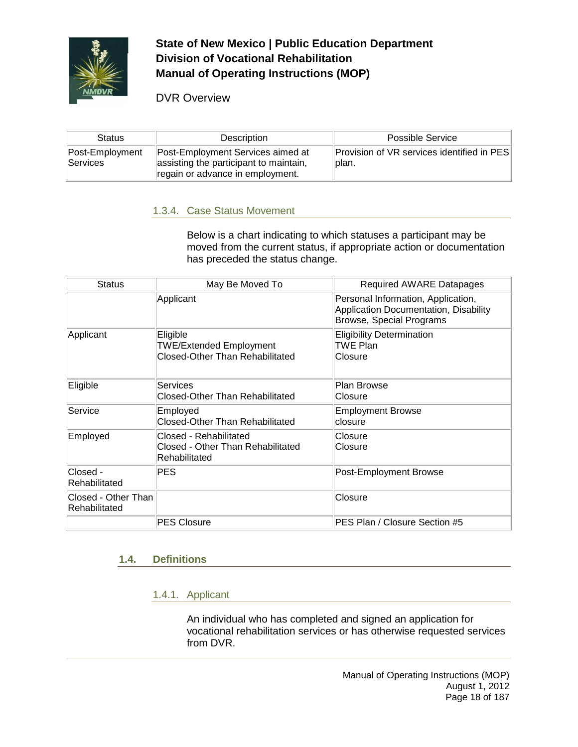| Status | Description | Possible Service |
|---|---|---|
| Post-Employment Services | Post-Employment Services aimed at assisting the participant to maintain, regain or advance in employment. | Provision of VR services identified in PES plan. |

### 1.3.4. Case Status Movement

Below is a chart indicating to which statuses a participant may be moved from the current status, if appropriate action or documentation has preceded the status change.

| Status | May Be Moved To | Required AWARE Datapages |
|---|---|---|
| | Applicant | Personal Information, Application, Application Documentation, Disability Browse, Special Programs |
| Applicant | Eligible<br>TWE/Extended Employment<br>Closed-Other Than Rehabilitated | Eligibility Determination<br>TWE Plan<br>Closure |
| Eligible | Services<br>Closed-Other Than Rehabilitated | Plan Browse<br>Closure |
| Service | Employed<br>Closed-Other Than Rehabilitated | Employment Browse<br>closure |
| Employed | Closed - Rehabilitated<br>Closed - Other Than Rehabilitated<br>Rehabilitated | Closure<br>Closure |
| Closed - Rehabilitated | PES | Post-Employment Browse |
| Closed - Other Than Rehabilitated | | Closure |
| | PES Closure | PES Plan / Closure Section #5 |

## 1.4. Definitions

### 1.4.1. Applicant

An individual who has completed and signed an application for vocational rehabilitation services or has otherwise requested services from DVR.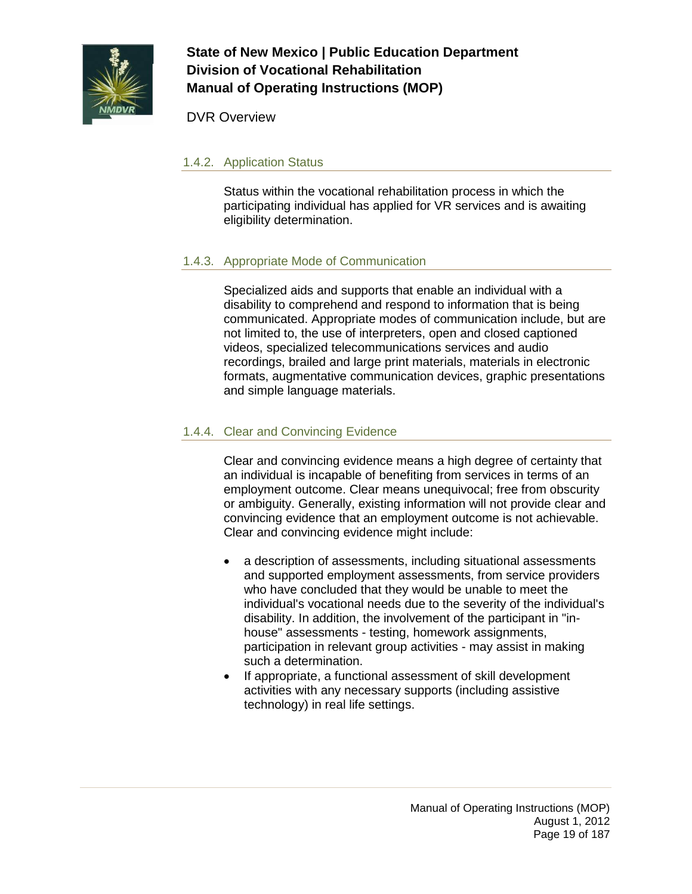### 1.4.2. Application Status

Status within the vocational rehabilitation process in which the participating individual has applied for VR services and is awaiting eligibility determination.

### 1.4.3. Appropriate Mode of Communication

Specialized aids and supports that enable an individual with a disability to comprehend and respond to information that is being communicated. Appropriate modes of communication include, but are not limited to, the use of interpreters, open and closed captioned videos, specialized telecommunications services and audio recordings, brailed and large print materials, materials in electronic formats, augmentative communication devices, graphic presentations and simple language materials.

### 1.4.4. Clear and Convincing Evidence

Clear and convincing evidence means a high degree of certainty that an individual is incapable of benefiting from services in terms of an employment outcome. Clear means unequivocal; free from obscurity or ambiguity. Generally, existing information will not provide clear and convincing evidence that an employment outcome is not achievable. Clear and convincing evidence might include:

- a description of assessments, including situational assessments and supported employment assessments, from service providers who have concluded that they would be unable to meet the individual's vocational needs due to the severity of the individual's disability. In addition, the involvement of the participant in "in-house" assessments - testing, homework assignments, participation in relevant group activities - may assist in making such a determination.
- If appropriate, a functional assessment of skill development activities with any necessary supports (including assistive technology) in real life settings.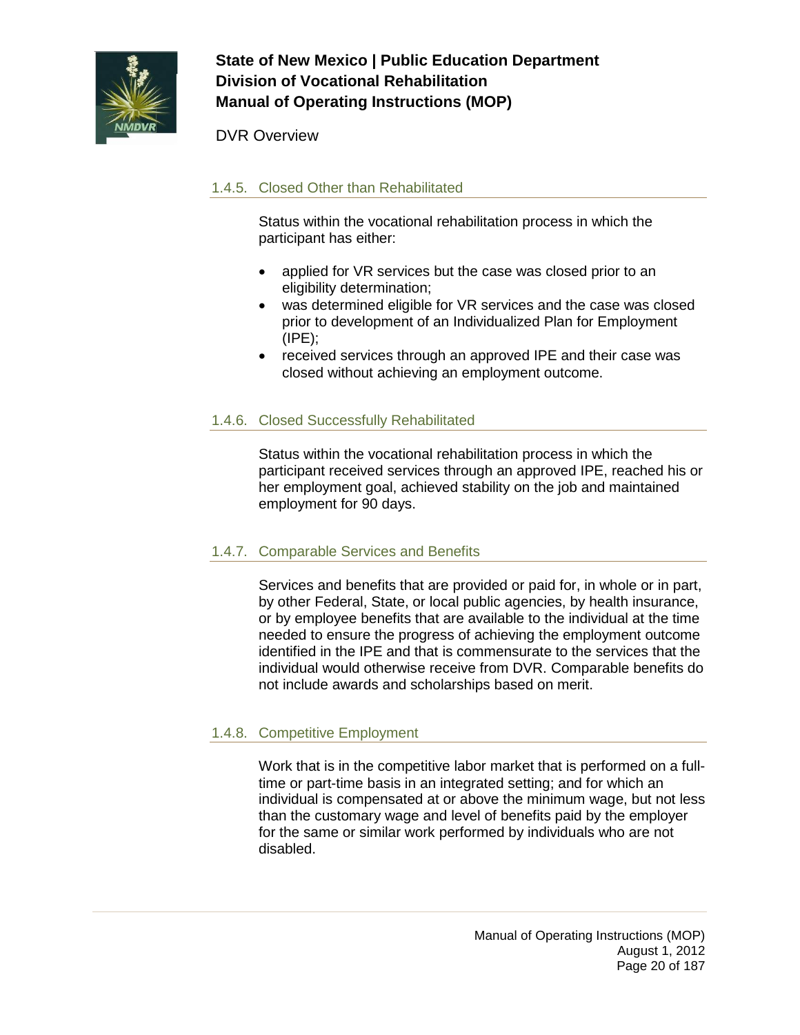### 1.4.5. Closed Other than Rehabilitated

Status within the vocational rehabilitation process in which the participant has either:

- applied for VR services but the case was closed prior to an eligibility determination;
- was determined eligible for VR services and the case was closed prior to development of an Individualized Plan for Employment (IPE);
- received services through an approved IPE and their case was closed without achieving an employment outcome.

### 1.4.6. Closed Successfully Rehabilitated

Status within the vocational rehabilitation process in which the participant received services through an approved IPE, reached his or her employment goal, achieved stability on the job and maintained employment for 90 days.

### 1.4.7. Comparable Services and Benefits

Services and benefits that are provided or paid for, in whole or in part, by other Federal, State, or local public agencies, by health insurance, or by employee benefits that are available to the individual at the time needed to ensure the progress of achieving the employment outcome identified in the IPE and that is commensurate to the services that the individual would otherwise receive from DVR. Comparable benefits do not include awards and scholarships based on merit.

### 1.4.8. Competitive Employment

Work that is in the competitive labor market that is performed on a full-time or part-time basis in an integrated setting; and for which an individual is compensated at or above the minimum wage, but not less than the customary wage and level of benefits paid by the employer for the same or similar work performed by individuals who are not disabled.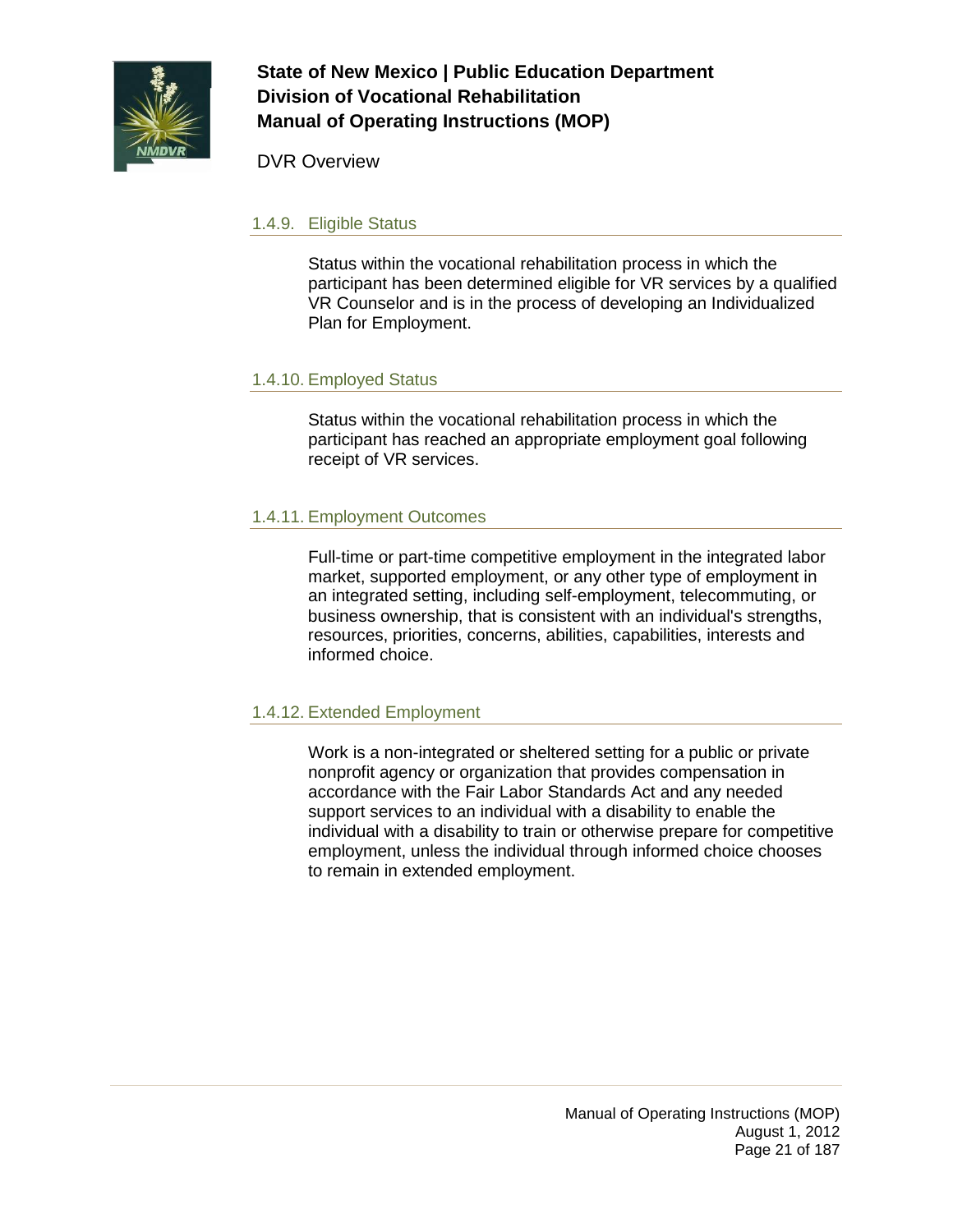### 1.4.9. Eligible Status

Status within the vocational rehabilitation process in which the participant has been determined eligible for VR services by a qualified VR Counselor and is in the process of developing an Individualized Plan for Employment.

### 1.4.10. Employed Status

Status within the vocational rehabilitation process in which the participant has reached an appropriate employment goal following receipt of VR services.

### 1.4.11. Employment Outcomes

Full-time or part-time competitive employment in the integrated labor market, supported employment, or any other type of employment in an integrated setting, including self-employment, telecommuting, or business ownership, that is consistent with an individual's strengths, resources, priorities, concerns, abilities, capabilities, interests and informed choice.

### 1.4.12. Extended Employment

Work is a non-integrated or sheltered setting for a public or private nonprofit agency or organization that provides compensation in accordance with the Fair Labor Standards Act and any needed support services to an individual with a disability to enable the individual with a disability to train or otherwise prepare for competitive employment, unless the individual through informed choice chooses to remain in extended employment.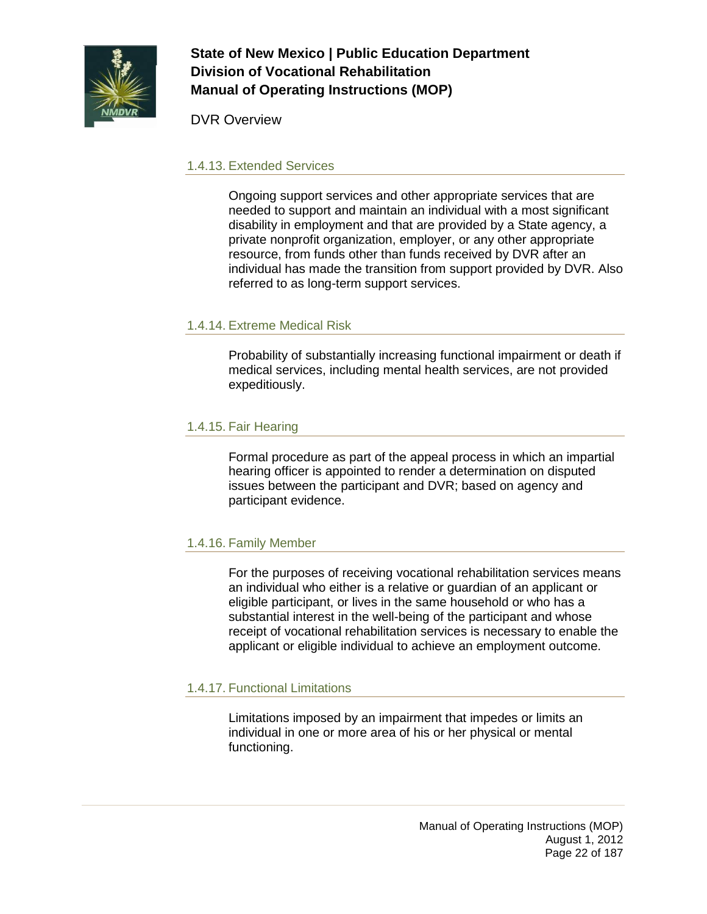### 1.4.13. Extended Services

Ongoing support services and other appropriate services that are needed to support and maintain an individual with a most significant disability in employment and that are provided by a State agency, a private nonprofit organization, employer, or any other appropriate resource, from funds other than funds received by DVR after an individual has made the transition from support provided by DVR. Also referred to as long-term support services.

### 1.4.14. Extreme Medical Risk

Probability of substantially increasing functional impairment or death if medical services, including mental health services, are not provided expeditiously.

### 1.4.15. Fair Hearing

Formal procedure as part of the appeal process in which an impartial hearing officer is appointed to render a determination on disputed issues between the participant and DVR; based on agency and participant evidence.

### 1.4.16. Family Member

For the purposes of receiving vocational rehabilitation services means an individual who either is a relative or guardian of an applicant or eligible participant, or lives in the same household or who has a substantial interest in the well-being of the participant and whose receipt of vocational rehabilitation services is necessary to enable the applicant or eligible individual to achieve an employment outcome.

### 1.4.17. Functional Limitations

Limitations imposed by an impairment that impedes or limits an individual in one or more area of his or her physical or mental functioning.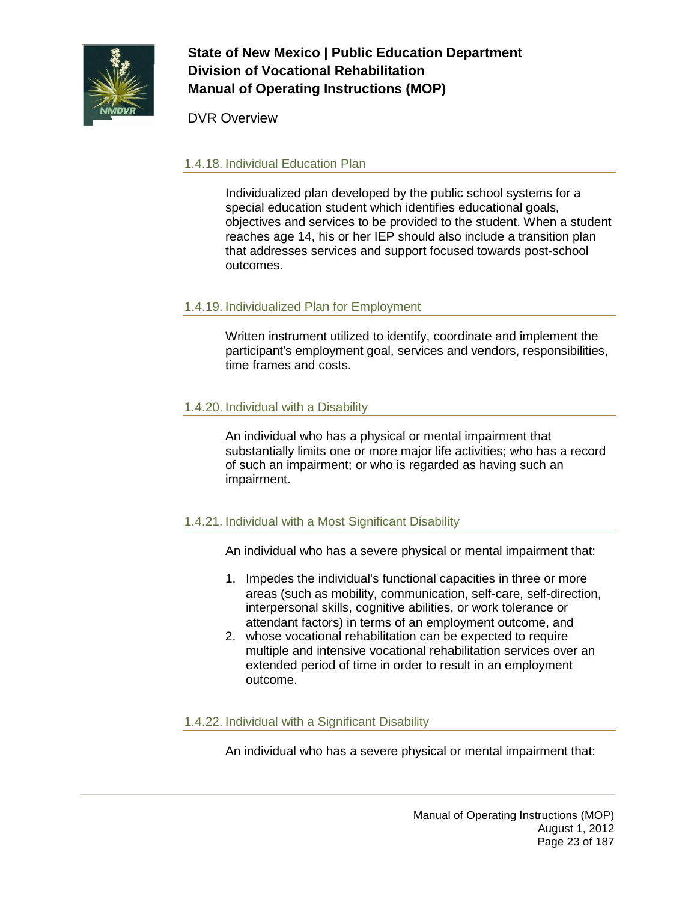### 1.4.18. Individual Education Plan

Individualized plan developed by the public school systems for a special education student which identifies educational goals, objectives and services to be provided to the student. When a student reaches age 14, his or her IEP should also include a transition plan that addresses services and support focused towards post-school outcomes.

### 1.4.19. Individualized Plan for Employment

Written instrument utilized to identify, coordinate and implement the participant's employment goal, services and vendors, responsibilities, time frames and costs.

### 1.4.20. Individual with a Disability

An individual who has a physical or mental impairment that substantially limits one or more major life activities; who has a record of such an impairment; or who is regarded as having such an impairment.

### 1.4.21. Individual with a Most Significant Disability

An individual who has a severe physical or mental impairment that:

1. Impedes the individual's functional capacities in three or more areas (such as mobility, communication, self-care, self-direction, interpersonal skills, cognitive abilities, or work tolerance or attendant factors) in terms of an employment outcome, and
2. whose vocational rehabilitation can be expected to require multiple and intensive vocational rehabilitation services over an extended period of time in order to result in an employment outcome.

### 1.4.22. Individual with a Significant Disability

An individual who has a severe physical or mental impairment that: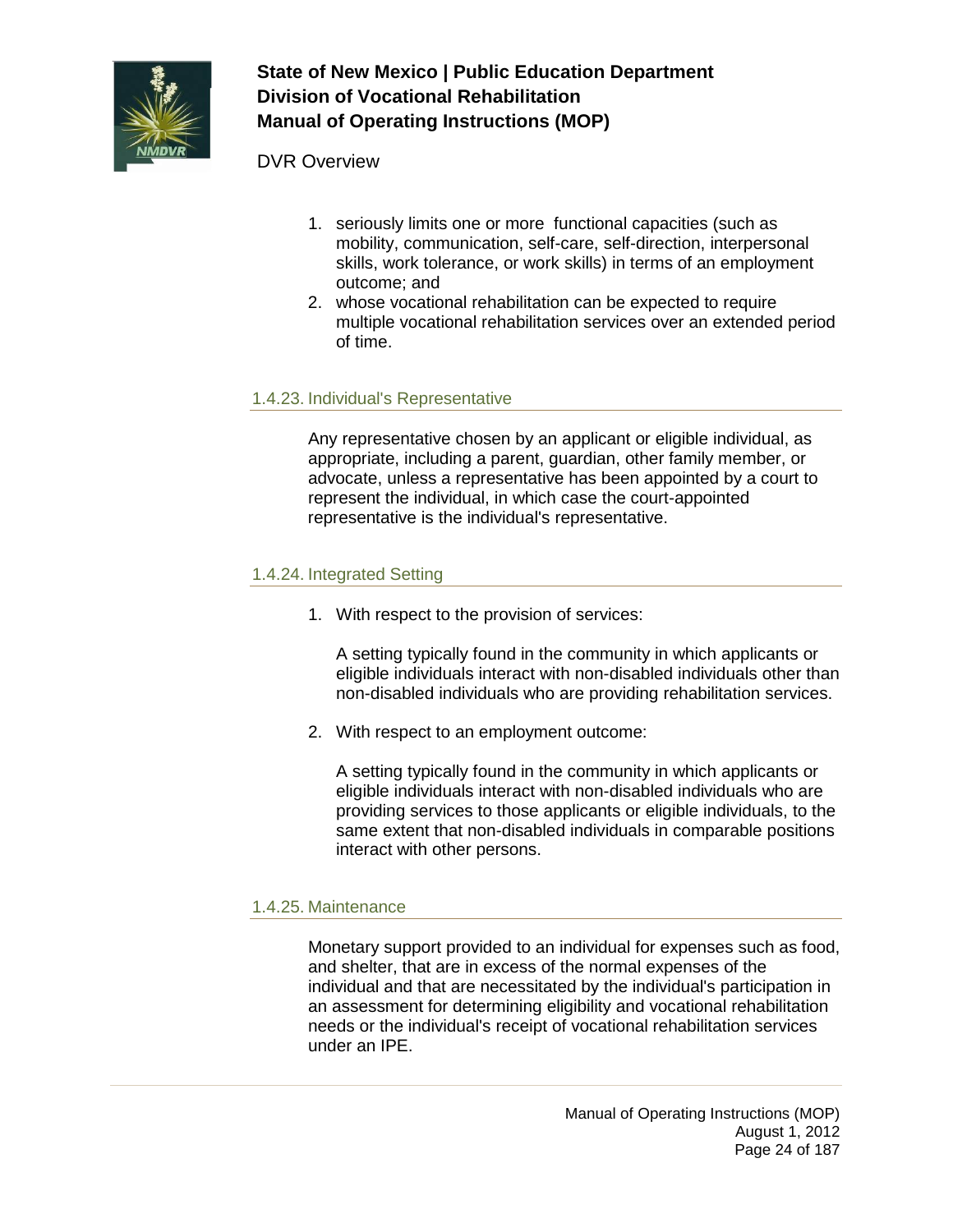1. seriously limits one or more functional capacities (such as mobility, communication, self-care, self-direction, interpersonal skills, work tolerance, or work skills) in terms of an employment outcome; and
2. whose vocational rehabilitation can be expected to require multiple vocational rehabilitation services over an extended period of time.

### 1.4.23. Individual's Representative

Any representative chosen by an applicant or eligible individual, as appropriate, including a parent, guardian, other family member, or advocate, unless a representative has been appointed by a court to represent the individual, in which case the court-appointed representative is the individual's representative.

### 1.4.24. Integrated Setting

1. With respect to the provision of services:

   A setting typically found in the community in which applicants or eligible individuals interact with non-disabled individuals other than non-disabled individuals who are providing rehabilitation services.

2. With respect to an employment outcome:

   A setting typically found in the community in which applicants or eligible individuals interact with non-disabled individuals who are providing services to those applicants or eligible individuals, to the same extent that non-disabled individuals in comparable positions interact with other persons.

### 1.4.25. Maintenance

Monetary support provided to an individual for expenses such as food, and shelter, that are in excess of the normal expenses of the individual and that are necessitated by the individual's participation in an assessment for determining eligibility and vocational rehabilitation needs or the individual's receipt of vocational rehabilitation services under an IPE.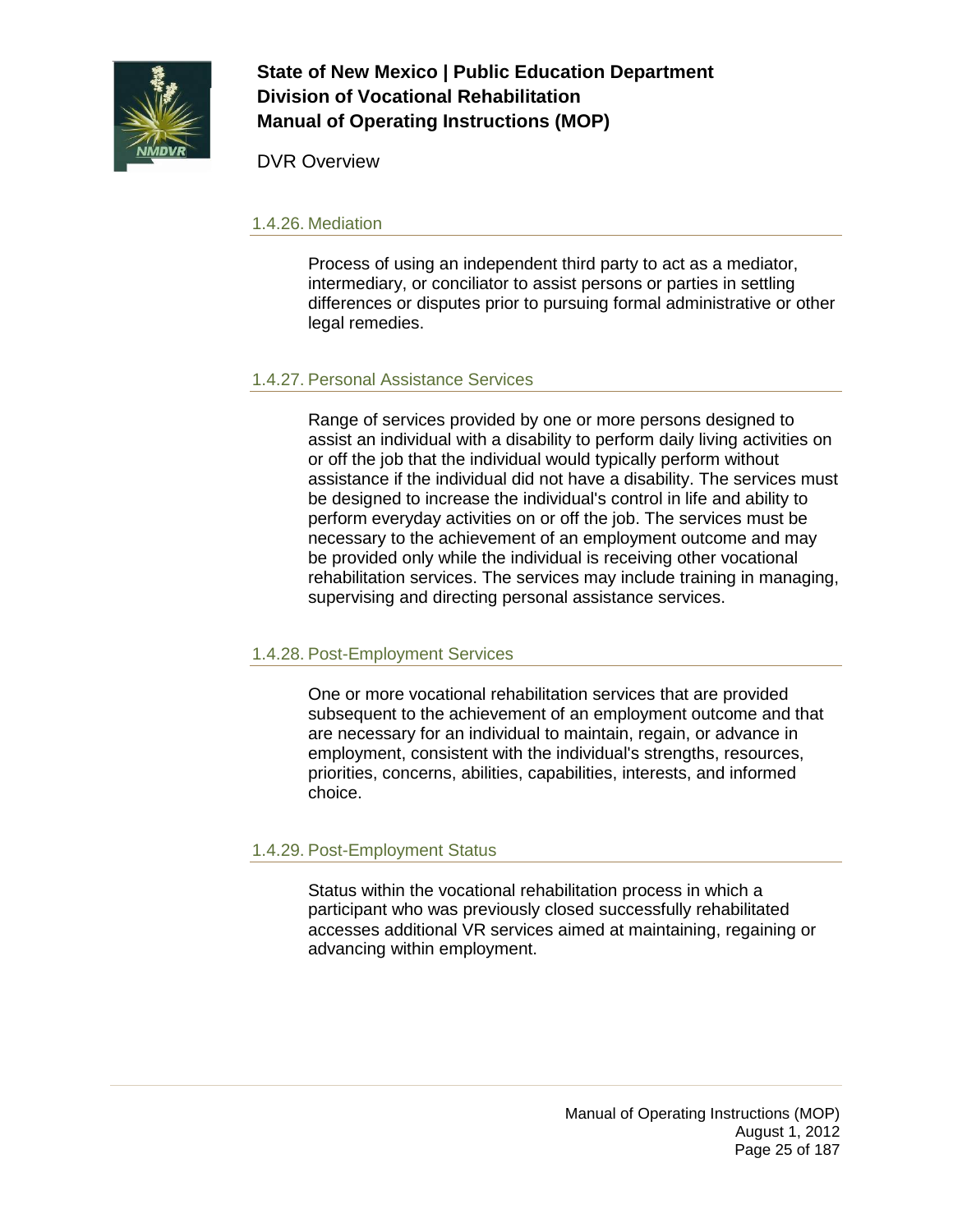### 1.4.26. Mediation

Process of using an independent third party to act as a mediator, intermediary, or conciliator to assist persons or parties in settling differences or disputes prior to pursuing formal administrative or other legal remedies.

### 1.4.27. Personal Assistance Services

Range of services provided by one or more persons designed to assist an individual with a disability to perform daily living activities on or off the job that the individual would typically perform without assistance if the individual did not have a disability. The services must be designed to increase the individual's control in life and ability to perform everyday activities on or off the job. The services must be necessary to the achievement of an employment outcome and may be provided only while the individual is receiving other vocational rehabilitation services. The services may include training in managing, supervising and directing personal assistance services.

### 1.4.28. Post-Employment Services

One or more vocational rehabilitation services that are provided subsequent to the achievement of an employment outcome and that are necessary for an individual to maintain, regain, or advance in employment, consistent with the individual's strengths, resources, priorities, concerns, abilities, capabilities, interests, and informed choice.

### 1.4.29. Post-Employment Status

Status within the vocational rehabilitation process in which a participant who was previously closed successfully rehabilitated accesses additional VR services aimed at maintaining, regaining or advancing within employment.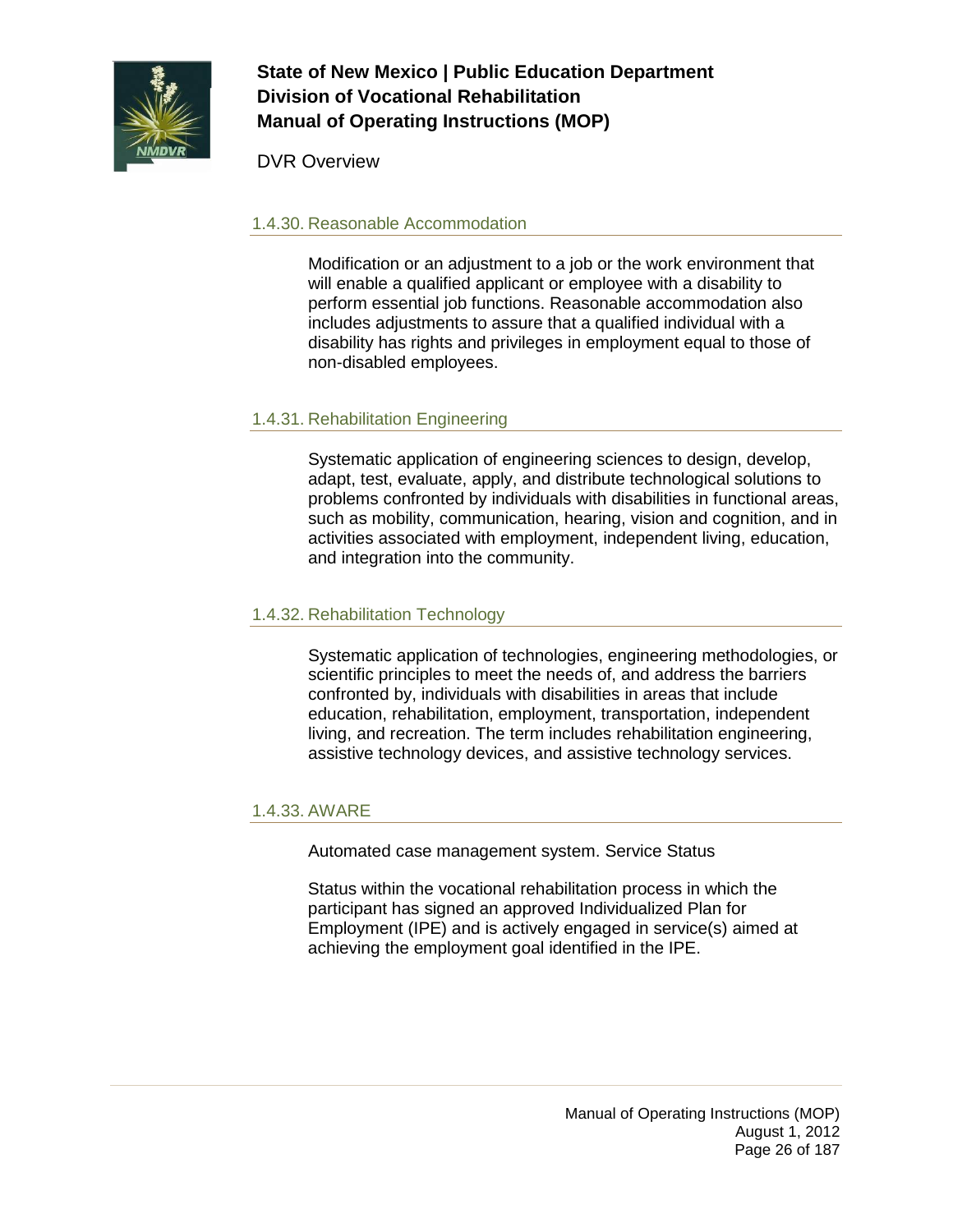### 1.4.30. Reasonable Accommodation

Modification or an adjustment to a job or the work environment that will enable a qualified applicant or employee with a disability to perform essential job functions. Reasonable accommodation also includes adjustments to assure that a qualified individual with a disability has rights and privileges in employment equal to those of non-disabled employees.

### 1.4.31. Rehabilitation Engineering

Systematic application of engineering sciences to design, develop, adapt, test, evaluate, apply, and distribute technological solutions to problems confronted by individuals with disabilities in functional areas, such as mobility, communication, hearing, vision and cognition, and in activities associated with employment, independent living, education, and integration into the community.

### 1.4.32. Rehabilitation Technology

Systematic application of technologies, engineering methodologies, or scientific principles to meet the needs of, and address the barriers confronted by, individuals with disabilities in areas that include education, rehabilitation, employment, transportation, independent living, and recreation. The term includes rehabilitation engineering, assistive technology devices, and assistive technology services.

### 1.4.33. AWARE

Automated case management system. Service Status

Status within the vocational rehabilitation process in which the participant has signed an approved Individualized Plan for Employment (IPE) and is actively engaged in service(s) aimed at achieving the employment goal identified in the IPE.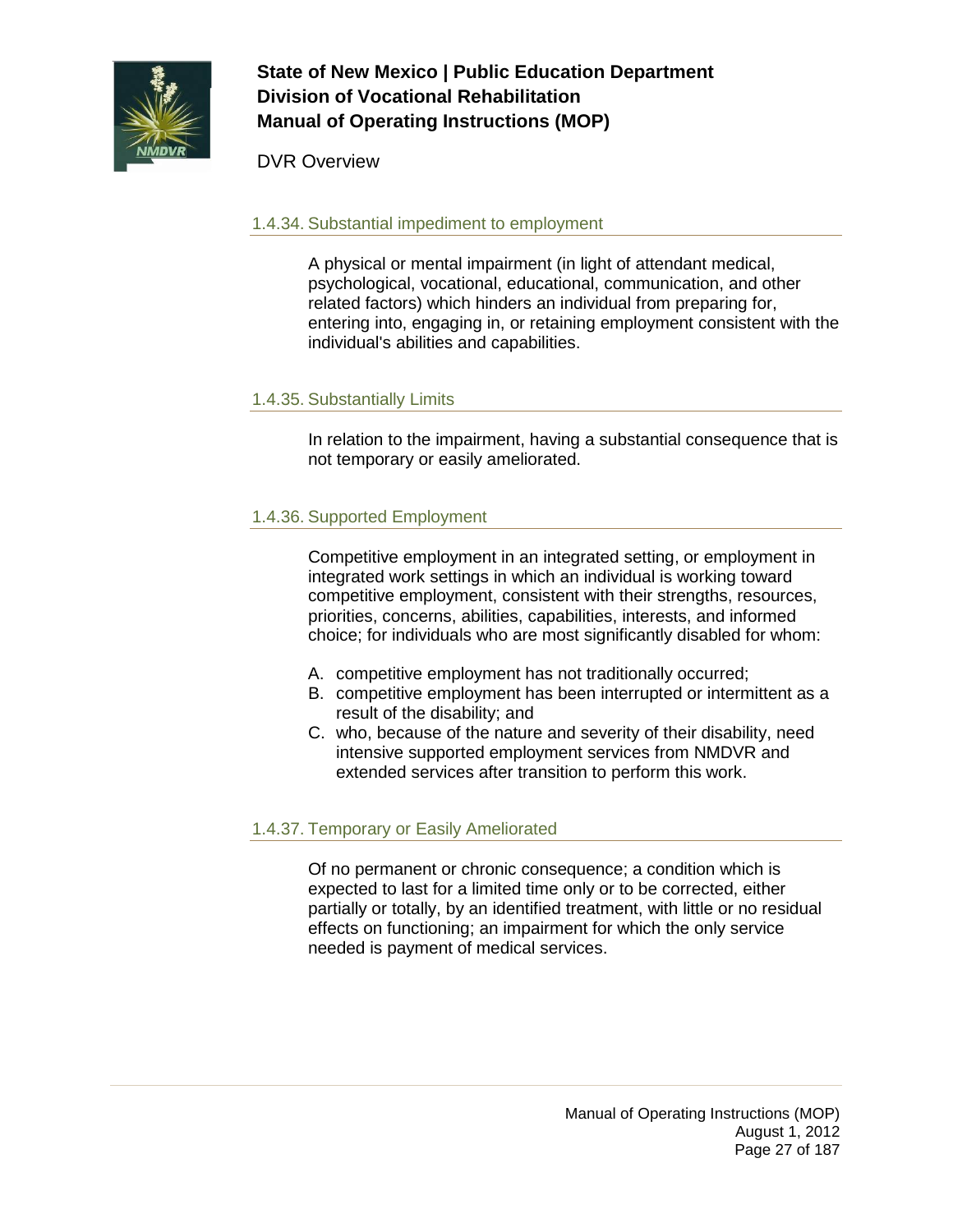### 1.4.34. Substantial impediment to employment

A physical or mental impairment (in light of attendant medical, psychological, vocational, educational, communication, and other related factors) which hinders an individual from preparing for, entering into, engaging in, or retaining employment consistent with the individual's abilities and capabilities.

### 1.4.35. Substantially Limits

In relation to the impairment, having a substantial consequence that is not temporary or easily ameliorated.

### 1.4.36. Supported Employment

Competitive employment in an integrated setting, or employment in integrated work settings in which an individual is working toward competitive employment, consistent with their strengths, resources, priorities, concerns, abilities, capabilities, interests, and informed choice; for individuals who are most significantly disabled for whom:

A. competitive employment has not traditionally occurred;
B. competitive employment has been interrupted or intermittent as a result of the disability; and
C. who, because of the nature and severity of their disability, need intensive supported employment services from NMDVR and extended services after transition to perform this work.

### 1.4.37. Temporary or Easily Ameliorated

Of no permanent or chronic consequence; a condition which is expected to last for a limited time only or to be corrected, either partially or totally, by an identified treatment, with little or no residual effects on functioning; an impairment for which the only service needed is payment of medical services.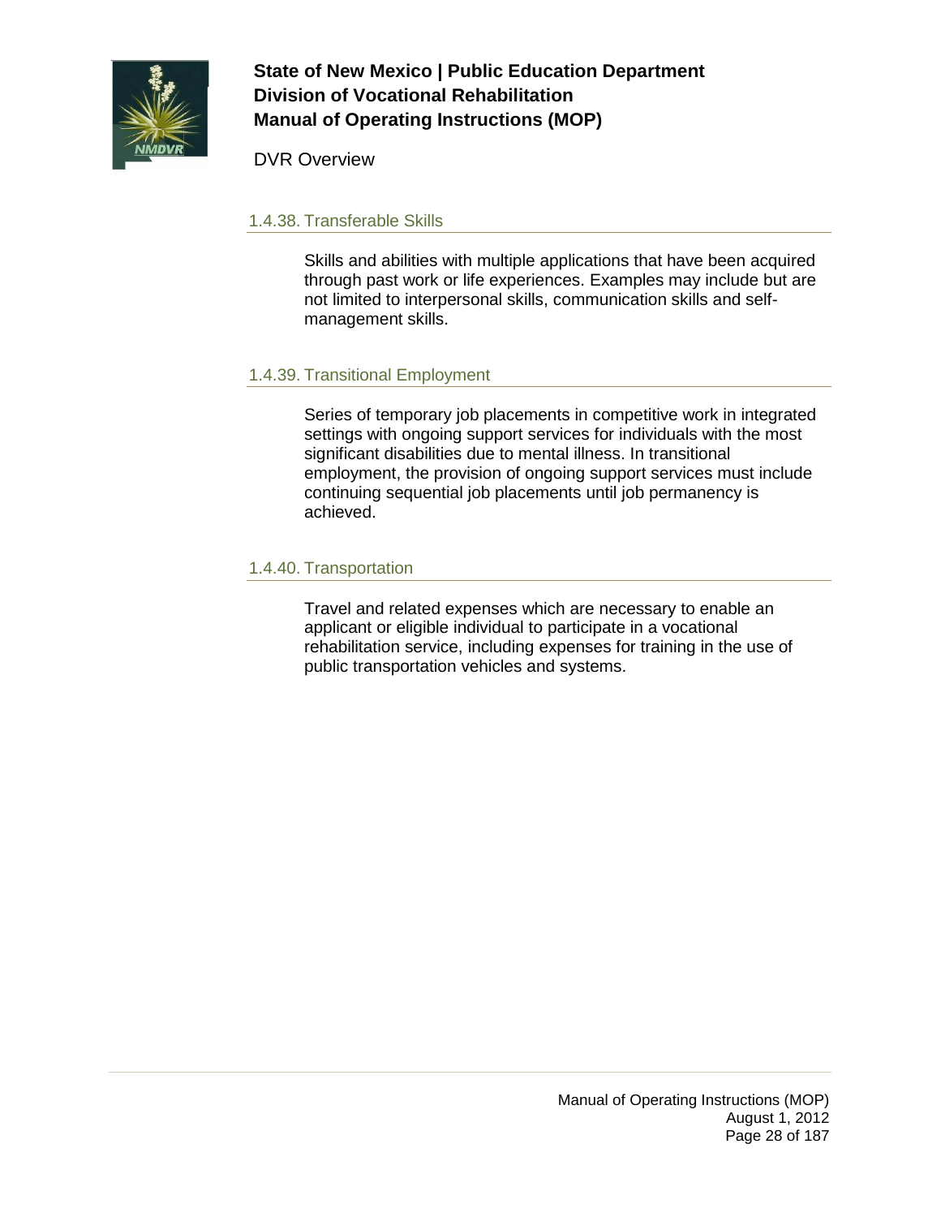### 1.4.38. Transferable Skills

Skills and abilities with multiple applications that have been acquired through past work or life experiences. Examples may include but are not limited to interpersonal skills, communication skills and self-management skills.

### 1.4.39. Transitional Employment

Series of temporary job placements in competitive work in integrated settings with ongoing support services for individuals with the most significant disabilities due to mental illness. In transitional employment, the provision of ongoing support services must include continuing sequential job placements until job permanency is achieved.

### 1.4.40. Transportation

Travel and related expenses which are necessary to enable an applicant or eligible individual to participate in a vocational rehabilitation service, including expenses for training in the use of public transportation vehicles and systems.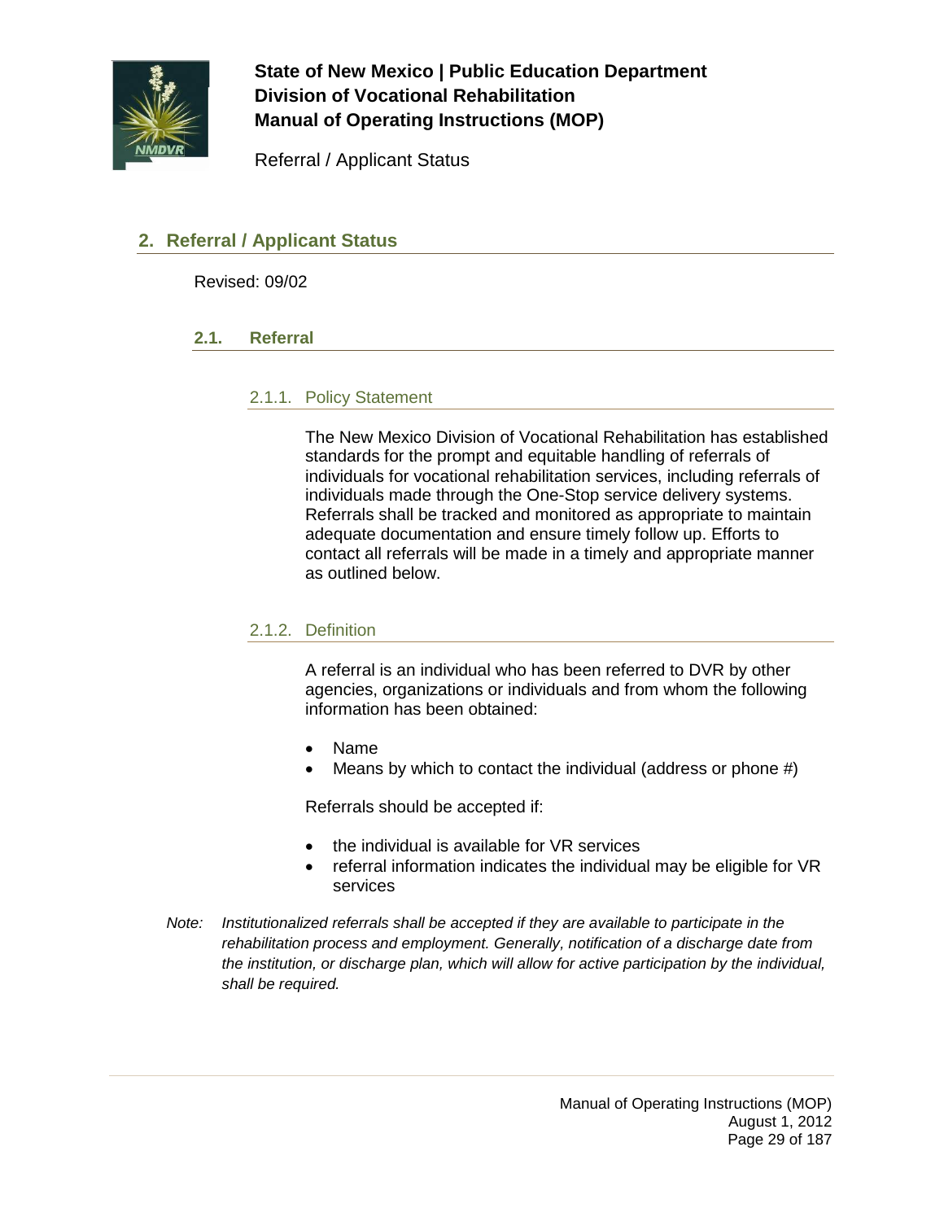## 2. Referral / Applicant Status

Revised: 09/02

### 2.1. Referral

#### 2.1.1. Policy Statement

The New Mexico Division of Vocational Rehabilitation has established standards for the prompt and equitable handling of referrals of individuals for vocational rehabilitation services, including referrals of individuals made through the One-Stop service delivery systems. Referrals shall be tracked and monitored as appropriate to maintain adequate documentation and ensure timely follow up. Efforts to contact all referrals will be made in a timely and appropriate manner as outlined below.

#### 2.1.2. Definition

A referral is an individual who has been referred to DVR by other agencies, organizations or individuals and from whom the following information has been obtained:

- Name
- Means by which to contact the individual (address or phone #)

Referrals should be accepted if:

- the individual is available for VR services
- referral information indicates the individual may be eligible for VR services

*Note: Institutionalized referrals shall be accepted if they are available to participate in the rehabilitation process and employment. Generally, notification of a discharge date from the institution, or discharge plan, which will allow for active participation by the individual, shall be required.*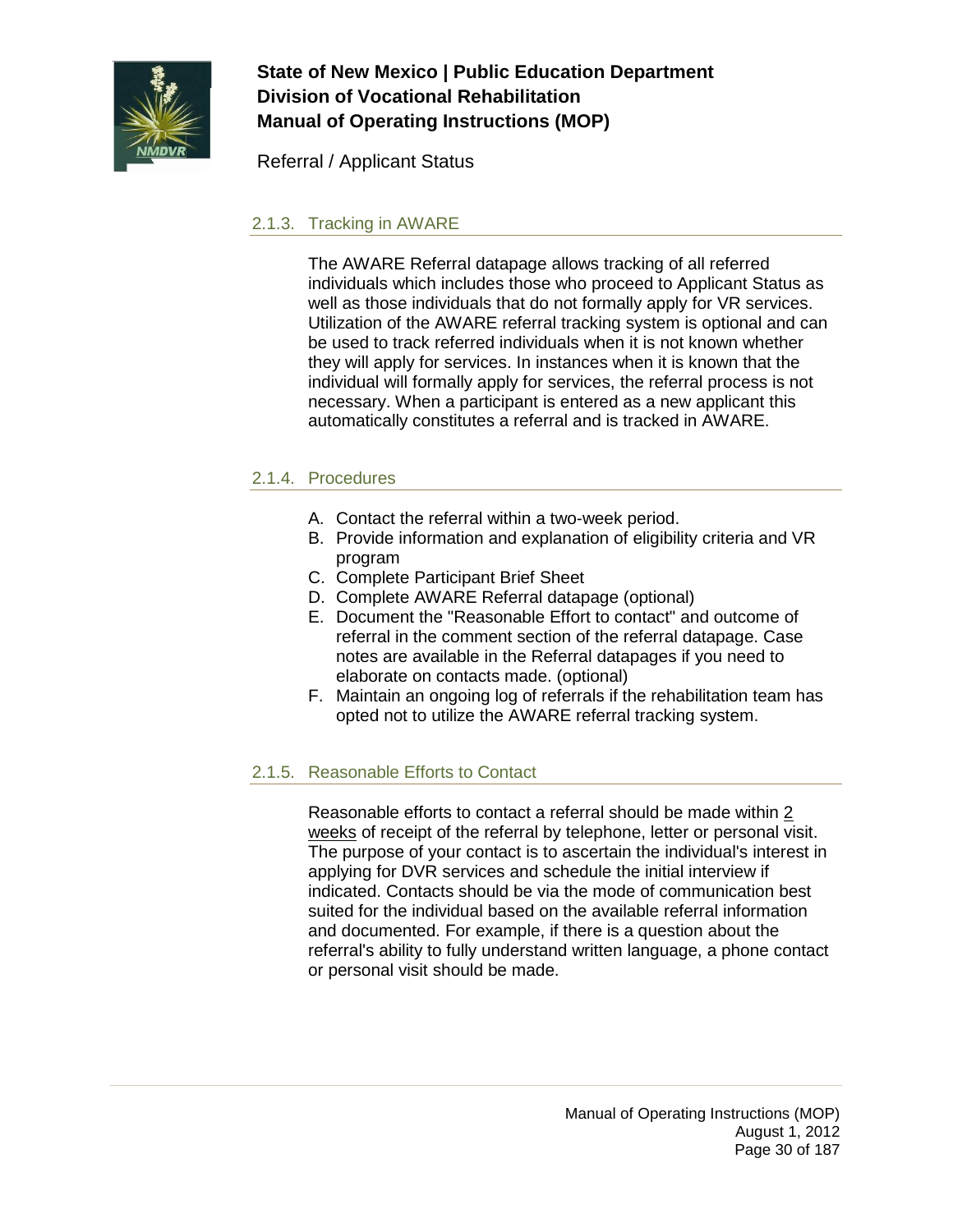Referral / Applicant Status

### 2.1.3. Tracking in AWARE

The AWARE Referral datapage allows tracking of all referred individuals which includes those who proceed to Applicant Status as well as those individuals that do not formally apply for VR services. Utilization of the AWARE referral tracking system is optional and can be used to track referred individuals when it is not known whether they will apply for services. In instances when it is known that the individual will formally apply for services, the referral process is not necessary. When a participant is entered as a new applicant this automatically constitutes a referral and is tracked in AWARE.

### 2.1.4. Procedures

A. Contact the referral within a two-week period.
B. Provide information and explanation of eligibility criteria and VR program
C. Complete Participant Brief Sheet
D. Complete AWARE Referral datapage (optional)
E. Document the "Reasonable Effort to contact" and outcome of referral in the comment section of the referral datapage. Case notes are available in the Referral datapages if you need to elaborate on contacts made. (optional)
F. Maintain an ongoing log of referrals if the rehabilitation team has opted not to utilize the AWARE referral tracking system.

### 2.1.5. Reasonable Efforts to Contact

Reasonable efforts to contact a referral should be made within 2 weeks of receipt of the referral by telephone, letter or personal visit. The purpose of your contact is to ascertain the individual's interest in applying for DVR services and schedule the initial interview if indicated. Contacts should be via the mode of communication best suited for the individual based on the available referral information and documented. For example, if there is a question about the referral's ability to fully understand written language, a phone contact or personal visit should be made.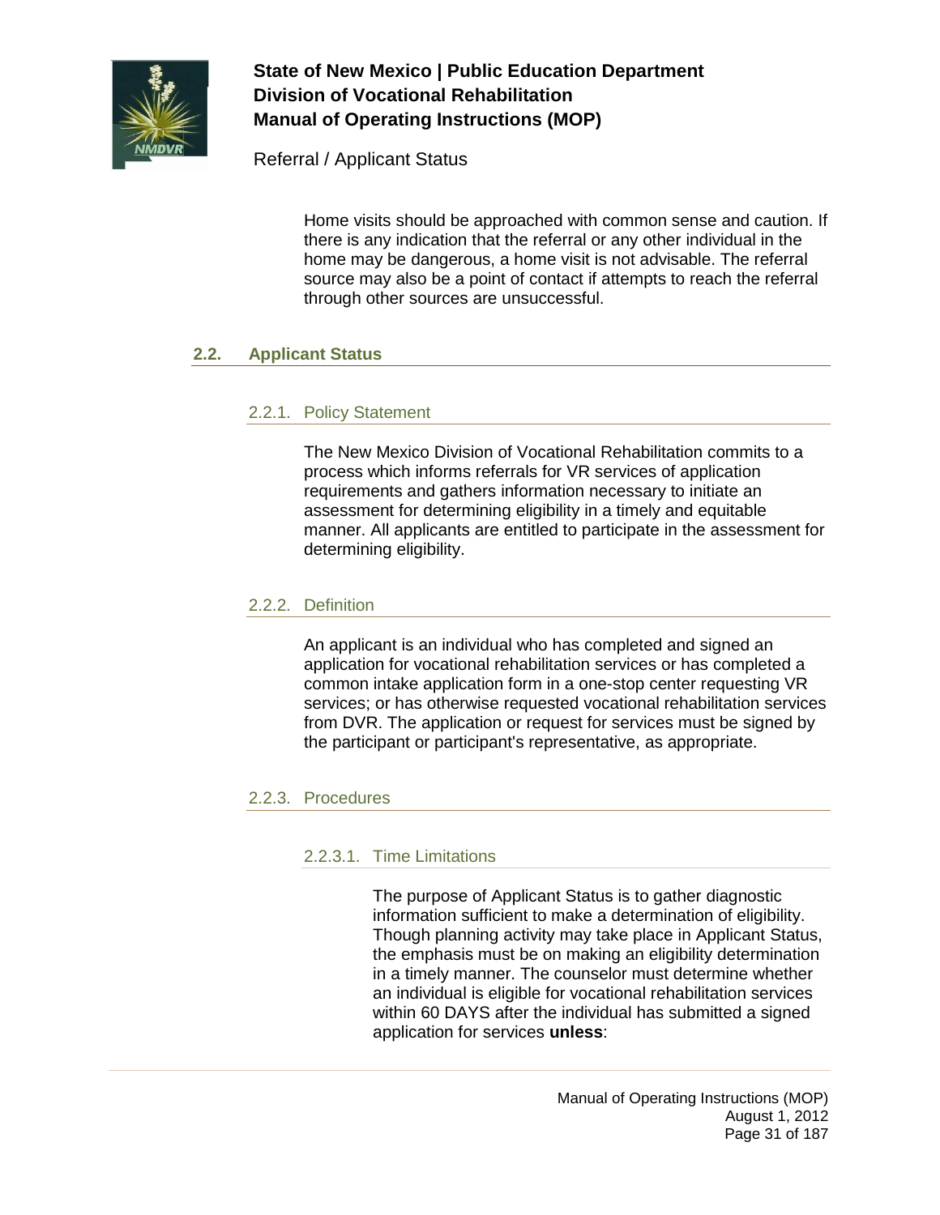Home visits should be approached with common sense and caution. If there is any indication that the referral or any other individual in the home may be dangerous, a home visit is not advisable. The referral source may also be a point of contact if attempts to reach the referral through other sources are unsuccessful.

## 2.2. Applicant Status

### 2.2.1. Policy Statement

The New Mexico Division of Vocational Rehabilitation commits to a process which informs referrals for VR services of application requirements and gathers information necessary to initiate an assessment for determining eligibility in a timely and equitable manner. All applicants are entitled to participate in the assessment for determining eligibility.

### 2.2.2. Definition

An applicant is an individual who has completed and signed an application for vocational rehabilitation services or has completed a common intake application form in a one-stop center requesting VR services; or has otherwise requested vocational rehabilitation services from DVR. The application or request for services must be signed by the participant or participant's representative, as appropriate.

### 2.2.3. Procedures

#### 2.2.3.1. Time Limitations

The purpose of Applicant Status is to gather diagnostic information sufficient to make a determination of eligibility. Though planning activity may take place in Applicant Status, the emphasis must be on making an eligibility determination in a timely manner. The counselor must determine whether an individual is eligible for vocational rehabilitation services within 60 DAYS after the individual has submitted a signed application for services **unless**: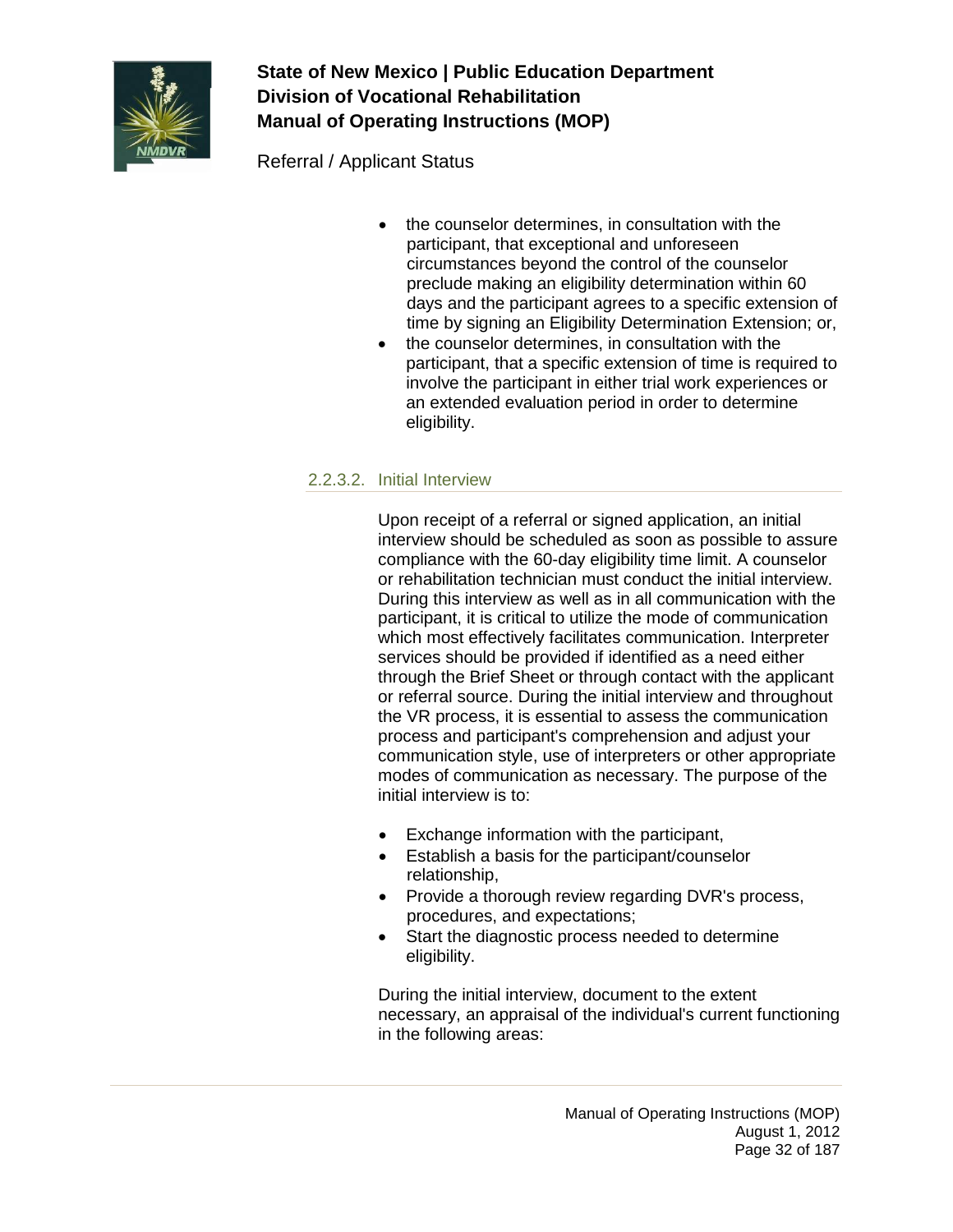- the counselor determines, in consultation with the participant, that exceptional and unforeseen circumstances beyond the control of the counselor preclude making an eligibility determination within 60 days and the participant agrees to a specific extension of time by signing an Eligibility Determination Extension; or,
- the counselor determines, in consultation with the participant, that a specific extension of time is required to involve the participant in either trial work experiences or an extended evaluation period in order to determine eligibility.

#### 2.2.3.2. Initial Interview

Upon receipt of a referral or signed application, an initial interview should be scheduled as soon as possible to assure compliance with the 60-day eligibility time limit. A counselor or rehabilitation technician must conduct the initial interview. During this interview as well as in all communication with the participant, it is critical to utilize the mode of communication which most effectively facilitates communication. Interpreter services should be provided if identified as a need either through the Brief Sheet or through contact with the applicant or referral source. During the initial interview and throughout the VR process, it is essential to assess the communication process and participant's comprehension and adjust your communication style, use of interpreters or other appropriate modes of communication as necessary. The purpose of the initial interview is to:

- Exchange information with the participant,
- Establish a basis for the participant/counselor relationship,
- Provide a thorough review regarding DVR's process, procedures, and expectations;
- Start the diagnostic process needed to determine eligibility.

During the initial interview, document to the extent necessary, an appraisal of the individual's current functioning in the following areas: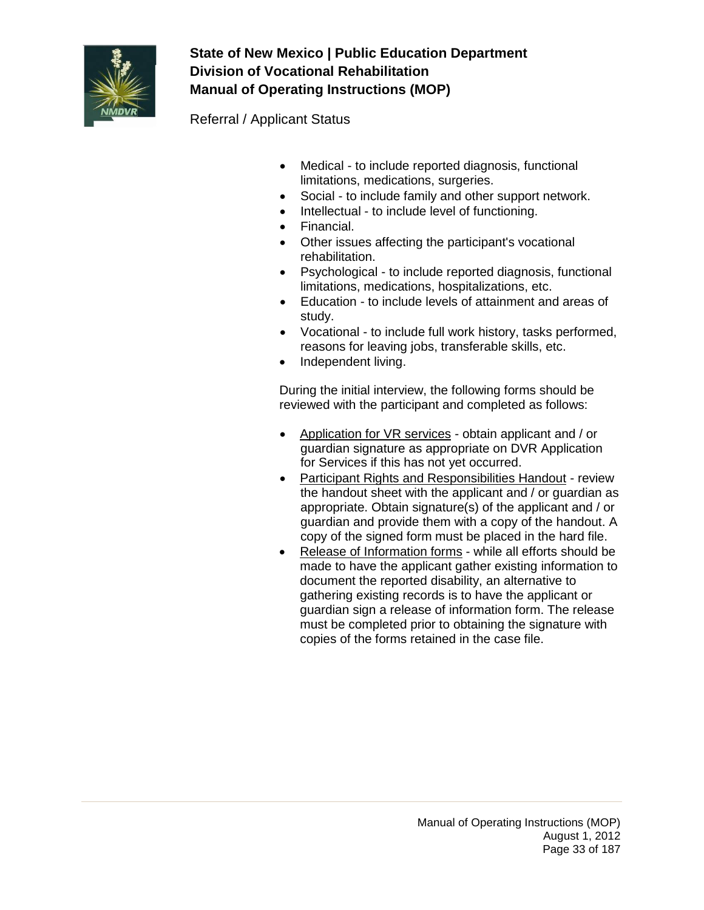- Medical - to include reported diagnosis, functional limitations, medications, surgeries.
- Social - to include family and other support network.
- Intellectual - to include level of functioning.
- Financial.
- Other issues affecting the participant's vocational rehabilitation.
- Psychological - to include reported diagnosis, functional limitations, medications, hospitalizations, etc.
- Education - to include levels of attainment and areas of study.
- Vocational - to include full work history, tasks performed, reasons for leaving jobs, transferable skills, etc.
- Independent living.

During the initial interview, the following forms should be reviewed with the participant and completed as follows:

- <u>Application for VR services</u> - obtain applicant and / or guardian signature as appropriate on DVR Application for Services if this has not yet occurred.
- <u>Participant Rights and Responsibilities Handout</u> - review the handout sheet with the applicant and / or guardian as appropriate. Obtain signature(s) of the applicant and / or guardian and provide them with a copy of the handout. A copy of the signed form must be placed in the hard file.
- <u>Release of Information forms</u> - while all efforts should be made to have the applicant gather existing information to document the reported disability, an alternative to gathering existing records is to have the applicant or guardian sign a release of information form. The release must be completed prior to obtaining the signature with copies of the forms retained in the case file.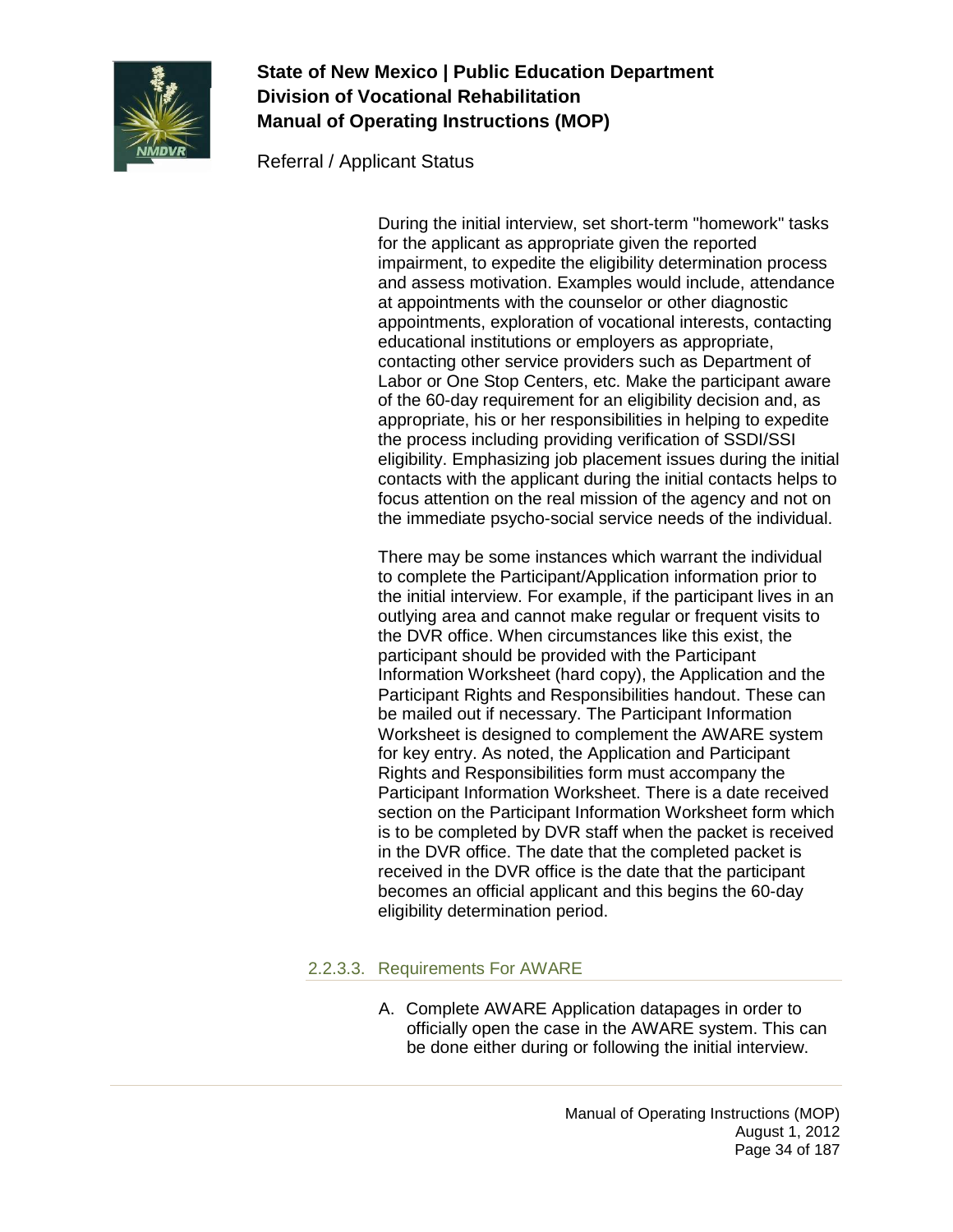During the initial interview, set short-term "homework" tasks for the applicant as appropriate given the reported impairment, to expedite the eligibility determination process and assess motivation. Examples would include, attendance at appointments with the counselor or other diagnostic appointments, exploration of vocational interests, contacting educational institutions or employers as appropriate, contacting other service providers such as Department of Labor or One Stop Centers, etc. Make the participant aware of the 60-day requirement for an eligibility decision and, as appropriate, his or her responsibilities in helping to expedite the process including providing verification of SSDI/SSI eligibility. Emphasizing job placement issues during the initial contacts with the applicant during the initial contacts helps to focus attention on the real mission of the agency and not on the immediate psycho-social service needs of the individual.

There may be some instances which warrant the individual to complete the Participant/Application information prior to the initial interview. For example, if the participant lives in an outlying area and cannot make regular or frequent visits to the DVR office. When circumstances like this exist, the participant should be provided with the Participant Information Worksheet (hard copy), the Application and the Participant Rights and Responsibilities handout. These can be mailed out if necessary. The Participant Information Worksheet is designed to complement the AWARE system for key entry. As noted, the Application and Participant Rights and Responsibilities form must accompany the Participant Information Worksheet. There is a date received section on the Participant Information Worksheet form which is to be completed by DVR staff when the packet is received in the DVR office. The date that the completed packet is received in the DVR office is the date that the participant becomes an official applicant and this begins the 60-day eligibility determination period.

#### 2.2.3.3. Requirements For AWARE

A. Complete AWARE Application datapages in order to officially open the case in the AWARE system. This can be done either during or following the initial interview.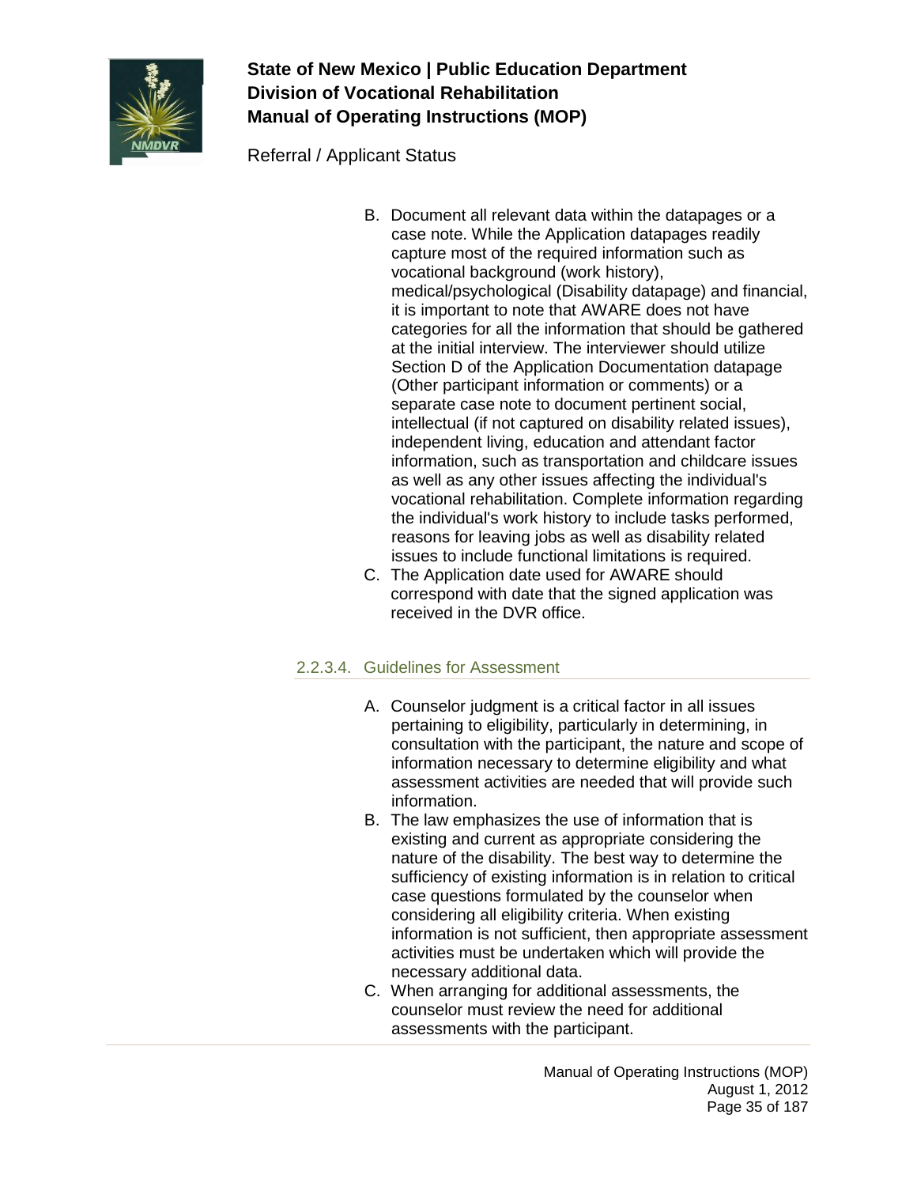B. Document all relevant data within the datapages or a case note. While the Application datapages readily capture most of the required information such as vocational background (work history), medical/psychological (Disability datapage) and financial, it is important to note that AWARE does not have categories for all the information that should be gathered at the initial interview. The interviewer should utilize Section D of the Application Documentation datapage (Other participant information or comments) or a separate case note to document pertinent social, intellectual (if not captured on disability related issues), independent living, education and attendant factor information, such as transportation and childcare issues as well as any other issues affecting the individual's vocational rehabilitation. Complete information regarding the individual's work history to include tasks performed, reasons for leaving jobs as well as disability related issues to include functional limitations is required.

C. The Application date used for AWARE should correspond with date that the signed application was received in the DVR office.

### 2.2.3.4. Guidelines for Assessment

A. Counselor judgment is a critical factor in all issues pertaining to eligibility, particularly in determining, in consultation with the participant, the nature and scope of information necessary to determine eligibility and what assessment activities are needed that will provide such information.

B. The law emphasizes the use of information that is existing and current as appropriate considering the nature of the disability. The best way to determine the sufficiency of existing information is in relation to critical case questions formulated by the counselor when considering all eligibility criteria. When existing information is not sufficient, then appropriate assessment activities must be undertaken which will provide the necessary additional data.

C. When arranging for additional assessments, the counselor must review the need for additional assessments with the participant.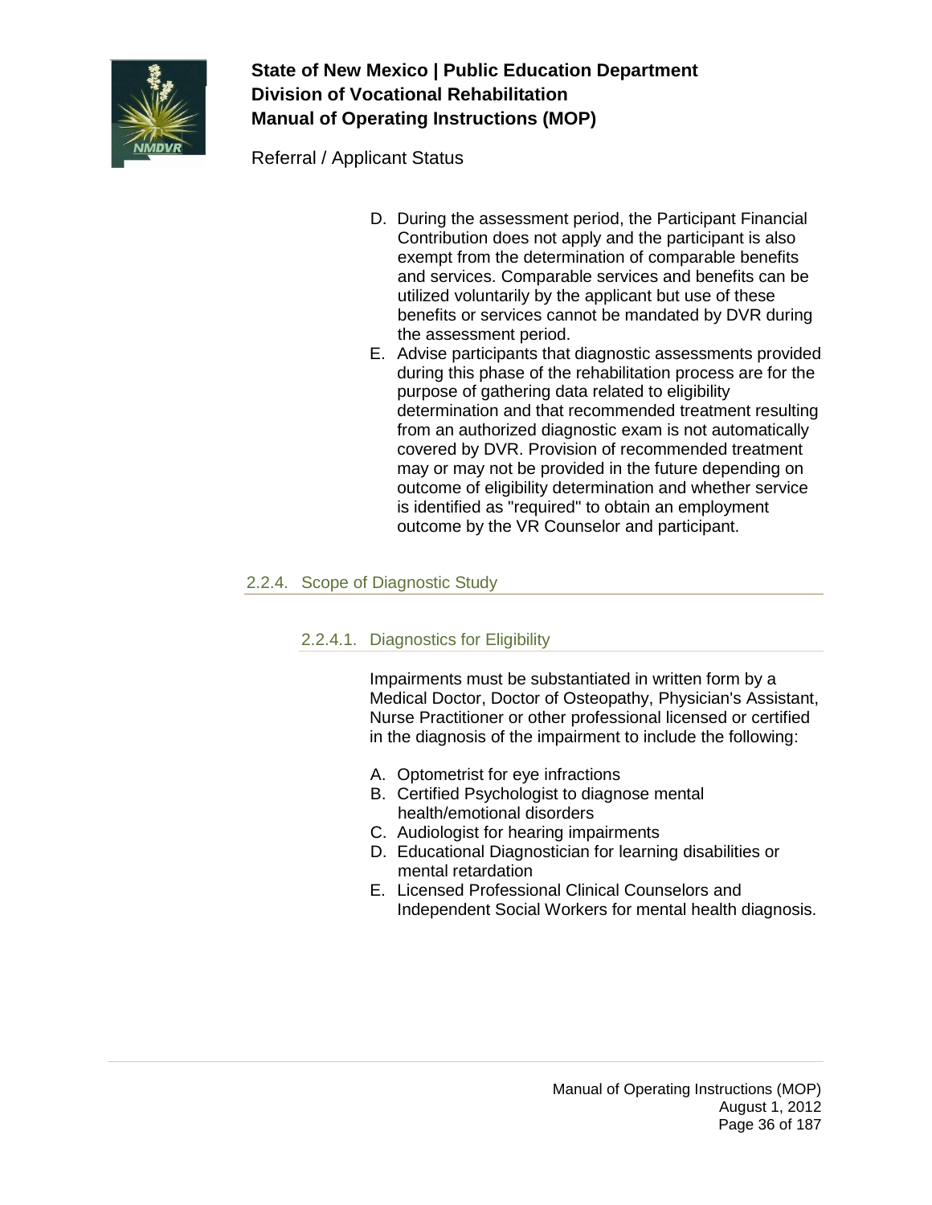D. During the assessment period, the Participant Financial Contribution does not apply and the participant is also exempt from the determination of comparable benefits and services. Comparable services and benefits can be utilized voluntarily by the applicant but use of these benefits or services cannot be mandated by DVR during the assessment period.

E. Advise participants that diagnostic assessments provided during this phase of the rehabilitation process are for the purpose of gathering data related to eligibility determination and that recommended treatment resulting from an authorized diagnostic exam is not automatically covered by DVR. Provision of recommended treatment may or may not be provided in the future depending on outcome of eligibility determination and whether service is identified as "required" to obtain an employment outcome by the VR Counselor and participant.

## 2.2.4. Scope of Diagnostic Study

### 2.2.4.1. Diagnostics for Eligibility

Impairments must be substantiated in written form by a Medical Doctor, Doctor of Osteopathy, Physician's Assistant, Nurse Practitioner or other professional licensed or certified in the diagnosis of the impairment to include the following:

A. Optometrist for eye infractions
B. Certified Psychologist to diagnose mental health/emotional disorders
C. Audiologist for hearing impairments
D. Educational Diagnostician for learning disabilities or mental retardation
E. Licensed Professional Clinical Counselors and Independent Social Workers for mental health diagnosis.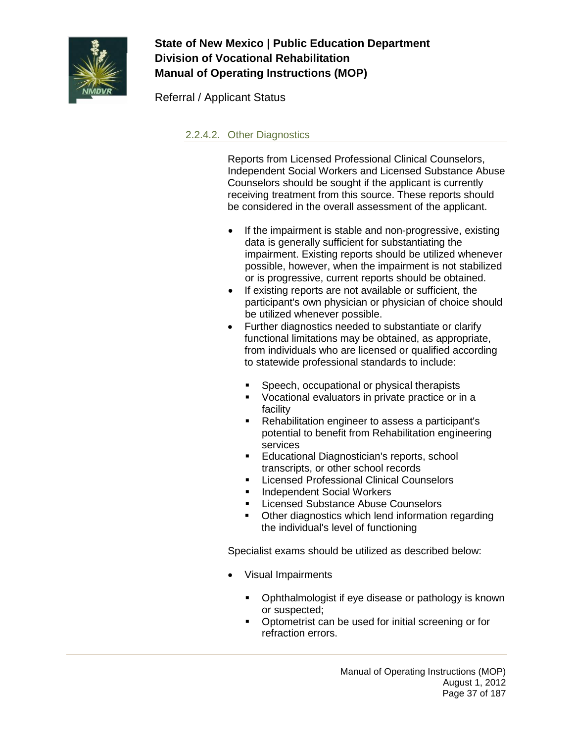#### 2.2.4.2. Other Diagnostics

Reports from Licensed Professional Clinical Counselors, Independent Social Workers and Licensed Substance Abuse Counselors should be sought if the applicant is currently receiving treatment from this source. These reports should be considered in the overall assessment of the applicant.

- If the impairment is stable and non-progressive, existing data is generally sufficient for substantiating the impairment. Existing reports should be utilized whenever possible, however, when the impairment is not stabilized or is progressive, current reports should be obtained.
- If existing reports are not available or sufficient, the participant's own physician or physician of choice should be utilized whenever possible.
- Further diagnostics needed to substantiate or clarify functional limitations may be obtained, as appropriate, from individuals who are licensed or qualified according to statewide professional standards to include:
  - Speech, occupational or physical therapists
  - Vocational evaluators in private practice or in a facility
  - Rehabilitation engineer to assess a participant's potential to benefit from Rehabilitation engineering services
  - Educational Diagnostician's reports, school transcripts, or other school records
  - Licensed Professional Clinical Counselors
  - Independent Social Workers
  - Licensed Substance Abuse Counselors
  - Other diagnostics which lend information regarding the individual's level of functioning

Specialist exams should be utilized as described below:

- Visual Impairments
  - Ophthalmologist if eye disease or pathology is known or suspected;
  - Optometrist can be used for initial screening or for refraction errors.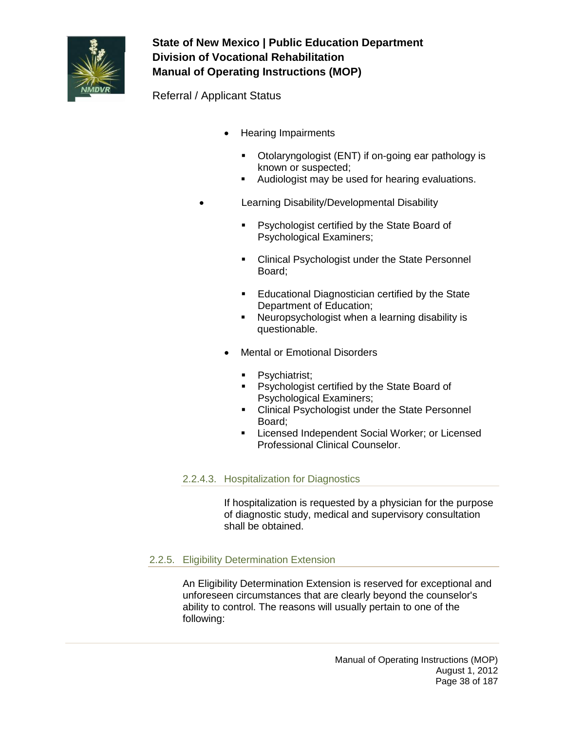- Hearing Impairments
  - Otolaryngologist (ENT) if on-going ear pathology is known or suspected;
  - Audiologist may be used for hearing evaluations.

- Learning Disability/Developmental Disability
  - Psychologist certified by the State Board of Psychological Examiners;
  - Clinical Psychologist under the State Personnel Board;
  - Educational Diagnostician certified by the State Department of Education;
  - Neuropsychologist when a learning disability is questionable.

- Mental or Emotional Disorders
  - Psychiatrist;
  - Psychologist certified by the State Board of Psychological Examiners;
  - Clinical Psychologist under the State Personnel Board;
  - Licensed Independent Social Worker; or Licensed Professional Clinical Counselor.

#### 2.2.4.3. Hospitalization for Diagnostics

If hospitalization is requested by a physician for the purpose of diagnostic study, medical and supervisory consultation shall be obtained.

### 2.2.5. Eligibility Determination Extension

An Eligibility Determination Extension is reserved for exceptional and unforeseen circumstances that are clearly beyond the counselor's ability to control. The reasons will usually pertain to one of the following: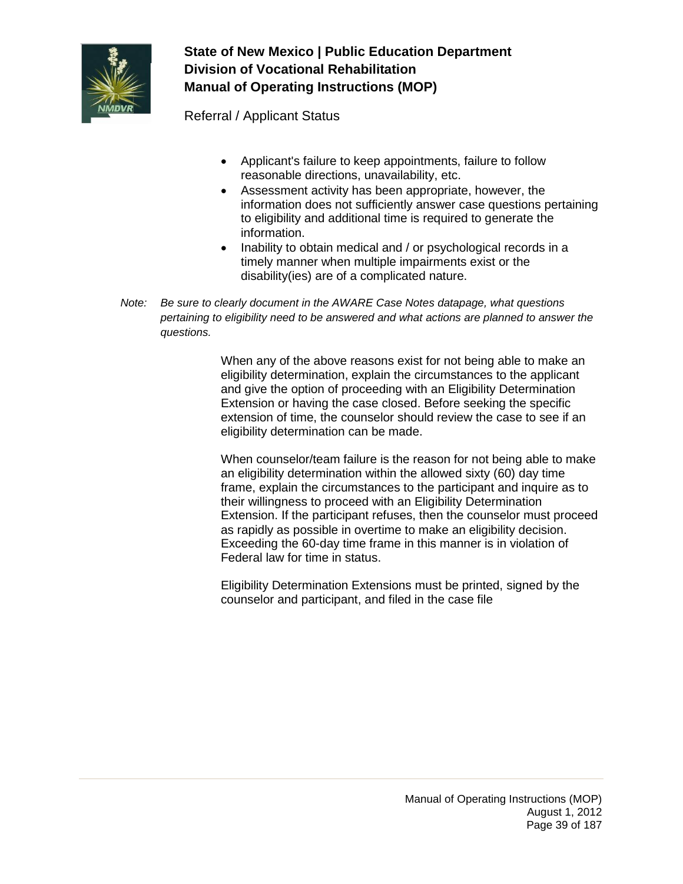- Applicant's failure to keep appointments, failure to follow reasonable directions, unavailability, etc.
- Assessment activity has been appropriate, however, the information does not sufficiently answer case questions pertaining to eligibility and additional time is required to generate the information.
- Inability to obtain medical and / or psychological records in a timely manner when multiple impairments exist or the disability(ies) are of a complicated nature.

*Note: Be sure to clearly document in the AWARE Case Notes datapage, what questions pertaining to eligibility need to be answered and what actions are planned to answer the questions.*

When any of the above reasons exist for not being able to make an eligibility determination, explain the circumstances to the applicant and give the option of proceeding with an Eligibility Determination Extension or having the case closed. Before seeking the specific extension of time, the counselor should review the case to see if an eligibility determination can be made.

When counselor/team failure is the reason for not being able to make an eligibility determination within the allowed sixty (60) day time frame, explain the circumstances to the participant and inquire as to their willingness to proceed with an Eligibility Determination Extension. If the participant refuses, then the counselor must proceed as rapidly as possible in overtime to make an eligibility decision. Exceeding the 60-day time frame in this manner is in violation of Federal law for time in status.

Eligibility Determination Extensions must be printed, signed by the counselor and participant, and filed in the case file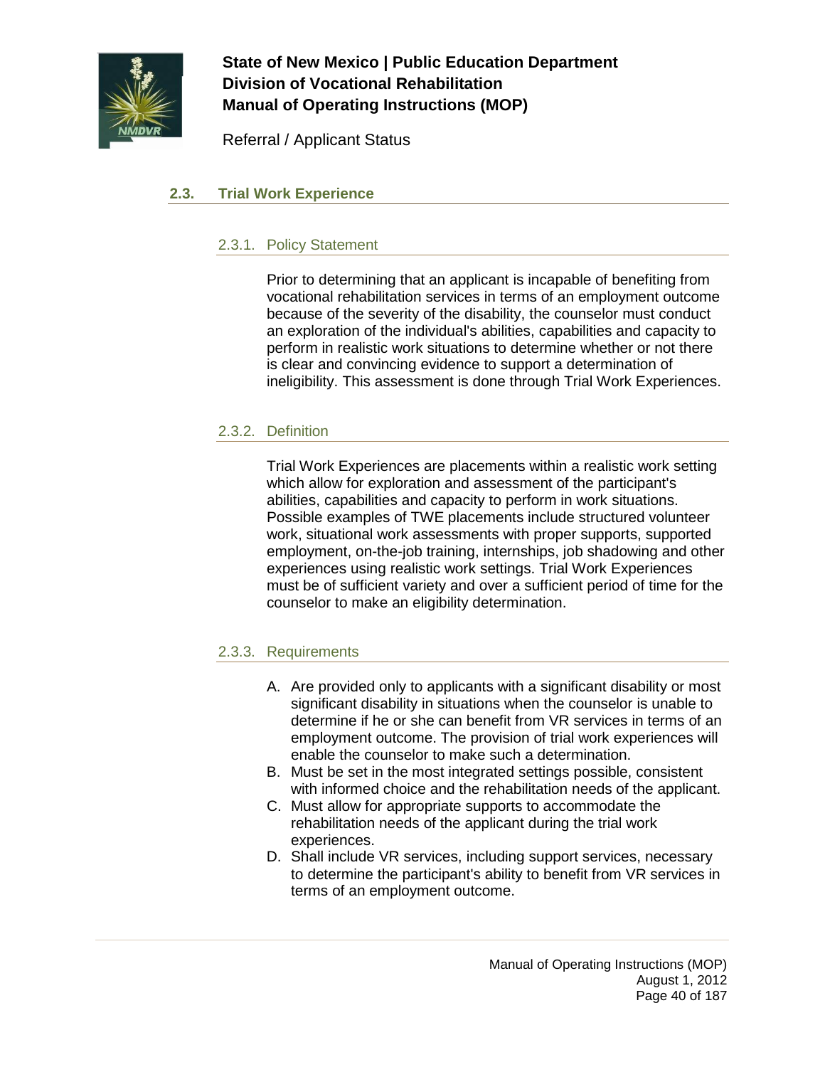## 2.3. Trial Work Experience

### 2.3.1. Policy Statement

Prior to determining that an applicant is incapable of benefiting from vocational rehabilitation services in terms of an employment outcome because of the severity of the disability, the counselor must conduct an exploration of the individual's abilities, capabilities and capacity to perform in realistic work situations to determine whether or not there is clear and convincing evidence to support a determination of ineligibility. This assessment is done through Trial Work Experiences.

### 2.3.2. Definition

Trial Work Experiences are placements within a realistic work setting which allow for exploration and assessment of the participant's abilities, capabilities and capacity to perform in work situations. Possible examples of TWE placements include structured volunteer work, situational work assessments with proper supports, supported employment, on-the-job training, internships, job shadowing and other experiences using realistic work settings. Trial Work Experiences must be of sufficient variety and over a sufficient period of time for the counselor to make an eligibility determination.

### 2.3.3. Requirements

A. Are provided only to applicants with a significant disability or most significant disability in situations when the counselor is unable to determine if he or she can benefit from VR services in terms of an employment outcome. The provision of trial work experiences will enable the counselor to make such a determination.
B. Must be set in the most integrated settings possible, consistent with informed choice and the rehabilitation needs of the applicant.
C. Must allow for appropriate supports to accommodate the rehabilitation needs of the applicant during the trial work experiences.
D. Shall include VR services, including support services, necessary to determine the participant's ability to benefit from VR services in terms of an employment outcome.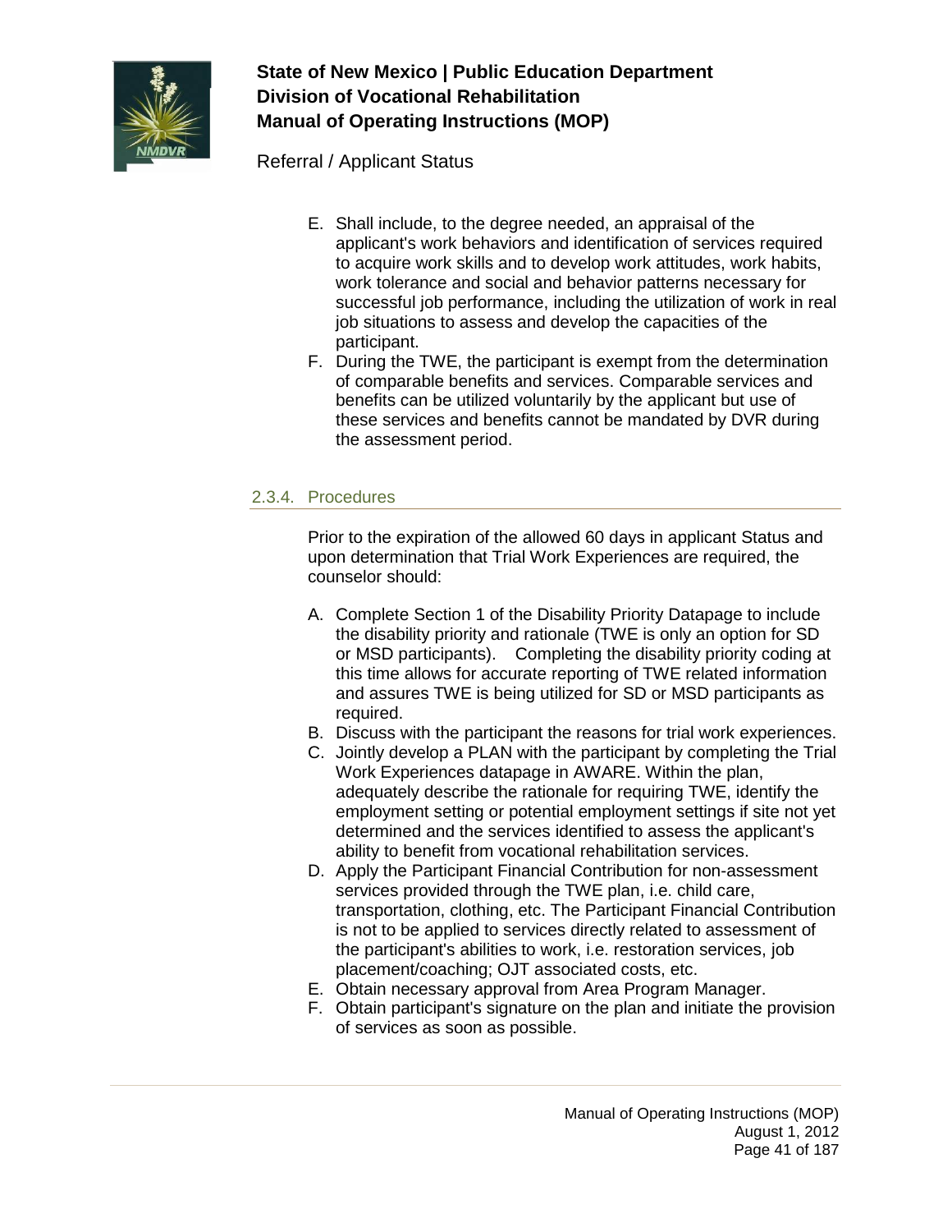E. Shall include, to the degree needed, an appraisal of the applicant's work behaviors and identification of services required to acquire work skills and to develop work attitudes, work habits, work tolerance and social and behavior patterns necessary for successful job performance, including the utilization of work in real job situations to assess and develop the capacities of the participant.
F. During the TWE, the participant is exempt from the determination of comparable benefits and services. Comparable services and benefits can be utilized voluntarily by the applicant but use of these services and benefits cannot be mandated by DVR during the assessment period.

### 2.3.4. Procedures

Prior to the expiration of the allowed 60 days in applicant Status and upon determination that Trial Work Experiences are required, the counselor should:

A. Complete Section 1 of the Disability Priority Datapage to include the disability priority and rationale (TWE is only an option for SD or MSD participants). Completing the disability priority coding at this time allows for accurate reporting of TWE related information and assures TWE is being utilized for SD or MSD participants as required.
B. Discuss with the participant the reasons for trial work experiences.
C. Jointly develop a PLAN with the participant by completing the Trial Work Experiences datapage in AWARE. Within the plan, adequately describe the rationale for requiring TWE, identify the employment setting or potential employment settings if site not yet determined and the services identified to assess the applicant's ability to benefit from vocational rehabilitation services.
D. Apply the Participant Financial Contribution for non-assessment services provided through the TWE plan, i.e. child care, transportation, clothing, etc. The Participant Financial Contribution is not to be applied to services directly related to assessment of the participant's abilities to work, i.e. restoration services, job placement/coaching; OJT associated costs, etc.
E. Obtain necessary approval from Area Program Manager.
F. Obtain participant's signature on the plan and initiate the provision of services as soon as possible.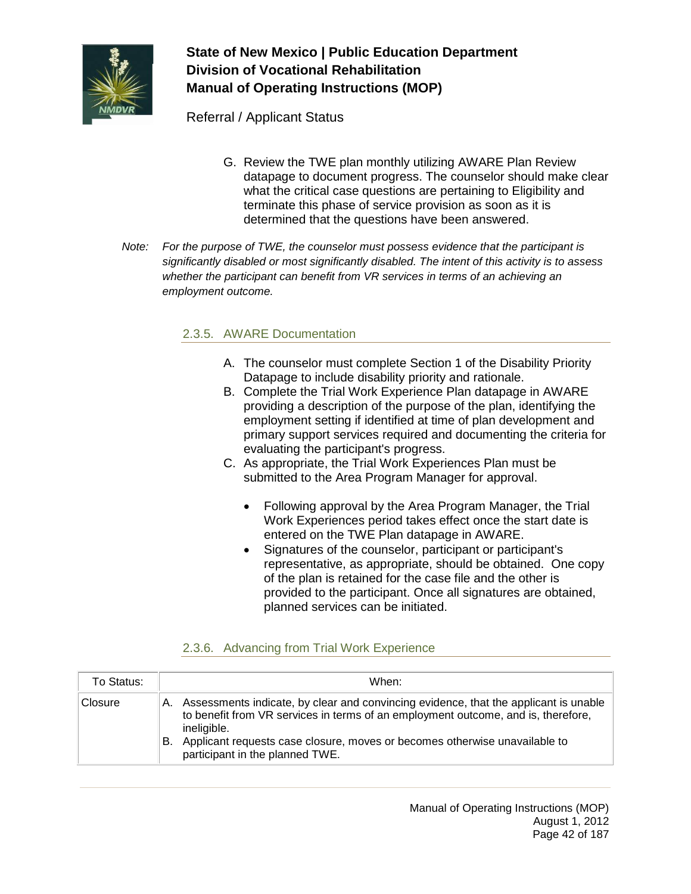G. Review the TWE plan monthly utilizing AWARE Plan Review datapage to document progress. The counselor should make clear what the critical case questions are pertaining to Eligibility and terminate this phase of service provision as soon as it is determined that the questions have been answered.

*Note: For the purpose of TWE, the counselor must possess evidence that the participant is significantly disabled or most significantly disabled. The intent of this activity is to assess whether the participant can benefit from VR services in terms of an achieving an employment outcome.*

### 2.3.5. AWARE Documentation

A. The counselor must complete Section 1 of the Disability Priority Datapage to include disability priority and rationale.
B. Complete the Trial Work Experience Plan datapage in AWARE providing a description of the purpose of the plan, identifying the employment setting if identified at time of plan development and primary support services required and documenting the criteria for evaluating the participant's progress.
C. As appropriate, the Trial Work Experiences Plan must be submitted to the Area Program Manager for approval.

   - Following approval by the Area Program Manager, the Trial Work Experiences period takes effect once the start date is entered on the TWE Plan datapage in AWARE.
   - Signatures of the counselor, participant or participant's representative, as appropriate, should be obtained. One copy of the plan is retained for the case file and the other is provided to the participant. Once all signatures are obtained, planned services can be initiated.

### 2.3.6. Advancing from Trial Work Experience

| To Status: | When: |
|---|---|
| Closure | A. Assessments indicate, by clear and convincing evidence, that the applicant is unable to benefit from VR services in terms of an employment outcome, and is, therefore, ineligible.<br>B. Applicant requests case closure, moves or becomes otherwise unavailable to participant in the planned TWE. |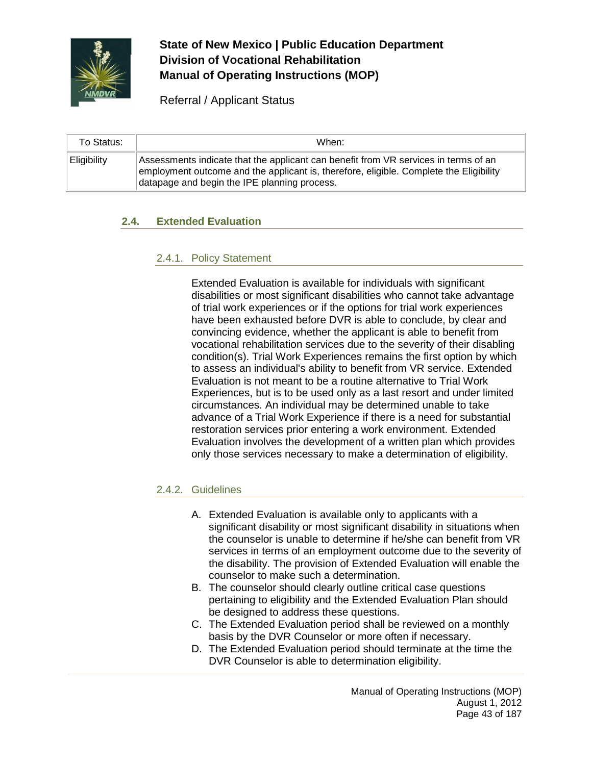| To Status: | When: |
|---|---|
| Eligibility | Assessments indicate that the applicant can benefit from VR services in terms of an employment outcome and the applicant is, therefore, eligible. Complete the Eligibility datapage and begin the IPE planning process. |

## 2.4. Extended Evaluation

### 2.4.1. Policy Statement

Extended Evaluation is available for individuals with significant disabilities or most significant disabilities who cannot take advantage of trial work experiences or if the options for trial work experiences have been exhausted before DVR is able to conclude, by clear and convincing evidence, whether the applicant is able to benefit from vocational rehabilitation services due to the severity of their disabling condition(s). Trial Work Experiences remains the first option by which to assess an individual's ability to benefit from VR service. Extended Evaluation is not meant to be a routine alternative to Trial Work Experiences, but is to be used only as a last resort and under limited circumstances. An individual may be determined unable to take advance of a Trial Work Experience if there is a need for substantial restoration services prior entering a work environment. Extended Evaluation involves the development of a written plan which provides only those services necessary to make a determination of eligibility.

### 2.4.2. Guidelines

A. Extended Evaluation is available only to applicants with a significant disability or most significant disability in situations when the counselor is unable to determine if he/she can benefit from VR services in terms of an employment outcome due to the severity of the disability. The provision of Extended Evaluation will enable the counselor to make such a determination.
B. The counselor should clearly outline critical case questions pertaining to eligibility and the Extended Evaluation Plan should be designed to address these questions.
C. The Extended Evaluation period shall be reviewed on a monthly basis by the DVR Counselor or more often if necessary.
D. The Extended Evaluation period should terminate at the time the DVR Counselor is able to determination eligibility.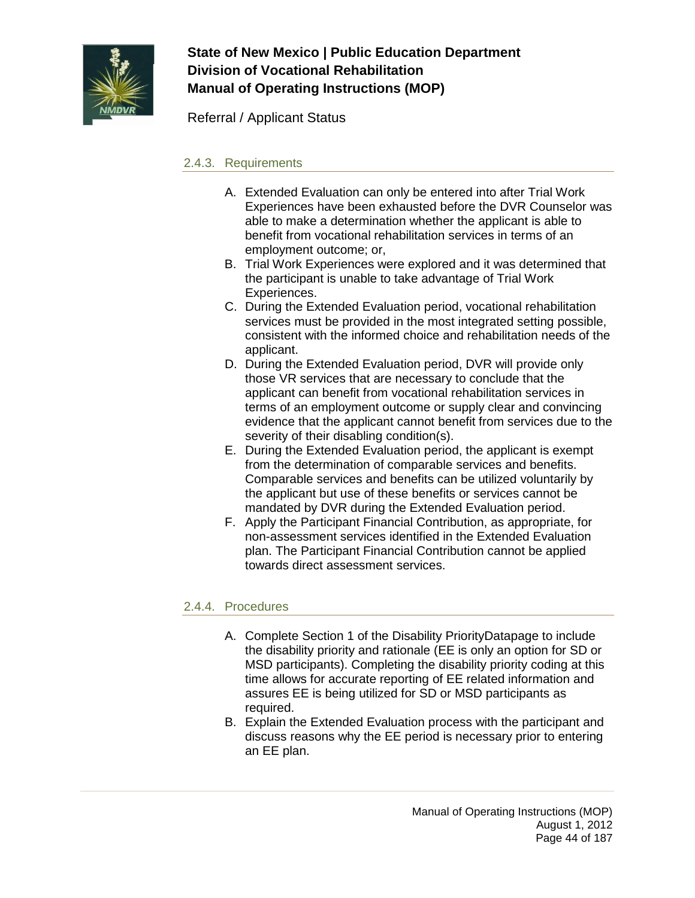### 2.4.3. Requirements

A. Extended Evaluation can only be entered into after Trial Work Experiences have been exhausted before the DVR Counselor was able to make a determination whether the applicant is able to benefit from vocational rehabilitation services in terms of an employment outcome; or,
B. Trial Work Experiences were explored and it was determined that the participant is unable to take advantage of Trial Work Experiences.
C. During the Extended Evaluation period, vocational rehabilitation services must be provided in the most integrated setting possible, consistent with the informed choice and rehabilitation needs of the applicant.
D. During the Extended Evaluation period, DVR will provide only those VR services that are necessary to conclude that the applicant can benefit from vocational rehabilitation services in terms of an employment outcome or supply clear and convincing evidence that the applicant cannot benefit from services due to the severity of their disabling condition(s).
E. During the Extended Evaluation period, the applicant is exempt from the determination of comparable services and benefits. Comparable services and benefits can be utilized voluntarily by the applicant but use of these benefits or services cannot be mandated by DVR during the Extended Evaluation period.
F. Apply the Participant Financial Contribution, as appropriate, for non-assessment services identified in the Extended Evaluation plan. The Participant Financial Contribution cannot be applied towards direct assessment services.

### 2.4.4. Procedures

A. Complete Section 1 of the Disability PriorityDatapage to include the disability priority and rationale (EE is only an option for SD or MSD participants). Completing the disability priority coding at this time allows for accurate reporting of EE related information and assures EE is being utilized for SD or MSD participants as required.
B. Explain the Extended Evaluation process with the participant and discuss reasons why the EE period is necessary prior to entering an EE plan.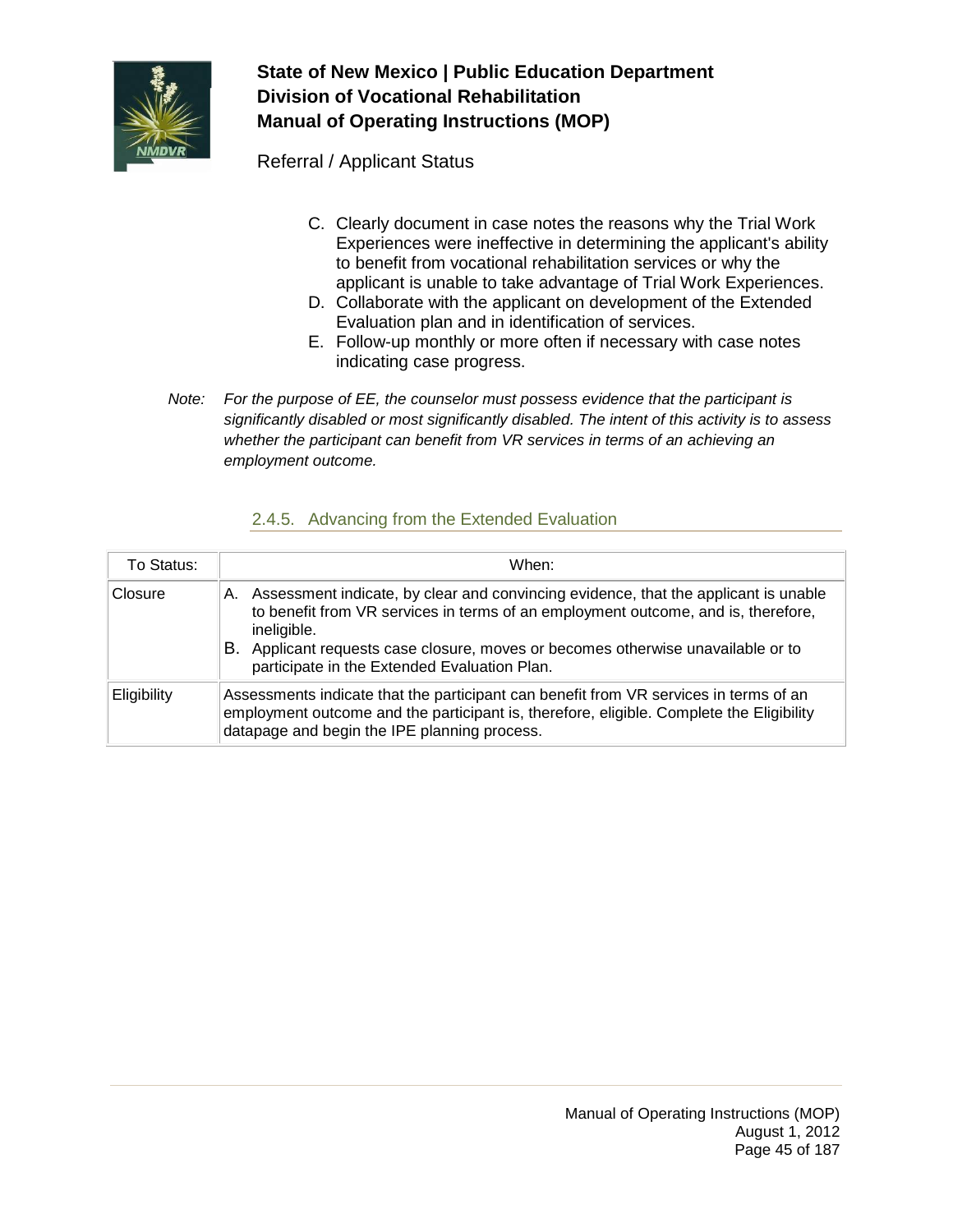C. Clearly document in case notes the reasons why the Trial Work Experiences were ineffective in determining the applicant's ability to benefit from vocational rehabilitation services or why the applicant is unable to take advantage of Trial Work Experiences.
D. Collaborate with the applicant on development of the Extended Evaluation plan and in identification of services.
E. Follow-up monthly or more often if necessary with case notes indicating case progress.

*Note: For the purpose of EE, the counselor must possess evidence that the participant is significantly disabled or most significantly disabled. The intent of this activity is to assess whether the participant can benefit from VR services in terms of an achieving an employment outcome.*

### 2.4.5. Advancing from the Extended Evaluation

| To Status: | When: |
|---|---|
| Closure | A. Assessment indicate, by clear and convincing evidence, that the applicant is unable to benefit from VR services in terms of an employment outcome, and is, therefore, ineligible.<br>B. Applicant requests case closure, moves or becomes otherwise unavailable or to participate in the Extended Evaluation Plan. |
| Eligibility | Assessments indicate that the participant can benefit from VR services in terms of an employment outcome and the participant is, therefore, eligible. Complete the Eligibility datapage and begin the IPE planning process. |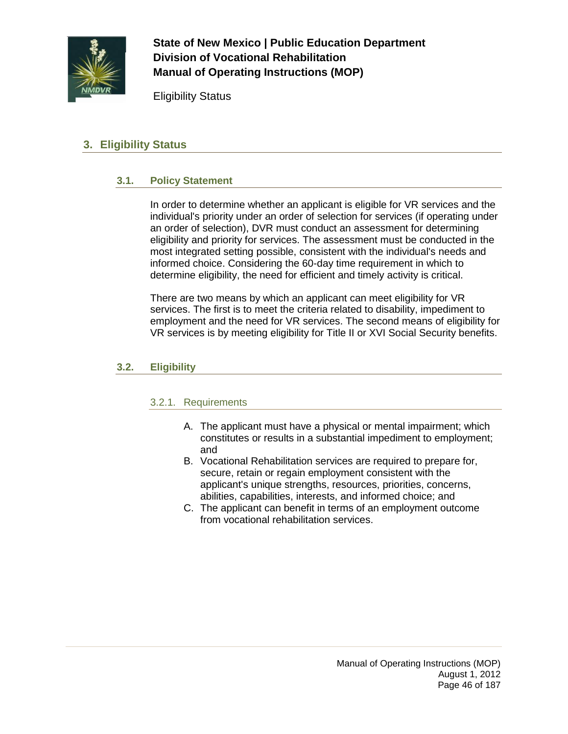# 3. Eligibility Status

## 3.1. Policy Statement

In order to determine whether an applicant is eligible for VR services and the individual's priority under an order of selection for services (if operating under an order of selection), DVR must conduct an assessment for determining eligibility and priority for services. The assessment must be conducted in the most integrated setting possible, consistent with the individual's needs and informed choice. Considering the 60-day time requirement in which to determine eligibility, the need for efficient and timely activity is critical.

There are two means by which an applicant can meet eligibility for VR services. The first is to meet the criteria related to disability, impediment to employment and the need for VR services. The second means of eligibility for VR services is by meeting eligibility for Title II or XVI Social Security benefits.

## 3.2. Eligibility

### 3.2.1. Requirements

A. The applicant must have a physical or mental impairment; which constitutes or results in a substantial impediment to employment; and
B. Vocational Rehabilitation services are required to prepare for, secure, retain or regain employment consistent with the applicant's unique strengths, resources, priorities, concerns, abilities, capabilities, interests, and informed choice; and
C. The applicant can benefit in terms of an employment outcome from vocational rehabilitation services.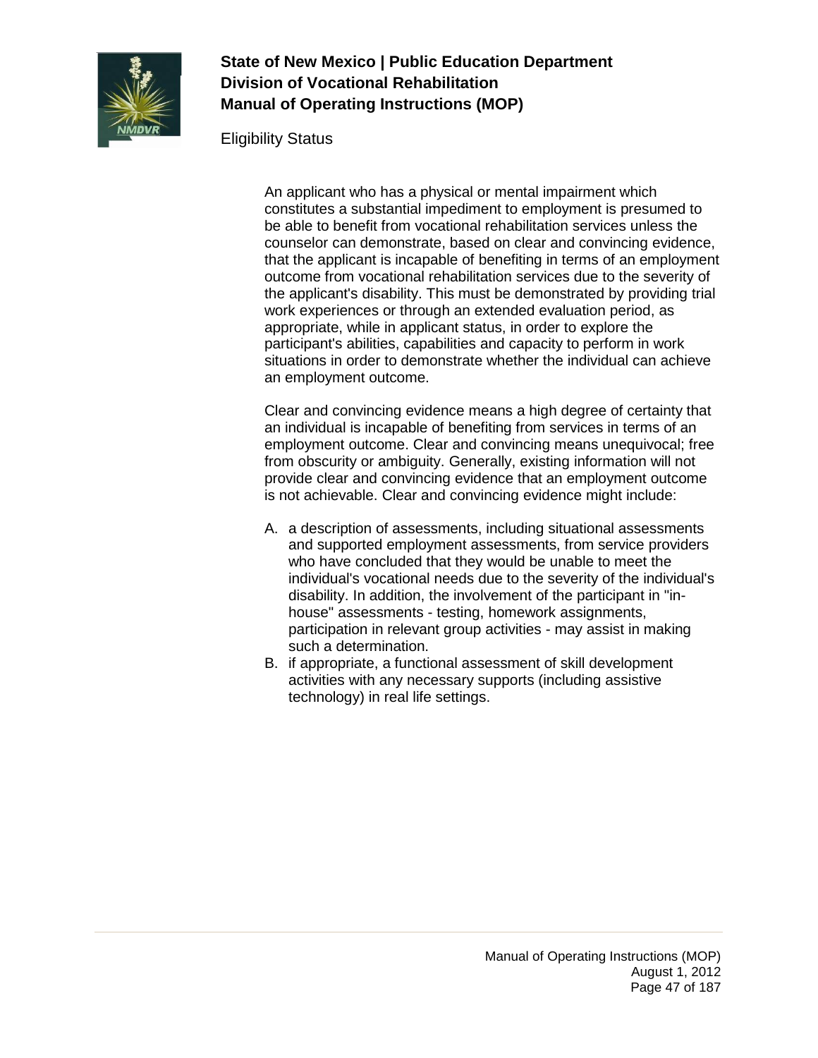An applicant who has a physical or mental impairment which constitutes a substantial impediment to employment is presumed to be able to benefit from vocational rehabilitation services unless the counselor can demonstrate, based on clear and convincing evidence, that the applicant is incapable of benefiting in terms of an employment outcome from vocational rehabilitation services due to the severity of the applicant's disability. This must be demonstrated by providing trial work experiences or through an extended evaluation period, as appropriate, while in applicant status, in order to explore the participant's abilities, capabilities and capacity to perform in work situations in order to demonstrate whether the individual can achieve an employment outcome.

Clear and convincing evidence means a high degree of certainty that an individual is incapable of benefiting from services in terms of an employment outcome. Clear and convincing means unequivocal; free from obscurity or ambiguity. Generally, existing information will not provide clear and convincing evidence that an employment outcome is not achievable. Clear and convincing evidence might include:

A. a description of assessments, including situational assessments and supported employment assessments, from service providers who have concluded that they would be unable to meet the individual's vocational needs due to the severity of the individual's disability. In addition, the involvement of the participant in "in-house" assessments - testing, homework assignments, participation in relevant group activities - may assist in making such a determination.
B. if appropriate, a functional assessment of skill development activities with any necessary supports (including assistive technology) in real life settings.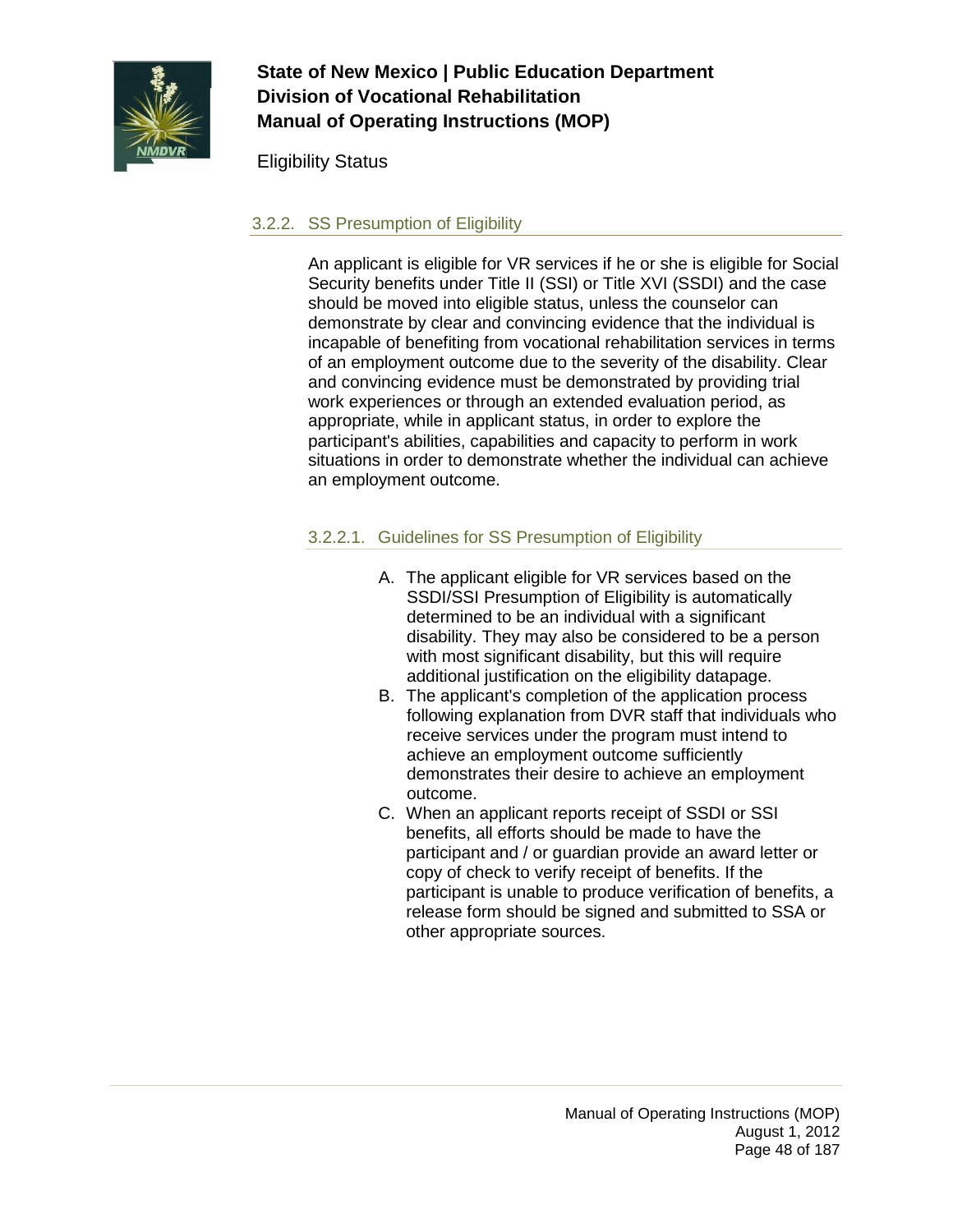### 3.2.2. SS Presumption of Eligibility

An applicant is eligible for VR services if he or she is eligible for Social Security benefits under Title II (SSI) or Title XVI (SSDI) and the case should be moved into eligible status, unless the counselor can demonstrate by clear and convincing evidence that the individual is incapable of benefiting from vocational rehabilitation services in terms of an employment outcome due to the severity of the disability. Clear and convincing evidence must be demonstrated by providing trial work experiences or through an extended evaluation period, as appropriate, while in applicant status, in order to explore the participant's abilities, capabilities and capacity to perform in work situations in order to demonstrate whether the individual can achieve an employment outcome.

#### 3.2.2.1. Guidelines for SS Presumption of Eligibility

A. The applicant eligible for VR services based on the SSDI/SSI Presumption of Eligibility is automatically determined to be an individual with a significant disability. They may also be considered to be a person with most significant disability, but this will require additional justification on the eligibility datapage.

B. The applicant's completion of the application process following explanation from DVR staff that individuals who receive services under the program must intend to achieve an employment outcome sufficiently demonstrates their desire to achieve an employment outcome.

C. When an applicant reports receipt of SSDI or SSI benefits, all efforts should be made to have the participant and / or guardian provide an award letter or copy of check to verify receipt of benefits. If the participant is unable to produce verification of benefits, a release form should be signed and submitted to SSA or other appropriate sources.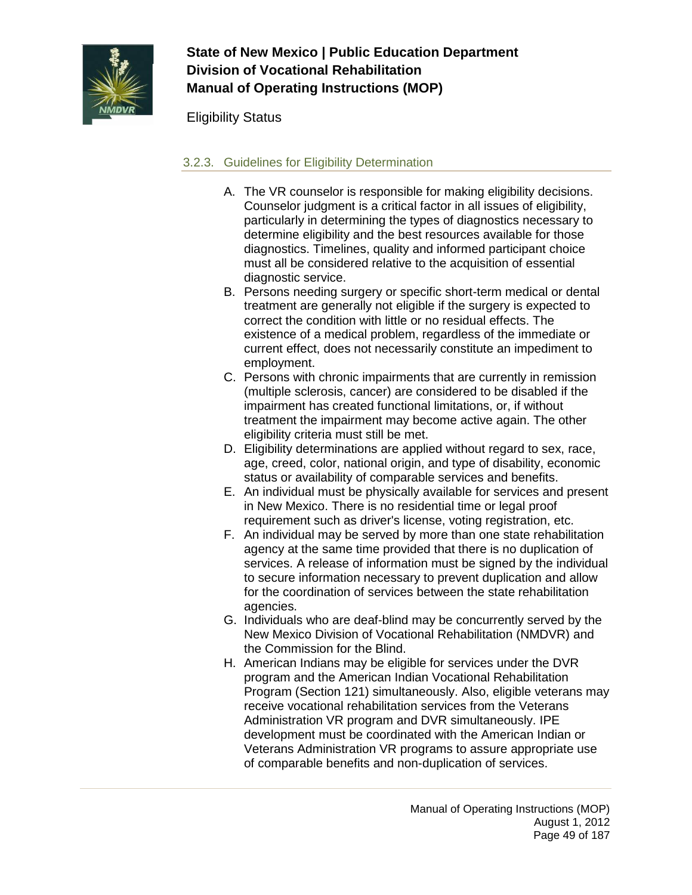### 3.2.3. Guidelines for Eligibility Determination

A. The VR counselor is responsible for making eligibility decisions. Counselor judgment is a critical factor in all issues of eligibility, particularly in determining the types of diagnostics necessary to determine eligibility and the best resources available for those diagnostics. Timelines, quality and informed participant choice must all be considered relative to the acquisition of essential diagnostic service.
B. Persons needing surgery or specific short-term medical or dental treatment are generally not eligible if the surgery is expected to correct the condition with little or no residual effects. The existence of a medical problem, regardless of the immediate or current effect, does not necessarily constitute an impediment to employment.
C. Persons with chronic impairments that are currently in remission (multiple sclerosis, cancer) are considered to be disabled if the impairment has created functional limitations, or, if without treatment the impairment may become active again. The other eligibility criteria must still be met.
D. Eligibility determinations are applied without regard to sex, race, age, creed, color, national origin, and type of disability, economic status or availability of comparable services and benefits.
E. An individual must be physically available for services and present in New Mexico. There is no residential time or legal proof requirement such as driver's license, voting registration, etc.
F. An individual may be served by more than one state rehabilitation agency at the same time provided that there is no duplication of services. A release of information must be signed by the individual to secure information necessary to prevent duplication and allow for the coordination of services between the state rehabilitation agencies.
G. Individuals who are deaf-blind may be concurrently served by the New Mexico Division of Vocational Rehabilitation (NMDVR) and the Commission for the Blind.
H. American Indians may be eligible for services under the DVR program and the American Indian Vocational Rehabilitation Program (Section 121) simultaneously. Also, eligible veterans may receive vocational rehabilitation services from the Veterans Administration VR program and DVR simultaneously. IPE development must be coordinated with the American Indian or Veterans Administration VR programs to assure appropriate use of comparable benefits and non-duplication of services.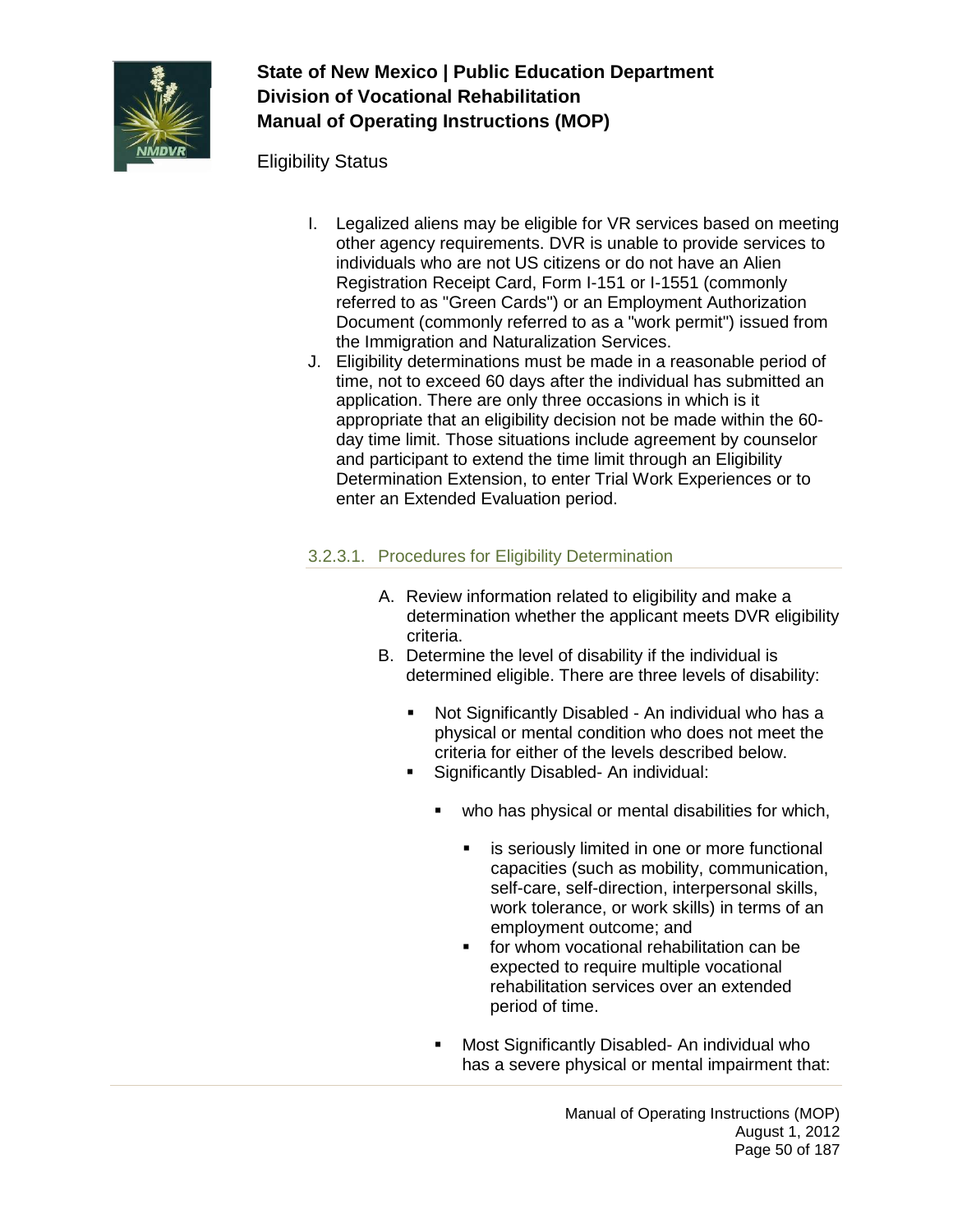I. Legalized aliens may be eligible for VR services based on meeting other agency requirements. DVR is unable to provide services to individuals who are not US citizens or do not have an Alien Registration Receipt Card, Form I-151 or I-1551 (commonly referred to as "Green Cards") or an Employment Authorization Document (commonly referred to as a "work permit") issued from the Immigration and Naturalization Services.

J. Eligibility determinations must be made in a reasonable period of time, not to exceed 60 days after the individual has submitted an application. There are only three occasions in which is it appropriate that an eligibility decision not be made within the 60-day time limit. Those situations include agreement by counselor and participant to extend the time limit through an Eligibility Determination Extension, to enter Trial Work Experiences or to enter an Extended Evaluation period.

### 3.2.3.1. Procedures for Eligibility Determination

A. Review information related to eligibility and make a determination whether the applicant meets DVR eligibility criteria.

B. Determine the level of disability if the individual is determined eligible. There are three levels of disability:

- Not Significantly Disabled - An individual who has a physical or mental condition who does not meet the criteria for either of the levels described below.
- Significantly Disabled- An individual:
  - who has physical or mental disabilities for which,
    - is seriously limited in one or more functional capacities (such as mobility, communication, self-care, self-direction, interpersonal skills, work tolerance, or work skills) in terms of an employment outcome; and
    - for whom vocational rehabilitation can be expected to require multiple vocational rehabilitation services over an extended period of time.
  - Most Significantly Disabled- An individual who has a severe physical or mental impairment that: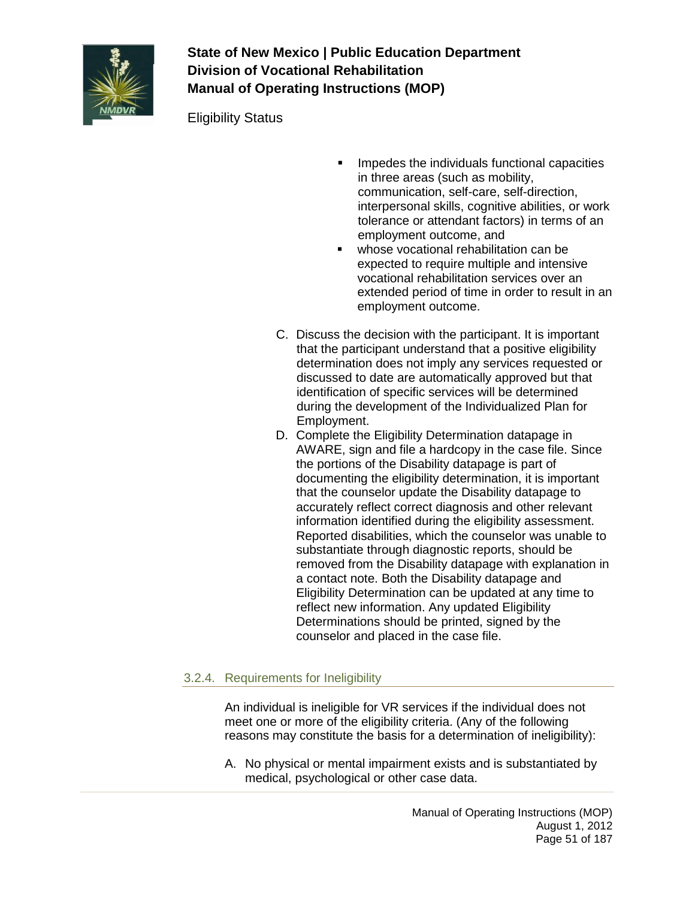- Impedes the individuals functional capacities in three areas (such as mobility, communication, self-care, self-direction, interpersonal skills, cognitive abilities, or work tolerance or attendant factors) in terms of an employment outcome, and
- whose vocational rehabilitation can be expected to require multiple and intensive vocational rehabilitation services over an extended period of time in order to result in an employment outcome.

C. Discuss the decision with the participant. It is important that the participant understand that a positive eligibility determination does not imply any services requested or discussed to date are automatically approved but that identification of specific services will be determined during the development of the Individualized Plan for Employment.

D. Complete the Eligibility Determination datapage in AWARE, sign and file a hardcopy in the case file. Since the portions of the Disability datapage is part of documenting the eligibility determination, it is important that the counselor update the Disability datapage to accurately reflect correct diagnosis and other relevant information identified during the eligibility assessment. Reported disabilities, which the counselor was unable to substantiate through diagnostic reports, should be removed from the Disability datapage with explanation in a contact note. Both the Disability datapage and Eligibility Determination can be updated at any time to reflect new information. Any updated Eligibility Determinations should be printed, signed by the counselor and placed in the case file.

### 3.2.4. Requirements for Ineligibility

An individual is ineligible for VR services if the individual does not meet one or more of the eligibility criteria. (Any of the following reasons may constitute the basis for a determination of ineligibility):

A. No physical or mental impairment exists and is substantiated by medical, psychological or other case data.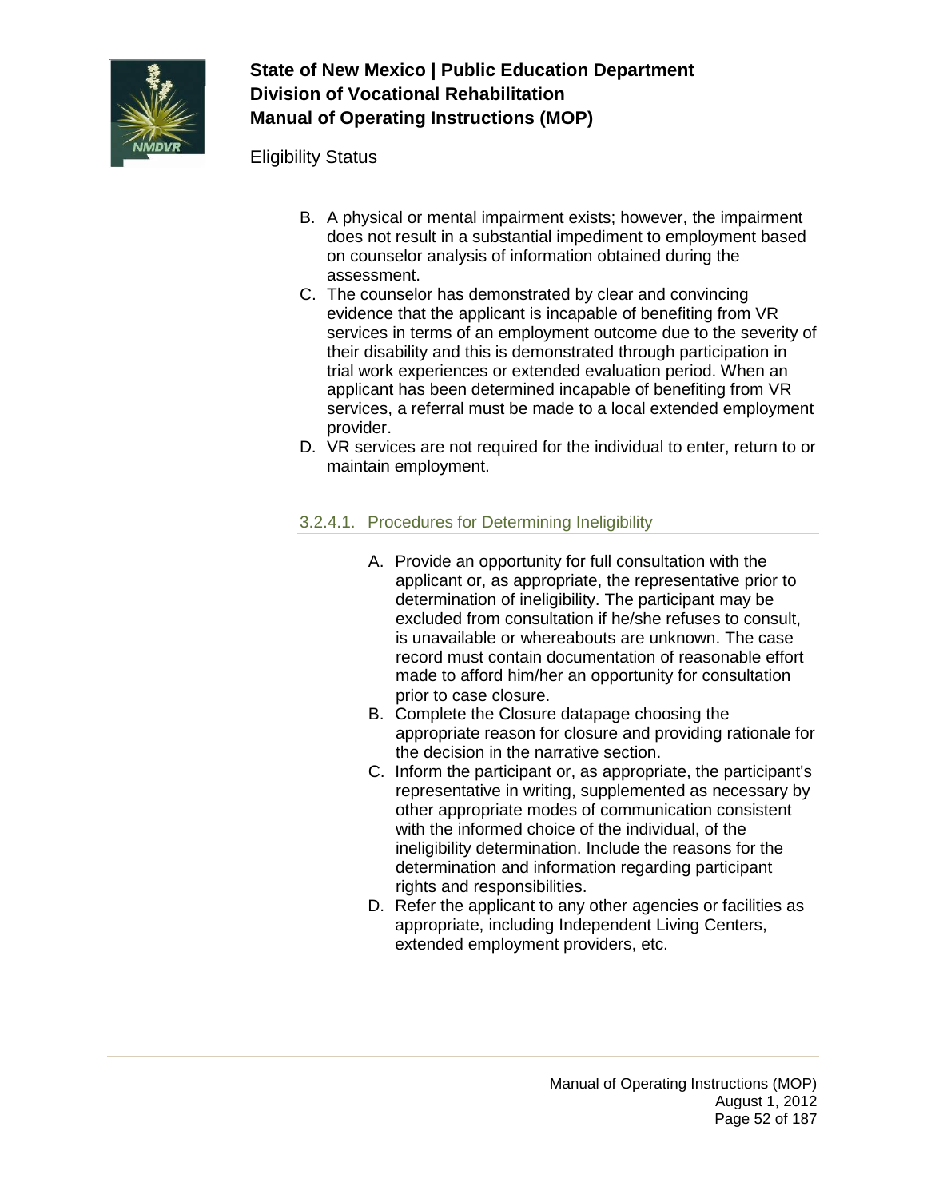B. A physical or mental impairment exists; however, the impairment does not result in a substantial impediment to employment based on counselor analysis of information obtained during the assessment.
C. The counselor has demonstrated by clear and convincing evidence that the applicant is incapable of benefiting from VR services in terms of an employment outcome due to the severity of their disability and this is demonstrated through participation in trial work experiences or extended evaluation period. When an applicant has been determined incapable of benefiting from VR services, a referral must be made to a local extended employment provider.
D. VR services are not required for the individual to enter, return to or maintain employment.

### 3.2.4.1. Procedures for Determining Ineligibility

A. Provide an opportunity for full consultation with the applicant or, as appropriate, the representative prior to determination of ineligibility. The participant may be excluded from consultation if he/she refuses to consult, is unavailable or whereabouts are unknown. The case record must contain documentation of reasonable effort made to afford him/her an opportunity for consultation prior to case closure.
B. Complete the Closure datapage choosing the appropriate reason for closure and providing rationale for the decision in the narrative section.
C. Inform the participant or, as appropriate, the participant's representative in writing, supplemented as necessary by other appropriate modes of communication consistent with the informed choice of the individual, of the ineligibility determination. Include the reasons for the determination and information regarding participant rights and responsibilities.
D. Refer the applicant to any other agencies or facilities as appropriate, including Independent Living Centers, extended employment providers, etc.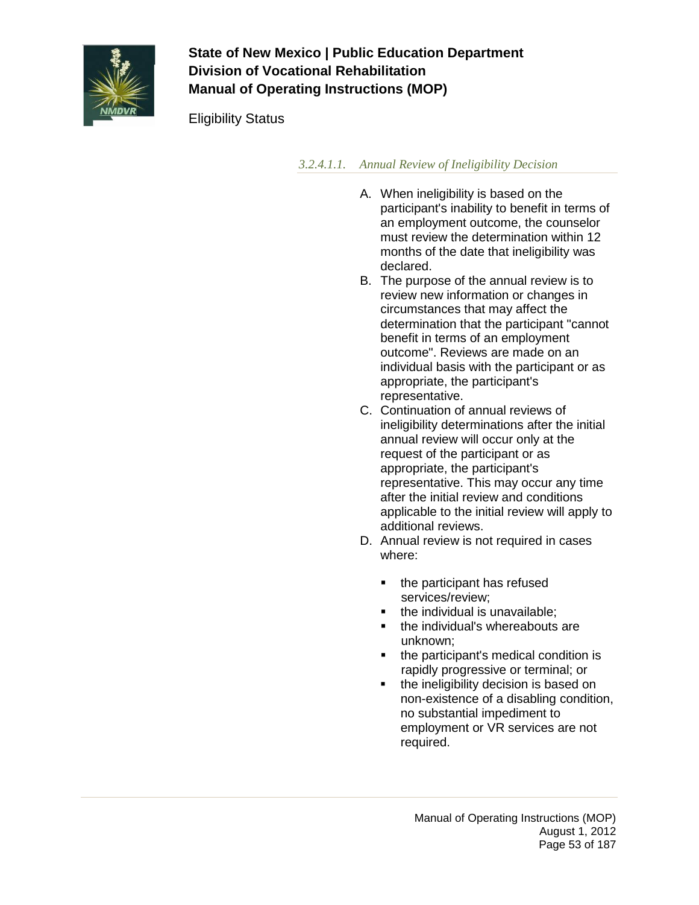#### *3.2.4.1.1. Annual Review of Ineligibility Decision*

A. When ineligibility is based on the participant's inability to benefit in terms of an employment outcome, the counselor must review the determination within 12 months of the date that ineligibility was declared.
B. The purpose of the annual review is to review new information or changes in circumstances that may affect the determination that the participant "cannot benefit in terms of an employment outcome". Reviews are made on an individual basis with the participant or as appropriate, the participant's representative.
C. Continuation of annual reviews of ineligibility determinations after the initial annual review will occur only at the request of the participant or as appropriate, the participant's representative. This may occur any time after the initial review and conditions applicable to the initial review will apply to additional reviews.
D. Annual review is not required in cases where:

    - the participant has refused services/review;
    - the individual is unavailable;
    - the individual's whereabouts are unknown;
    - the participant's medical condition is rapidly progressive or terminal; or
    - the ineligibility decision is based on non-existence of a disabling condition, no substantial impediment to employment or VR services are not required.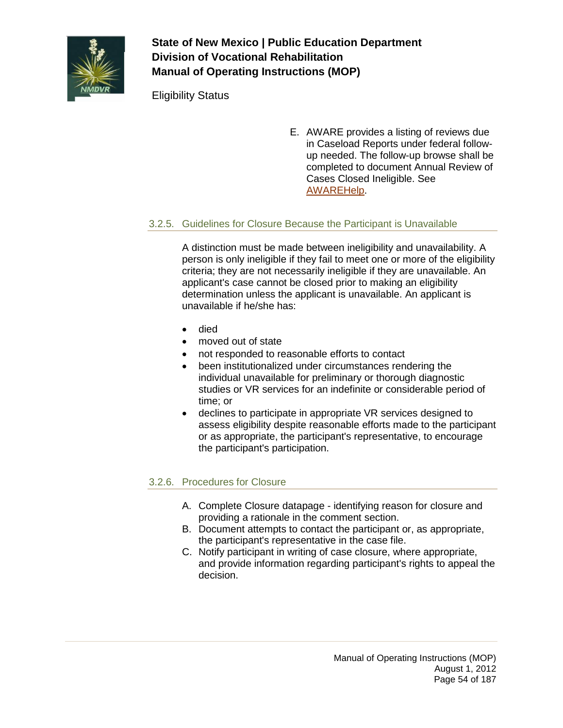E. AWARE provides a listing of reviews due in Caseload Reports under federal follow-up needed. The follow-up browse shall be completed to document Annual Review of Cases Closed Ineligible. See AWAREHelp.

### 3.2.5. Guidelines for Closure Because the Participant is Unavailable

A distinction must be made between ineligibility and unavailability. A person is only ineligible if they fail to meet one or more of the eligibility criteria; they are not necessarily ineligible if they are unavailable. An applicant's case cannot be closed prior to making an eligibility determination unless the applicant is unavailable. An applicant is unavailable if he/she has:

- died
- moved out of state
- not responded to reasonable efforts to contact
- been institutionalized under circumstances rendering the individual unavailable for preliminary or thorough diagnostic studies or VR services for an indefinite or considerable period of time; or
- declines to participate in appropriate VR services designed to assess eligibility despite reasonable efforts made to the participant or as appropriate, the participant's representative, to encourage the participant's participation.

### 3.2.6. Procedures for Closure

A. Complete Closure datapage - identifying reason for closure and providing a rationale in the comment section.
B. Document attempts to contact the participant or, as appropriate, the participant's representative in the case file.
C. Notify participant in writing of case closure, where appropriate, and provide information regarding participant's rights to appeal the decision.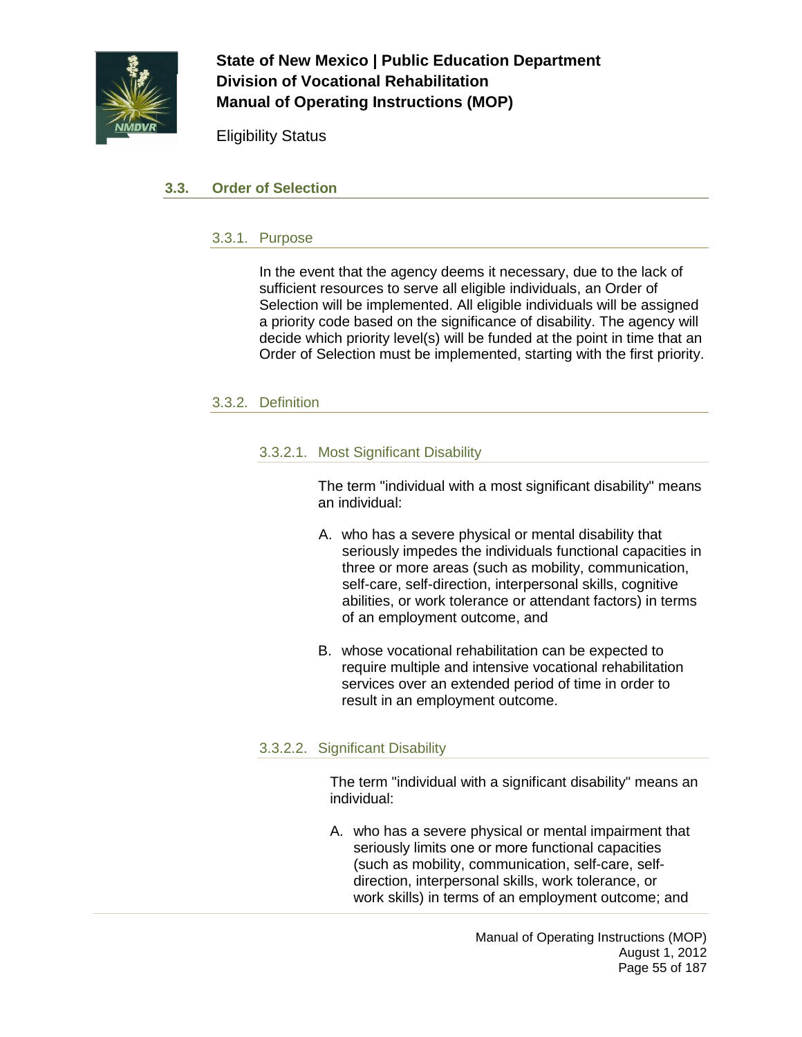## 3.3. Order of Selection

### 3.3.1. Purpose

In the event that the agency deems it necessary, due to the lack of sufficient resources to serve all eligible individuals, an Order of Selection will be implemented. All eligible individuals will be assigned a priority code based on the significance of disability. The agency will decide which priority level(s) will be funded at the point in time that an Order of Selection must be implemented, starting with the first priority.

### 3.3.2. Definition

#### 3.3.2.1. Most Significant Disability

The term "individual with a most significant disability" means an individual:

A. who has a severe physical or mental disability that seriously impedes the individuals functional capacities in three or more areas (such as mobility, communication, self-care, self-direction, interpersonal skills, cognitive abilities, or work tolerance or attendant factors) in terms of an employment outcome, and

B. whose vocational rehabilitation can be expected to require multiple and intensive vocational rehabilitation services over an extended period of time in order to result in an employment outcome.

#### 3.3.2.2. Significant Disability

The term "individual with a significant disability" means an individual:

A. who has a severe physical or mental impairment that seriously limits one or more functional capacities (such as mobility, communication, self-care, self-direction, interpersonal skills, work tolerance, or work skills) in terms of an employment outcome; and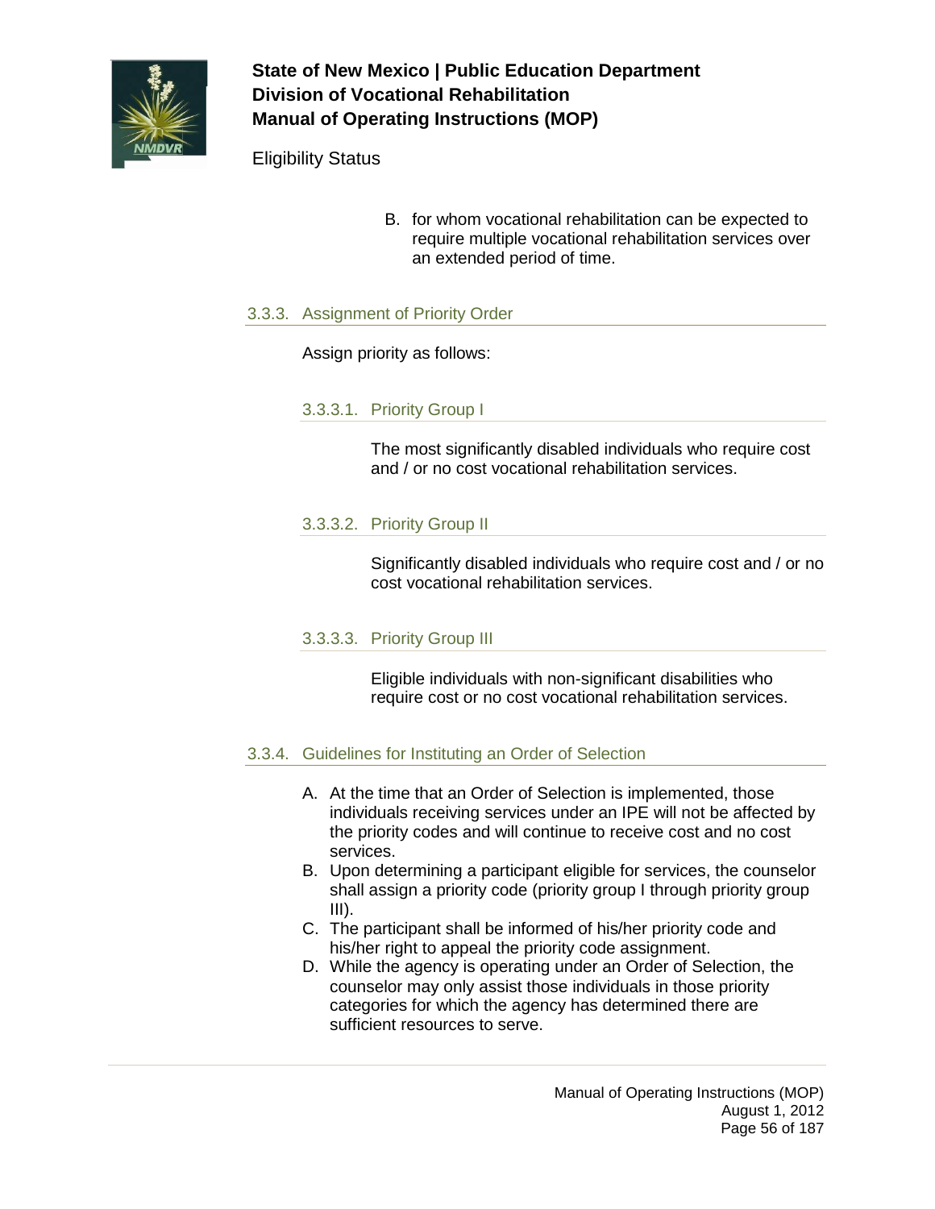B. for whom vocational rehabilitation can be expected to require multiple vocational rehabilitation services over an extended period of time.

### 3.3.3. Assignment of Priority Order

Assign priority as follows:

#### 3.3.3.1. Priority Group I

The most significantly disabled individuals who require cost and / or no cost vocational rehabilitation services.

#### 3.3.3.2. Priority Group II

Significantly disabled individuals who require cost and / or no cost vocational rehabilitation services.

#### 3.3.3.3. Priority Group III

Eligible individuals with non-significant disabilities who require cost or no cost vocational rehabilitation services.

### 3.3.4. Guidelines for Instituting an Order of Selection

A. At the time that an Order of Selection is implemented, those individuals receiving services under an IPE will not be affected by the priority codes and will continue to receive cost and no cost services.
B. Upon determining a participant eligible for services, the counselor shall assign a priority code (priority group I through priority group III).
C. The participant shall be informed of his/her priority code and his/her right to appeal the priority code assignment.
D. While the agency is operating under an Order of Selection, the counselor may only assist those individuals in those priority categories for which the agency has determined there are sufficient resources to serve.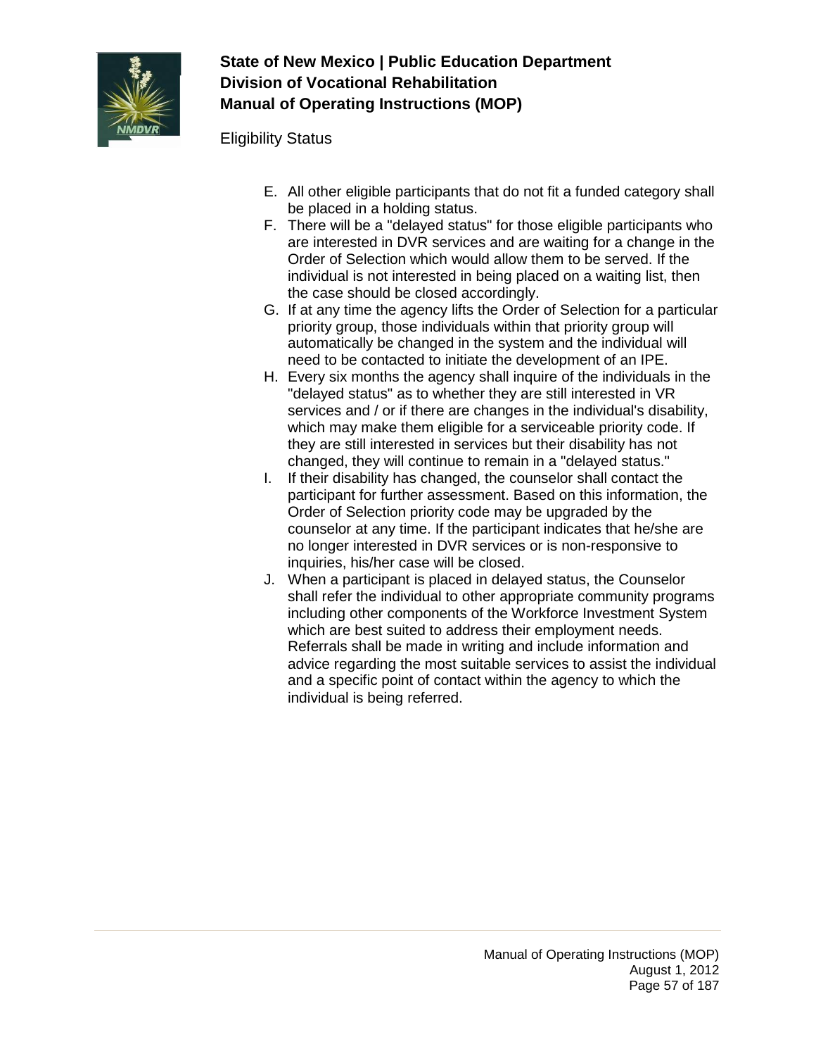E. All other eligible participants that do not fit a funded category shall be placed in a holding status.
F. There will be a "delayed status" for those eligible participants who are interested in DVR services and are waiting for a change in the Order of Selection which would allow them to be served. If the individual is not interested in being placed on a waiting list, then the case should be closed accordingly.
G. If at any time the agency lifts the Order of Selection for a particular priority group, those individuals within that priority group will automatically be changed in the system and the individual will need to be contacted to initiate the development of an IPE.
H. Every six months the agency shall inquire of the individuals in the "delayed status" as to whether they are still interested in VR services and / or if there are changes in the individual's disability, which may make them eligible for a serviceable priority code. If they are still interested in services but their disability has not changed, they will continue to remain in a "delayed status."
I. If their disability has changed, the counselor shall contact the participant for further assessment. Based on this information, the Order of Selection priority code may be upgraded by the counselor at any time. If the participant indicates that he/she are no longer interested in DVR services or is non-responsive to inquiries, his/her case will be closed.
J. When a participant is placed in delayed status, the Counselor shall refer the individual to other appropriate community programs including other components of the Workforce Investment System which are best suited to address their employment needs. Referrals shall be made in writing and include information and advice regarding the most suitable services to assist the individual and a specific point of contact within the agency to which the individual is being referred.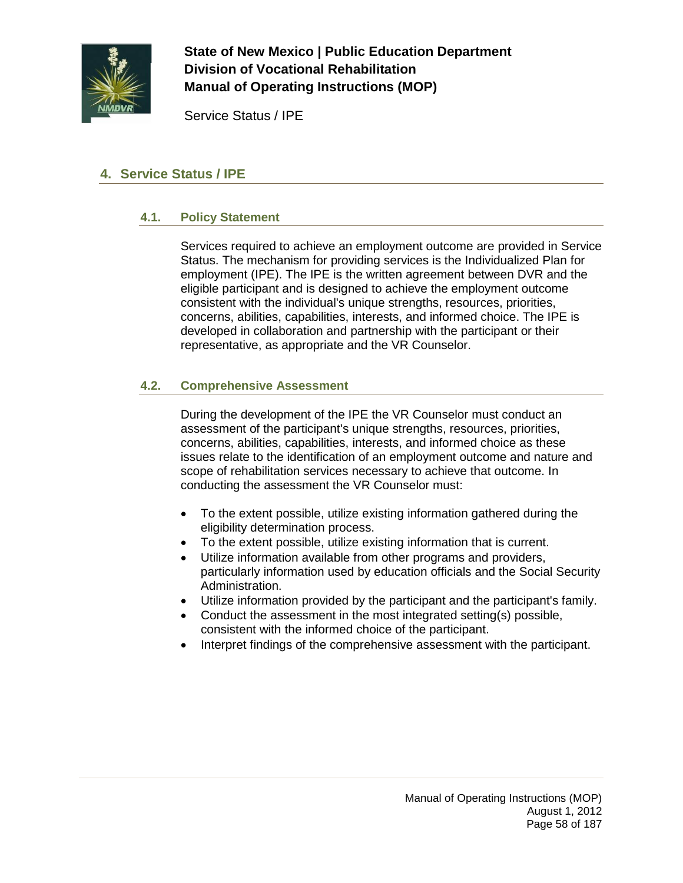# 4. Service Status / IPE

## 4.1. Policy Statement

Services required to achieve an employment outcome are provided in Service Status. The mechanism for providing services is the Individualized Plan for employment (IPE). The IPE is the written agreement between DVR and the eligible participant and is designed to achieve the employment outcome consistent with the individual's unique strengths, resources, priorities, concerns, abilities, capabilities, interests, and informed choice. The IPE is developed in collaboration and partnership with the participant or their representative, as appropriate and the VR Counselor.

## 4.2. Comprehensive Assessment

During the development of the IPE the VR Counselor must conduct an assessment of the participant's unique strengths, resources, priorities, concerns, abilities, capabilities, interests, and informed choice as these issues relate to the identification of an employment outcome and nature and scope of rehabilitation services necessary to achieve that outcome. In conducting the assessment the VR Counselor must:

- To the extent possible, utilize existing information gathered during the eligibility determination process.
- To the extent possible, utilize existing information that is current.
- Utilize information available from other programs and providers, particularly information used by education officials and the Social Security Administration.
- Utilize information provided by the participant and the participant's family.
- Conduct the assessment in the most integrated setting(s) possible, consistent with the informed choice of the participant.
- Interpret findings of the comprehensive assessment with the participant.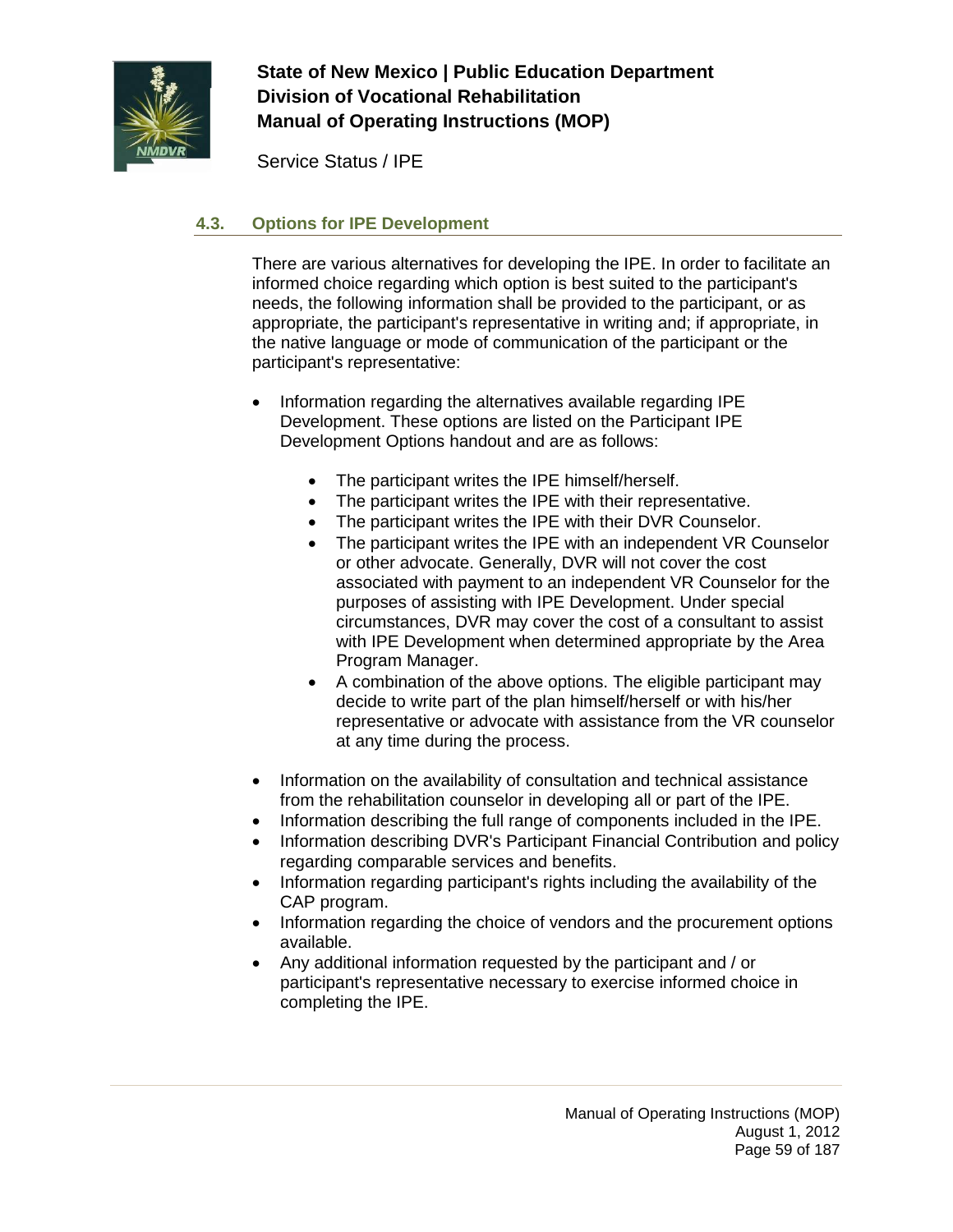## 4.3. Options for IPE Development

There are various alternatives for developing the IPE. In order to facilitate an informed choice regarding which option is best suited to the participant's needs, the following information shall be provided to the participant, or as appropriate, the participant's representative in writing and; if appropriate, in the native language or mode of communication of the participant or the participant's representative:

- Information regarding the alternatives available regarding IPE Development. These options are listed on the Participant IPE Development Options handout and are as follows:
  - The participant writes the IPE himself/herself.
  - The participant writes the IPE with their representative.
  - The participant writes the IPE with their DVR Counselor.
  - The participant writes the IPE with an independent VR Counselor or other advocate. Generally, DVR will not cover the cost associated with payment to an independent VR Counselor for the purposes of assisting with IPE Development. Under special circumstances, DVR may cover the cost of a consultant to assist with IPE Development when determined appropriate by the Area Program Manager.
  - A combination of the above options. The eligible participant may decide to write part of the plan himself/herself or with his/her representative or advocate with assistance from the VR counselor at any time during the process.
- Information on the availability of consultation and technical assistance from the rehabilitation counselor in developing all or part of the IPE.
- Information describing the full range of components included in the IPE.
- Information describing DVR's Participant Financial Contribution and policy regarding comparable services and benefits.
- Information regarding participant's rights including the availability of the CAP program.
- Information regarding the choice of vendors and the procurement options available.
- Any additional information requested by the participant and / or participant's representative necessary to exercise informed choice in completing the IPE.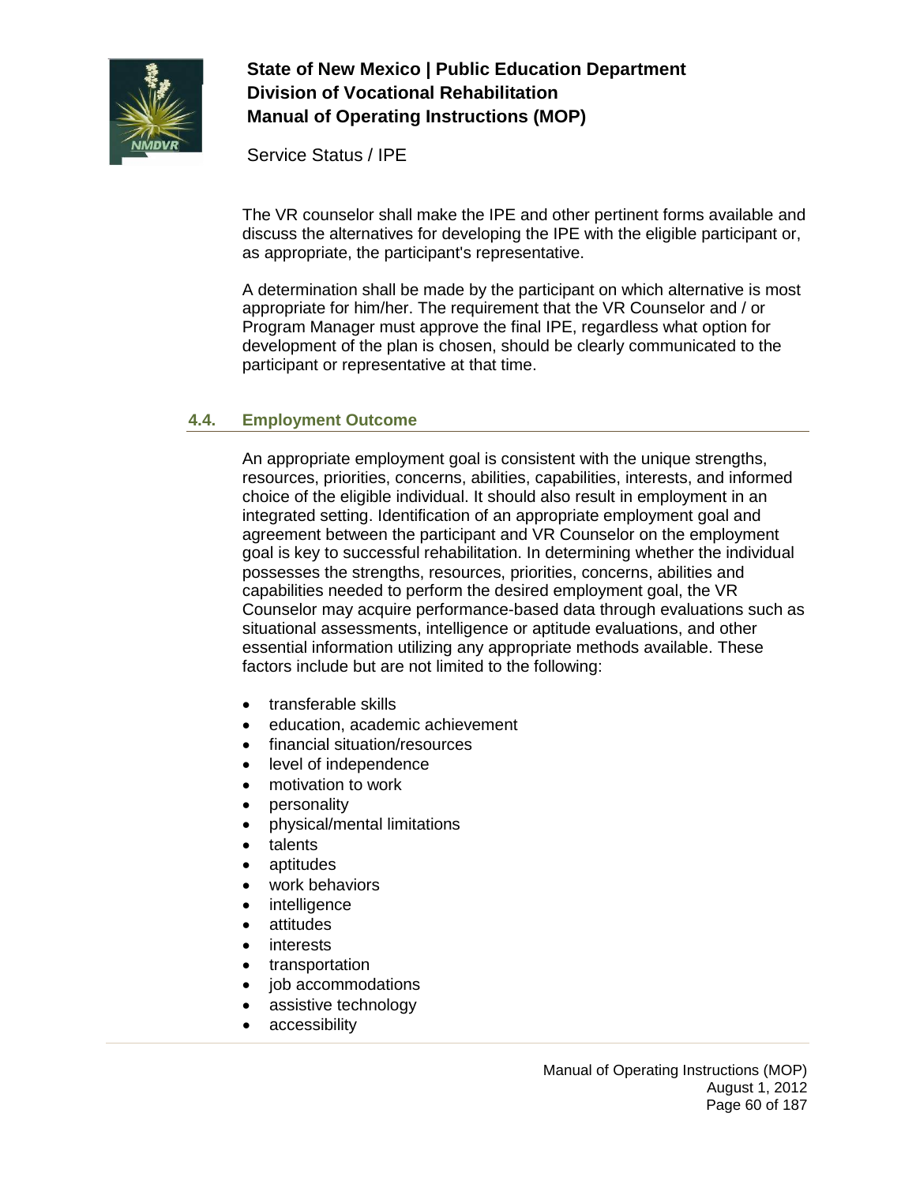The VR counselor shall make the IPE and other pertinent forms available and discuss the alternatives for developing the IPE with the eligible participant or, as appropriate, the participant's representative.

A determination shall be made by the participant on which alternative is most appropriate for him/her. The requirement that the VR Counselor and / or Program Manager must approve the final IPE, regardless what option for development of the plan is chosen, should be clearly communicated to the participant or representative at that time.

## 4.4. Employment Outcome

An appropriate employment goal is consistent with the unique strengths, resources, priorities, concerns, abilities, capabilities, interests, and informed choice of the eligible individual. It should also result in employment in an integrated setting. Identification of an appropriate employment goal and agreement between the participant and VR Counselor on the employment goal is key to successful rehabilitation. In determining whether the individual possesses the strengths, resources, priorities, concerns, abilities and capabilities needed to perform the desired employment goal, the VR Counselor may acquire performance-based data through evaluations such as situational assessments, intelligence or aptitude evaluations, and other essential information utilizing any appropriate methods available. These factors include but are not limited to the following:

- transferable skills
- education, academic achievement
- financial situation/resources
- level of independence
- motivation to work
- personality
- physical/mental limitations
- talents
- aptitudes
- work behaviors
- intelligence
- attitudes
- interests
- transportation
- job accommodations
- assistive technology
- accessibility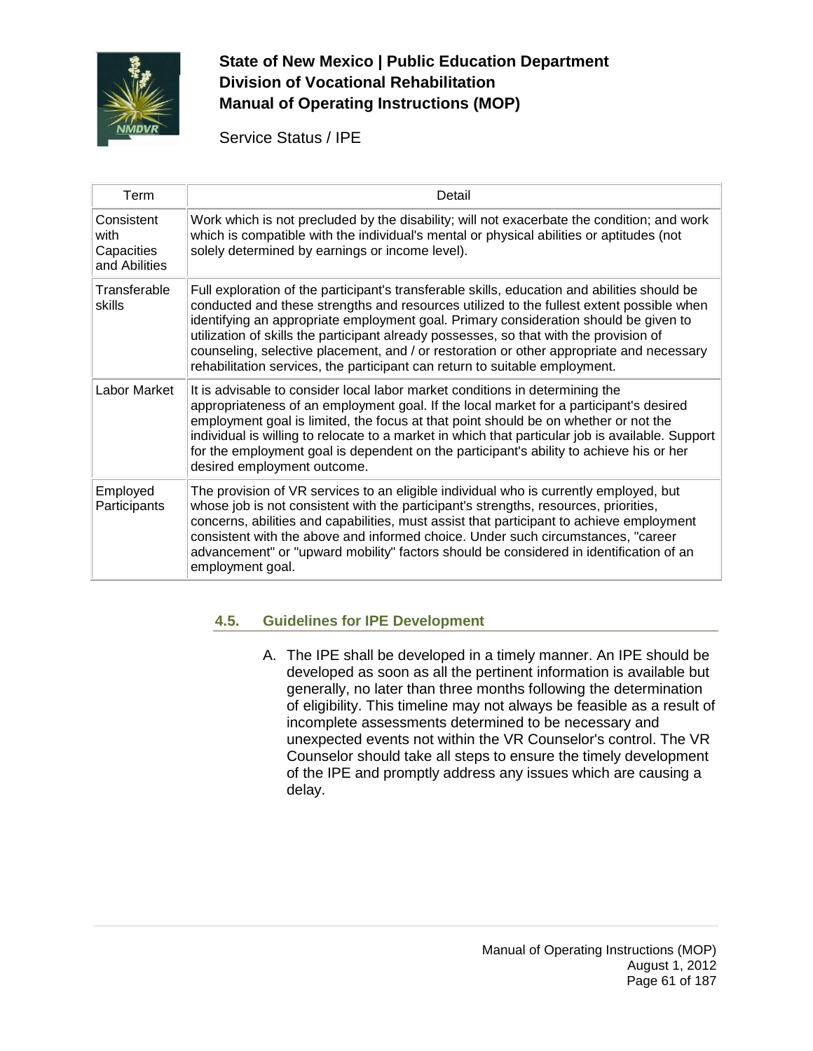| Term | Detail |
|---|---|
| Consistent with Capacities and Abilities | Work which is not precluded by the disability; will not exacerbate the condition; and work which is compatible with the individual's mental or physical abilities or aptitudes (not solely determined by earnings or income level). |
| Transferable skills | Full exploration of the participant's transferable skills, education and abilities should be conducted and these strengths and resources utilized to the fullest extent possible when identifying an appropriate employment goal. Primary consideration should be given to utilization of skills the participant already possesses, so that with the provision of counseling, selective placement, and / or restoration or other appropriate and necessary rehabilitation services, the participant can return to suitable employment. |
| Labor Market | It is advisable to consider local labor market conditions in determining the appropriateness of an employment goal. If the local market for a participant's desired employment goal is limited, the focus at that point should be on whether or not the individual is willing to relocate to a market in which that particular job is available. Support for the employment goal is dependent on the participant's ability to achieve his or her desired employment outcome. |
| Employed Participants | The provision of VR services to an eligible individual who is currently employed, but whose job is not consistent with the participant's strengths, resources, priorities, concerns, abilities and capabilities, must assist that participant to achieve employment consistent with the above and informed choice. Under such circumstances, "career advancement" or "upward mobility" factors should be considered in identification of an employment goal. |

### 4.5. Guidelines for IPE Development

A. The IPE shall be developed in a timely manner. An IPE should be developed as soon as all the pertinent information is available but generally, no later than three months following the determination of eligibility. This timeline may not always be feasible as a result of incomplete assessments determined to be necessary and unexpected events not within the VR Counselor's control. The VR Counselor should take all steps to ensure the timely development of the IPE and promptly address any issues which are causing a delay.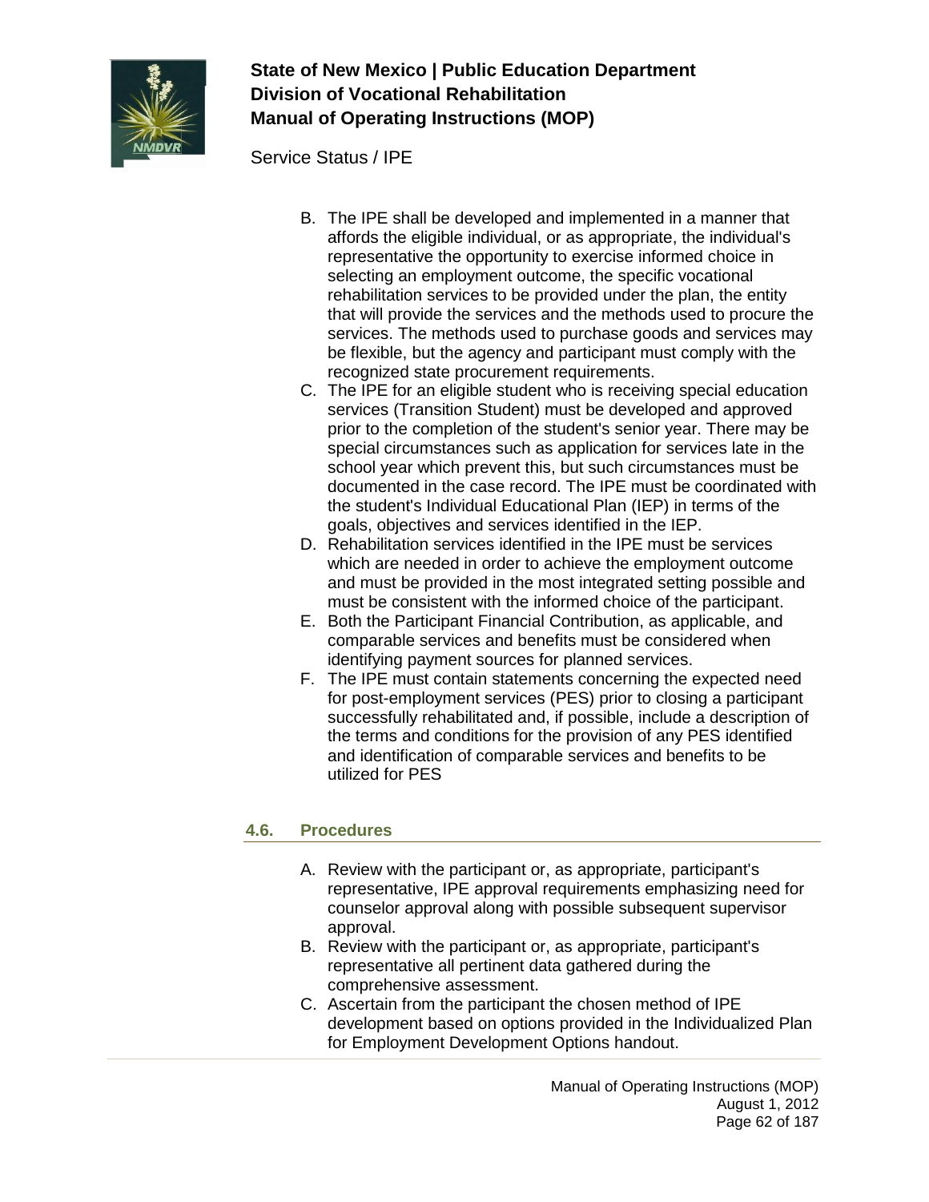B. The IPE shall be developed and implemented in a manner that affords the eligible individual, or as appropriate, the individual's representative the opportunity to exercise informed choice in selecting an employment outcome, the specific vocational rehabilitation services to be provided under the plan, the entity that will provide the services and the methods used to procure the services. The methods used to purchase goods and services may be flexible, but the agency and participant must comply with the recognized state procurement requirements.
C. The IPE for an eligible student who is receiving special education services (Transition Student) must be developed and approved prior to the completion of the student's senior year. There may be special circumstances such as application for services late in the school year which prevent this, but such circumstances must be documented in the case record. The IPE must be coordinated with the student's Individual Educational Plan (IEP) in terms of the goals, objectives and services identified in the IEP.
D. Rehabilitation services identified in the IPE must be services which are needed in order to achieve the employment outcome and must be provided in the most integrated setting possible and must be consistent with the informed choice of the participant.
E. Both the Participant Financial Contribution, as applicable, and comparable services and benefits must be considered when identifying payment sources for planned services.
F. The IPE must contain statements concerning the expected need for post-employment services (PES) prior to closing a participant successfully rehabilitated and, if possible, include a description of the terms and conditions for the provision of any PES identified and identification of comparable services and benefits to be utilized for PES

## 4.6. Procedures

A. Review with the participant or, as appropriate, participant's representative, IPE approval requirements emphasizing need for counselor approval along with possible subsequent supervisor approval.
B. Review with the participant or, as appropriate, participant's representative all pertinent data gathered during the comprehensive assessment.
C. Ascertain from the participant the chosen method of IPE development based on options provided in the Individualized Plan for Employment Development Options handout.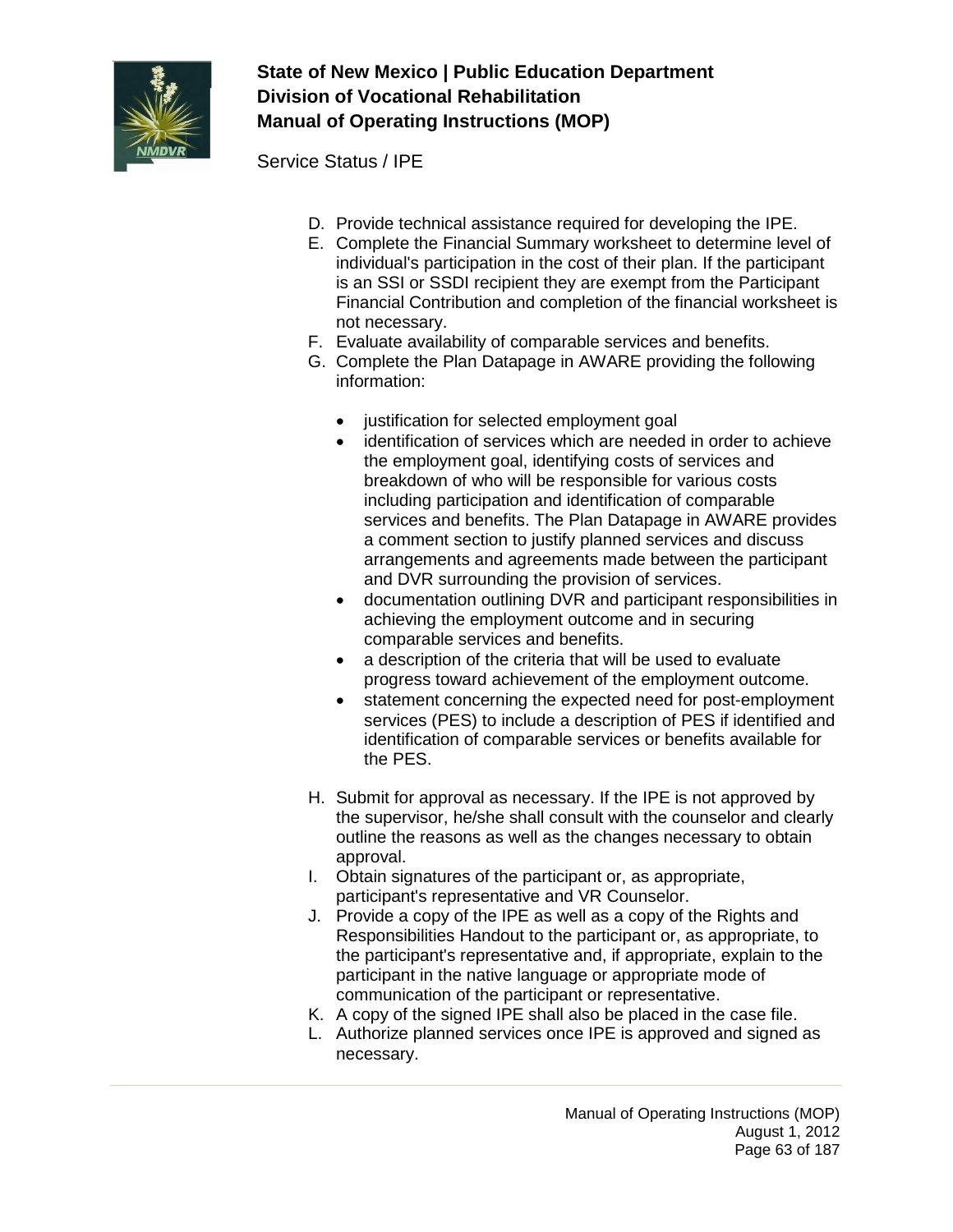D. Provide technical assistance required for developing the IPE.
E. Complete the Financial Summary worksheet to determine level of individual's participation in the cost of their plan. If the participant is an SSI or SSDI recipient they are exempt from the Participant Financial Contribution and completion of the financial worksheet is not necessary.
F. Evaluate availability of comparable services and benefits.
G. Complete the Plan Datapage in AWARE providing the following information:

    - justification for selected employment goal
    - identification of services which are needed in order to achieve the employment goal, identifying costs of services and breakdown of who will be responsible for various costs including participation and identification of comparable services and benefits. The Plan Datapage in AWARE provides a comment section to justify planned services and discuss arrangements and agreements made between the participant and DVR surrounding the provision of services.
    - documentation outlining DVR and participant responsibilities in achieving the employment outcome and in securing comparable services and benefits.
    - a description of the criteria that will be used to evaluate progress toward achievement of the employment outcome.
    - statement concerning the expected need for post-employment services (PES) to include a description of PES if identified and identification of comparable services or benefits available for the PES.

H. Submit for approval as necessary. If the IPE is not approved by the supervisor, he/she shall consult with the counselor and clearly outline the reasons as well as the changes necessary to obtain approval.
I. Obtain signatures of the participant or, as appropriate, participant's representative and VR Counselor.
J. Provide a copy of the IPE as well as a copy of the Rights and Responsibilities Handout to the participant or, as appropriate, to the participant's representative and, if appropriate, explain to the participant in the native language or appropriate mode of communication of the participant or representative.
K. A copy of the signed IPE shall also be placed in the case file.
L. Authorize planned services once IPE is approved and signed as necessary.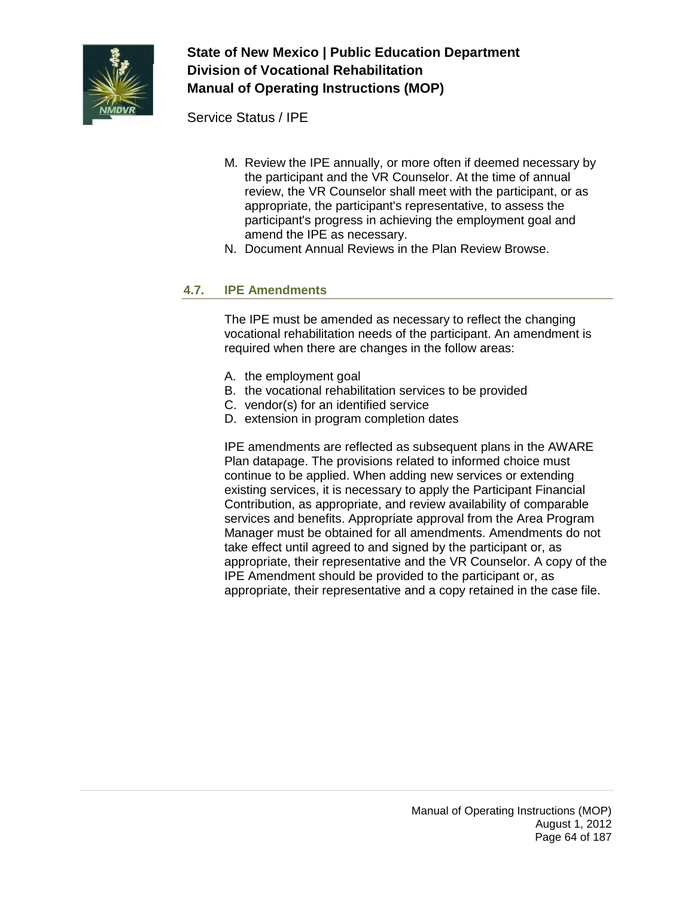M. Review the IPE annually, or more often if deemed necessary by the participant and the VR Counselor. At the time of annual review, the VR Counselor shall meet with the participant, or as appropriate, the participant's representative, to assess the participant's progress in achieving the employment goal and amend the IPE as necessary.
N. Document Annual Reviews in the Plan Review Browse.

## 4.7. IPE Amendments

The IPE must be amended as necessary to reflect the changing vocational rehabilitation needs of the participant. An amendment is required when there are changes in the follow areas:

A. the employment goal
B. the vocational rehabilitation services to be provided
C. vendor(s) for an identified service
D. extension in program completion dates

IPE amendments are reflected as subsequent plans in the AWARE Plan datapage. The provisions related to informed choice must continue to be applied. When adding new services or extending existing services, it is necessary to apply the Participant Financial Contribution, as appropriate, and review availability of comparable services and benefits. Appropriate approval from the Area Program Manager must be obtained for all amendments. Amendments do not take effect until agreed to and signed by the participant or, as appropriate, their representative and the VR Counselor. A copy of the IPE Amendment should be provided to the participant or, as appropriate, their representative and a copy retained in the case file.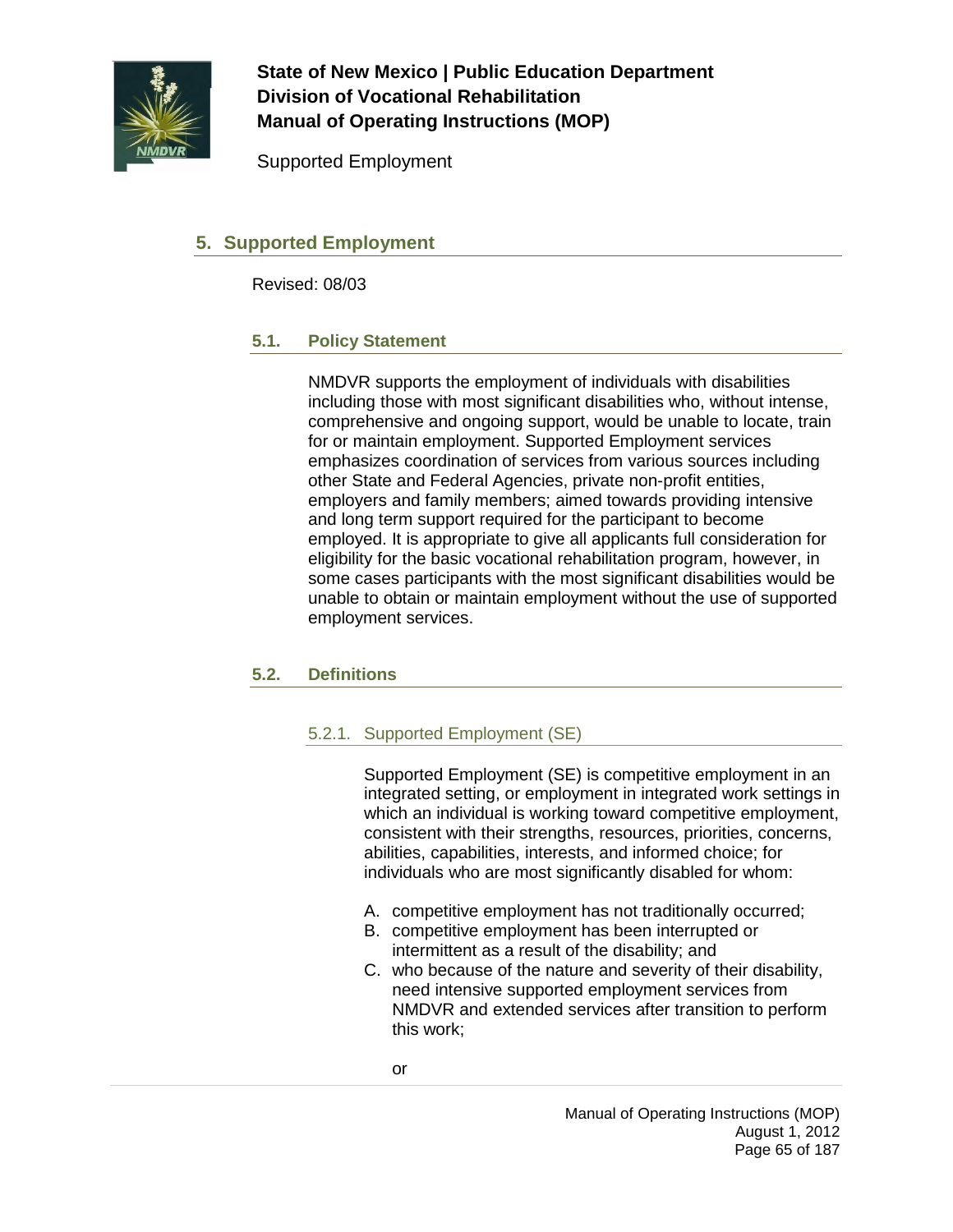## 5. Supported Employment

Revised: 08/03

### 5.1. Policy Statement

NMDVR supports the employment of individuals with disabilities including those with most significant disabilities who, without intense, comprehensive and ongoing support, would be unable to locate, train for or maintain employment. Supported Employment services emphasizes coordination of services from various sources including other State and Federal Agencies, private non-profit entities, employers and family members; aimed towards providing intensive and long term support required for the participant to become employed. It is appropriate to give all applicants full consideration for eligibility for the basic vocational rehabilitation program, however, in some cases participants with the most significant disabilities would be unable to obtain or maintain employment without the use of supported employment services.

### 5.2. Definitions

#### 5.2.1. Supported Employment (SE)

Supported Employment (SE) is competitive employment in an integrated setting, or employment in integrated work settings in which an individual is working toward competitive employment, consistent with their strengths, resources, priorities, concerns, abilities, capabilities, interests, and informed choice; for individuals who are most significantly disabled for whom:

A. competitive employment has not traditionally occurred;
B. competitive employment has been interrupted or intermittent as a result of the disability; and
C. who because of the nature and severity of their disability, need intensive supported employment services from NMDVR and extended services after transition to perform this work;

or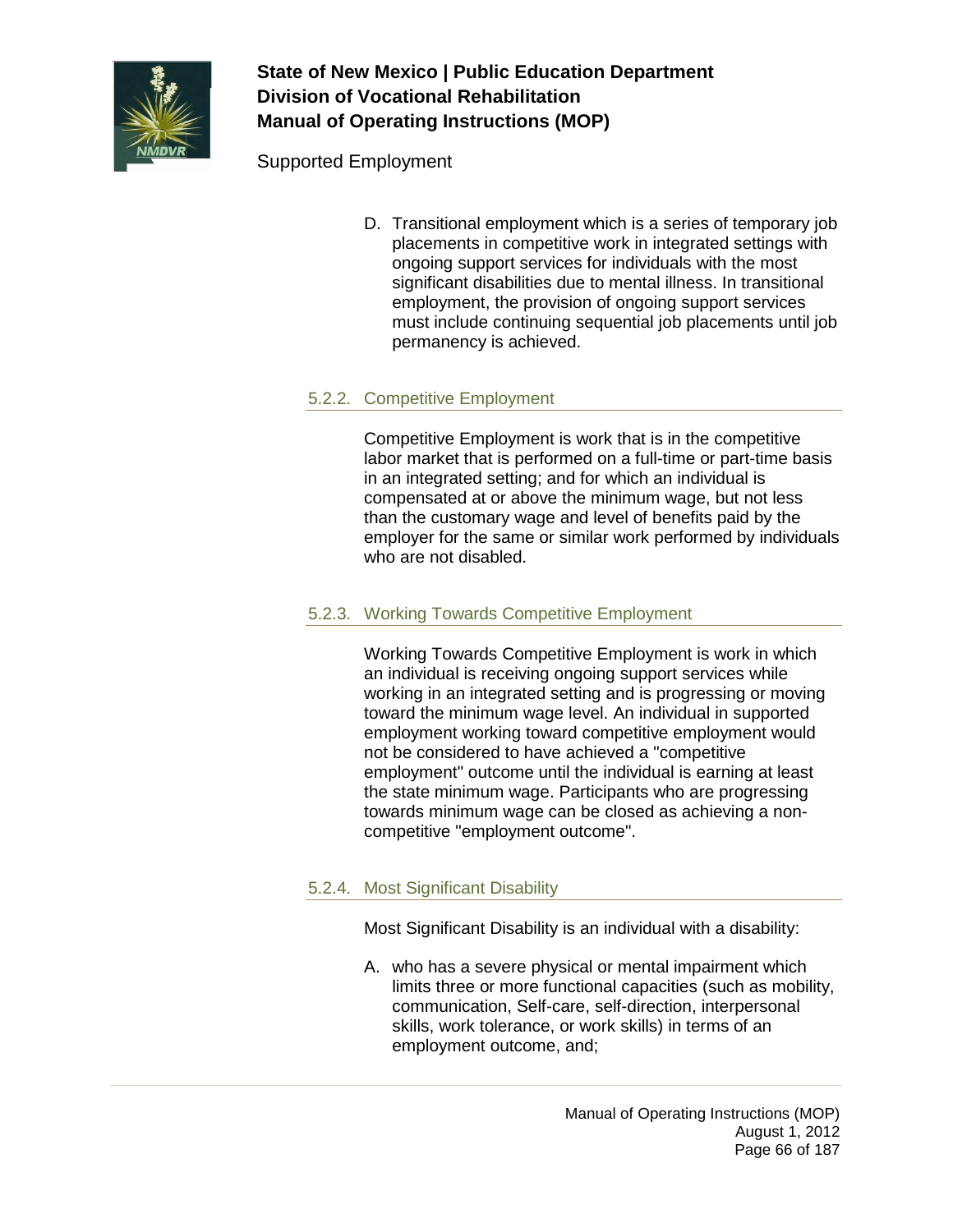D. Transitional employment which is a series of temporary job placements in competitive work in integrated settings with ongoing support services for individuals with the most significant disabilities due to mental illness. In transitional employment, the provision of ongoing support services must include continuing sequential job placements until job permanency is achieved.

### 5.2.2. Competitive Employment

Competitive Employment is work that is in the competitive labor market that is performed on a full-time or part-time basis in an integrated setting; and for which an individual is compensated at or above the minimum wage, but not less than the customary wage and level of benefits paid by the employer for the same or similar work performed by individuals who are not disabled.

### 5.2.3. Working Towards Competitive Employment

Working Towards Competitive Employment is work in which an individual is receiving ongoing support services while working in an integrated setting and is progressing or moving toward the minimum wage level. An individual in supported employment working toward competitive employment would not be considered to have achieved a "competitive employment" outcome until the individual is earning at least the state minimum wage. Participants who are progressing towards minimum wage can be closed as achieving a non-competitive "employment outcome".

### 5.2.4. Most Significant Disability

Most Significant Disability is an individual with a disability:

A. who has a severe physical or mental impairment which limits three or more functional capacities (such as mobility, communication, Self-care, self-direction, interpersonal skills, work tolerance, or work skills) in terms of an employment outcome, and;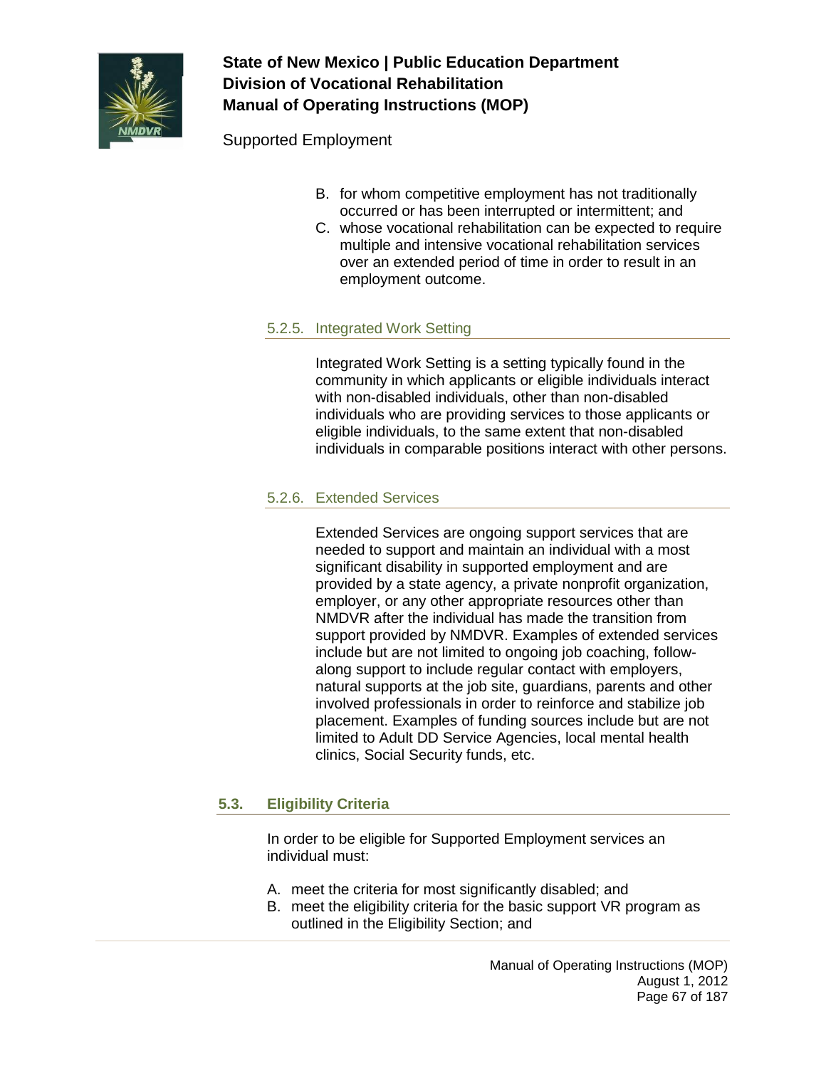B. for whom competitive employment has not traditionally occurred or has been interrupted or intermittent; and
C. whose vocational rehabilitation can be expected to require multiple and intensive vocational rehabilitation services over an extended period of time in order to result in an employment outcome.

### 5.2.5. Integrated Work Setting

Integrated Work Setting is a setting typically found in the community in which applicants or eligible individuals interact with non-disabled individuals, other than non-disabled individuals who are providing services to those applicants or eligible individuals, to the same extent that non-disabled individuals in comparable positions interact with other persons.

### 5.2.6. Extended Services

Extended Services are ongoing support services that are needed to support and maintain an individual with a most significant disability in supported employment and are provided by a state agency, a private nonprofit organization, employer, or any other appropriate resources other than NMDVR after the individual has made the transition from support provided by NMDVR. Examples of extended services include but are not limited to ongoing job coaching, follow-along support to include regular contact with employers, natural supports at the job site, guardians, parents and other involved professionals in order to reinforce and stabilize job placement. Examples of funding sources include but are not limited to Adult DD Service Agencies, local mental health clinics, Social Security funds, etc.

## 5.3. Eligibility Criteria

In order to be eligible for Supported Employment services an individual must:

A. meet the criteria for most significantly disabled; and
B. meet the eligibility criteria for the basic support VR program as outlined in the Eligibility Section; and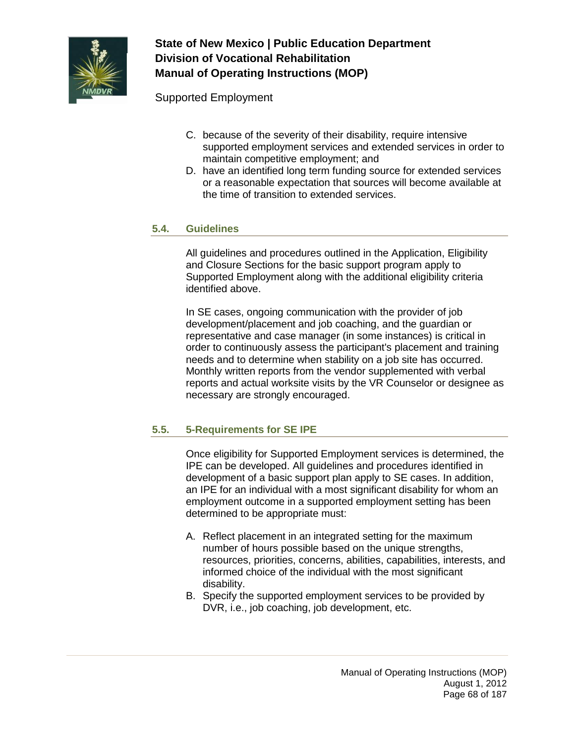C. because of the severity of their disability, require intensive supported employment services and extended services in order to maintain competitive employment; and
D. have an identified long term funding source for extended services or a reasonable expectation that sources will become available at the time of transition to extended services.

## 5.4. Guidelines

All guidelines and procedures outlined in the Application, Eligibility and Closure Sections for the basic support program apply to Supported Employment along with the additional eligibility criteria identified above.

In SE cases, ongoing communication with the provider of job development/placement and job coaching, and the guardian or representative and case manager (in some instances) is critical in order to continuously assess the participant's placement and training needs and to determine when stability on a job site has occurred. Monthly written reports from the vendor supplemented with verbal reports and actual worksite visits by the VR Counselor or designee as necessary are strongly encouraged.

## 5.5. 5-Requirements for SE IPE

Once eligibility for Supported Employment services is determined, the IPE can be developed. All guidelines and procedures identified in development of a basic support plan apply to SE cases. In addition, an IPE for an individual with a most significant disability for whom an employment outcome in a supported employment setting has been determined to be appropriate must:

A. Reflect placement in an integrated setting for the maximum number of hours possible based on the unique strengths, resources, priorities, concerns, abilities, capabilities, interests, and informed choice of the individual with the most significant disability.
B. Specify the supported employment services to be provided by DVR, i.e., job coaching, job development, etc.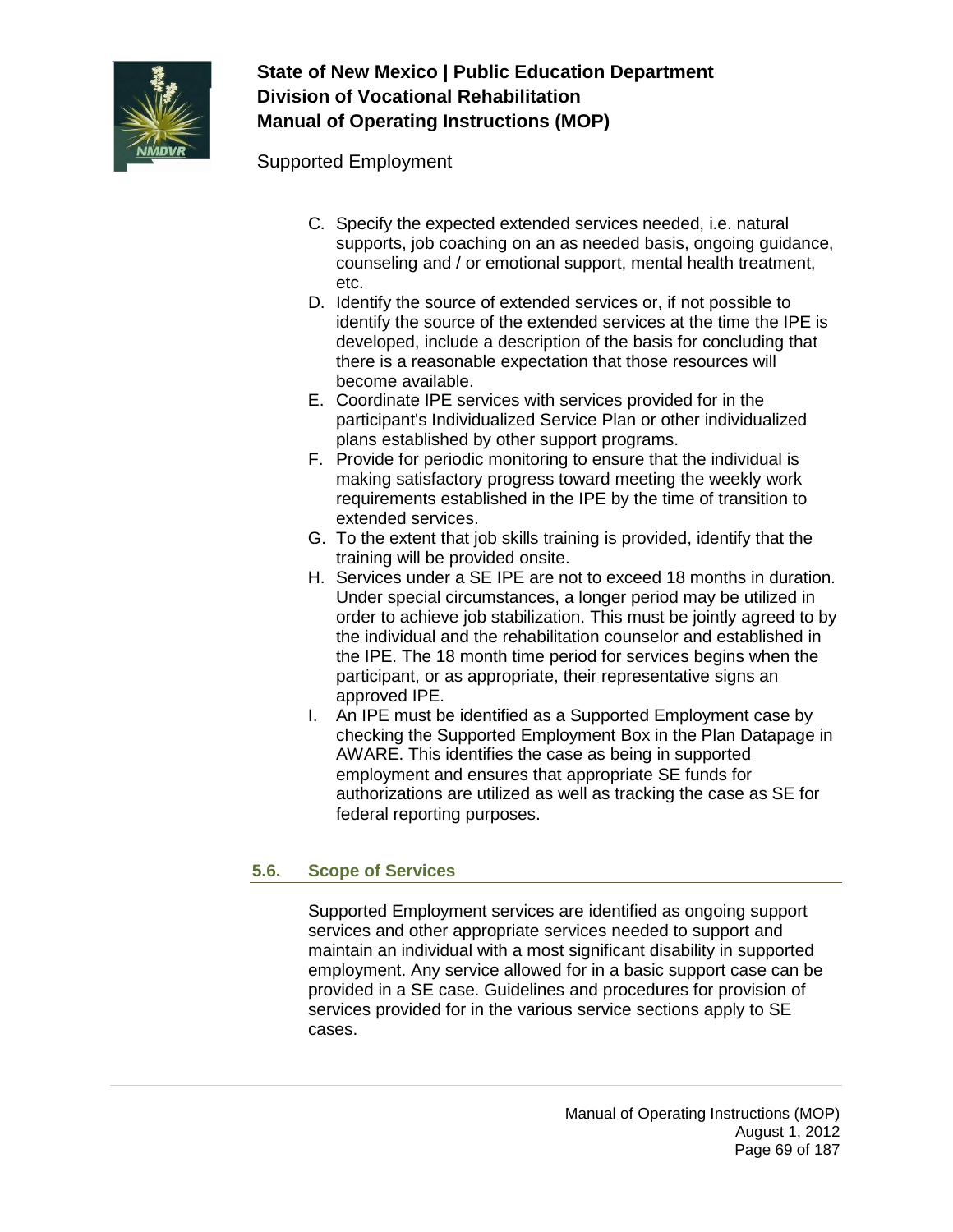C. Specify the expected extended services needed, i.e. natural supports, job coaching on an as needed basis, ongoing guidance, counseling and / or emotional support, mental health treatment, etc.
D. Identify the source of extended services or, if not possible to identify the source of the extended services at the time the IPE is developed, include a description of the basis for concluding that there is a reasonable expectation that those resources will become available.
E. Coordinate IPE services with services provided for in the participant's Individualized Service Plan or other individualized plans established by other support programs.
F. Provide for periodic monitoring to ensure that the individual is making satisfactory progress toward meeting the weekly work requirements established in the IPE by the time of transition to extended services.
G. To the extent that job skills training is provided, identify that the training will be provided onsite.
H. Services under a SE IPE are not to exceed 18 months in duration. Under special circumstances, a longer period may be utilized in order to achieve job stabilization. This must be jointly agreed to by the individual and the rehabilitation counselor and established in the IPE. The 18 month time period for services begins when the participant, or as appropriate, their representative signs an approved IPE.
I. An IPE must be identified as a Supported Employment case by checking the Supported Employment Box in the Plan Datapage in AWARE. This identifies the case as being in supported employment and ensures that appropriate SE funds for authorizations are utilized as well as tracking the case as SE for federal reporting purposes.

## 5.6. Scope of Services

Supported Employment services are identified as ongoing support services and other appropriate services needed to support and maintain an individual with a most significant disability in supported employment. Any service allowed for in a basic support case can be provided in a SE case. Guidelines and procedures for provision of services provided for in the various service sections apply to SE cases.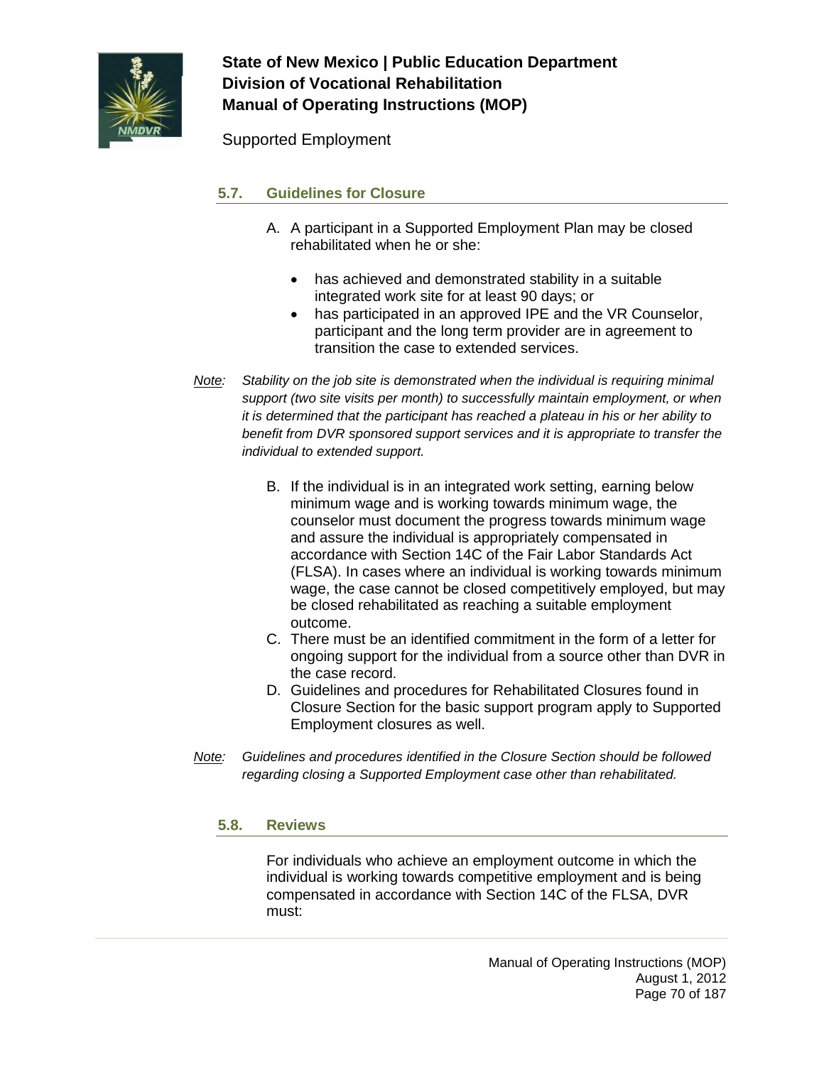## 5.7. Guidelines for Closure

A. A participant in a Supported Employment Plan may be closed rehabilitated when he or she:

- has achieved and demonstrated stability in a suitable integrated work site for at least 90 days; or
- has participated in an approved IPE and the VR Counselor, participant and the long term provider are in agreement to transition the case to extended services.

*Note: Stability on the job site is demonstrated when the individual is requiring minimal support (two site visits per month) to successfully maintain employment, or when it is determined that the participant has reached a plateau in his or her ability to benefit from DVR sponsored support services and it is appropriate to transfer the individual to extended support.*

B. If the individual is in an integrated work setting, earning below minimum wage and is working towards minimum wage, the counselor must document the progress towards minimum wage and assure the individual is appropriately compensated in accordance with Section 14C of the Fair Labor Standards Act (FLSA). In cases where an individual is working towards minimum wage, the case cannot be closed competitively employed, but may be closed rehabilitated as reaching a suitable employment outcome.

C. There must be an identified commitment in the form of a letter for ongoing support for the individual from a source other than DVR in the case record.

D. Guidelines and procedures for Rehabilitated Closures found in Closure Section for the basic support program apply to Supported Employment closures as well.

*Note: Guidelines and procedures identified in the Closure Section should be followed regarding closing a Supported Employment case other than rehabilitated.*

## 5.8. Reviews

For individuals who achieve an employment outcome in which the individual is working towards competitive employment and is being compensated in accordance with Section 14C of the FLSA, DVR must: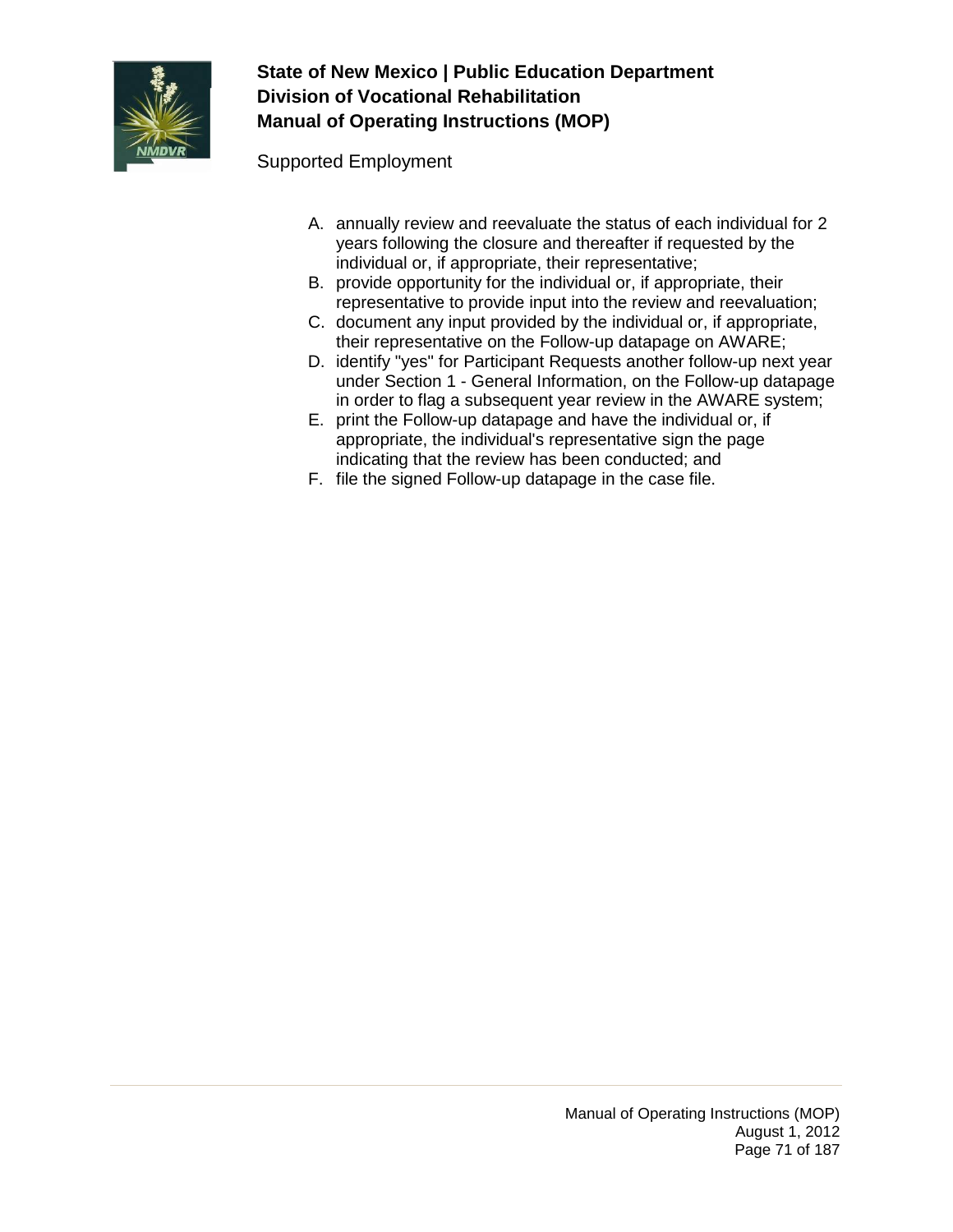A. annually review and reevaluate the status of each individual for 2 years following the closure and thereafter if requested by the individual or, if appropriate, their representative;
B. provide opportunity for the individual or, if appropriate, their representative to provide input into the review and reevaluation;
C. document any input provided by the individual or, if appropriate, their representative on the Follow-up datapage on AWARE;
D. identify "yes" for Participant Requests another follow-up next year under Section 1 - General Information, on the Follow-up datapage in order to flag a subsequent year review in the AWARE system;
E. print the Follow-up datapage and have the individual or, if appropriate, the individual's representative sign the page indicating that the review has been conducted; and
F. file the signed Follow-up datapage in the case file.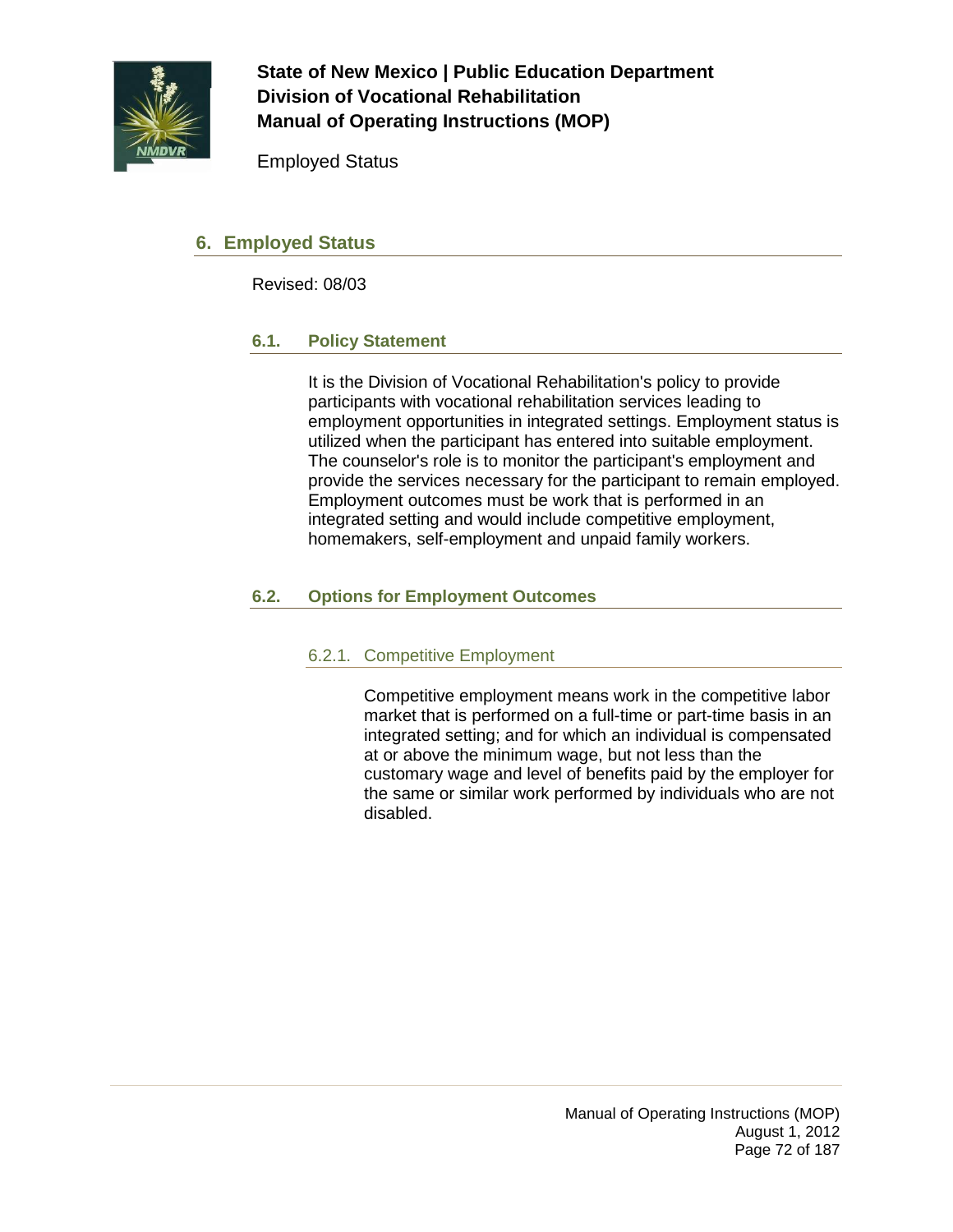## 6. Employed Status

Revised: 08/03

### 6.1. Policy Statement

It is the Division of Vocational Rehabilitation's policy to provide participants with vocational rehabilitation services leading to employment opportunities in integrated settings. Employment status is utilized when the participant has entered into suitable employment. The counselor's role is to monitor the participant's employment and provide the services necessary for the participant to remain employed. Employment outcomes must be work that is performed in an integrated setting and would include competitive employment, homemakers, self-employment and unpaid family workers.

### 6.2. Options for Employment Outcomes

#### 6.2.1. Competitive Employment

Competitive employment means work in the competitive labor market that is performed on a full-time or part-time basis in an integrated setting; and for which an individual is compensated at or above the minimum wage, but not less than the customary wage and level of benefits paid by the employer for the same or similar work performed by individuals who are not disabled.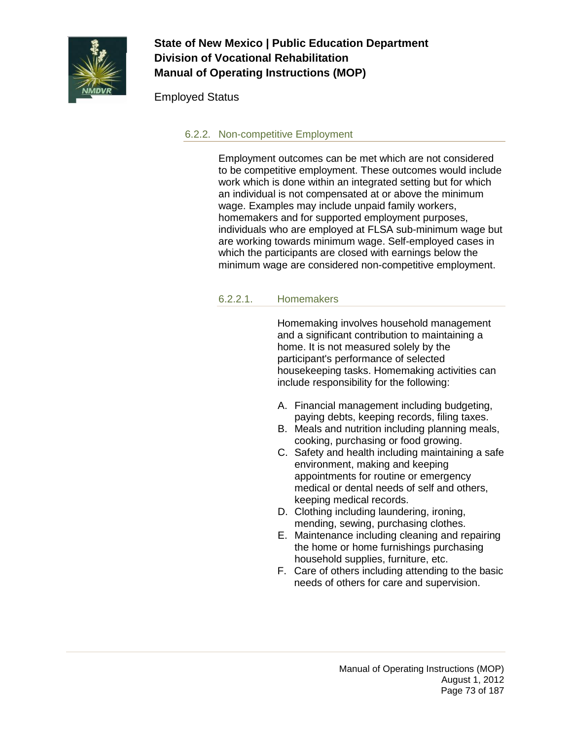#### 6.2.2. Non-competitive Employment

Employment outcomes can be met which are not considered to be competitive employment. These outcomes would include work which is done within an integrated setting but for which an individual is not compensated at or above the minimum wage. Examples may include unpaid family workers, homemakers and for supported employment purposes, individuals who are employed at FLSA sub-minimum wage but are working towards minimum wage. Self-employed cases in which the participants are closed with earnings below the minimum wage are considered non-competitive employment.

##### 6.2.2.1. Homemakers

Homemaking involves household management and a significant contribution to maintaining a home. It is not measured solely by the participant's performance of selected housekeeping tasks. Homemaking activities can include responsibility for the following:

A. Financial management including budgeting, paying debts, keeping records, filing taxes.
B. Meals and nutrition including planning meals, cooking, purchasing or food growing.
C. Safety and health including maintaining a safe environment, making and keeping appointments for routine or emergency medical or dental needs of self and others, keeping medical records.
D. Clothing including laundering, ironing, mending, sewing, purchasing clothes.
E. Maintenance including cleaning and repairing the home or home furnishings purchasing household supplies, furniture, etc.
F. Care of others including attending to the basic needs of others for care and supervision.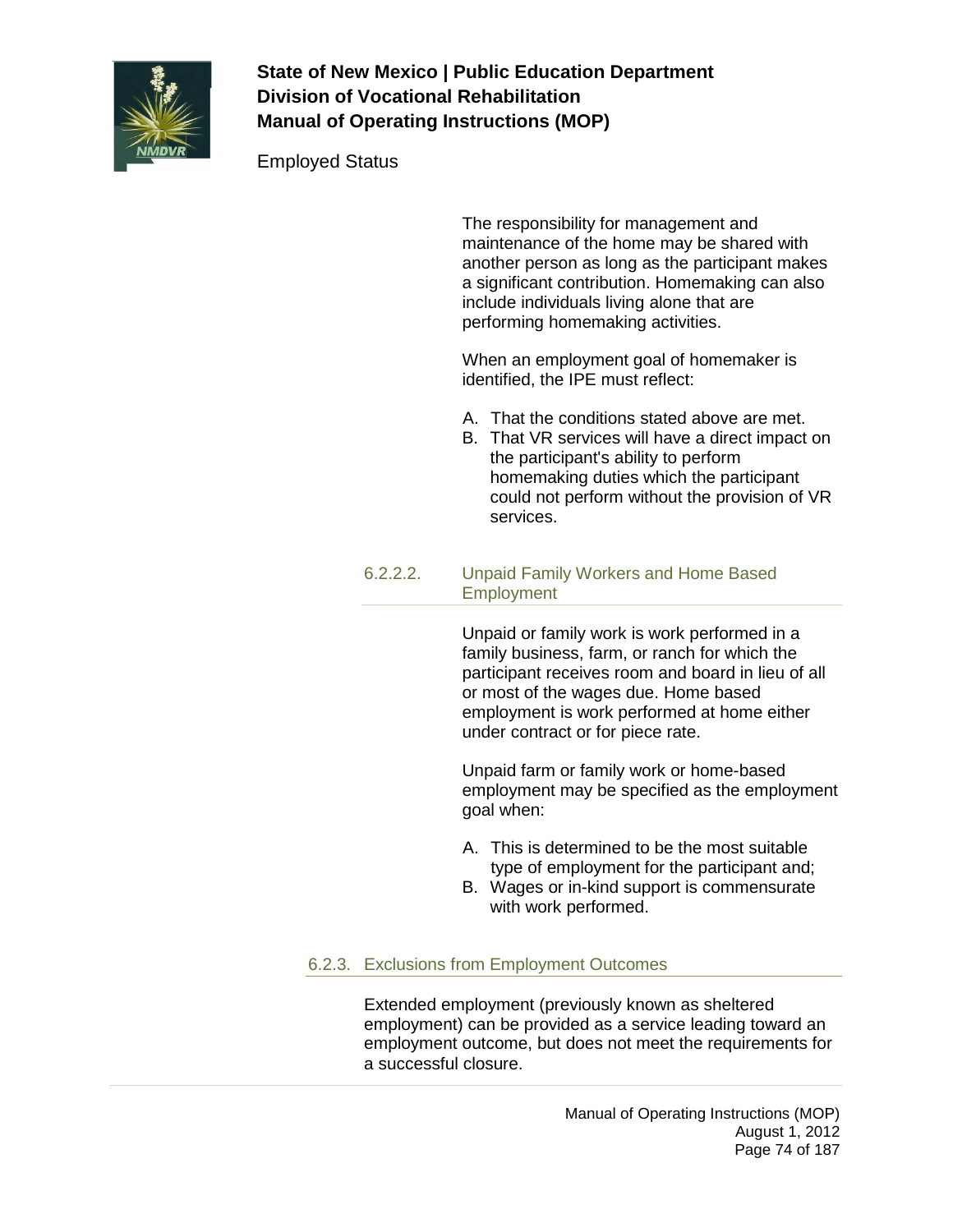The responsibility for management and maintenance of the home may be shared with another person as long as the participant makes a significant contribution. Homemaking can also include individuals living alone that are performing homemaking activities.

When an employment goal of homemaker is identified, the IPE must reflect:

A. That the conditions stated above are met.
B. That VR services will have a direct impact on the participant's ability to perform homemaking duties which the participant could not perform without the provision of VR services.

#### 6.2.2.2. Unpaid Family Workers and Home Based Employment

Unpaid or family work is work performed in a family business, farm, or ranch for which the participant receives room and board in lieu of all or most of the wages due. Home based employment is work performed at home either under contract or for piece rate.

Unpaid farm or family work or home-based employment may be specified as the employment goal when:

A. This is determined to be the most suitable type of employment for the participant and;
B. Wages or in-kind support is commensurate with work performed.

### 6.2.3. Exclusions from Employment Outcomes

Extended employment (previously known as sheltered employment) can be provided as a service leading toward an employment outcome, but does not meet the requirements for a successful closure.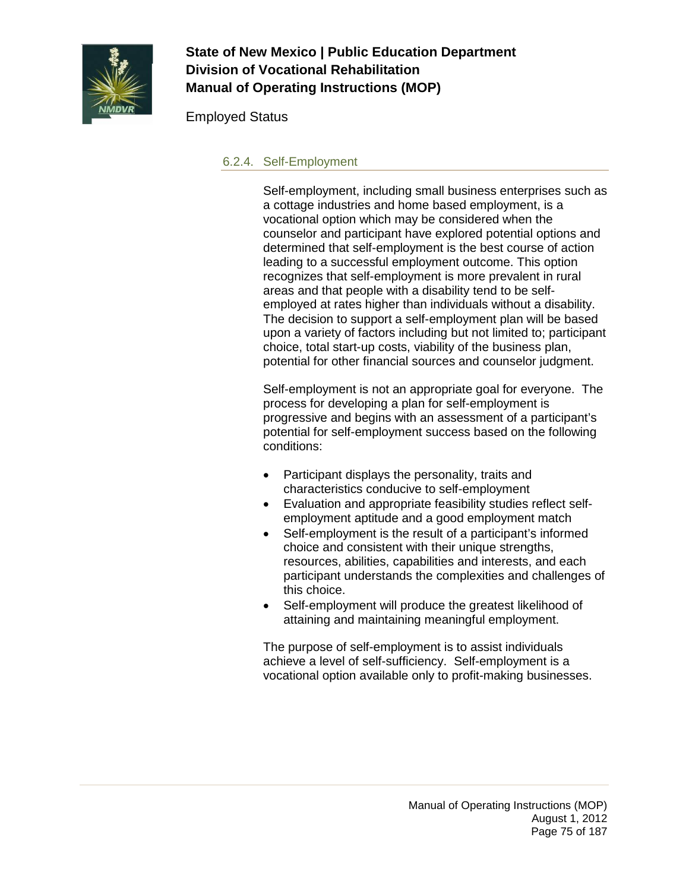### 6.2.4. Self-Employment

Self-employment, including small business enterprises such as a cottage industries and home based employment, is a vocational option which may be considered when the counselor and participant have explored potential options and determined that self-employment is the best course of action leading to a successful employment outcome. This option recognizes that self-employment is more prevalent in rural areas and that people with a disability tend to be self-employed at rates higher than individuals without a disability. The decision to support a self-employment plan will be based upon a variety of factors including but not limited to; participant choice, total start-up costs, viability of the business plan, potential for other financial sources and counselor judgment.

Self-employment is not an appropriate goal for everyone. The process for developing a plan for self-employment is progressive and begins with an assessment of a participant's potential for self-employment success based on the following conditions:

- Participant displays the personality, traits and characteristics conducive to self-employment
- Evaluation and appropriate feasibility studies reflect self-employment aptitude and a good employment match
- Self-employment is the result of a participant's informed choice and consistent with their unique strengths, resources, abilities, capabilities and interests, and each participant understands the complexities and challenges of this choice.
- Self-employment will produce the greatest likelihood of attaining and maintaining meaningful employment.

The purpose of self-employment is to assist individuals achieve a level of self-sufficiency. Self-employment is a vocational option available only to profit-making businesses.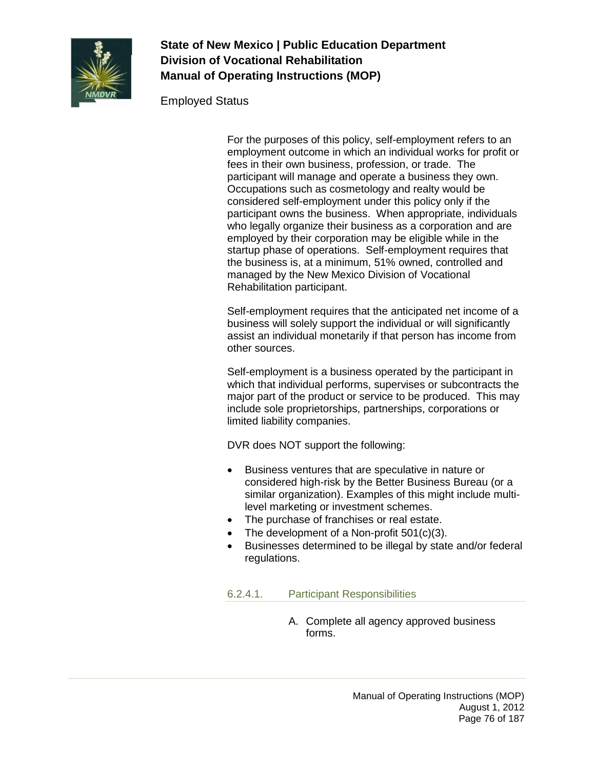For the purposes of this policy, self-employment refers to an employment outcome in which an individual works for profit or fees in their own business, profession, or trade. The participant will manage and operate a business they own. Occupations such as cosmetology and realty would be considered self-employment under this policy only if the participant owns the business. When appropriate, individuals who legally organize their business as a corporation and are employed by their corporation may be eligible while in the startup phase of operations. Self-employment requires that the business is, at a minimum, 51% owned, controlled and managed by the New Mexico Division of Vocational Rehabilitation participant.

Self-employment requires that the anticipated net income of a business will solely support the individual or will significantly assist an individual monetarily if that person has income from other sources.

Self-employment is a business operated by the participant in which that individual performs, supervises or subcontracts the major part of the product or service to be produced. This may include sole proprietorships, partnerships, corporations or limited liability companies.

DVR does NOT support the following:

- Business ventures that are speculative in nature or considered high-risk by the Better Business Bureau (or a similar organization). Examples of this might include multi-level marketing or investment schemes.
- The purchase of franchises or real estate.
- The development of a Non-profit 501(c)(3).
- Businesses determined to be illegal by state and/or federal regulations.

#### 6.2.4.1. Participant Responsibilities

A. Complete all agency approved business forms.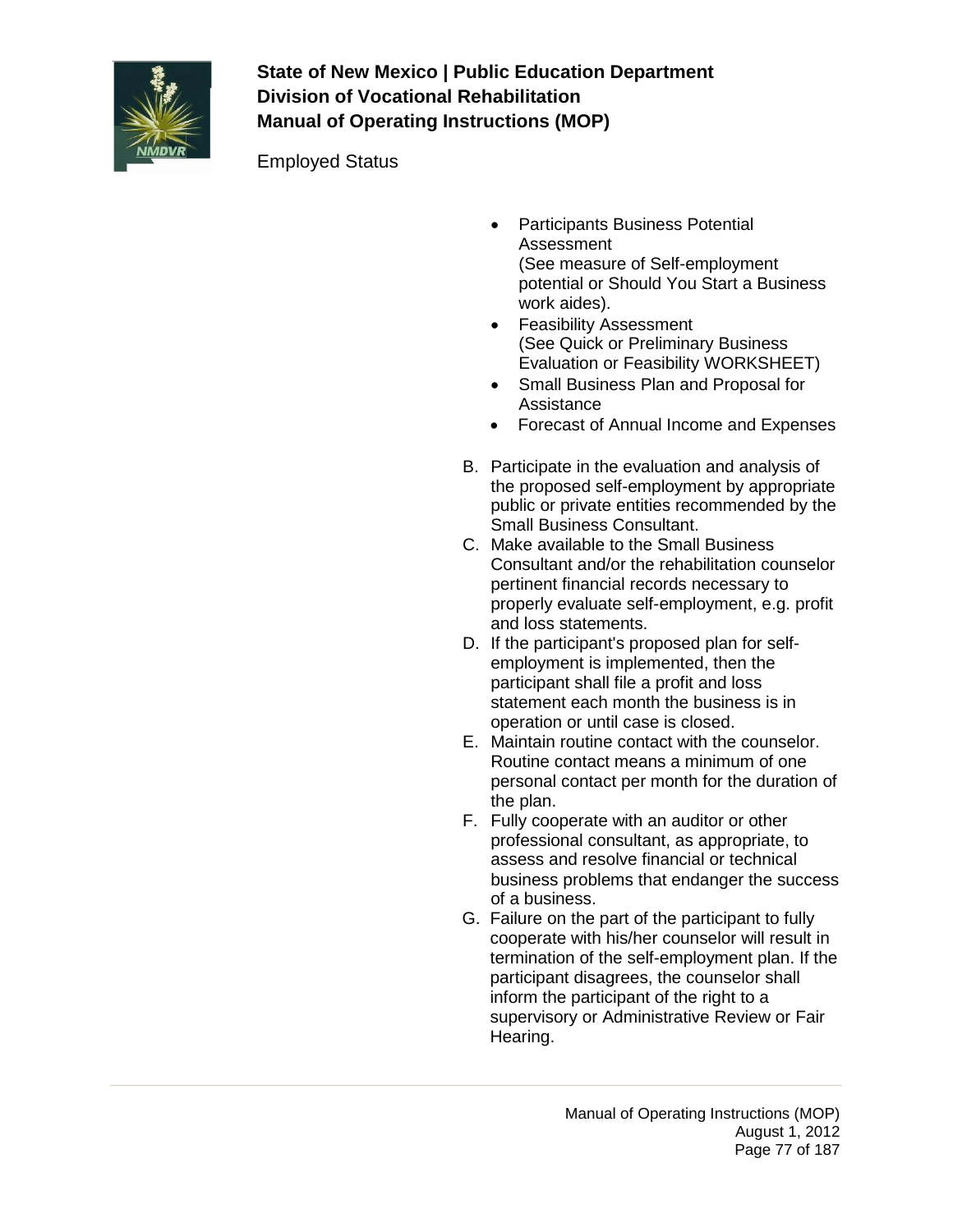- Participants Business Potential Assessment
  (See measure of Self-employment potential or Should You Start a Business work aides).
- Feasibility Assessment
  (See Quick or Preliminary Business Evaluation or Feasibility WORKSHEET)
- Small Business Plan and Proposal for Assistance
- Forecast of Annual Income and Expenses

B. Participate in the evaluation and analysis of the proposed self-employment by appropriate public or private entities recommended by the Small Business Consultant.

C. Make available to the Small Business Consultant and/or the rehabilitation counselor pertinent financial records necessary to properly evaluate self-employment, e.g. profit and loss statements.

D. If the participant's proposed plan for self-employment is implemented, then the participant shall file a profit and loss statement each month the business is in operation or until case is closed.

E. Maintain routine contact with the counselor. Routine contact means a minimum of one personal contact per month for the duration of the plan.

F. Fully cooperate with an auditor or other professional consultant, as appropriate, to assess and resolve financial or technical business problems that endanger the success of a business.

G. Failure on the part of the participant to fully cooperate with his/her counselor will result in termination of the self-employment plan. If the participant disagrees, the counselor shall inform the participant of the right to a supervisory or Administrative Review or Fair Hearing.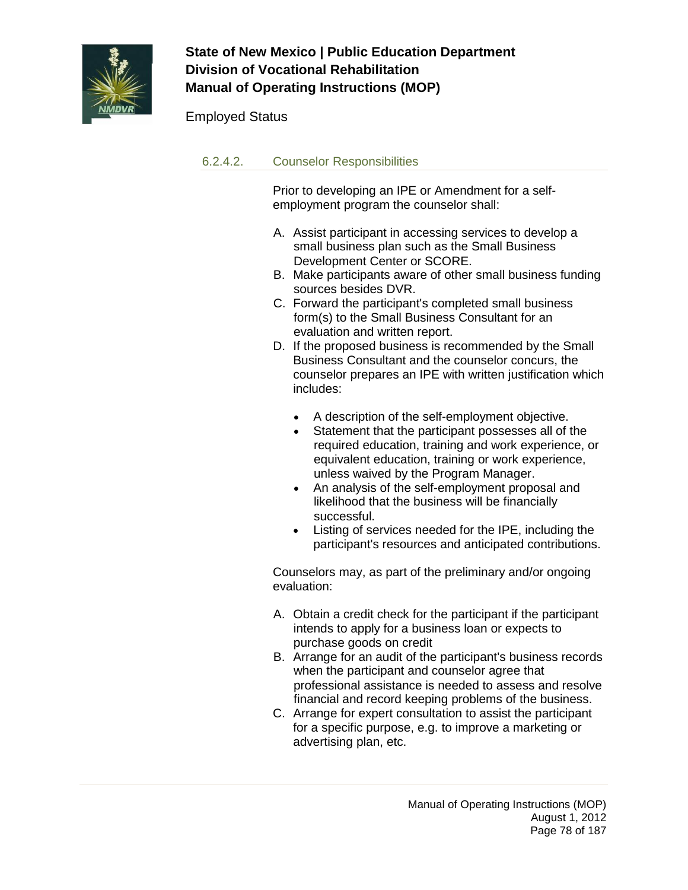#### 6.2.4.2. Counselor Responsibilities

Prior to developing an IPE or Amendment for a self-employment program the counselor shall:

A. Assist participant in accessing services to develop a small business plan such as the Small Business Development Center or SCORE.
B. Make participants aware of other small business funding sources besides DVR.
C. Forward the participant's completed small business form(s) to the Small Business Consultant for an evaluation and written report.
D. If the proposed business is recommended by the Small Business Consultant and the counselor concurs, the counselor prepares an IPE with written justification which includes:

   - A description of the self-employment objective.
   - Statement that the participant possesses all of the required education, training and work experience, or equivalent education, training or work experience, unless waived by the Program Manager.
   - An analysis of the self-employment proposal and likelihood that the business will be financially successful.
   - Listing of services needed for the IPE, including the participant's resources and anticipated contributions.

Counselors may, as part of the preliminary and/or ongoing evaluation:

A. Obtain a credit check for the participant if the participant intends to apply for a business loan or expects to purchase goods on credit
B. Arrange for an audit of the participant's business records when the participant and counselor agree that professional assistance is needed to assess and resolve financial and record keeping problems of the business.
C. Arrange for expert consultation to assist the participant for a specific purpose, e.g. to improve a marketing or advertising plan, etc.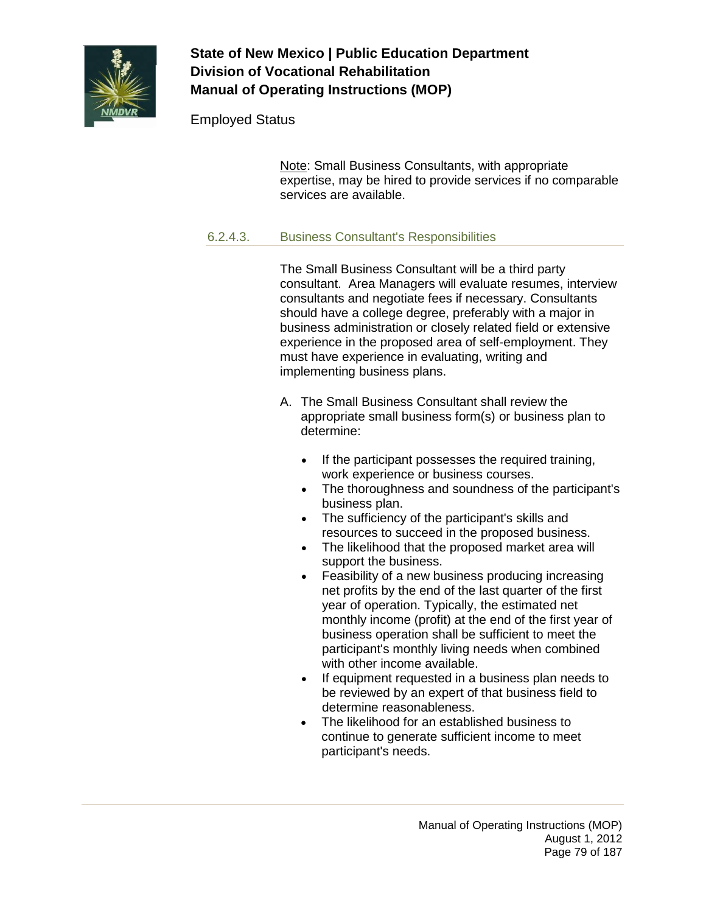Note: Small Business Consultants, with appropriate expertise, may be hired to provide services if no comparable services are available.

#### 6.2.4.3. Business Consultant's Responsibilities

The Small Business Consultant will be a third party consultant. Area Managers will evaluate resumes, interview consultants and negotiate fees if necessary. Consultants should have a college degree, preferably with a major in business administration or closely related field or extensive experience in the proposed area of self-employment. They must have experience in evaluating, writing and implementing business plans.

A. The Small Business Consultant shall review the appropriate small business form(s) or business plan to determine:

   - If the participant possesses the required training, work experience or business courses.
   - The thoroughness and soundness of the participant's business plan.
   - The sufficiency of the participant's skills and resources to succeed in the proposed business.
   - The likelihood that the proposed market area will support the business.
   - Feasibility of a new business producing increasing net profits by the end of the last quarter of the first year of operation. Typically, the estimated net monthly income (profit) at the end of the first year of business operation shall be sufficient to meet the participant's monthly living needs when combined with other income available.
   - If equipment requested in a business plan needs to be reviewed by an expert of that business field to determine reasonableness.
   - The likelihood for an established business to continue to generate sufficient income to meet participant's needs.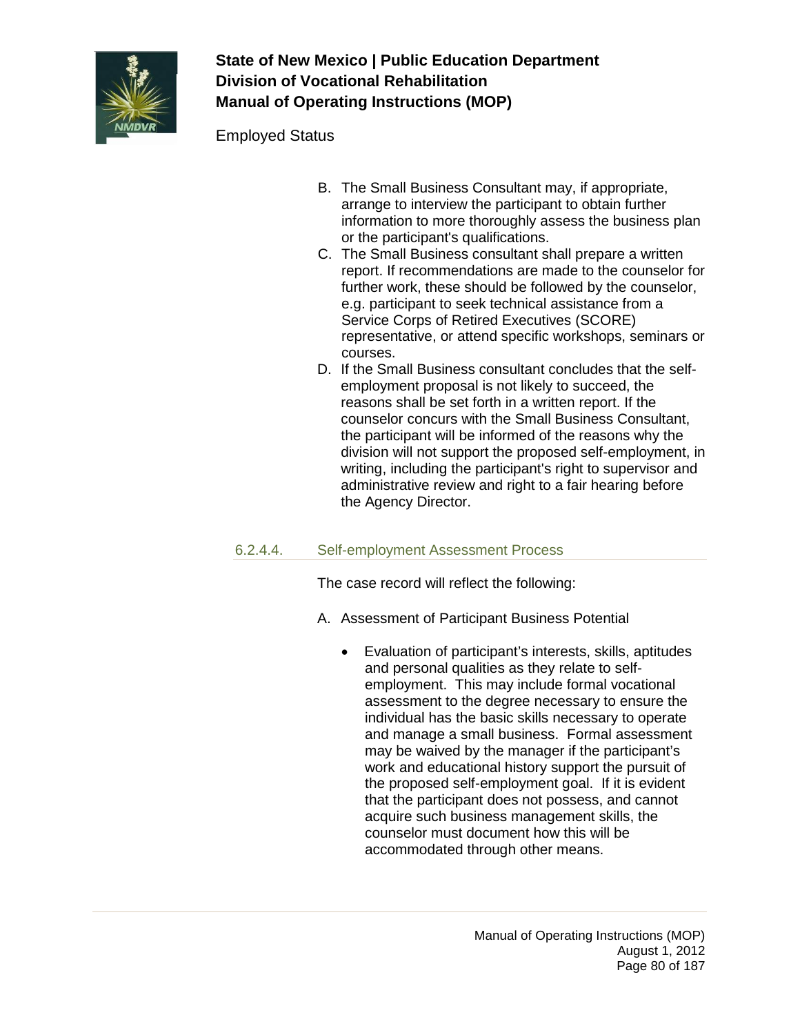B. The Small Business Consultant may, if appropriate, arrange to interview the participant to obtain further information to more thoroughly assess the business plan or the participant's qualifications.
C. The Small Business consultant shall prepare a written report. If recommendations are made to the counselor for further work, these should be followed by the counselor, e.g. participant to seek technical assistance from a Service Corps of Retired Executives (SCORE) representative, or attend specific workshops, seminars or courses.
D. If the Small Business consultant concludes that the self-employment proposal is not likely to succeed, the reasons shall be set forth in a written report. If the counselor concurs with the Small Business Consultant, the participant will be informed of the reasons why the division will not support the proposed self-employment, in writing, including the participant's right to supervisor and administrative review and right to a fair hearing before the Agency Director.

#### 6.2.4.4. Self-employment Assessment Process

The case record will reflect the following:

A. Assessment of Participant Business Potential

   - Evaluation of participant's interests, skills, aptitudes and personal qualities as they relate to self-employment. This may include formal vocational assessment to the degree necessary to ensure the individual has the basic skills necessary to operate and manage a small business. Formal assessment may be waived by the manager if the participant's work and educational history support the pursuit of the proposed self-employment goal. If it is evident that the participant does not possess, and cannot acquire such business management skills, the counselor must document how this will be accommodated through other means.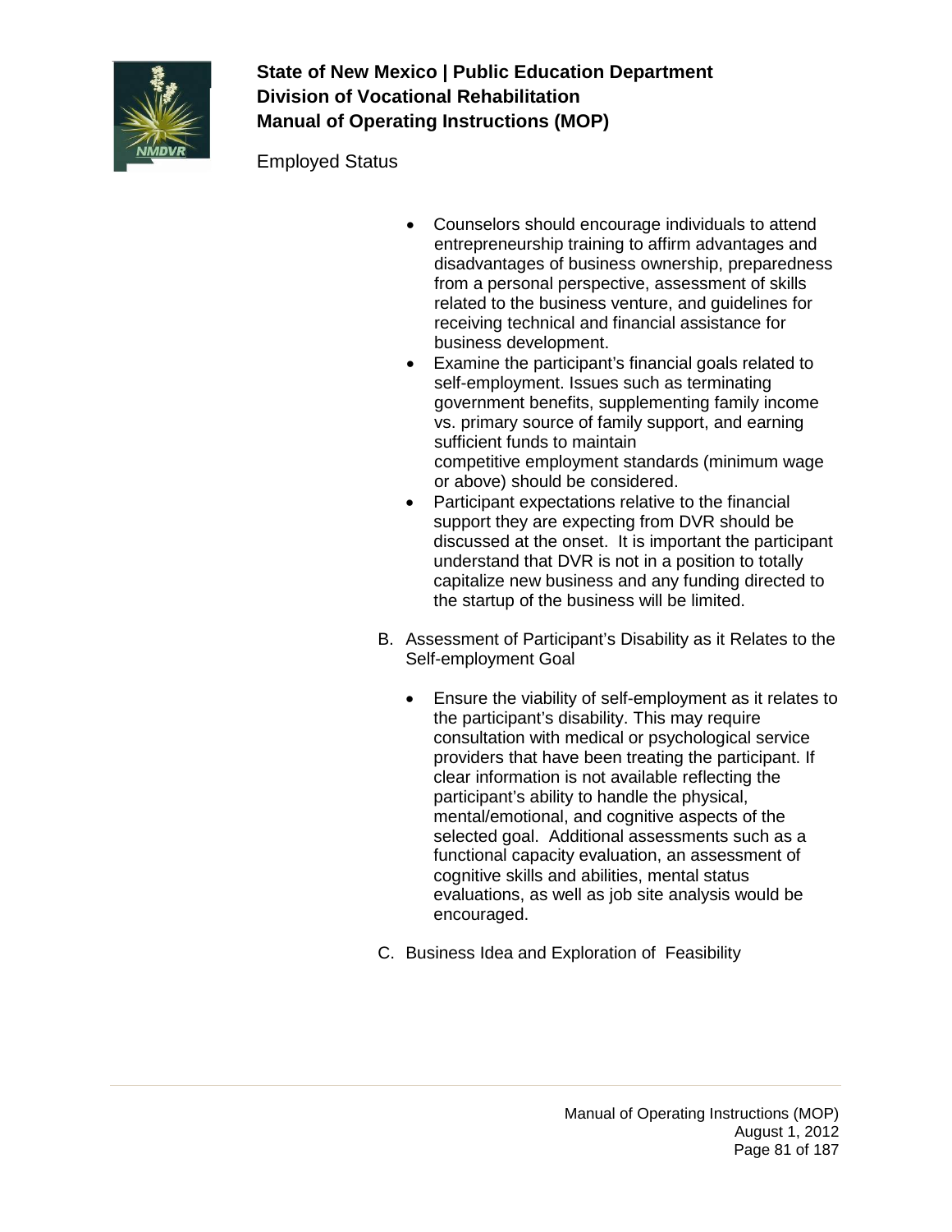- Counselors should encourage individuals to attend entrepreneurship training to affirm advantages and disadvantages of business ownership, preparedness from a personal perspective, assessment of skills related to the business venture, and guidelines for receiving technical and financial assistance for business development.
- Examine the participant's financial goals related to self-employment. Issues such as terminating government benefits, supplementing family income vs. primary source of family support, and earning sufficient funds to maintain competitive employment standards (minimum wage or above) should be considered.
- Participant expectations relative to the financial support they are expecting from DVR should be discussed at the onset. It is important the participant understand that DVR is not in a position to totally capitalize new business and any funding directed to the startup of the business will be limited.

B. Assessment of Participant's Disability as it Relates to the Self-employment Goal

- Ensure the viability of self-employment as it relates to the participant's disability. This may require consultation with medical or psychological service providers that have been treating the participant. If clear information is not available reflecting the participant's ability to handle the physical, mental/emotional, and cognitive aspects of the selected goal. Additional assessments such as a functional capacity evaluation, an assessment of cognitive skills and abilities, mental status evaluations, as well as job site analysis would be encouraged.

C. Business Idea and Exploration of Feasibility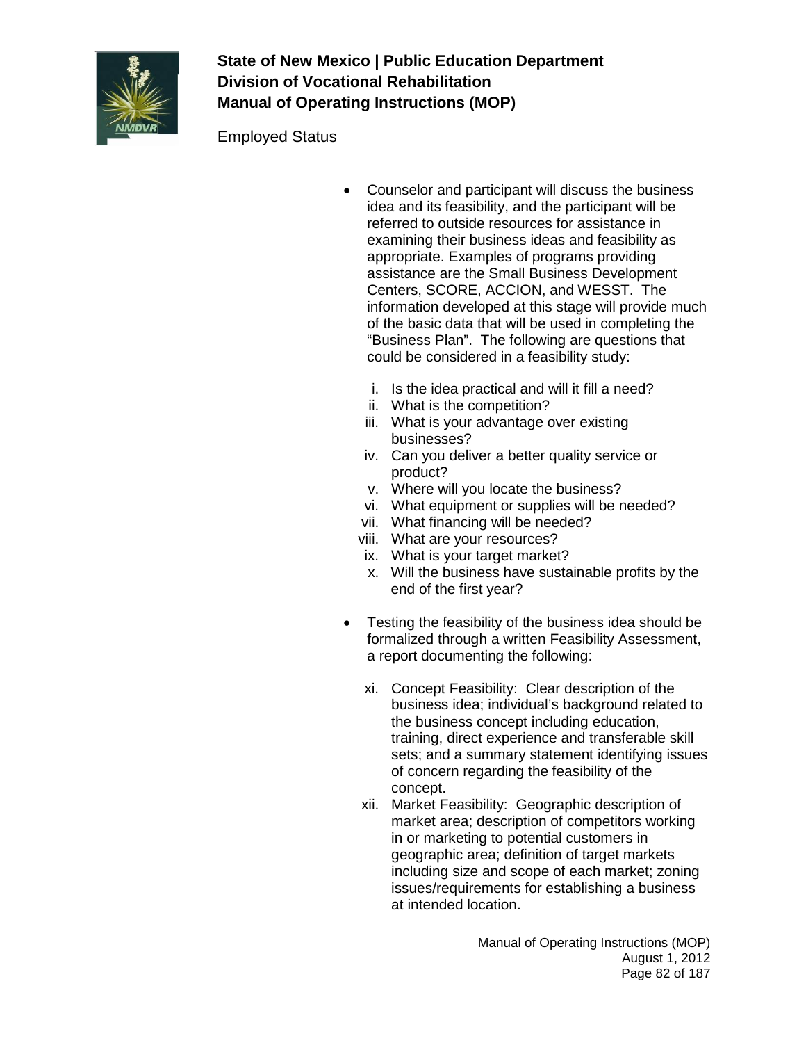- Counselor and participant will discuss the business idea and its feasibility, and the participant will be referred to outside resources for assistance in examining their business ideas and feasibility as appropriate. Examples of programs providing assistance are the Small Business Development Centers, SCORE, ACCION, and WESST. The information developed at this stage will provide much of the basic data that will be used in completing the "Business Plan". The following are questions that could be considered in a feasibility study:

  i. Is the idea practical and will it fill a need?
  ii. What is the competition?
  iii. What is your advantage over existing businesses?
  iv. Can you deliver a better quality service or product?
  v. Where will you locate the business?
  vi. What equipment or supplies will be needed?
  vii. What financing will be needed?
  viii. What are your resources?
  ix. What is your target market?
  x. Will the business have sustainable profits by the end of the first year?

- Testing the feasibility of the business idea should be formalized through a written Feasibility Assessment, a report documenting the following:

  xi. Concept Feasibility: Clear description of the business idea; individual's background related to the business concept including education, training, direct experience and transferable skill sets; and a summary statement identifying issues of concern regarding the feasibility of the concept.
  xii. Market Feasibility: Geographic description of market area; description of competitors working in or marketing to potential customers in geographic area; definition of target markets including size and scope of each market; zoning issues/requirements for establishing a business at intended location.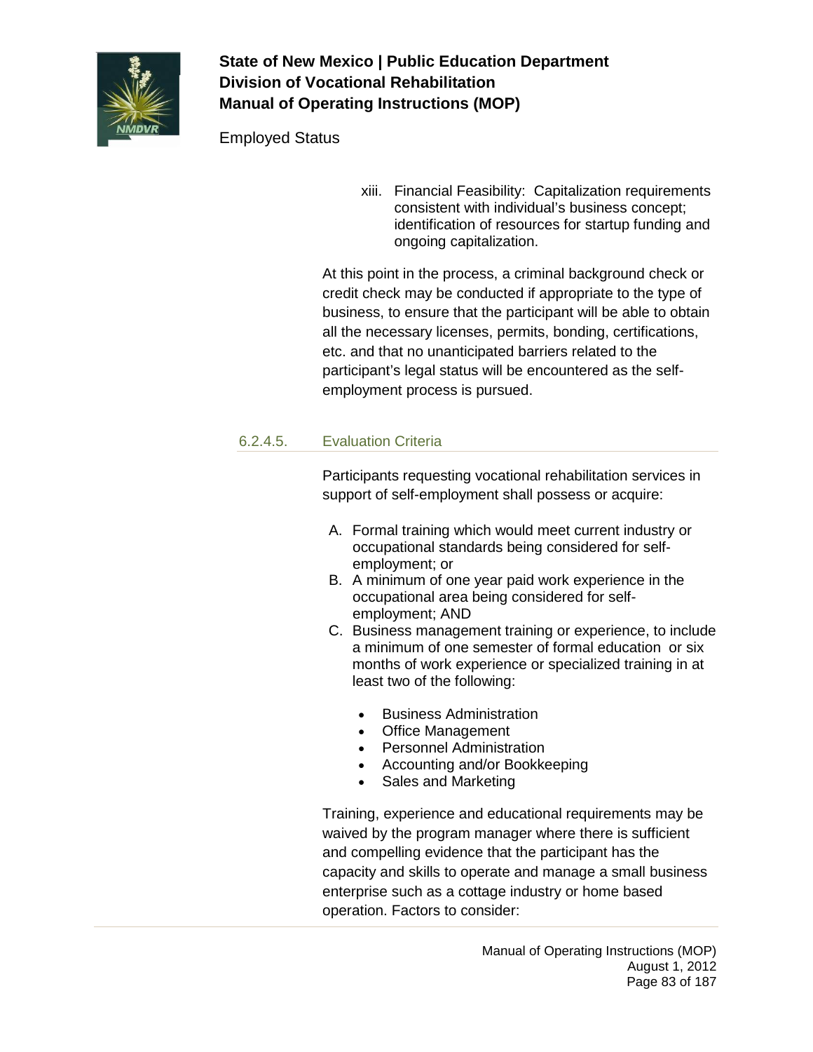xiii. Financial Feasibility: Capitalization requirements consistent with individual's business concept; identification of resources for startup funding and ongoing capitalization.

At this point in the process, a criminal background check or credit check may be conducted if appropriate to the type of business, to ensure that the participant will be able to obtain all the necessary licenses, permits, bonding, certifications, etc. and that no unanticipated barriers related to the participant's legal status will be encountered as the self-employment process is pursued.

### 6.2.4.5. Evaluation Criteria

Participants requesting vocational rehabilitation services in support of self-employment shall possess or acquire:

A. Formal training which would meet current industry or occupational standards being considered for self-employment; or
B. A minimum of one year paid work experience in the occupational area being considered for self-employment; AND
C. Business management training or experience, to include a minimum of one semester of formal education or six months of work experience or specialized training in at least two of the following:

   - Business Administration
   - Office Management
   - Personnel Administration
   - Accounting and/or Bookkeeping
   - Sales and Marketing

Training, experience and educational requirements may be waived by the program manager where there is sufficient and compelling evidence that the participant has the capacity and skills to operate and manage a small business enterprise such as a cottage industry or home based operation. Factors to consider: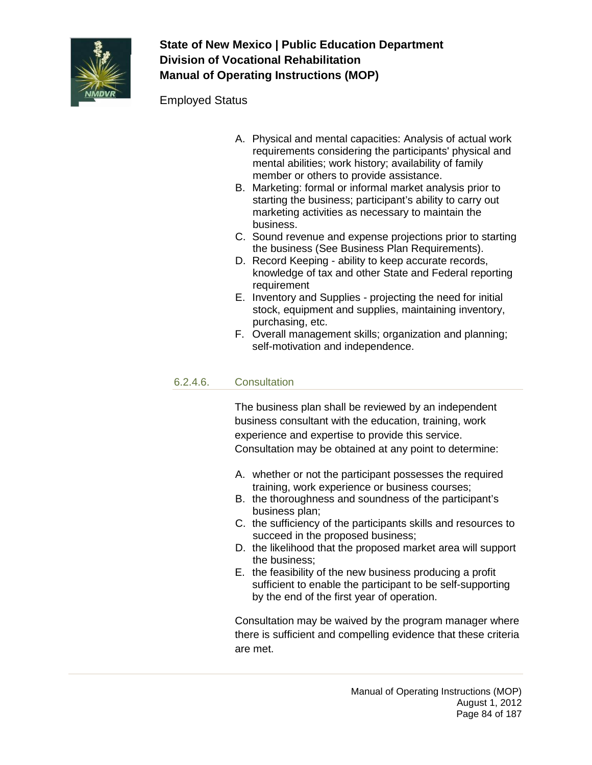A. Physical and mental capacities: Analysis of actual work requirements considering the participants' physical and mental abilities; work history; availability of family member or others to provide assistance.
B. Marketing: formal or informal market analysis prior to starting the business; participant's ability to carry out marketing activities as necessary to maintain the business.
C. Sound revenue and expense projections prior to starting the business (See Business Plan Requirements).
D. Record Keeping - ability to keep accurate records, knowledge of tax and other State and Federal reporting requirement
E. Inventory and Supplies - projecting the need for initial stock, equipment and supplies, maintaining inventory, purchasing, etc.
F. Overall management skills; organization and planning; self-motivation and independence.

### 6.2.4.6. Consultation

The business plan shall be reviewed by an independent business consultant with the education, training, work experience and expertise to provide this service. Consultation may be obtained at any point to determine:

A. whether or not the participant possesses the required training, work experience or business courses;
B. the thoroughness and soundness of the participant's business plan;
C. the sufficiency of the participants skills and resources to succeed in the proposed business;
D. the likelihood that the proposed market area will support the business;
E. the feasibility of the new business producing a profit sufficient to enable the participant to be self-supporting by the end of the first year of operation.

Consultation may be waived by the program manager where there is sufficient and compelling evidence that these criteria are met.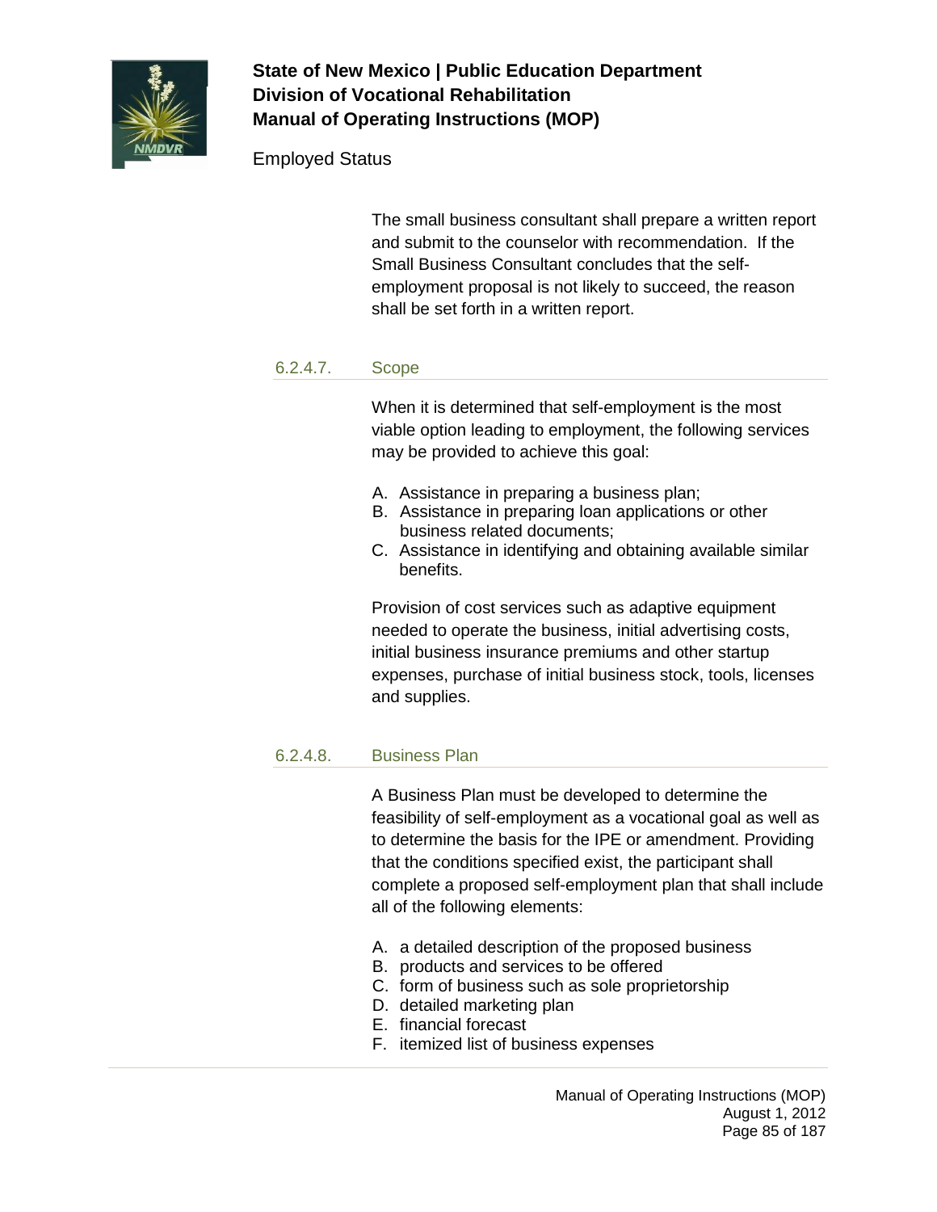The small business consultant shall prepare a written report and submit to the counselor with recommendation. If the Small Business Consultant concludes that the self-employment proposal is not likely to succeed, the reason shall be set forth in a written report.

#### 6.2.4.7. Scope

When it is determined that self-employment is the most viable option leading to employment, the following services may be provided to achieve this goal:

A. Assistance in preparing a business plan;
B. Assistance in preparing loan applications or other business related documents;
C. Assistance in identifying and obtaining available similar benefits.

Provision of cost services such as adaptive equipment needed to operate the business, initial advertising costs, initial business insurance premiums and other startup expenses, purchase of initial business stock, tools, licenses and supplies.

#### 6.2.4.8. Business Plan

A Business Plan must be developed to determine the feasibility of self-employment as a vocational goal as well as to determine the basis for the IPE or amendment. Providing that the conditions specified exist, the participant shall complete a proposed self-employment plan that shall include all of the following elements:

A. a detailed description of the proposed business
B. products and services to be offered
C. form of business such as sole proprietorship
D. detailed marketing plan
E. financial forecast
F. itemized list of business expenses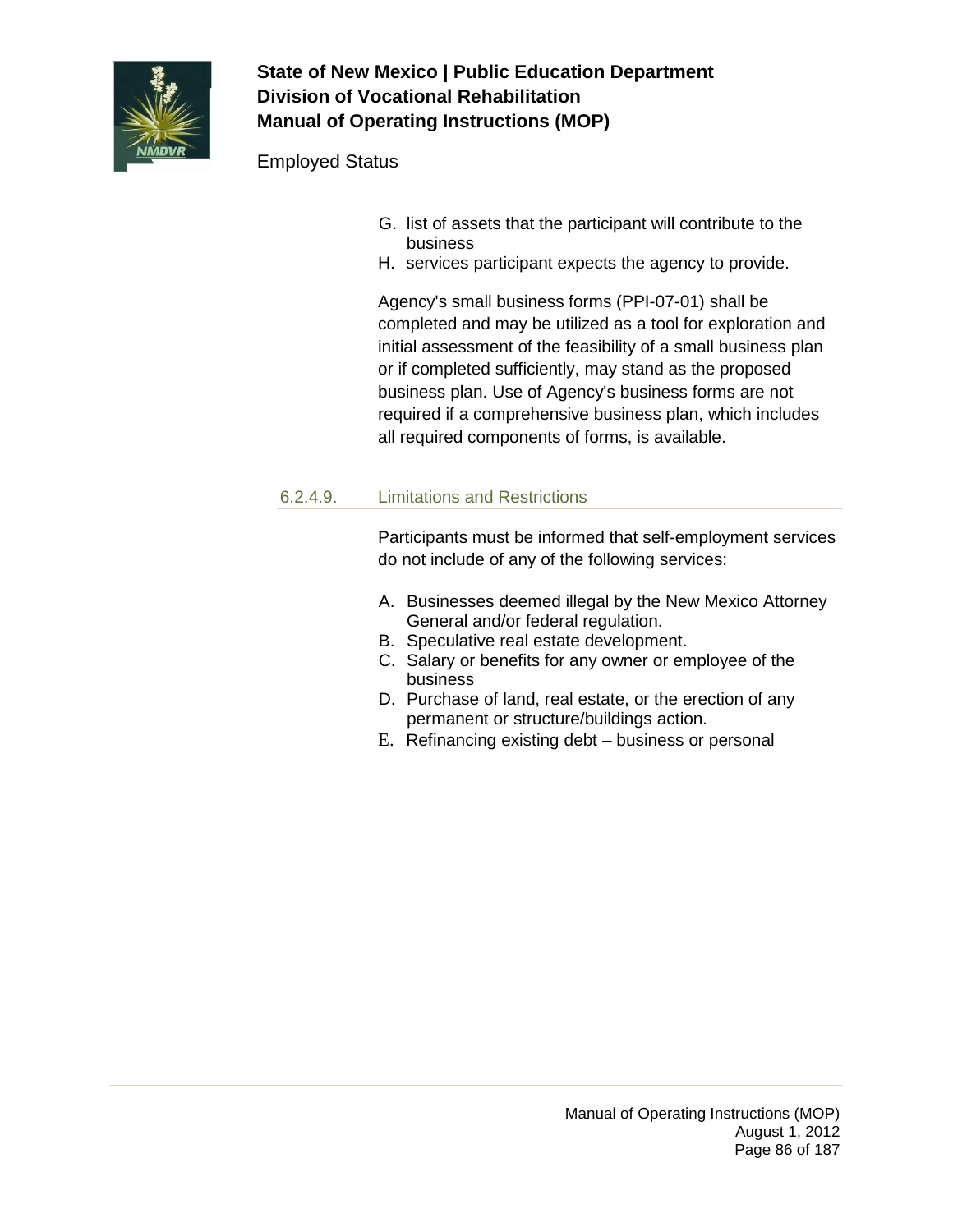G. list of assets that the participant will contribute to the business
H. services participant expects the agency to provide.

Agency's small business forms (PPI-07-01) shall be completed and may be utilized as a tool for exploration and initial assessment of the feasibility of a small business plan or if completed sufficiently, may stand as the proposed business plan. Use of Agency's business forms are not required if a comprehensive business plan, which includes all required components of forms, is available.

### 6.2.4.9. Limitations and Restrictions

Participants must be informed that self-employment services do not include of any of the following services:

A. Businesses deemed illegal by the New Mexico Attorney General and/or federal regulation.
B. Speculative real estate development.
C. Salary or benefits for any owner or employee of the business
D. Purchase of land, real estate, or the erection of any permanent or structure/buildings action.
E. Refinancing existing debt – business or personal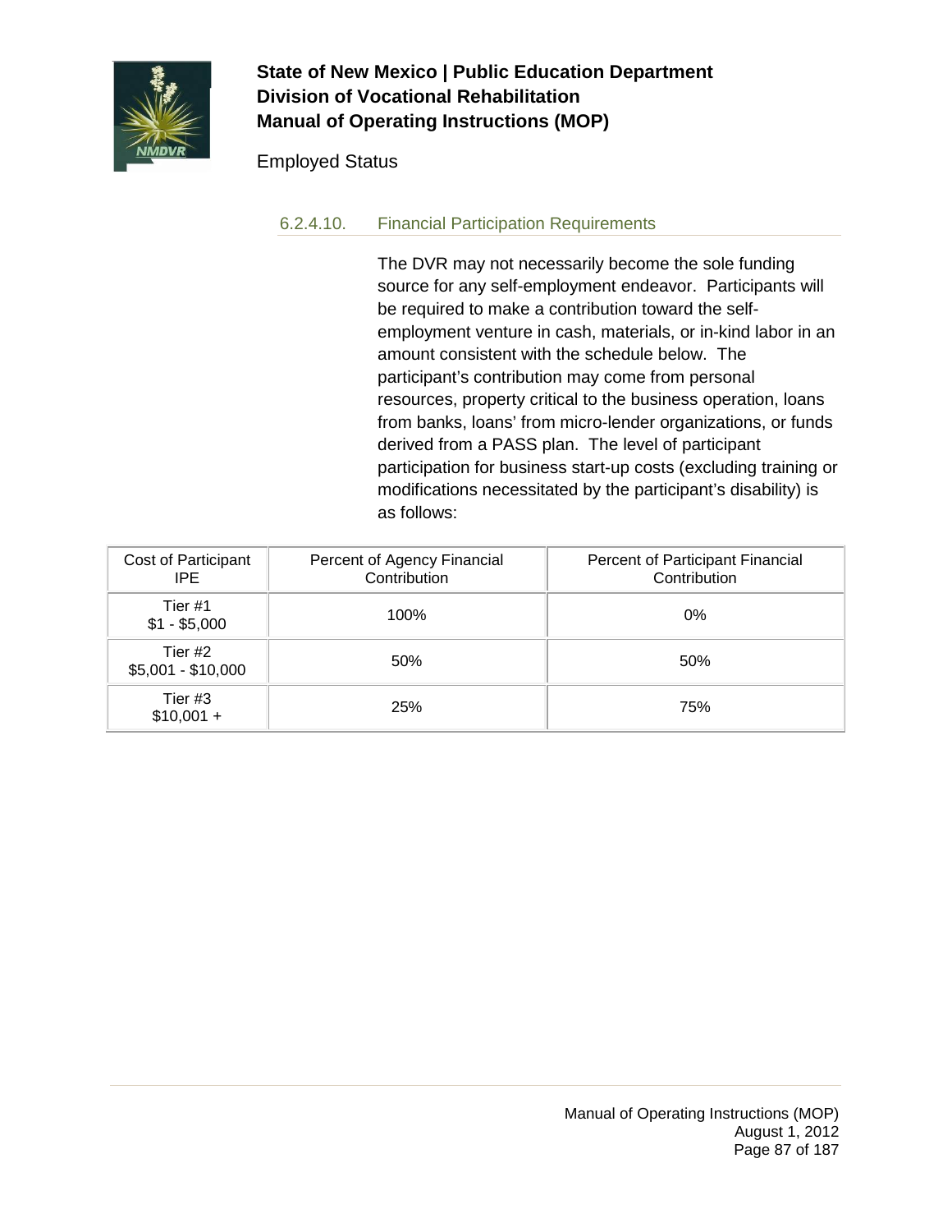#### 6.2.4.10. Financial Participation Requirements

The DVR may not necessarily become the sole funding source for any self-employment endeavor. Participants will be required to make a contribution toward the self-employment venture in cash, materials, or in-kind labor in an amount consistent with the schedule below. The participant's contribution may come from personal resources, property critical to the business operation, loans from banks, loans' from micro-lender organizations, or funds derived from a PASS plan. The level of participant participation for business start-up costs (excluding training or modifications necessitated by the participant's disability) is as follows:

| Cost of Participant IPE | Percent of Agency Financial Contribution | Percent of Participant Financial Contribution |
| --- | --- | --- |
| Tier #1 $1 - $5,000 | 100% | 0% |
| Tier #2 $5,001 - $10,000 | 50% | 50% |
| Tier #3 $10,001 + | 25% | 75% |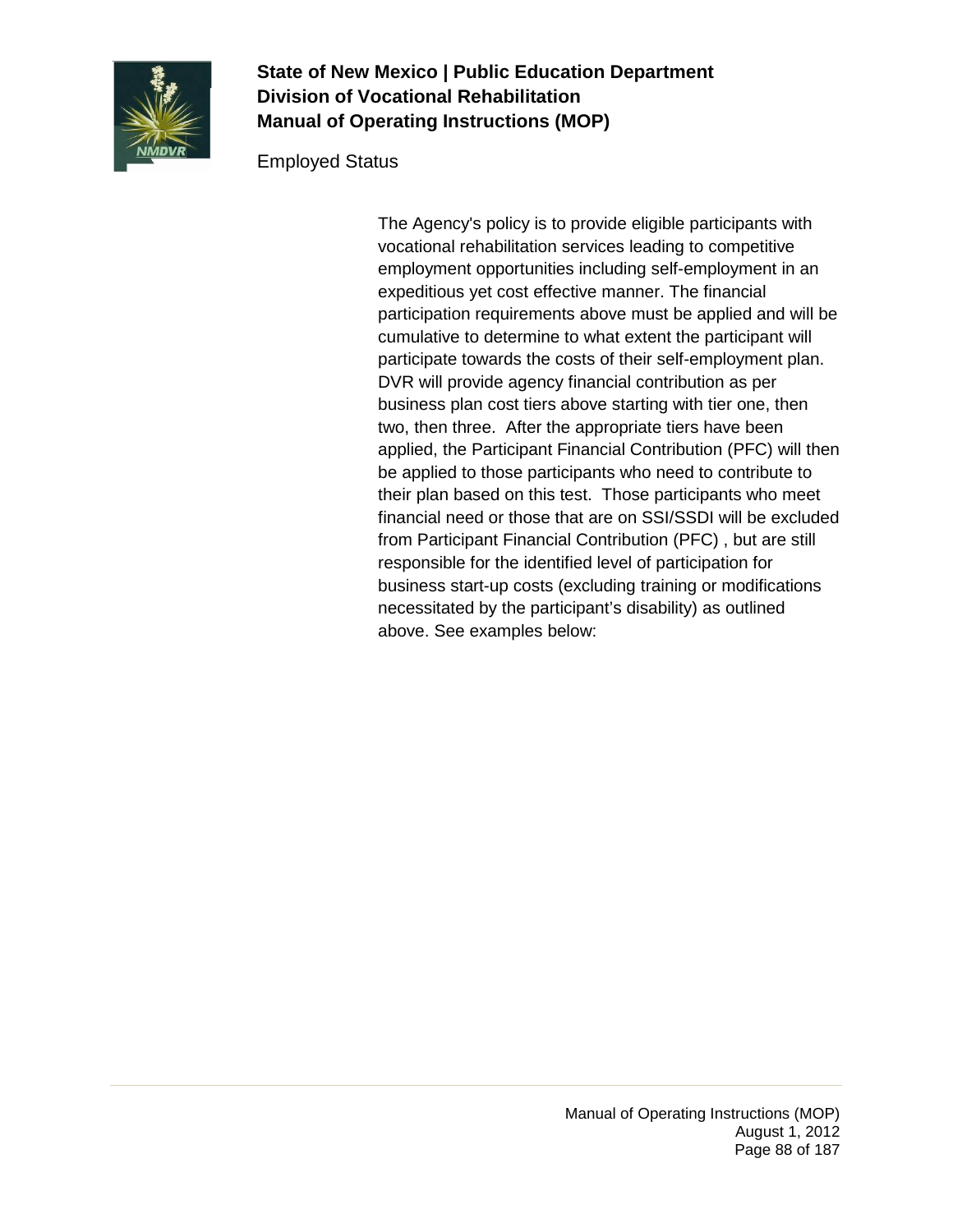The Agency's policy is to provide eligible participants with vocational rehabilitation services leading to competitive employment opportunities including self-employment in an expeditious yet cost effective manner. The financial participation requirements above must be applied and will be cumulative to determine to what extent the participant will participate towards the costs of their self-employment plan. DVR will provide agency financial contribution as per business plan cost tiers above starting with tier one, then two, then three.  After the appropriate tiers have been applied, the Participant Financial Contribution (PFC) will then be applied to those participants who need to contribute to their plan based on this test.  Those participants who meet financial need or those that are on SSI/SSDI will be excluded from Participant Financial Contribution (PFC) , but are still responsible for the identified level of participation for business start-up costs (excluding training or modifications necessitated by the participant's disability) as outlined above. See examples below: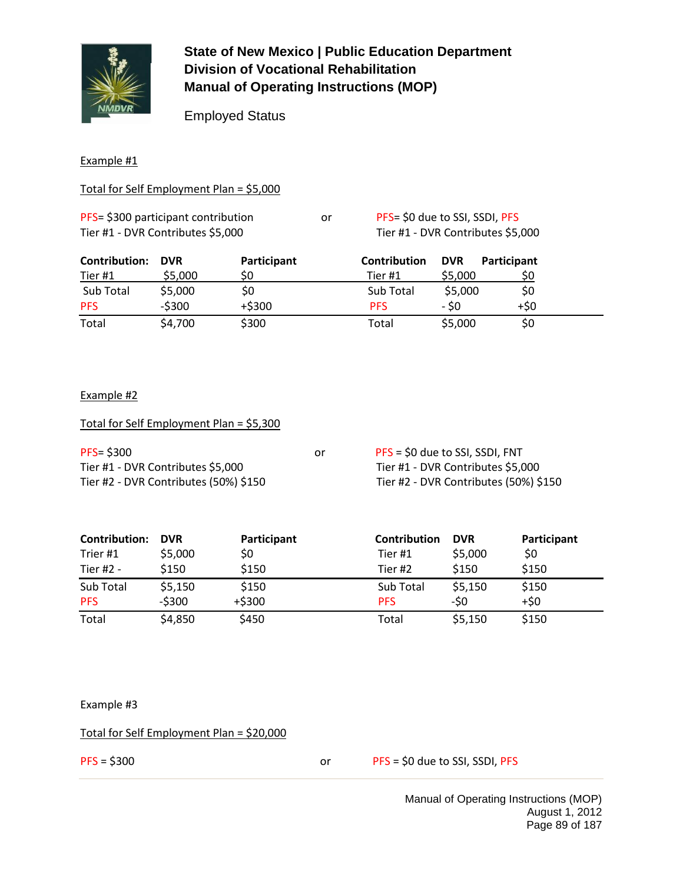## State of New Mexico | Public Education Department
## Division of Vocational Rehabilitation
## Manual of Operating Instructions (MOP)

Employed Status

Example #1

Total for Self Employment Plan = $5,000

PFS= $300 participant contribution
Tier #1 - DVR Contributes $5,000

or

PFS= $0 due to SSI, SSDI, PFS
Tier #1 - DVR Contributes $5,000

| Contribution: | DVR | Participant |
|---|---|---|
| Tier #1 | $5,000 | $0 |
| Sub Total | $5,000 | $0 |
| PFS | -$300 | +$300 |
| Total | $4,700 | $300 |

| Contribution | DVR | Participant |
|---|---|---|
| Tier #1 | $5,000 | $0 |
| Sub Total | $5,000 | $0 |
| PFS | - $0 | +$0 |
| Total | $5,000 | $0 |

Example #2

Total for Self Employment Plan = $5,300

PFS= $300
Tier #1 - DVR Contributes $5,000
Tier #2 - DVR Contributes (50%) $150

or

PFS = $0 due to SSI, SSDI, FNT
Tier #1 - DVR Contributes $5,000
Tier #2 - DVR Contributes (50%) $150

| Contribution: | DVR | Participant |
|---|---|---|
| Trier #1 | $5,000 | $0 |
| Tier #2 - | $150 | $150 |
| Sub Total | $5,150 | $150 |
| PFS | -$300 | +$300 |
| Total | $4,850 | $450 |

| Contribution | DVR | Participant |
|---|---|---|
| Tier #1 | $5,000 | $0 |
| Tier #2 | $150 | $150 |
| Sub Total | $5,150 | $150 |
| PFS | -$0 | +$0 |
| Total | $5,150 | $150 |

Example #3

Total for Self Employment Plan = $20,000

PFS = $300

or

PFS = $0 due to SSI, SSDI, PFS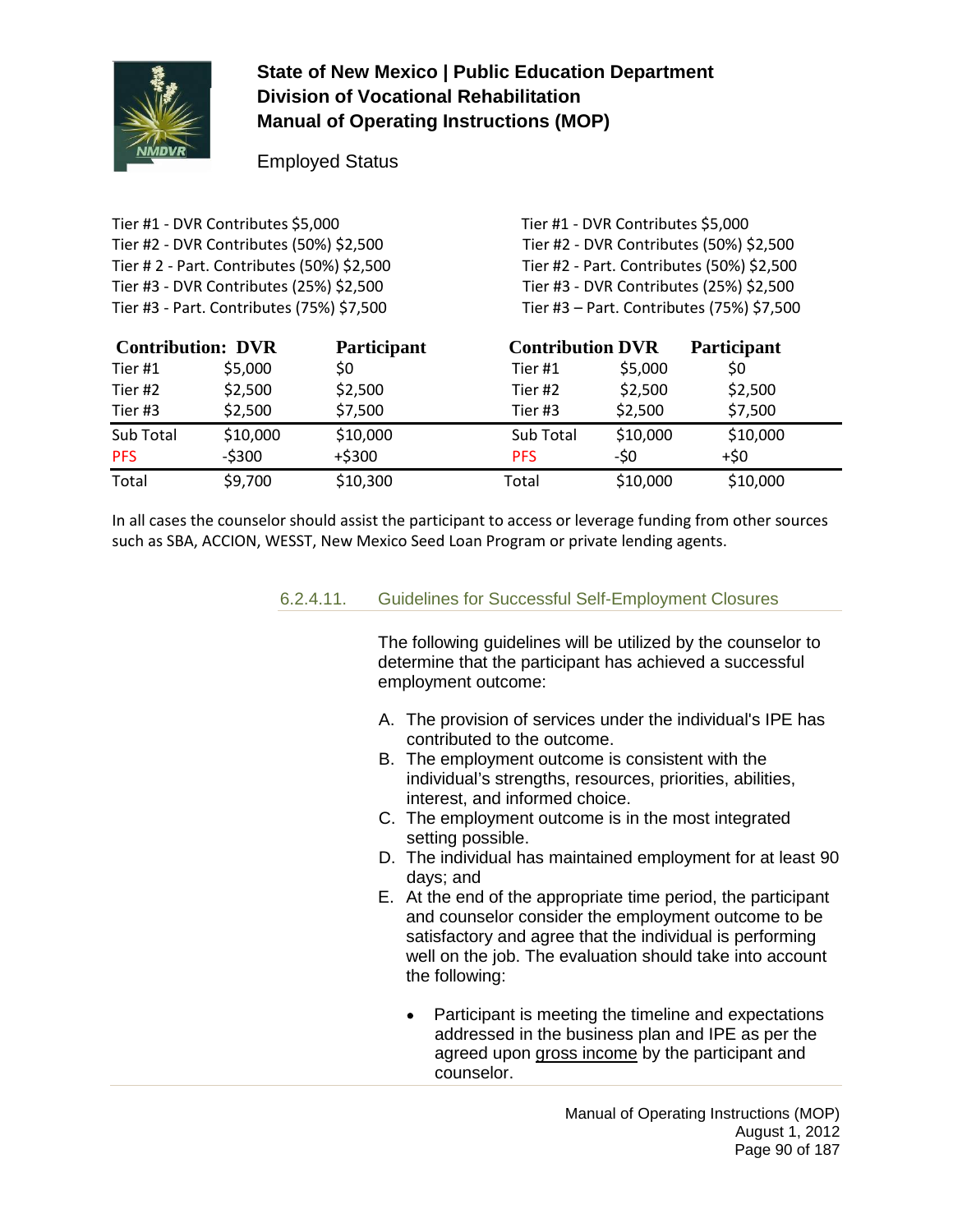Employed Status

Tier #1 - DVR Contributes $5,000
Tier #2 - DVR Contributes (50%) $2,500
Tier # 2 - Part. Contributes (50%) $2,500
Tier #3 - DVR Contributes (25%) $2,500
Tier #3 - Part. Contributes (75%) $7,500

| Contribution: | DVR | Participant |
|---|---|---|
| Tier #1 | $5,000 | $0 |
| Tier #2 | $2,500 | $2,500 |
| Tier #3 | $2,500 | $7,500 |
| Sub Total | $10,000 | $10,000 |
| PFS | -$300 | +$300 |
| Total | $9,700 | $10,300 |

Tier #1 - DVR Contributes $5,000
Tier #2 - DVR Contributes (50%) $2,500
Tier #2 - Part. Contributes (50%) $2,500
Tier #3 - DVR Contributes (25%) $2,500
Tier #3 – Part. Contributes (75%) $7,500

| Contribution | DVR | Participant |
|---|---|---|
| Tier #1 | $5,000 | $0 |
| Tier #2 | $2,500 | $2,500 |
| Tier #3 | $2,500 | $7,500 |
| Sub Total | $10,000 | $10,000 |
| PFS | -$0 | +$0 |
| Total | $10,000 | $10,000 |

In all cases the counselor should assist the participant to access or leverage funding from other sources such as SBA, ACCION, WESST, New Mexico Seed Loan Program or private lending agents.

### 6.2.4.11. Guidelines for Successful Self-Employment Closures

The following guidelines will be utilized by the counselor to determine that the participant has achieved a successful employment outcome:

A. The provision of services under the individual's IPE has contributed to the outcome.
B. The employment outcome is consistent with the individual's strengths, resources, priorities, abilities, interest, and informed choice.
C. The employment outcome is in the most integrated setting possible.
D. The individual has maintained employment for at least 90 days; and
E. At the end of the appropriate time period, the participant and counselor consider the employment outcome to be satisfactory and agree that the individual is performing well on the job. The evaluation should take into account the following:

   - Participant is meeting the timeline and expectations addressed in the business plan and IPE as per the agreed upon gross income by the participant and counselor.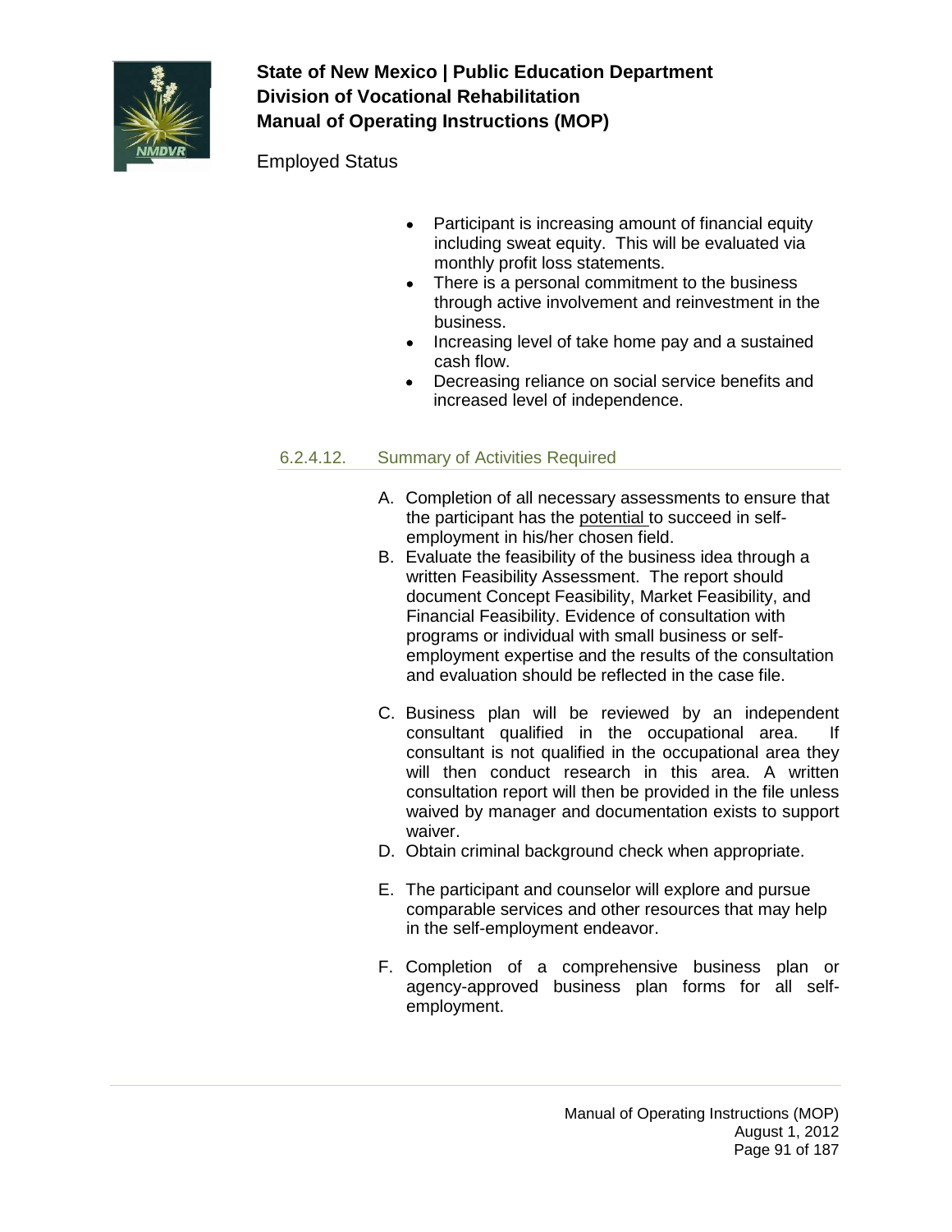- Participant is increasing amount of financial equity including sweat equity. This will be evaluated via monthly profit loss statements.
- There is a personal commitment to the business through active involvement and reinvestment in the business.
- Increasing level of take home pay and a sustained cash flow.
- Decreasing reliance on social service benefits and increased level of independence.

### 6.2.4.12. Summary of Activities Required

A. Completion of all necessary assessments to ensure that the participant has the potential to succeed in self-employment in his/her chosen field.

B. Evaluate the feasibility of the business idea through a written Feasibility Assessment. The report should document Concept Feasibility, Market Feasibility, and Financial Feasibility. Evidence of consultation with programs or individual with small business or self-employment expertise and the results of the consultation and evaluation should be reflected in the case file.

C. Business plan will be reviewed by an independent consultant qualified in the occupational area. If consultant is not qualified in the occupational area they will then conduct research in this area. A written consultation report will then be provided in the file unless waived by manager and documentation exists to support waiver.

D. Obtain criminal background check when appropriate.

E. The participant and counselor will explore and pursue comparable services and other resources that may help in the self-employment endeavor.

F. Completion of a comprehensive business plan or agency-approved business plan forms for all self-employment.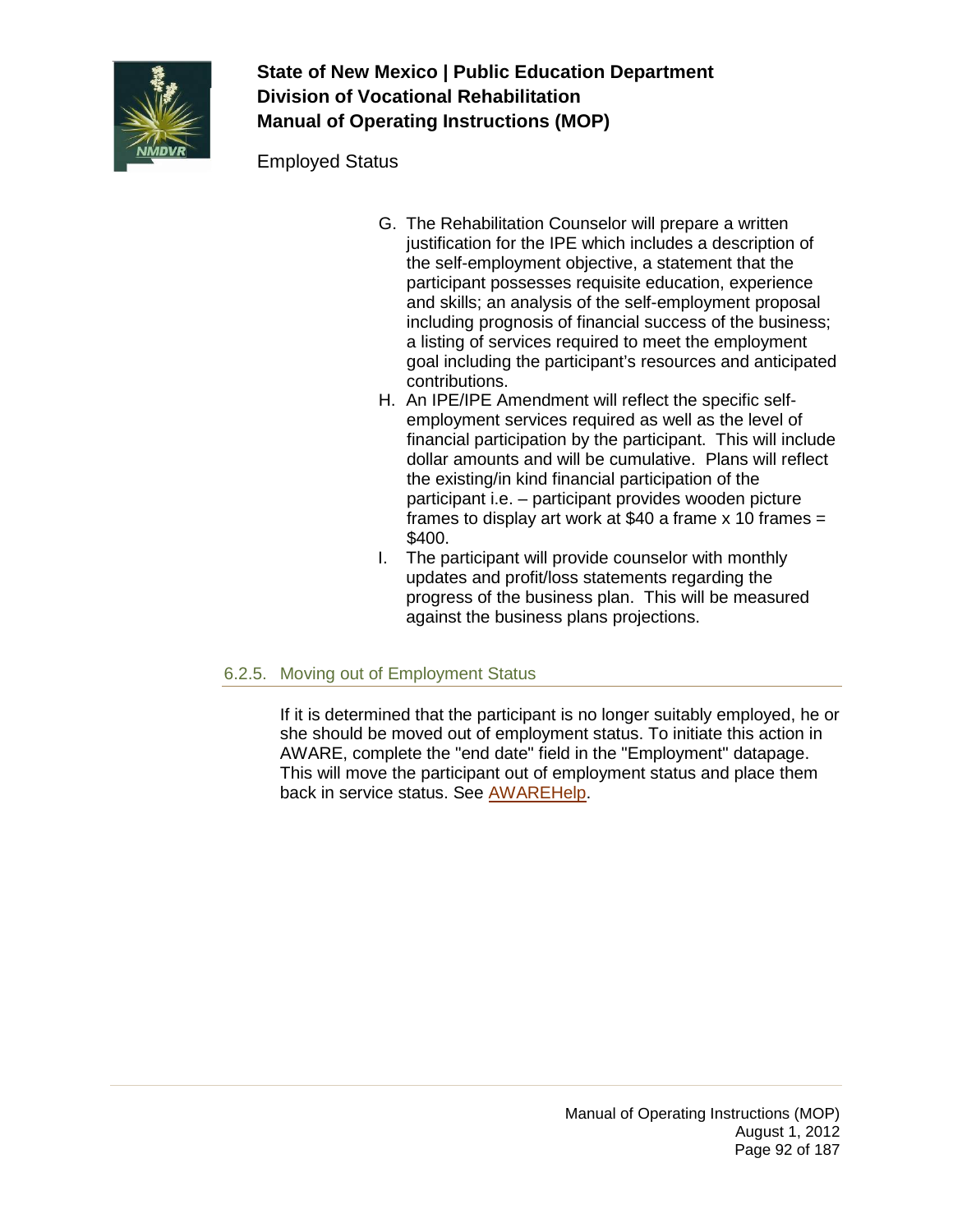G. The Rehabilitation Counselor will prepare a written justification for the IPE which includes a description of the self-employment objective, a statement that the participant possesses requisite education, experience and skills; an analysis of the self-employment proposal including prognosis of financial success of the business; a listing of services required to meet the employment goal including the participant's resources and anticipated contributions.
H. An IPE/IPE Amendment will reflect the specific self-employment services required as well as the level of financial participation by the participant. This will include dollar amounts and will be cumulative. Plans will reflect the existing/in kind financial participation of the participant i.e. – participant provides wooden picture frames to display art work at $40 a frame x 10 frames = $400.
I. The participant will provide counselor with monthly updates and profit/loss statements regarding the progress of the business plan. This will be measured against the business plans projections.

### 6.2.5. Moving out of Employment Status

If it is determined that the participant is no longer suitably employed, he or she should be moved out of employment status. To initiate this action in AWARE, complete the "end date" field in the "Employment" datapage. This will move the participant out of employment status and place them back in service status. See AWAREHelp.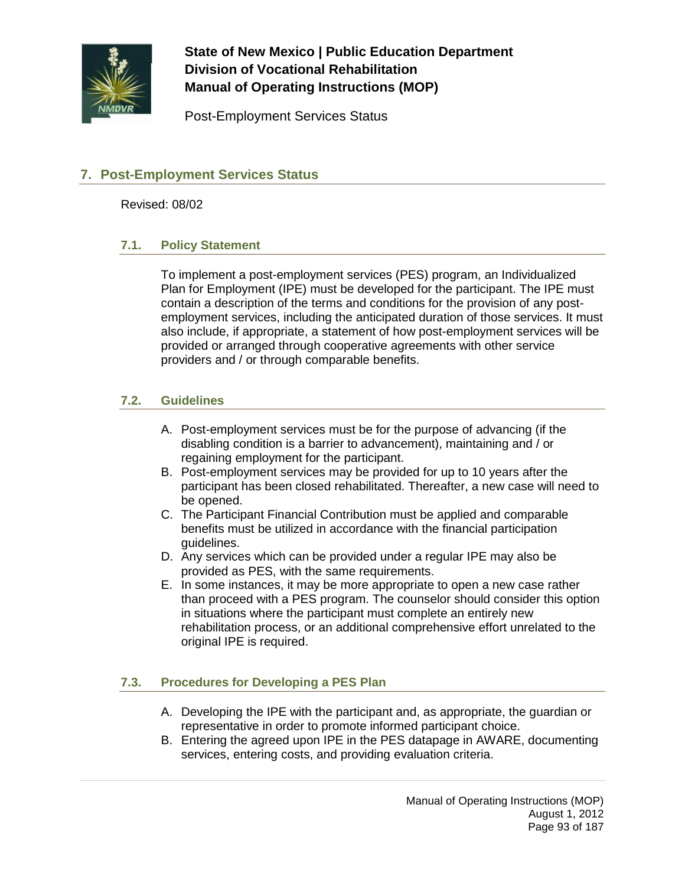## 7. Post-Employment Services Status

Revised: 08/02

### 7.1. Policy Statement

To implement a post-employment services (PES) program, an Individualized Plan for Employment (IPE) must be developed for the participant. The IPE must contain a description of the terms and conditions for the provision of any post-employment services, including the anticipated duration of those services. It must also include, if appropriate, a statement of how post-employment services will be provided or arranged through cooperative agreements with other service providers and / or through comparable benefits.

### 7.2. Guidelines

A. Post-employment services must be for the purpose of advancing (if the disabling condition is a barrier to advancement), maintaining and / or regaining employment for the participant.
B. Post-employment services may be provided for up to 10 years after the participant has been closed rehabilitated. Thereafter, a new case will need to be opened.
C. The Participant Financial Contribution must be applied and comparable benefits must be utilized in accordance with the financial participation guidelines.
D. Any services which can be provided under a regular IPE may also be provided as PES, with the same requirements.
E. In some instances, it may be more appropriate to open a new case rather than proceed with a PES program. The counselor should consider this option in situations where the participant must complete an entirely new rehabilitation process, or an additional comprehensive effort unrelated to the original IPE is required.

### 7.3. Procedures for Developing a PES Plan

A. Developing the IPE with the participant and, as appropriate, the guardian or representative in order to promote informed participant choice.
B. Entering the agreed upon IPE in the PES datapage in AWARE, documenting services, entering costs, and providing evaluation criteria.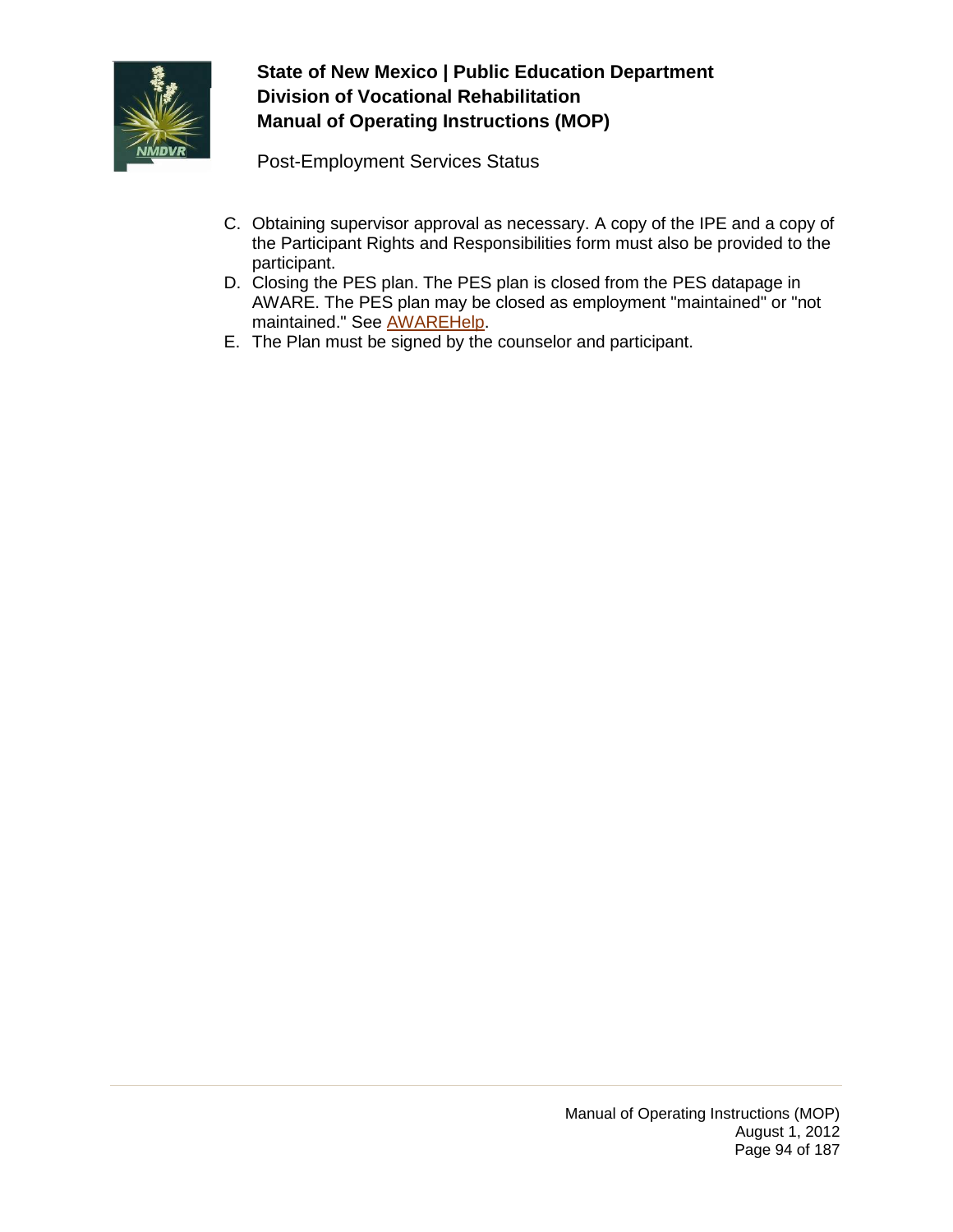C. Obtaining supervisor approval as necessary. A copy of the IPE and a copy of the Participant Rights and Responsibilities form must also be provided to the participant.
D. Closing the PES plan. The PES plan is closed from the PES datapage in AWARE. The PES plan may be closed as employment "maintained" or "not maintained." See AWAREHelp.
E. The Plan must be signed by the counselor and participant.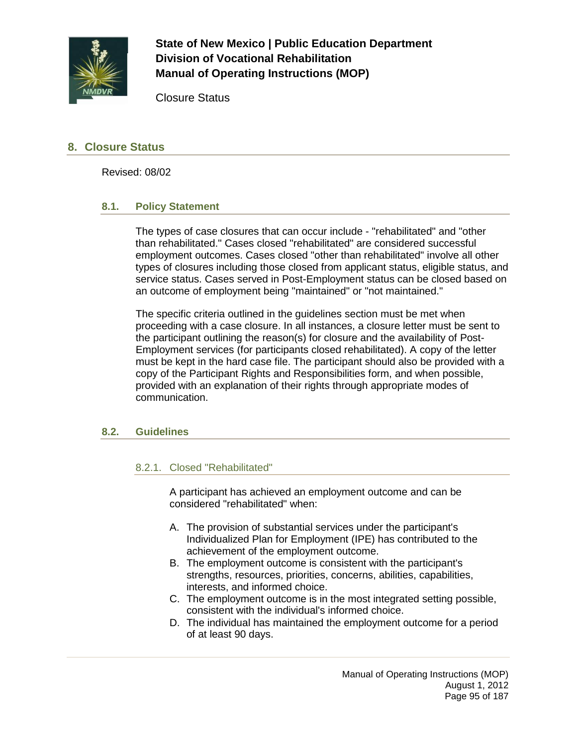# 8. Closure Status

Revised: 08/02

## 8.1. Policy Statement

The types of case closures that can occur include - "rehabilitated" and "other than rehabilitated." Cases closed "rehabilitated" are considered successful employment outcomes. Cases closed "other than rehabilitated" involve all other types of closures including those closed from applicant status, eligible status, and service status. Cases served in Post-Employment status can be closed based on an outcome of employment being "maintained" or "not maintained."

The specific criteria outlined in the guidelines section must be met when proceeding with a case closure. In all instances, a closure letter must be sent to the participant outlining the reason(s) for closure and the availability of Post-Employment services (for participants closed rehabilitated). A copy of the letter must be kept in the hard case file. The participant should also be provided with a copy of the Participant Rights and Responsibilities form, and when possible, provided with an explanation of their rights through appropriate modes of communication.

## 8.2. Guidelines

### 8.2.1. Closed "Rehabilitated"

A participant has achieved an employment outcome and can be considered "rehabilitated" when:

A. The provision of substantial services under the participant's Individualized Plan for Employment (IPE) has contributed to the achievement of the employment outcome.
B. The employment outcome is consistent with the participant's strengths, resources, priorities, concerns, abilities, capabilities, interests, and informed choice.
C. The employment outcome is in the most integrated setting possible, consistent with the individual's informed choice.
D. The individual has maintained the employment outcome for a period of at least 90 days.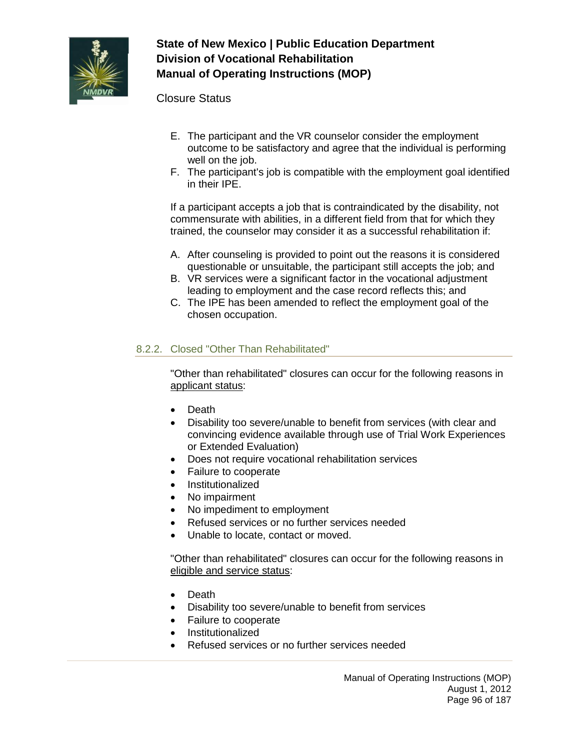E. The participant and the VR counselor consider the employment outcome to be satisfactory and agree that the individual is performing well on the job.
F. The participant's job is compatible with the employment goal identified in their IPE.

If a participant accepts a job that is contraindicated by the disability, not commensurate with abilities, in a different field from that for which they trained, the counselor may consider it as a successful rehabilitation if:

A. After counseling is provided to point out the reasons it is considered questionable or unsuitable, the participant still accepts the job; and
B. VR services were a significant factor in the vocational adjustment leading to employment and the case record reflects this; and
C. The IPE has been amended to reflect the employment goal of the chosen occupation.

### 8.2.2. Closed "Other Than Rehabilitated"

"Other than rehabilitated" closures can occur for the following reasons in applicant status:

- Death
- Disability too severe/unable to benefit from services (with clear and convincing evidence available through use of Trial Work Experiences or Extended Evaluation)
- Does not require vocational rehabilitation services
- Failure to cooperate
- Institutionalized
- No impairment
- No impediment to employment
- Refused services or no further services needed
- Unable to locate, contact or moved.

"Other than rehabilitated" closures can occur for the following reasons in eligible and service status:

- Death
- Disability too severe/unable to benefit from services
- Failure to cooperate
- Institutionalized
- Refused services or no further services needed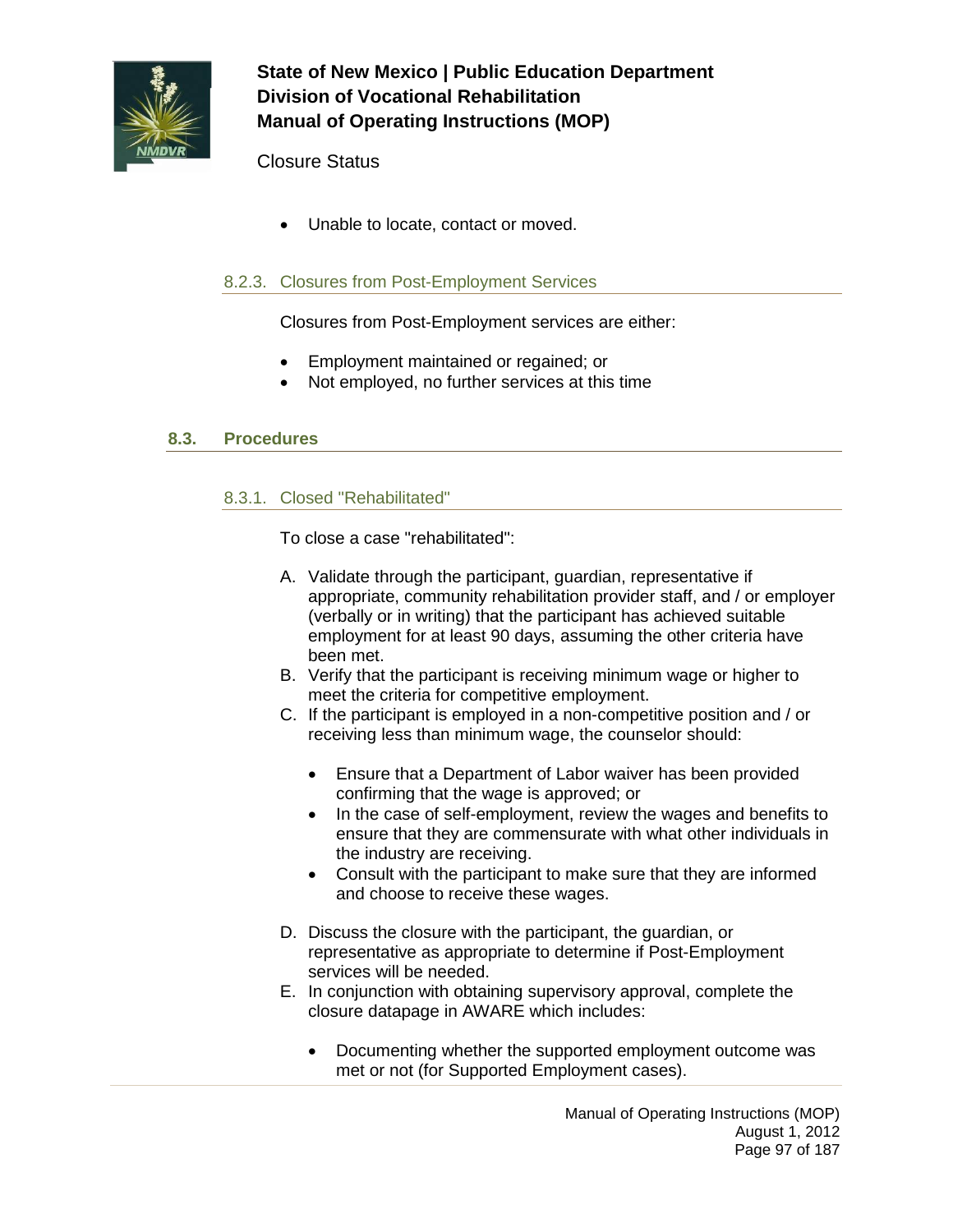- Unable to locate, contact or moved.

### 8.2.3. Closures from Post-Employment Services

Closures from Post-Employment services are either:

- Employment maintained or regained; or
- Not employed, no further services at this time

## 8.3. Procedures

### 8.3.1. Closed "Rehabilitated"

To close a case "rehabilitated":

A. Validate through the participant, guardian, representative if appropriate, community rehabilitation provider staff, and / or employer (verbally or in writing) that the participant has achieved suitable employment for at least 90 days, assuming the other criteria have been met.
B. Verify that the participant is receiving minimum wage or higher to meet the criteria for competitive employment.
C. If the participant is employed in a non-competitive position and / or receiving less than minimum wage, the counselor should:
    - Ensure that a Department of Labor waiver has been provided confirming that the wage is approved; or
    - In the case of self-employment, review the wages and benefits to ensure that they are commensurate with what other individuals in the industry are receiving.
    - Consult with the participant to make sure that they are informed and choose to receive these wages.
D. Discuss the closure with the participant, the guardian, or representative as appropriate to determine if Post-Employment services will be needed.
E. In conjunction with obtaining supervisory approval, complete the closure datapage in AWARE which includes:
    - Documenting whether the supported employment outcome was met or not (for Supported Employment cases).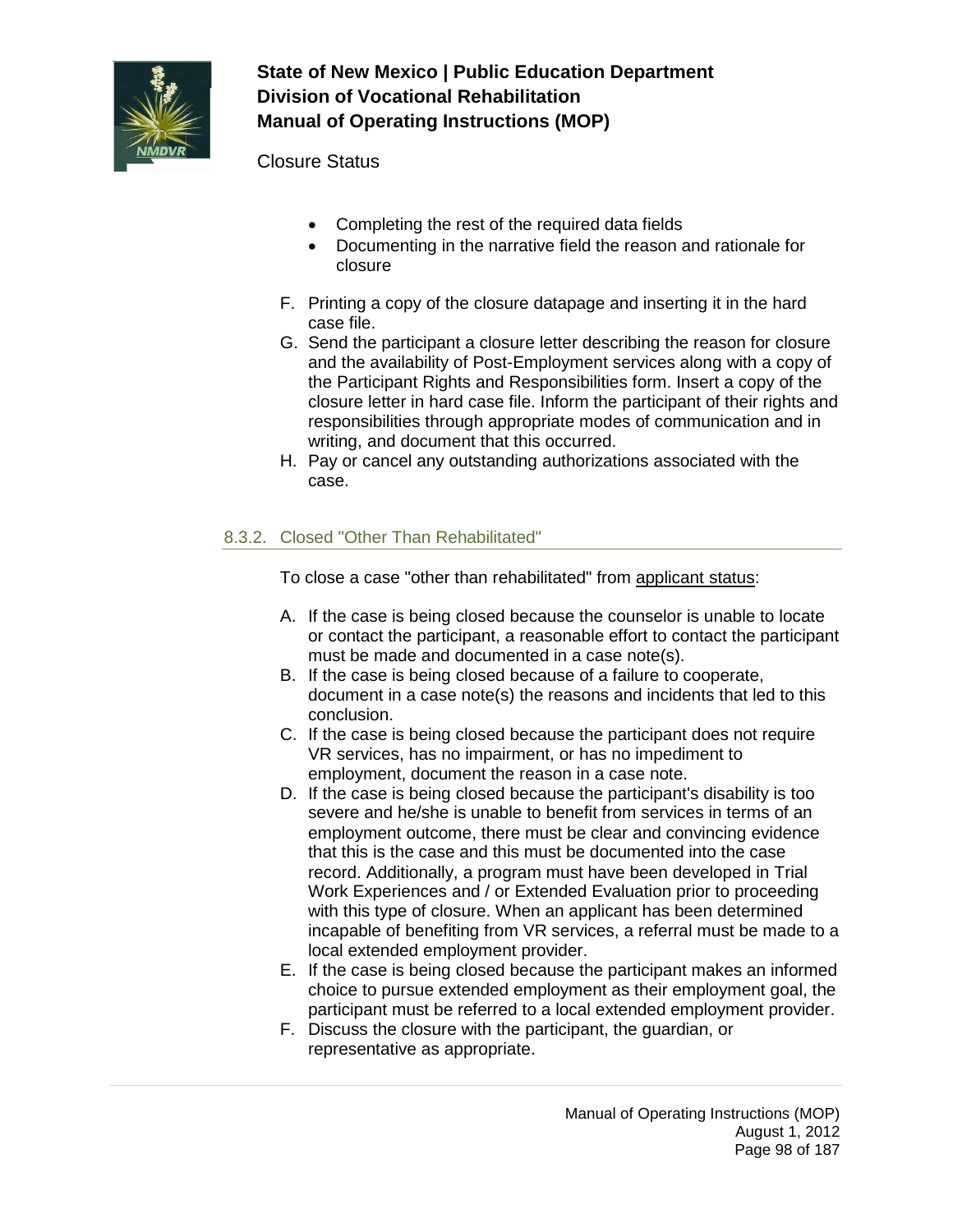- Completing the rest of the required data fields
- Documenting in the narrative field the reason and rationale for closure

F. Printing a copy of the closure datapage and inserting it in the hard case file.

G. Send the participant a closure letter describing the reason for closure and the availability of Post-Employment services along with a copy of the Participant Rights and Responsibilities form. Insert a copy of the closure letter in hard case file. Inform the participant of their rights and responsibilities through appropriate modes of communication and in writing, and document that this occurred.

H. Pay or cancel any outstanding authorizations associated with the case.

### 8.3.2. Closed "Other Than Rehabilitated"

To close a case "other than rehabilitated" from applicant status:

A. If the case is being closed because the counselor is unable to locate or contact the participant, a reasonable effort to contact the participant must be made and documented in a case note(s).

B. If the case is being closed because of a failure to cooperate, document in a case note(s) the reasons and incidents that led to this conclusion.

C. If the case is being closed because the participant does not require VR services, has no impairment, or has no impediment to employment, document the reason in a case note.

D. If the case is being closed because the participant's disability is too severe and he/she is unable to benefit from services in terms of an employment outcome, there must be clear and convincing evidence that this is the case and this must be documented into the case record. Additionally, a program must have been developed in Trial Work Experiences and / or Extended Evaluation prior to proceeding with this type of closure. When an applicant has been determined incapable of benefiting from VR services, a referral must be made to a local extended employment provider.

E. If the case is being closed because the participant makes an informed choice to pursue extended employment as their employment goal, the participant must be referred to a local extended employment provider.

F. Discuss the closure with the participant, the guardian, or representative as appropriate.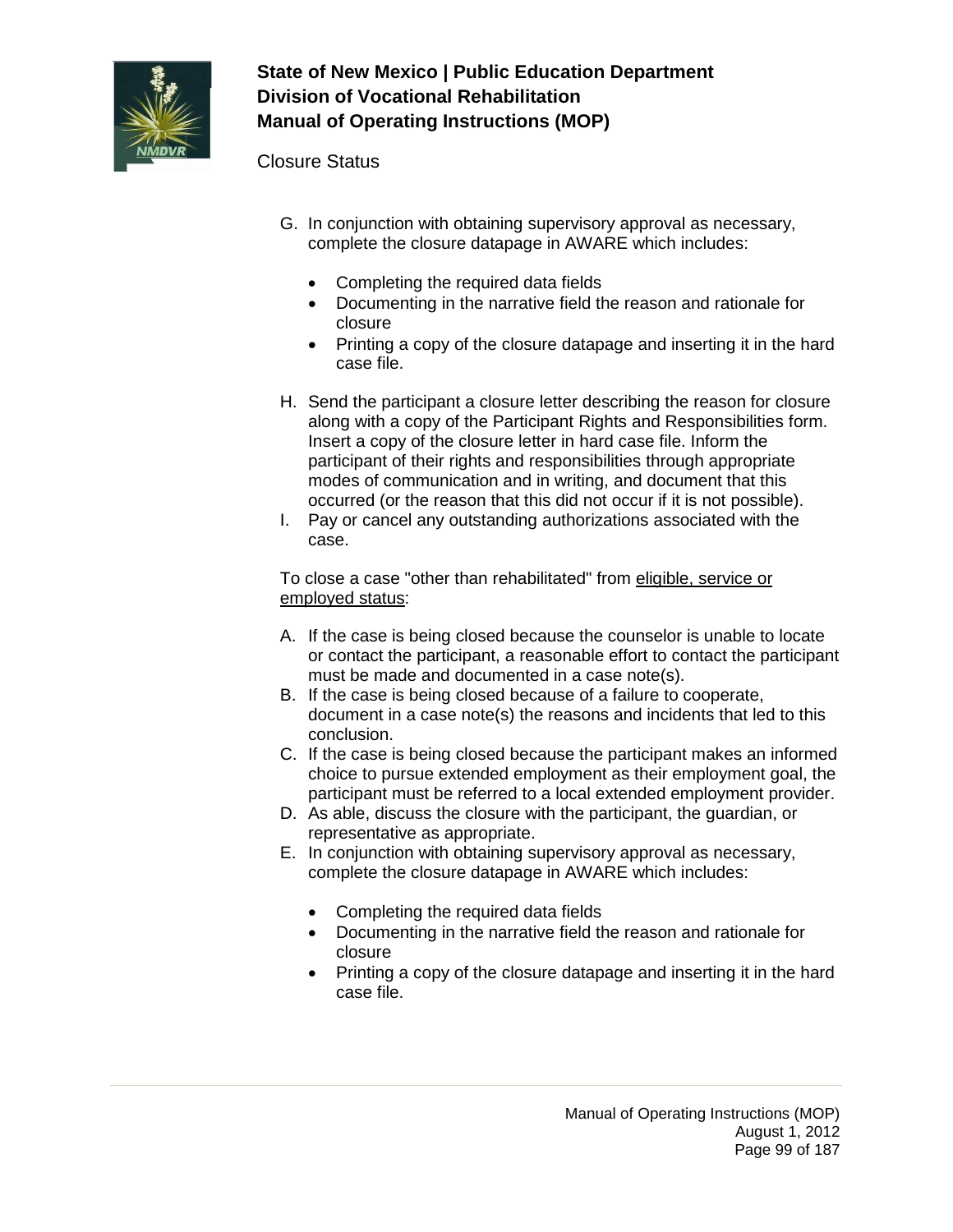G. In conjunction with obtaining supervisory approval as necessary, complete the closure datapage in AWARE which includes:

   - Completing the required data fields
   - Documenting in the narrative field the reason and rationale for closure
   - Printing a copy of the closure datapage and inserting it in the hard case file.

H. Send the participant a closure letter describing the reason for closure along with a copy of the Participant Rights and Responsibilities form. Insert a copy of the closure letter in hard case file. Inform the participant of their rights and responsibilities through appropriate modes of communication and in writing, and document that this occurred (or the reason that this did not occur if it is not possible).

I. Pay or cancel any outstanding authorizations associated with the case.

To close a case "other than rehabilitated" from <u>eligible, service or employed status</u>:

A. If the case is being closed because the counselor is unable to locate or contact the participant, a reasonable effort to contact the participant must be made and documented in a case note(s).

B. If the case is being closed because of a failure to cooperate, document in a case note(s) the reasons and incidents that led to this conclusion.

C. If the case is being closed because the participant makes an informed choice to pursue extended employment as their employment goal, the participant must be referred to a local extended employment provider.

D. As able, discuss the closure with the participant, the guardian, or representative as appropriate.

E. In conjunction with obtaining supervisory approval as necessary, complete the closure datapage in AWARE which includes:

   - Completing the required data fields
   - Documenting in the narrative field the reason and rationale for closure
   - Printing a copy of the closure datapage and inserting it in the hard case file.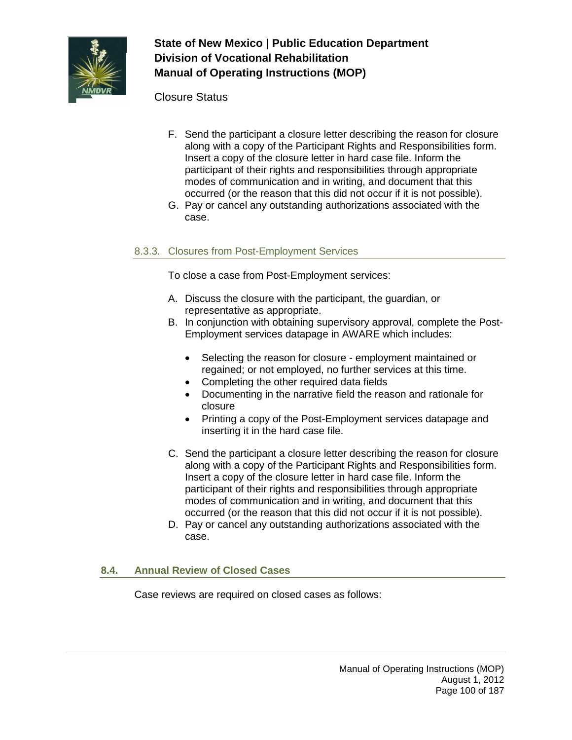F. Send the participant a closure letter describing the reason for closure along with a copy of the Participant Rights and Responsibilities form. Insert a copy of the closure letter in hard case file. Inform the participant of their rights and responsibilities through appropriate modes of communication and in writing, and document that this occurred (or the reason that this did not occur if it is not possible).

G. Pay or cancel any outstanding authorizations associated with the case.

### 8.3.3. Closures from Post-Employment Services

To close a case from Post-Employment services:

A. Discuss the closure with the participant, the guardian, or representative as appropriate.

B. In conjunction with obtaining supervisory approval, complete the Post-Employment services datapage in AWARE which includes:

   - Selecting the reason for closure - employment maintained or regained; or not employed, no further services at this time.
   - Completing the other required data fields
   - Documenting in the narrative field the reason and rationale for closure
   - Printing a copy of the Post-Employment services datapage and inserting it in the hard case file.

C. Send the participant a closure letter describing the reason for closure along with a copy of the Participant Rights and Responsibilities form. Insert a copy of the closure letter in hard case file. Inform the participant of their rights and responsibilities through appropriate modes of communication and in writing, and document that this occurred (or the reason that this did not occur if it is not possible).

D. Pay or cancel any outstanding authorizations associated with the case.

## 8.4. Annual Review of Closed Cases

Case reviews are required on closed cases as follows: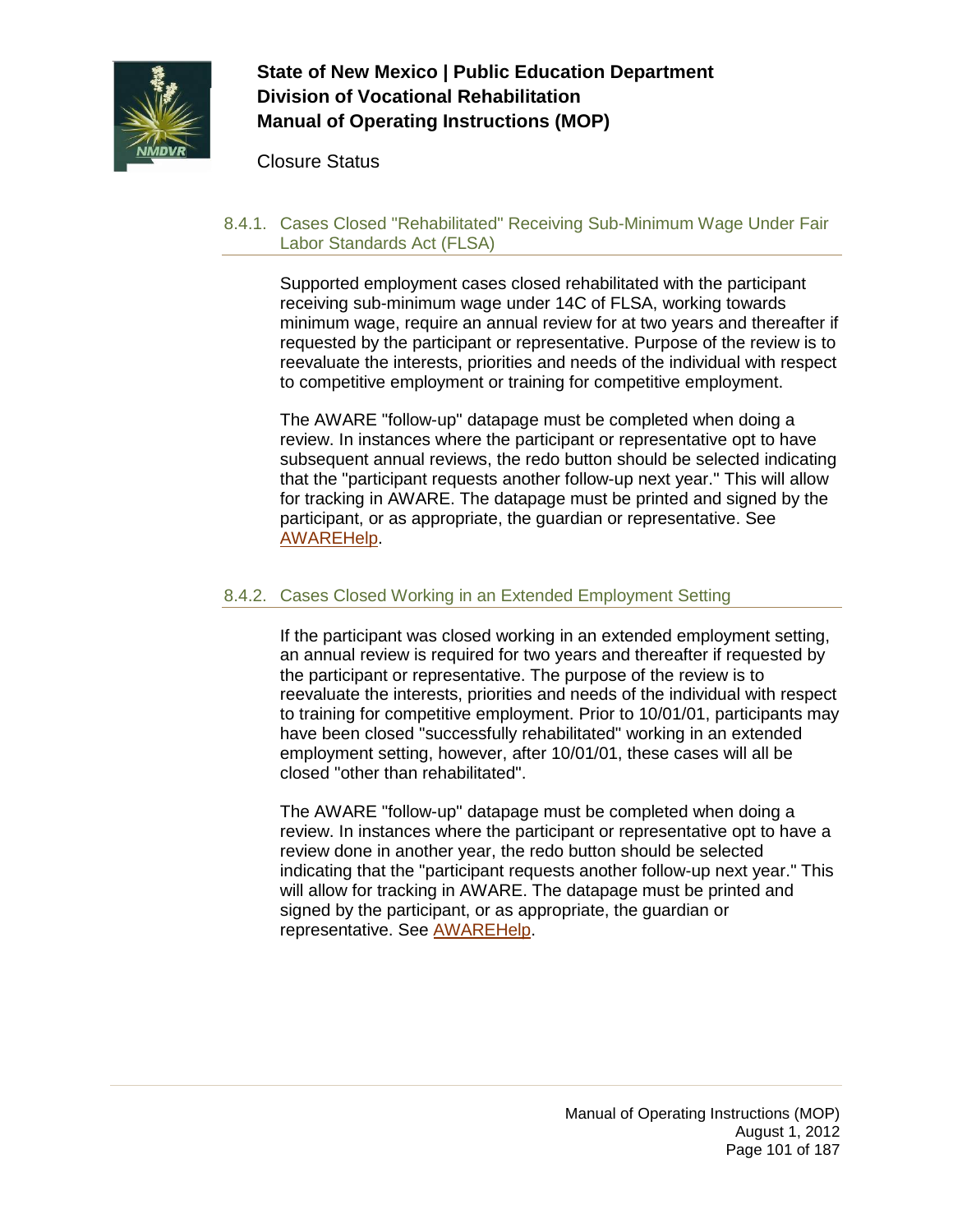### 8.4.1. Cases Closed "Rehabilitated" Receiving Sub-Minimum Wage Under Fair Labor Standards Act (FLSA)

Supported employment cases closed rehabilitated with the participant receiving sub-minimum wage under 14C of FLSA, working towards minimum wage, require an annual review for at two years and thereafter if requested by the participant or representative. Purpose of the review is to reevaluate the interests, priorities and needs of the individual with respect to competitive employment or training for competitive employment.

The AWARE "follow-up" datapage must be completed when doing a review. In instances where the participant or representative opt to have subsequent annual reviews, the redo button should be selected indicating that the "participant requests another follow-up next year." This will allow for tracking in AWARE. The datapage must be printed and signed by the participant, or as appropriate, the guardian or representative. See AWAREHelp.

### 8.4.2. Cases Closed Working in an Extended Employment Setting

If the participant was closed working in an extended employment setting, an annual review is required for two years and thereafter if requested by the participant or representative. The purpose of the review is to reevaluate the interests, priorities and needs of the individual with respect to training for competitive employment. Prior to 10/01/01, participants may have been closed "successfully rehabilitated" working in an extended employment setting, however, after 10/01/01, these cases will all be closed "other than rehabilitated".

The AWARE "follow-up" datapage must be completed when doing a review. In instances where the participant or representative opt to have a review done in another year, the redo button should be selected indicating that the "participant requests another follow-up next year." This will allow for tracking in AWARE. The datapage must be printed and signed by the participant, or as appropriate, the guardian or representative. See AWAREHelp.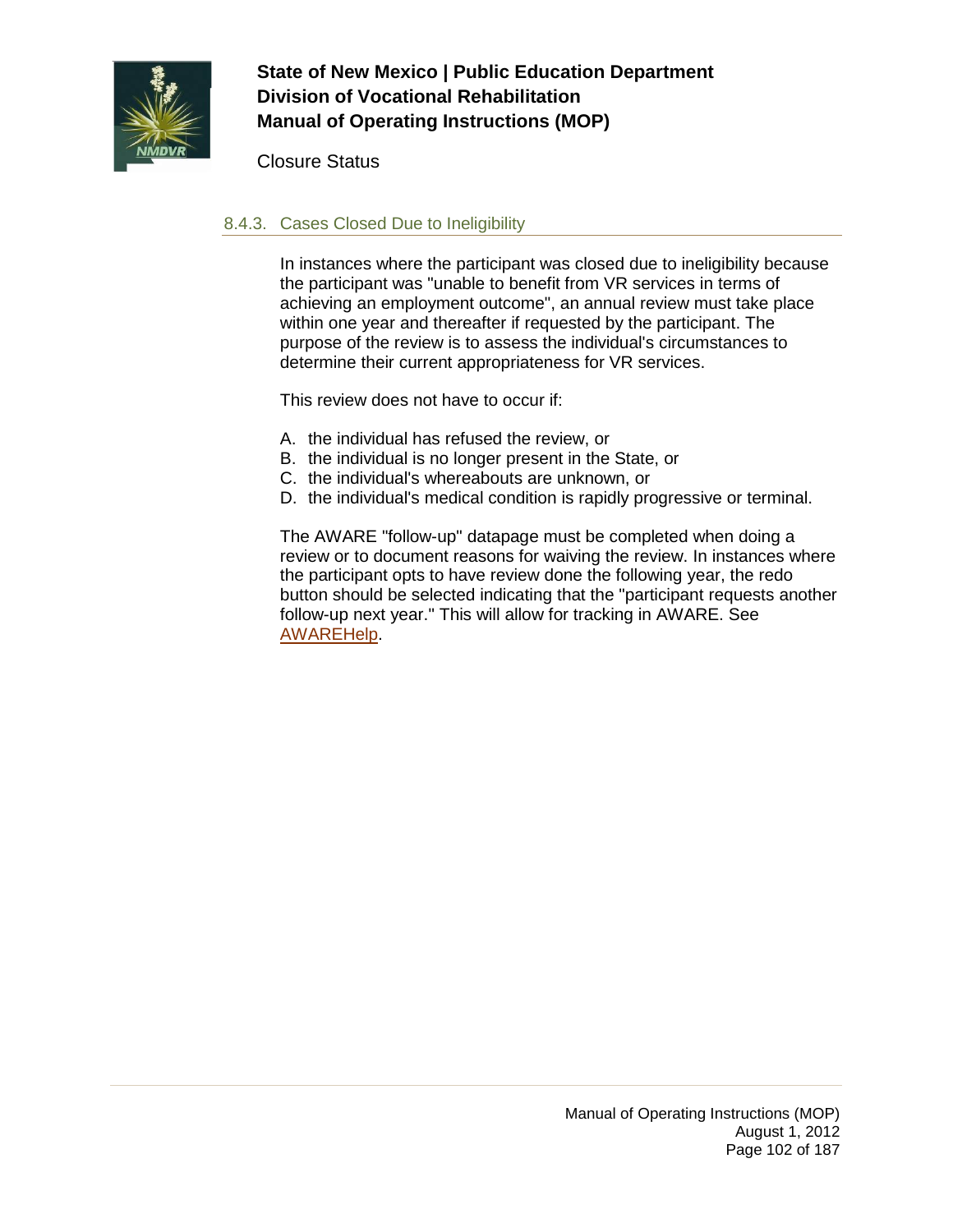### 8.4.3. Cases Closed Due to Ineligibility

In instances where the participant was closed due to ineligibility because the participant was "unable to benefit from VR services in terms of achieving an employment outcome", an annual review must take place within one year and thereafter if requested by the participant. The purpose of the review is to assess the individual's circumstances to determine their current appropriateness for VR services.

This review does not have to occur if:

A. the individual has refused the review, or
B. the individual is no longer present in the State, or
C. the individual's whereabouts are unknown, or
D. the individual's medical condition is rapidly progressive or terminal.

The AWARE "follow-up" datapage must be completed when doing a review or to document reasons for waiving the review. In instances where the participant opts to have review done the following year, the redo button should be selected indicating that the "participant requests another follow-up next year." This will allow for tracking in AWARE. See AWAREHelp.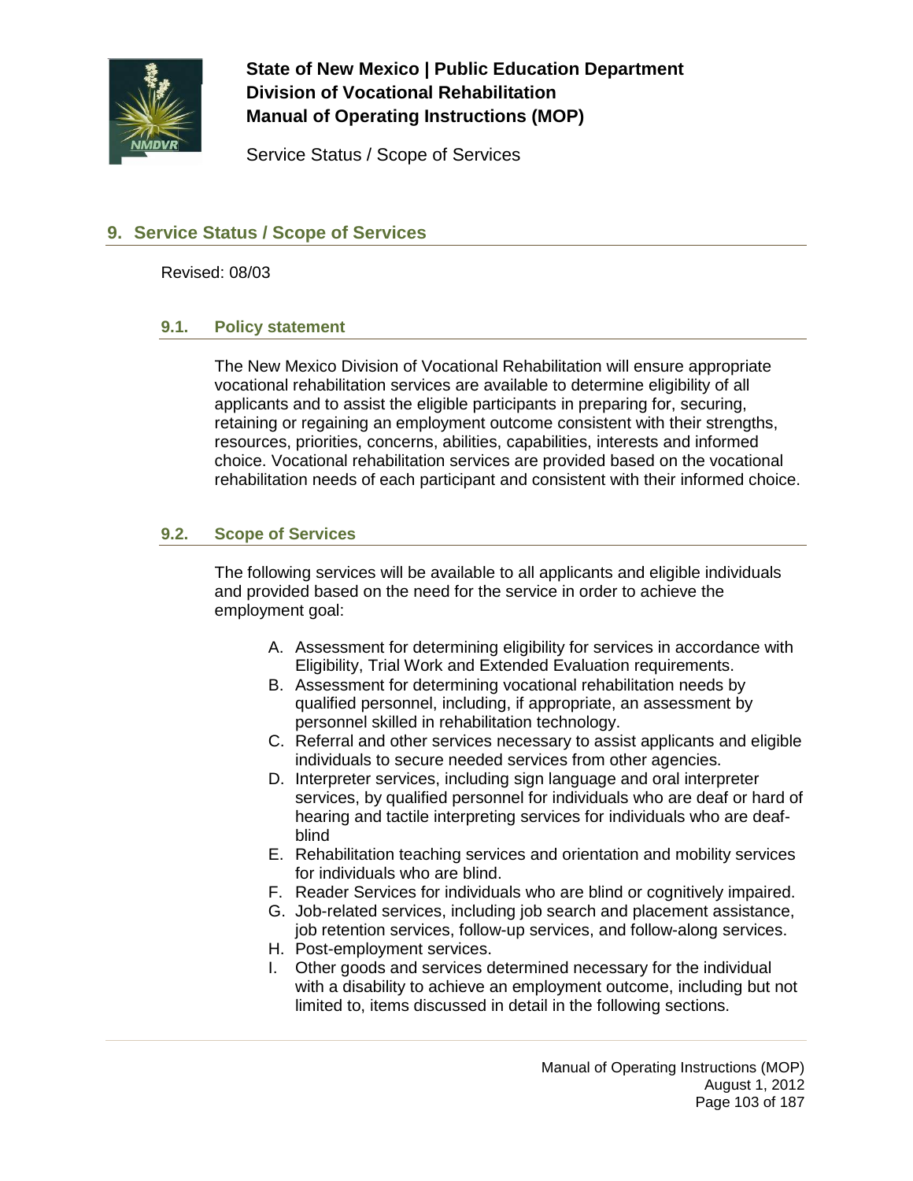## 9. Service Status / Scope of Services

Revised: 08/03

### 9.1. Policy statement

The New Mexico Division of Vocational Rehabilitation will ensure appropriate vocational rehabilitation services are available to determine eligibility of all applicants and to assist the eligible participants in preparing for, securing, retaining or regaining an employment outcome consistent with their strengths, resources, priorities, concerns, abilities, capabilities, interests and informed choice. Vocational rehabilitation services are provided based on the vocational rehabilitation needs of each participant and consistent with their informed choice.

### 9.2. Scope of Services

The following services will be available to all applicants and eligible individuals and provided based on the need for the service in order to achieve the employment goal:

A. Assessment for determining eligibility for services in accordance with Eligibility, Trial Work and Extended Evaluation requirements.
B. Assessment for determining vocational rehabilitation needs by qualified personnel, including, if appropriate, an assessment by personnel skilled in rehabilitation technology.
C. Referral and other services necessary to assist applicants and eligible individuals to secure needed services from other agencies.
D. Interpreter services, including sign language and oral interpreter services, by qualified personnel for individuals who are deaf or hard of hearing and tactile interpreting services for individuals who are deaf-blind
E. Rehabilitation teaching services and orientation and mobility services for individuals who are blind.
F. Reader Services for individuals who are blind or cognitively impaired.
G. Job-related services, including job search and placement assistance, job retention services, follow-up services, and follow-along services.
H. Post-employment services.
I. Other goods and services determined necessary for the individual with a disability to achieve an employment outcome, including but not limited to, items discussed in detail in the following sections.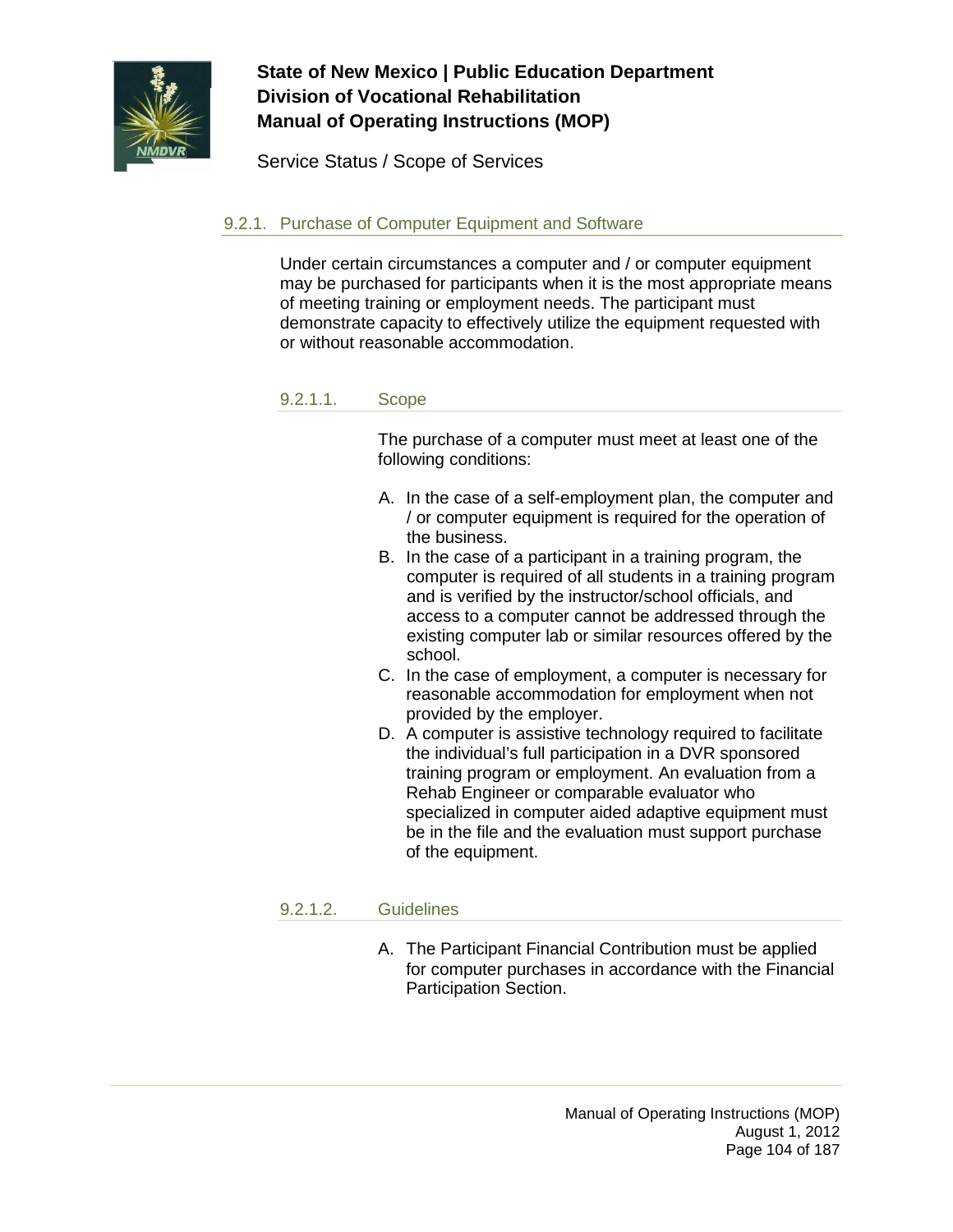### 9.2.1. Purchase of Computer Equipment and Software

Under certain circumstances a computer and / or computer equipment may be purchased for participants when it is the most appropriate means of meeting training or employment needs. The participant must demonstrate capacity to effectively utilize the equipment requested with or without reasonable accommodation.

#### 9.2.1.1. Scope

The purchase of a computer must meet at least one of the following conditions:

A. In the case of a self-employment plan, the computer and / or computer equipment is required for the operation of the business.
B. In the case of a participant in a training program, the computer is required of all students in a training program and is verified by the instructor/school officials, and access to a computer cannot be addressed through the existing computer lab or similar resources offered by the school.
C. In the case of employment, a computer is necessary for reasonable accommodation for employment when not provided by the employer.
D. A computer is assistive technology required to facilitate the individual's full participation in a DVR sponsored training program or employment. An evaluation from a Rehab Engineer or comparable evaluator who specialized in computer aided adaptive equipment must be in the file and the evaluation must support purchase of the equipment.

#### 9.2.1.2. Guidelines

A. The Participant Financial Contribution must be applied for computer purchases in accordance with the Financial Participation Section.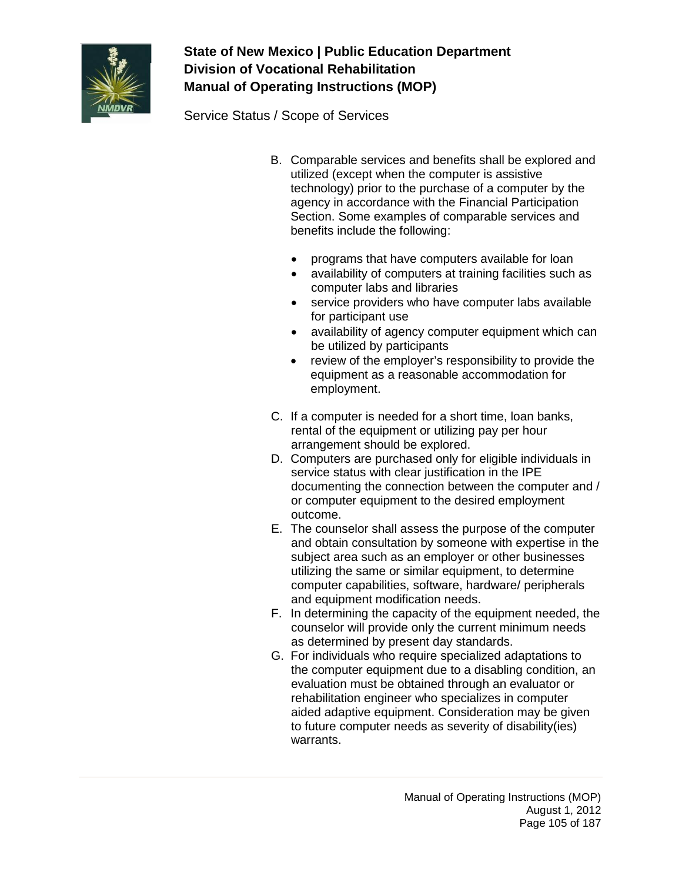B. Comparable services and benefits shall be explored and utilized (except when the computer is assistive technology) prior to the purchase of a computer by the agency in accordance with the Financial Participation Section. Some examples of comparable services and benefits include the following:

   - programs that have computers available for loan
   - availability of computers at training facilities such as computer labs and libraries
   - service providers who have computer labs available for participant use
   - availability of agency computer equipment which can be utilized by participants
   - review of the employer's responsibility to provide the equipment as a reasonable accommodation for employment.

C. If a computer is needed for a short time, loan banks, rental of the equipment or utilizing pay per hour arrangement should be explored.

D. Computers are purchased only for eligible individuals in service status with clear justification in the IPE documenting the connection between the computer and / or computer equipment to the desired employment outcome.

E. The counselor shall assess the purpose of the computer and obtain consultation by someone with expertise in the subject area such as an employer or other businesses utilizing the same or similar equipment, to determine computer capabilities, software, hardware/ peripherals and equipment modification needs.

F. In determining the capacity of the equipment needed, the counselor will provide only the current minimum needs as determined by present day standards.

G. For individuals who require specialized adaptations to the computer equipment due to a disabling condition, an evaluation must be obtained through an evaluator or rehabilitation engineer who specializes in computer aided adaptive equipment. Consideration may be given to future computer needs as severity of disability(ies) warrants.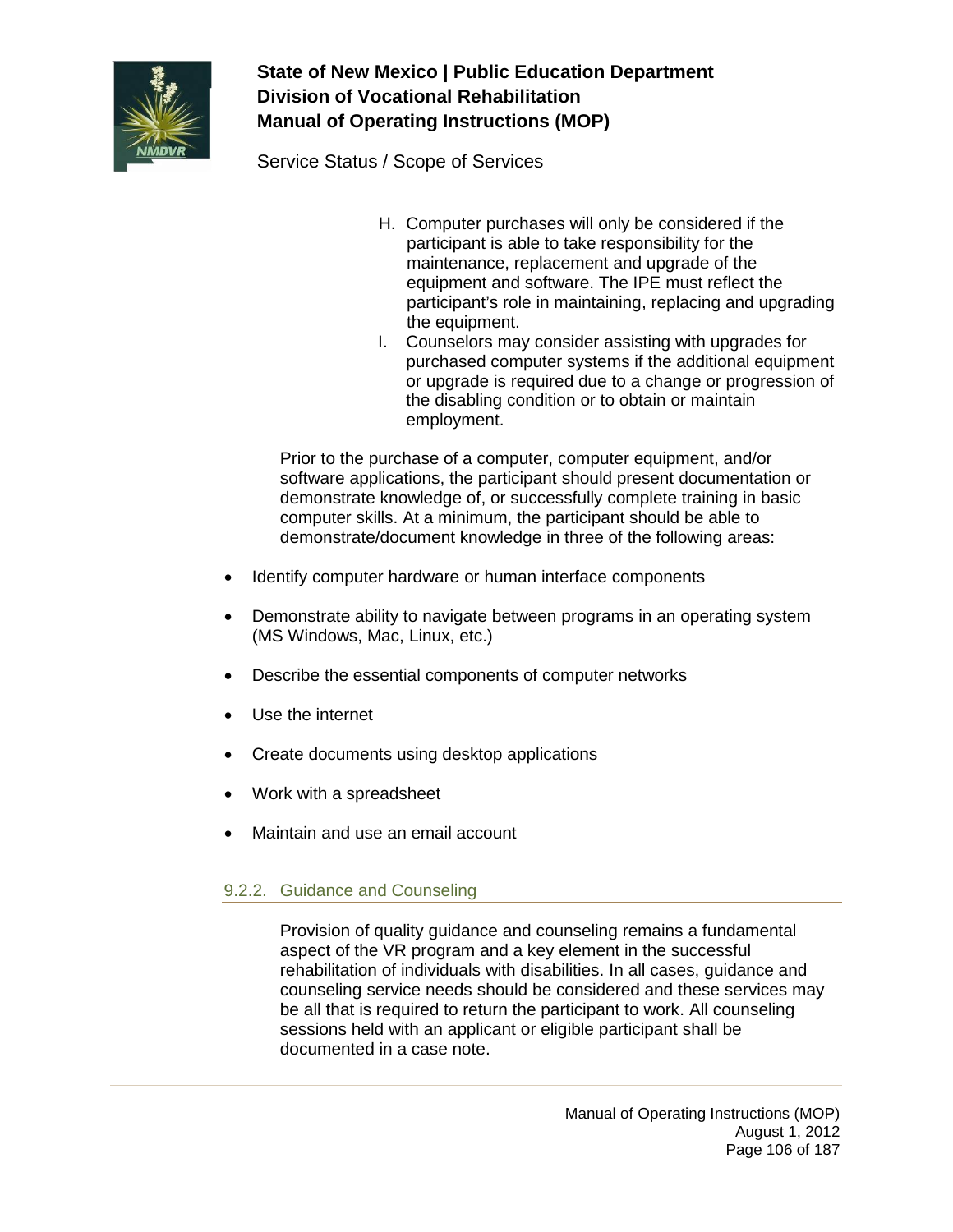H. Computer purchases will only be considered if the participant is able to take responsibility for the maintenance, replacement and upgrade of the equipment and software. The IPE must reflect the participant's role in maintaining, replacing and upgrading the equipment.

I. Counselors may consider assisting with upgrades for purchased computer systems if the additional equipment or upgrade is required due to a change or progression of the disabling condition or to obtain or maintain employment.

Prior to the purchase of a computer, computer equipment, and/or software applications, the participant should present documentation or demonstrate knowledge of, or successfully complete training in basic computer skills. At a minimum, the participant should be able to demonstrate/document knowledge in three of the following areas:

- Identify computer hardware or human interface components
- Demonstrate ability to navigate between programs in an operating system (MS Windows, Mac, Linux, etc.)
- Describe the essential components of computer networks
- Use the internet
- Create documents using desktop applications
- Work with a spreadsheet
- Maintain and use an email account

### 9.2.2. Guidance and Counseling

Provision of quality guidance and counseling remains a fundamental aspect of the VR program and a key element in the successful rehabilitation of individuals with disabilities. In all cases, guidance and counseling service needs should be considered and these services may be all that is required to return the participant to work. All counseling sessions held with an applicant or eligible participant shall be documented in a case note.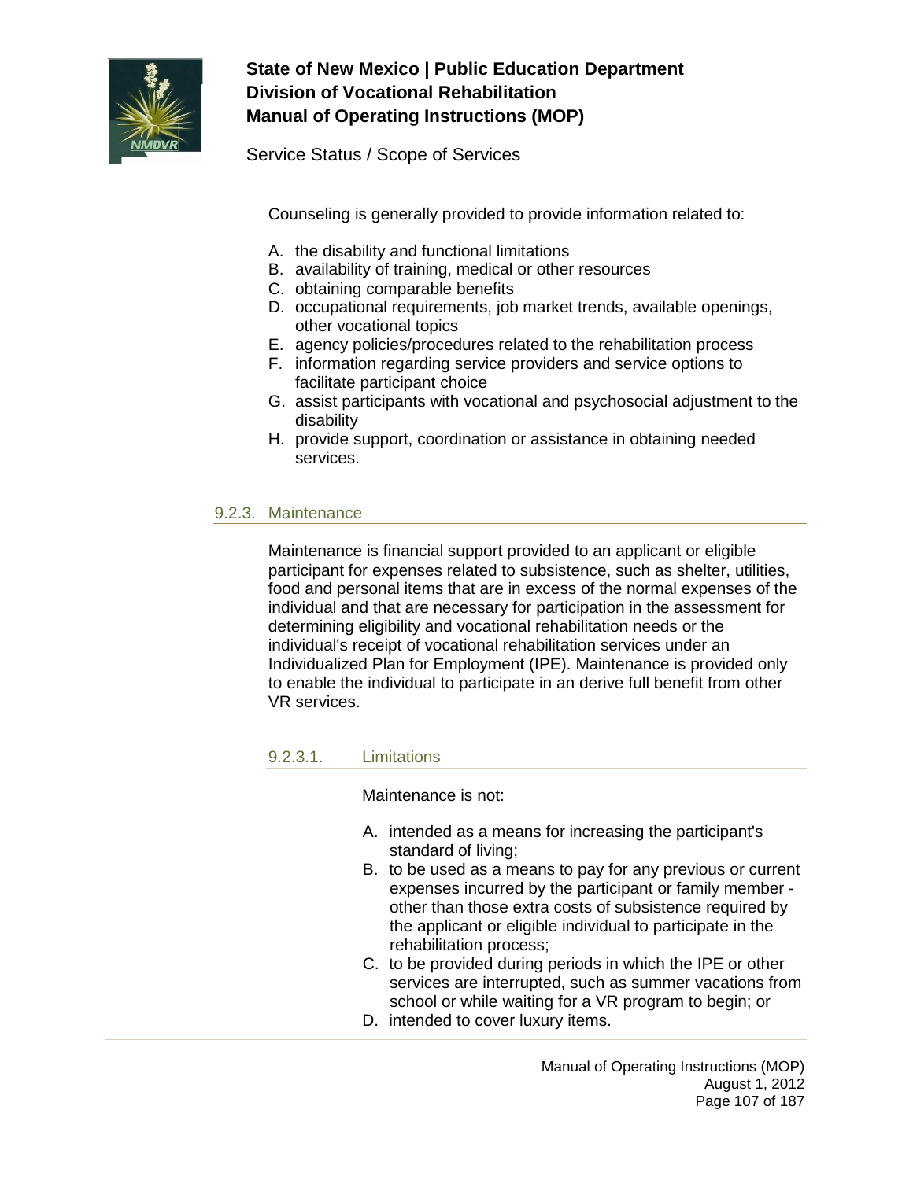Counseling is generally provided to provide information related to:

A. the disability and functional limitations
B. availability of training, medical or other resources
C. obtaining comparable benefits
D. occupational requirements, job market trends, available openings, other vocational topics
E. agency policies/procedures related to the rehabilitation process
F. information regarding service providers and service options to facilitate participant choice
G. assist participants with vocational and psychosocial adjustment to the disability
H. provide support, coordination or assistance in obtaining needed services.

### 9.2.3. Maintenance

Maintenance is financial support provided to an applicant or eligible participant for expenses related to subsistence, such as shelter, utilities, food and personal items that are in excess of the normal expenses of the individual and that are necessary for participation in the assessment for determining eligibility and vocational rehabilitation needs or the individual's receipt of vocational rehabilitation services under an Individualized Plan for Employment (IPE). Maintenance is provided only to enable the individual to participate in an derive full benefit from other VR services.

#### 9.2.3.1. Limitations

Maintenance is not:

A. intended as a means for increasing the participant's standard of living;
B. to be used as a means to pay for any previous or current expenses incurred by the participant or family member - other than those extra costs of subsistence required by the applicant or eligible individual to participate in the rehabilitation process;
C. to be provided during periods in which the IPE or other services are interrupted, such as summer vacations from school or while waiting for a VR program to begin; or
D. intended to cover luxury items.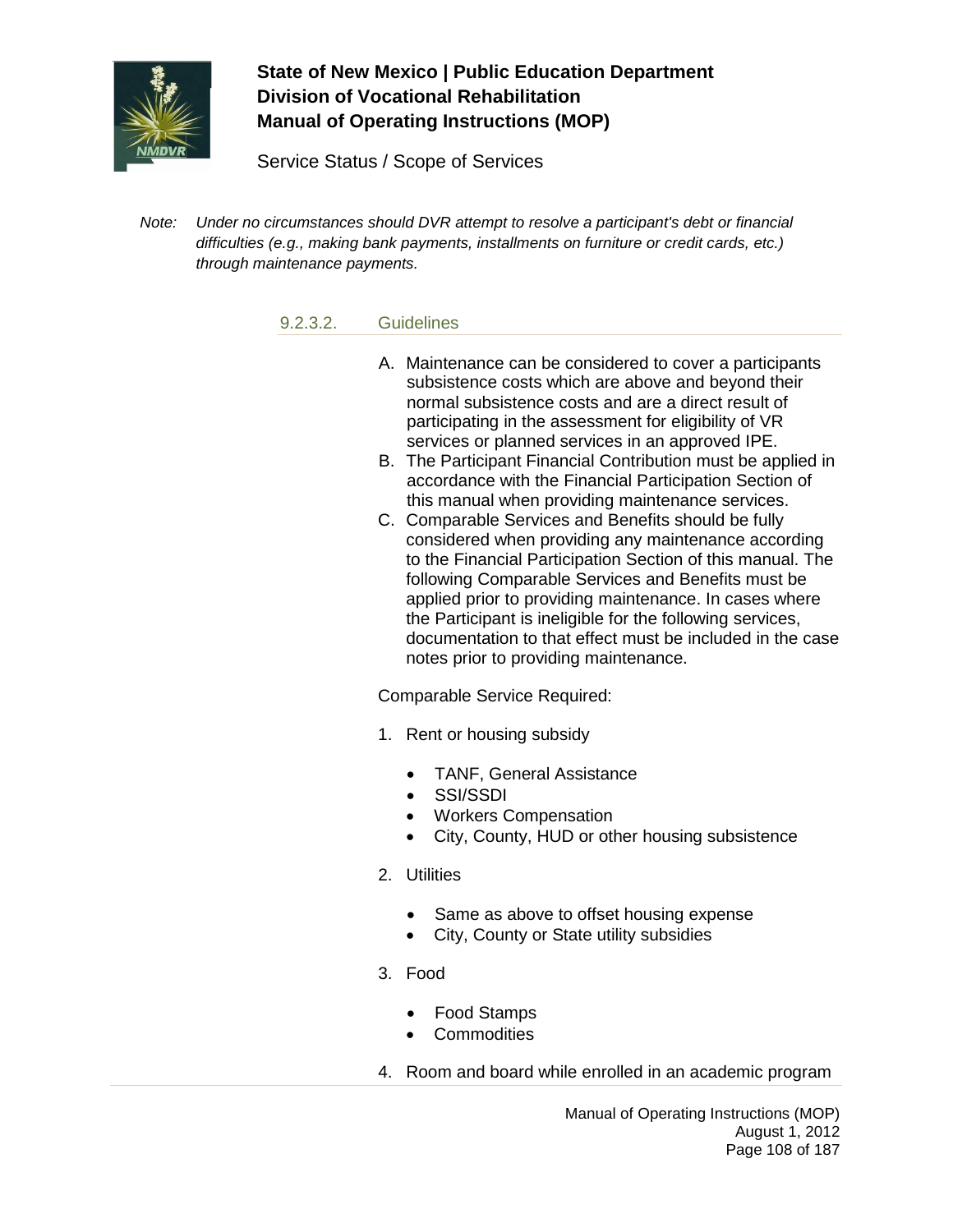*Note: Under no circumstances should DVR attempt to resolve a participant's debt or financial difficulties (e.g., making bank payments, installments on furniture or credit cards, etc.) through maintenance payments.*

#### 9.2.3.2. Guidelines

A. Maintenance can be considered to cover a participants subsistence costs which are above and beyond their normal subsistence costs and are a direct result of participating in the assessment for eligibility of VR services or planned services in an approved IPE.
B. The Participant Financial Contribution must be applied in accordance with the Financial Participation Section of this manual when providing maintenance services.
C. Comparable Services and Benefits should be fully considered when providing any maintenance according to the Financial Participation Section of this manual. The following Comparable Services and Benefits must be applied prior to providing maintenance. In cases where the Participant is ineligible for the following services, documentation to that effect must be included in the case notes prior to providing maintenance.

Comparable Service Required:

1. Rent or housing subsidy
    - TANF, General Assistance
    - SSI/SSDI
    - Workers Compensation
    - City, County, HUD or other housing subsistence
2. Utilities
    - Same as above to offset housing expense
    - City, County or State utility subsidies
3. Food
    - Food Stamps
    - Commodities
4. Room and board while enrolled in an academic program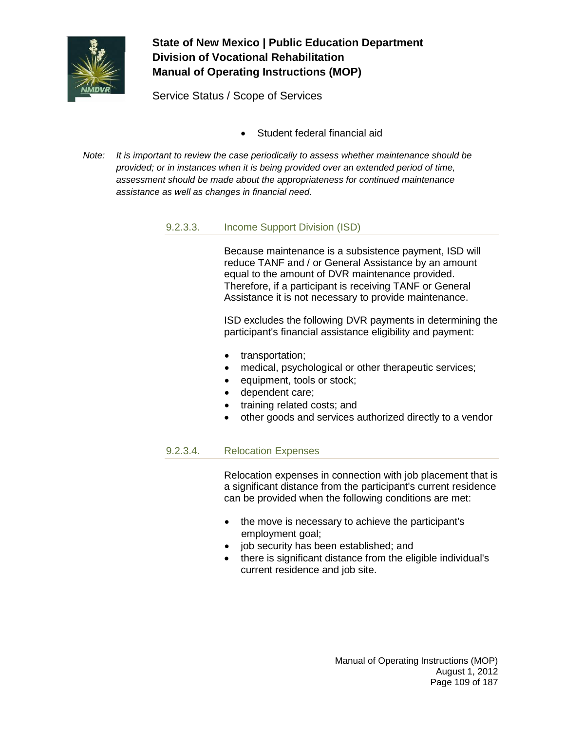- Student federal financial aid

*Note: It is important to review the case periodically to assess whether maintenance should be provided; or in instances when it is being provided over an extended period of time, assessment should be made about the appropriateness for continued maintenance assistance as well as changes in financial need.*

#### 9.2.3.3. Income Support Division (ISD)

Because maintenance is a subsistence payment, ISD will reduce TANF and / or General Assistance by an amount equal to the amount of DVR maintenance provided. Therefore, if a participant is receiving TANF or General Assistance it is not necessary to provide maintenance.

ISD excludes the following DVR payments in determining the participant's financial assistance eligibility and payment:

- transportation;
- medical, psychological or other therapeutic services;
- equipment, tools or stock;
- dependent care;
- training related costs; and
- other goods and services authorized directly to a vendor

#### 9.2.3.4. Relocation Expenses

Relocation expenses in connection with job placement that is a significant distance from the participant's current residence can be provided when the following conditions are met:

- the move is necessary to achieve the participant's employment goal;
- job security has been established; and
- there is significant distance from the eligible individual's current residence and job site.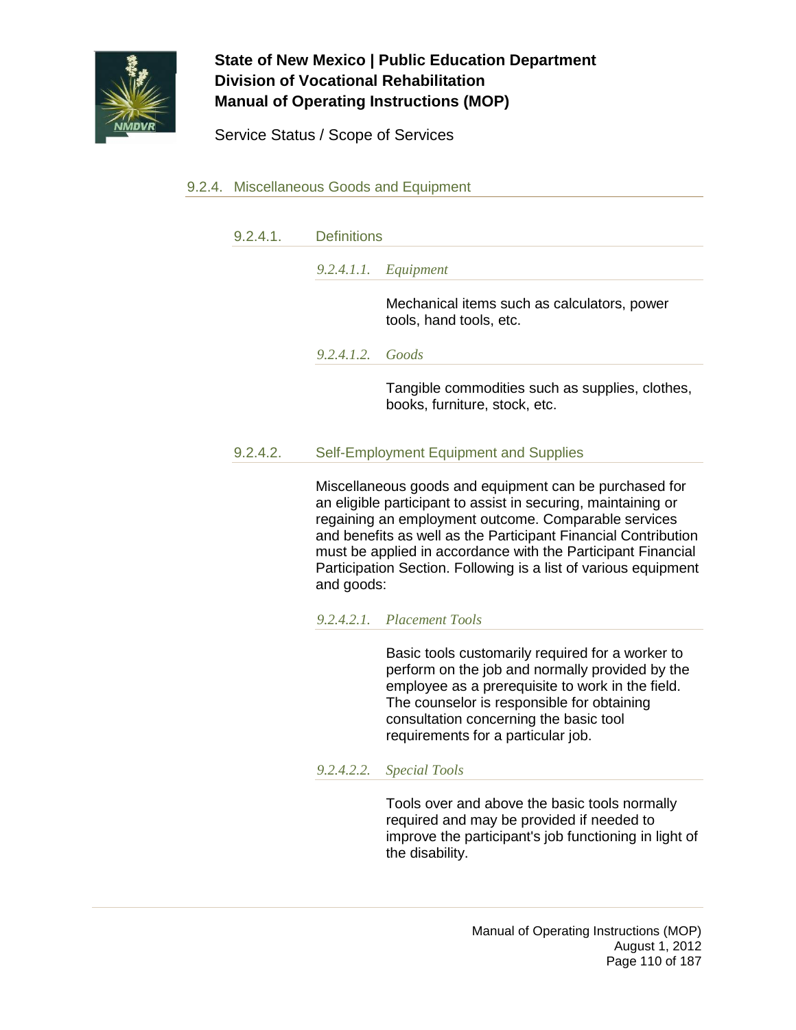## 9.2.4. Miscellaneous Goods and Equipment

### 9.2.4.1. Definitions

#### *9.2.4.1.1. Equipment*

Mechanical items such as calculators, power tools, hand tools, etc.

#### *9.2.4.1.2. Goods*

Tangible commodities such as supplies, clothes, books, furniture, stock, etc.

### 9.2.4.2. Self-Employment Equipment and Supplies

Miscellaneous goods and equipment can be purchased for an eligible participant to assist in securing, maintaining or regaining an employment outcome. Comparable services and benefits as well as the Participant Financial Contribution must be applied in accordance with the Participant Financial Participation Section. Following is a list of various equipment and goods:

#### *9.2.4.2.1. Placement Tools*

Basic tools customarily required for a worker to perform on the job and normally provided by the employee as a prerequisite to work in the field. The counselor is responsible for obtaining consultation concerning the basic tool requirements for a particular job.

#### *9.2.4.2.2. Special Tools*

Tools over and above the basic tools normally required and may be provided if needed to improve the participant's job functioning in light of the disability.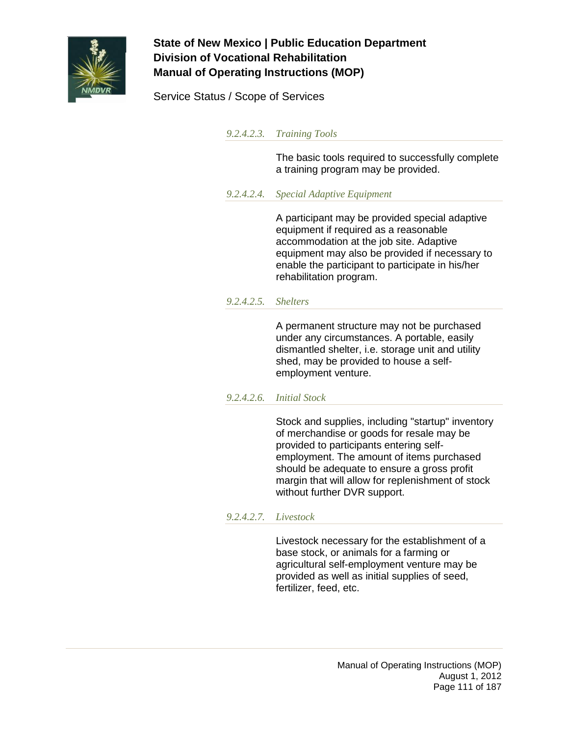##### *9.2.4.2.3. Training Tools*

The basic tools required to successfully complete a training program may be provided.

##### *9.2.4.2.4. Special Adaptive Equipment*

A participant may be provided special adaptive equipment if required as a reasonable accommodation at the job site. Adaptive equipment may also be provided if necessary to enable the participant to participate in his/her rehabilitation program.

##### *9.2.4.2.5. Shelters*

A permanent structure may not be purchased under any circumstances. A portable, easily dismantled shelter, i.e. storage unit and utility shed, may be provided to house a self-employment venture.

##### *9.2.4.2.6. Initial Stock*

Stock and supplies, including "startup" inventory of merchandise or goods for resale may be provided to participants entering self-employment. The amount of items purchased should be adequate to ensure a gross profit margin that will allow for replenishment of stock without further DVR support.

##### *9.2.4.2.7. Livestock*

Livestock necessary for the establishment of a base stock, or animals for a farming or agricultural self-employment venture may be provided as well as initial supplies of seed, fertilizer, feed, etc.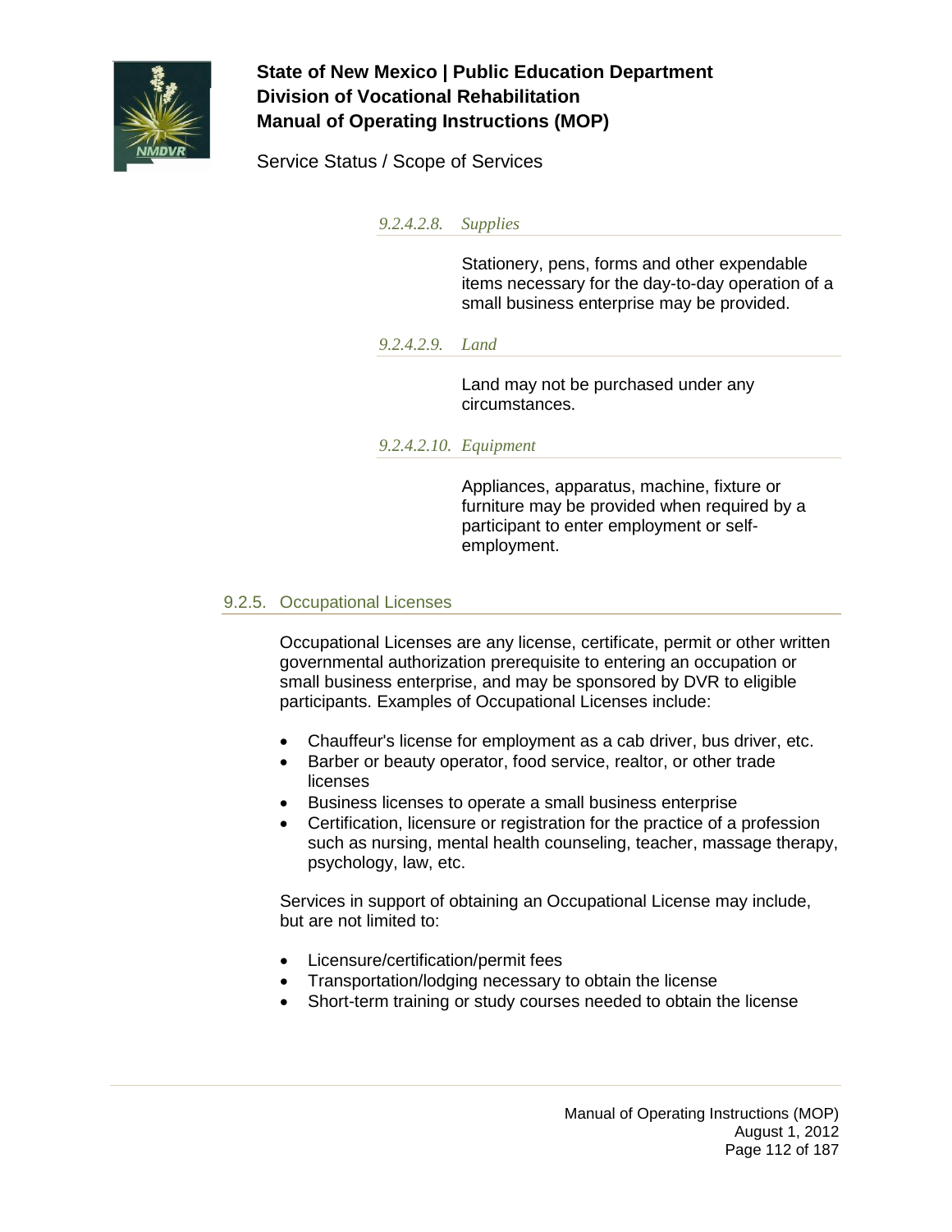###### 9.2.4.2.8. Supplies

Stationery, pens, forms and other expendable items necessary for the day-to-day operation of a small business enterprise may be provided.

###### 9.2.4.2.9. Land

Land may not be purchased under any circumstances.

###### 9.2.4.2.10. Equipment

Appliances, apparatus, machine, fixture or furniture may be provided when required by a participant to enter employment or self-employment.

### 9.2.5. Occupational Licenses

Occupational Licenses are any license, certificate, permit or other written governmental authorization prerequisite to entering an occupation or small business enterprise, and may be sponsored by DVR to eligible participants. Examples of Occupational Licenses include:

- Chauffeur's license for employment as a cab driver, bus driver, etc.
- Barber or beauty operator, food service, realtor, or other trade licenses
- Business licenses to operate a small business enterprise
- Certification, licensure or registration for the practice of a profession such as nursing, mental health counseling, teacher, massage therapy, psychology, law, etc.

Services in support of obtaining an Occupational License may include, but are not limited to:

- Licensure/certification/permit fees
- Transportation/lodging necessary to obtain the license
- Short-term training or study courses needed to obtain the license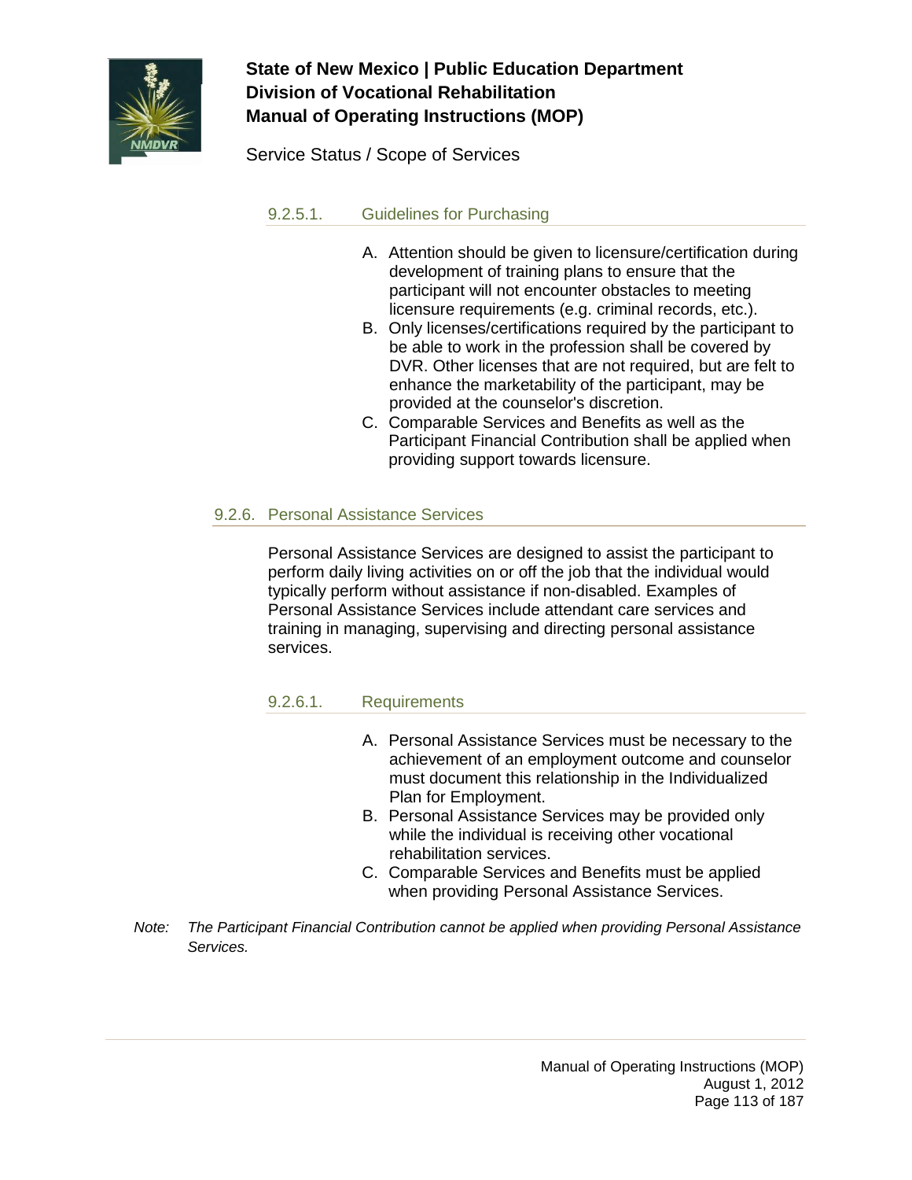#### 9.2.5.1. Guidelines for Purchasing

A. Attention should be given to licensure/certification during development of training plans to ensure that the participant will not encounter obstacles to meeting licensure requirements (e.g. criminal records, etc.).
B. Only licenses/certifications required by the participant to be able to work in the profession shall be covered by DVR. Other licenses that are not required, but are felt to enhance the marketability of the participant, may be provided at the counselor's discretion.
C. Comparable Services and Benefits as well as the Participant Financial Contribution shall be applied when providing support towards licensure.

### 9.2.6. Personal Assistance Services

Personal Assistance Services are designed to assist the participant to perform daily living activities on or off the job that the individual would typically perform without assistance if non-disabled. Examples of Personal Assistance Services include attendant care services and training in managing, supervising and directing personal assistance services.

#### 9.2.6.1. Requirements

A. Personal Assistance Services must be necessary to the achievement of an employment outcome and counselor must document this relationship in the Individualized Plan for Employment.
B. Personal Assistance Services may be provided only while the individual is receiving other vocational rehabilitation services.
C. Comparable Services and Benefits must be applied when providing Personal Assistance Services.

*Note: The Participant Financial Contribution cannot be applied when providing Personal Assistance Services.*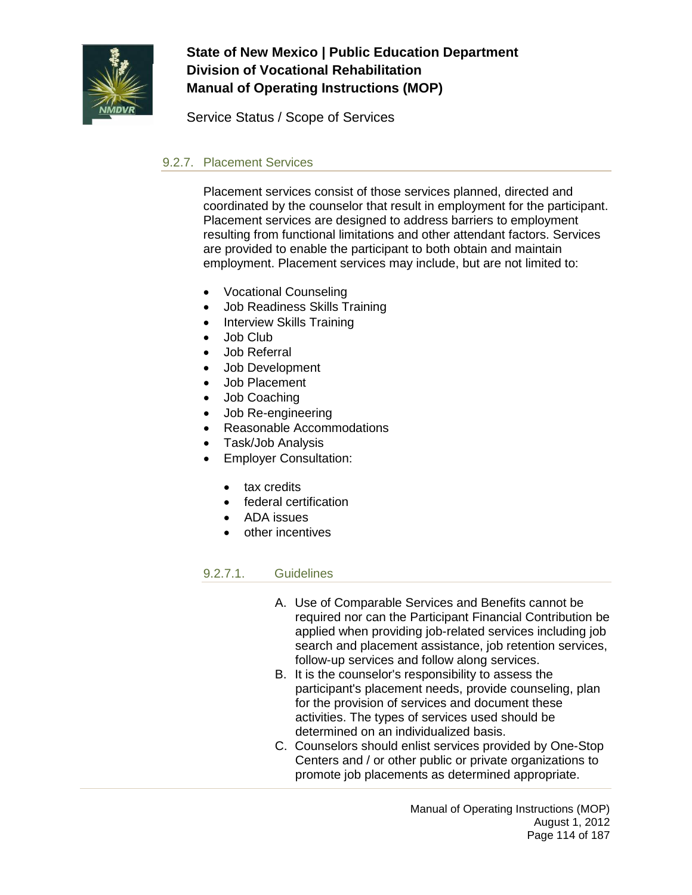### 9.2.7. Placement Services

Placement services consist of those services planned, directed and coordinated by the counselor that result in employment for the participant. Placement services are designed to address barriers to employment resulting from functional limitations and other attendant factors. Services are provided to enable the participant to both obtain and maintain employment. Placement services may include, but are not limited to:

- Vocational Counseling
- Job Readiness Skills Training
- Interview Skills Training
- Job Club
- Job Referral
- Job Development
- Job Placement
- Job Coaching
- Job Re-engineering
- Reasonable Accommodations
- Task/Job Analysis
- Employer Consultation:
    - tax credits
    - federal certification
    - ADA issues
    - other incentives

#### 9.2.7.1. Guidelines

A. Use of Comparable Services and Benefits cannot be required nor can the Participant Financial Contribution be applied when providing job-related services including job search and placement assistance, job retention services, follow-up services and follow along services.

B. It is the counselor's responsibility to assess the participant's placement needs, provide counseling, plan for the provision of services and document these activities. The types of services used should be determined on an individualized basis.

C. Counselors should enlist services provided by One-Stop Centers and / or other public or private organizations to promote job placements as determined appropriate.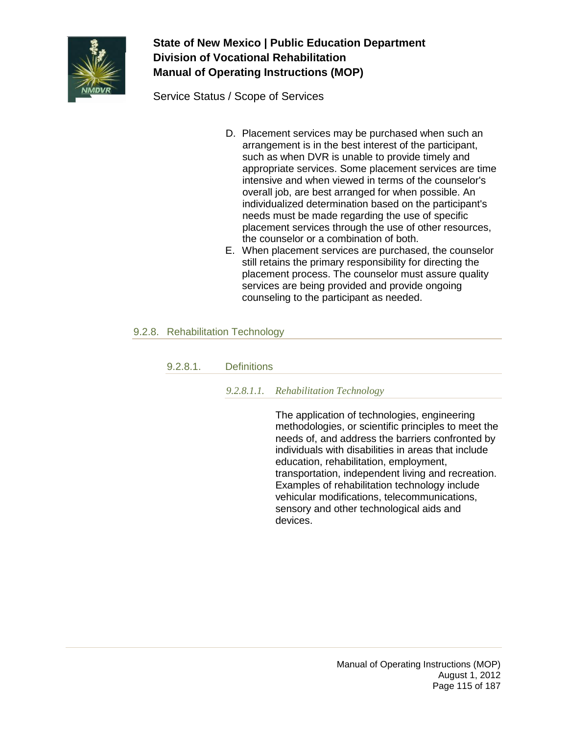D. Placement services may be purchased when such an arrangement is in the best interest of the participant, such as when DVR is unable to provide timely and appropriate services. Some placement services are time intensive and when viewed in terms of the counselor's overall job, are best arranged for when possible. An individualized determination based on the participant's needs must be made regarding the use of specific placement services through the use of other resources, the counselor or a combination of both.
E. When placement services are purchased, the counselor still retains the primary responsibility for directing the placement process. The counselor must assure quality services are being provided and provide ongoing counseling to the participant as needed.

## 9.2.8. Rehabilitation Technology

### 9.2.8.1. Definitions

#### *9.2.8.1.1. Rehabilitation Technology*

The application of technologies, engineering methodologies, or scientific principles to meet the needs of, and address the barriers confronted by individuals with disabilities in areas that include education, rehabilitation, employment, transportation, independent living and recreation. Examples of rehabilitation technology include vehicular modifications, telecommunications, sensory and other technological aids and devices.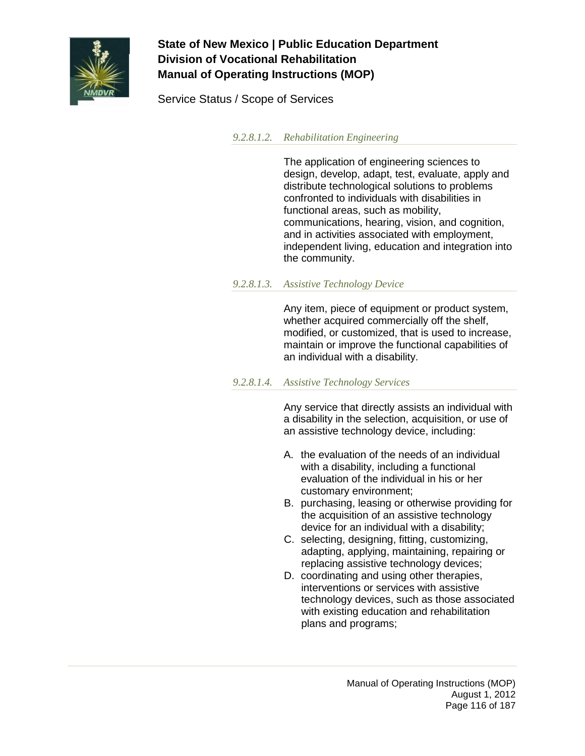#### *9.2.8.1.2. Rehabilitation Engineering*

The application of engineering sciences to design, develop, adapt, test, evaluate, apply and distribute technological solutions to problems confronted to individuals with disabilities in functional areas, such as mobility, communications, hearing, vision, and cognition, and in activities associated with employment, independent living, education and integration into the community.

#### *9.2.8.1.3. Assistive Technology Device*

Any item, piece of equipment or product system, whether acquired commercially off the shelf, modified, or customized, that is used to increase, maintain or improve the functional capabilities of an individual with a disability.

#### *9.2.8.1.4. Assistive Technology Services*

Any service that directly assists an individual with a disability in the selection, acquisition, or use of an assistive technology device, including:

A. the evaluation of the needs of an individual with a disability, including a functional evaluation of the individual in his or her customary environment;
B. purchasing, leasing or otherwise providing for the acquisition of an assistive technology device for an individual with a disability;
C. selecting, designing, fitting, customizing, adapting, applying, maintaining, repairing or replacing assistive technology devices;
D. coordinating and using other therapies, interventions or services with assistive technology devices, such as those associated with existing education and rehabilitation plans and programs;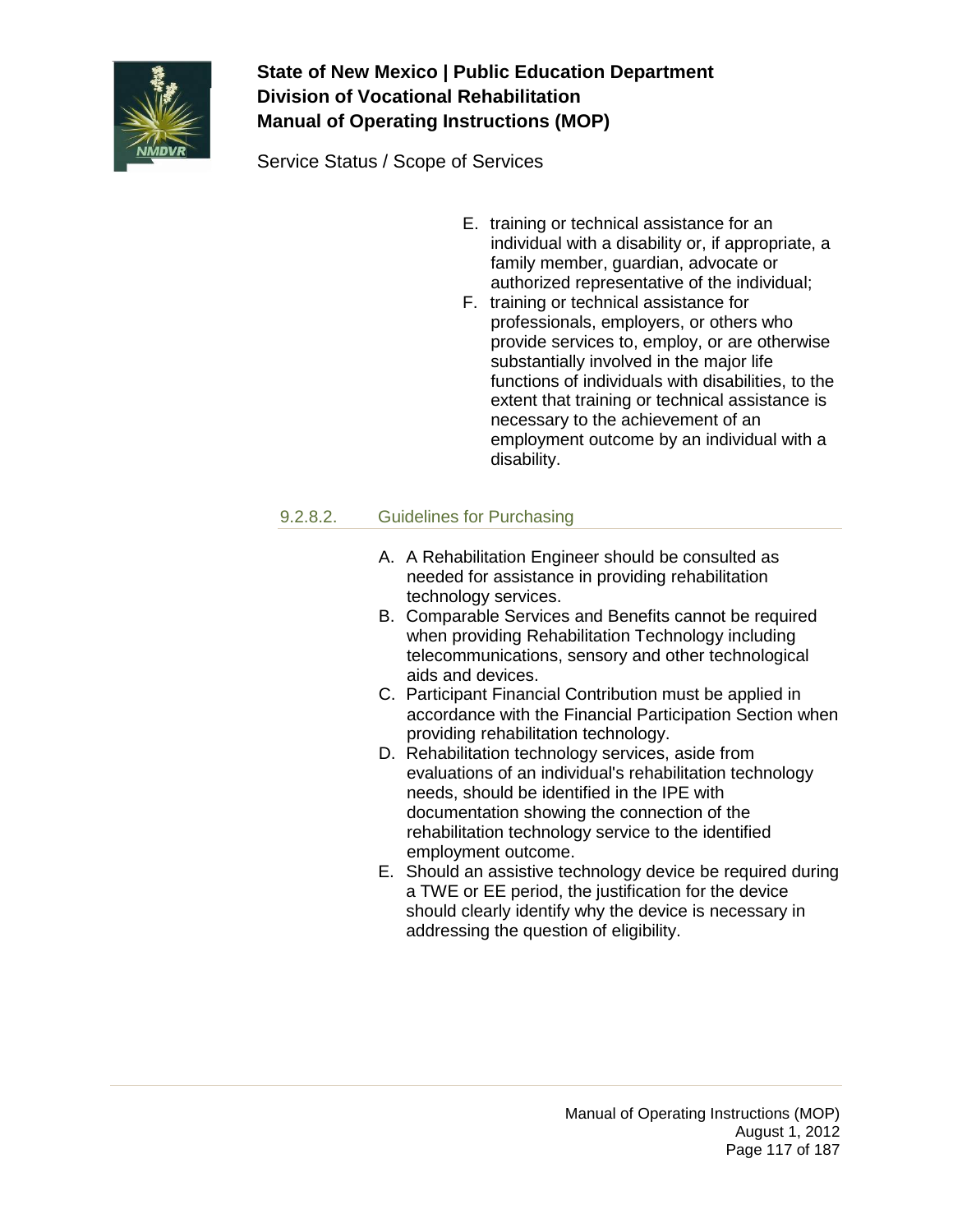E. training or technical assistance for an individual with a disability or, if appropriate, a family member, guardian, advocate or authorized representative of the individual;
F. training or technical assistance for professionals, employers, or others who provide services to, employ, or are otherwise substantially involved in the major life functions of individuals with disabilities, to the extent that training or technical assistance is necessary to the achievement of an employment outcome by an individual with a disability.

#### 9.2.8.2. Guidelines for Purchasing

A. A Rehabilitation Engineer should be consulted as needed for assistance in providing rehabilitation technology services.
B. Comparable Services and Benefits cannot be required when providing Rehabilitation Technology including telecommunications, sensory and other technological aids and devices.
C. Participant Financial Contribution must be applied in accordance with the Financial Participation Section when providing rehabilitation technology.
D. Rehabilitation technology services, aside from evaluations of an individual's rehabilitation technology needs, should be identified in the IPE with documentation showing the connection of the rehabilitation technology service to the identified employment outcome.
E. Should an assistive technology device be required during a TWE or EE period, the justification for the device should clearly identify why the device is necessary in addressing the question of eligibility.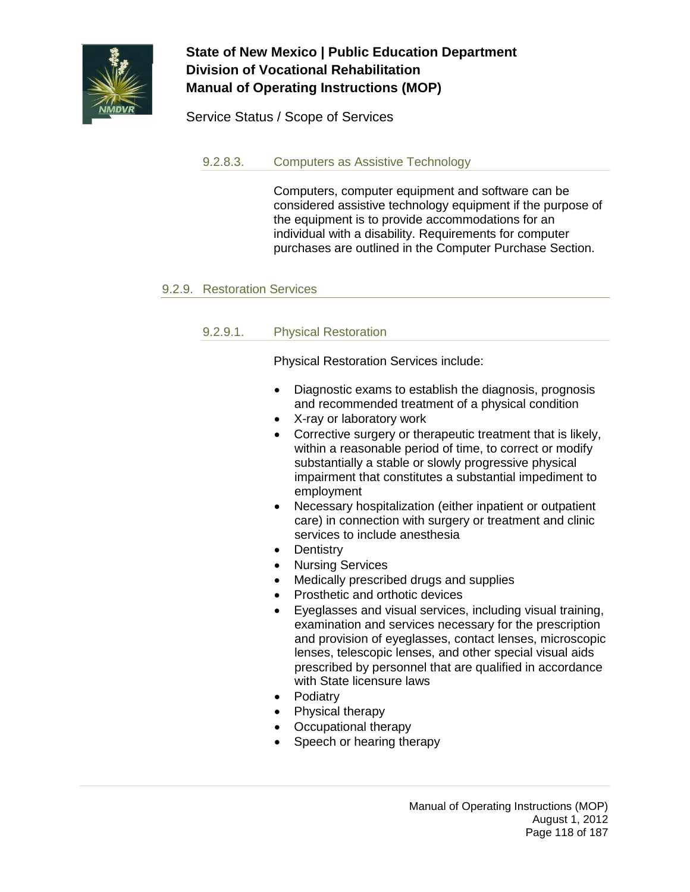#### 9.2.8.3. Computers as Assistive Technology

Computers, computer equipment and software can be considered assistive technology equipment if the purpose of the equipment is to provide accommodations for an individual with a disability. Requirements for computer purchases are outlined in the Computer Purchase Section.

### 9.2.9. Restoration Services

#### 9.2.9.1. Physical Restoration

Physical Restoration Services include:

- Diagnostic exams to establish the diagnosis, prognosis and recommended treatment of a physical condition
- X-ray or laboratory work
- Corrective surgery or therapeutic treatment that is likely, within a reasonable period of time, to correct or modify substantially a stable or slowly progressive physical impairment that constitutes a substantial impediment to employment
- Necessary hospitalization (either inpatient or outpatient care) in connection with surgery or treatment and clinic services to include anesthesia
- Dentistry
- Nursing Services
- Medically prescribed drugs and supplies
- Prosthetic and orthotic devices
- Eyeglasses and visual services, including visual training, examination and services necessary for the prescription and provision of eyeglasses, contact lenses, microscopic lenses, telescopic lenses, and other special visual aids prescribed by personnel that are qualified in accordance with State licensure laws
- Podiatry
- Physical therapy
- Occupational therapy
- Speech or hearing therapy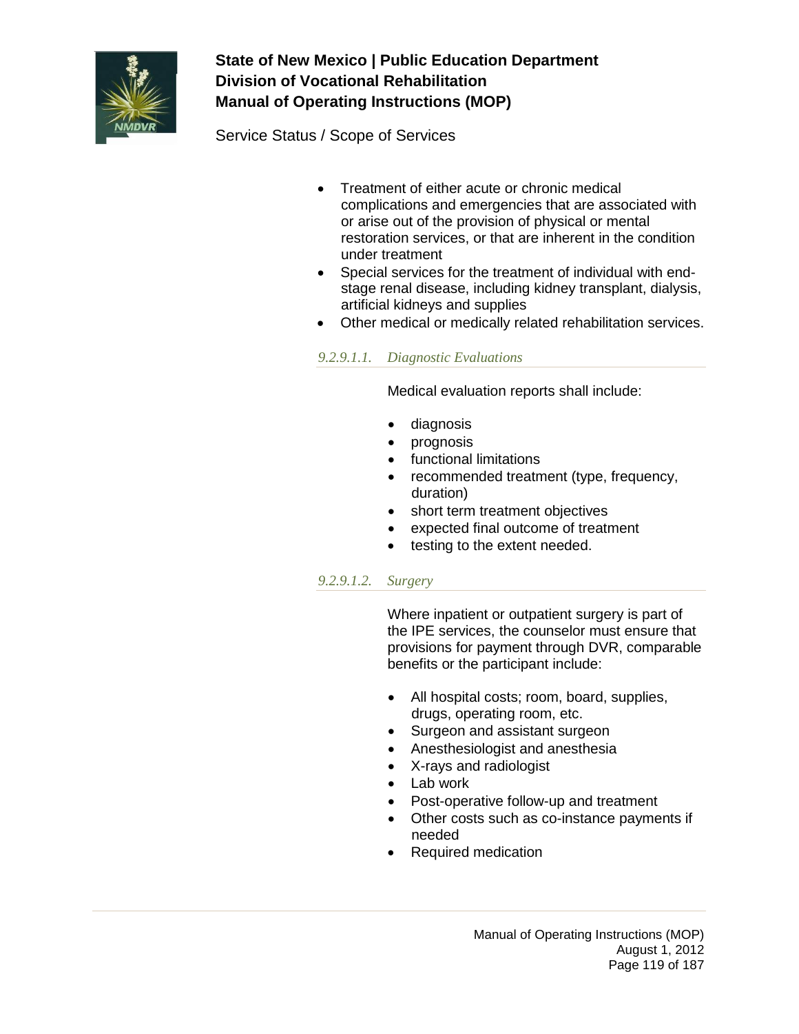- Treatment of either acute or chronic medical complications and emergencies that are associated with or arise out of the provision of physical or mental restoration services, or that are inherent in the condition under treatment
- Special services for the treatment of individual with end-stage renal disease, including kidney transplant, dialysis, artificial kidneys and supplies
- Other medical or medically related rehabilitation services.

###### *9.2.9.1.1. Diagnostic Evaluations*

Medical evaluation reports shall include:

- diagnosis
- prognosis
- functional limitations
- recommended treatment (type, frequency, duration)
- short term treatment objectives
- expected final outcome of treatment
- testing to the extent needed.

###### *9.2.9.1.2. Surgery*

Where inpatient or outpatient surgery is part of the IPE services, the counselor must ensure that provisions for payment through DVR, comparable benefits or the participant include:

- All hospital costs; room, board, supplies, drugs, operating room, etc.
- Surgeon and assistant surgeon
- Anesthesiologist and anesthesia
- X-rays and radiologist
- Lab work
- Post-operative follow-up and treatment
- Other costs such as co-instance payments if needed
- Required medication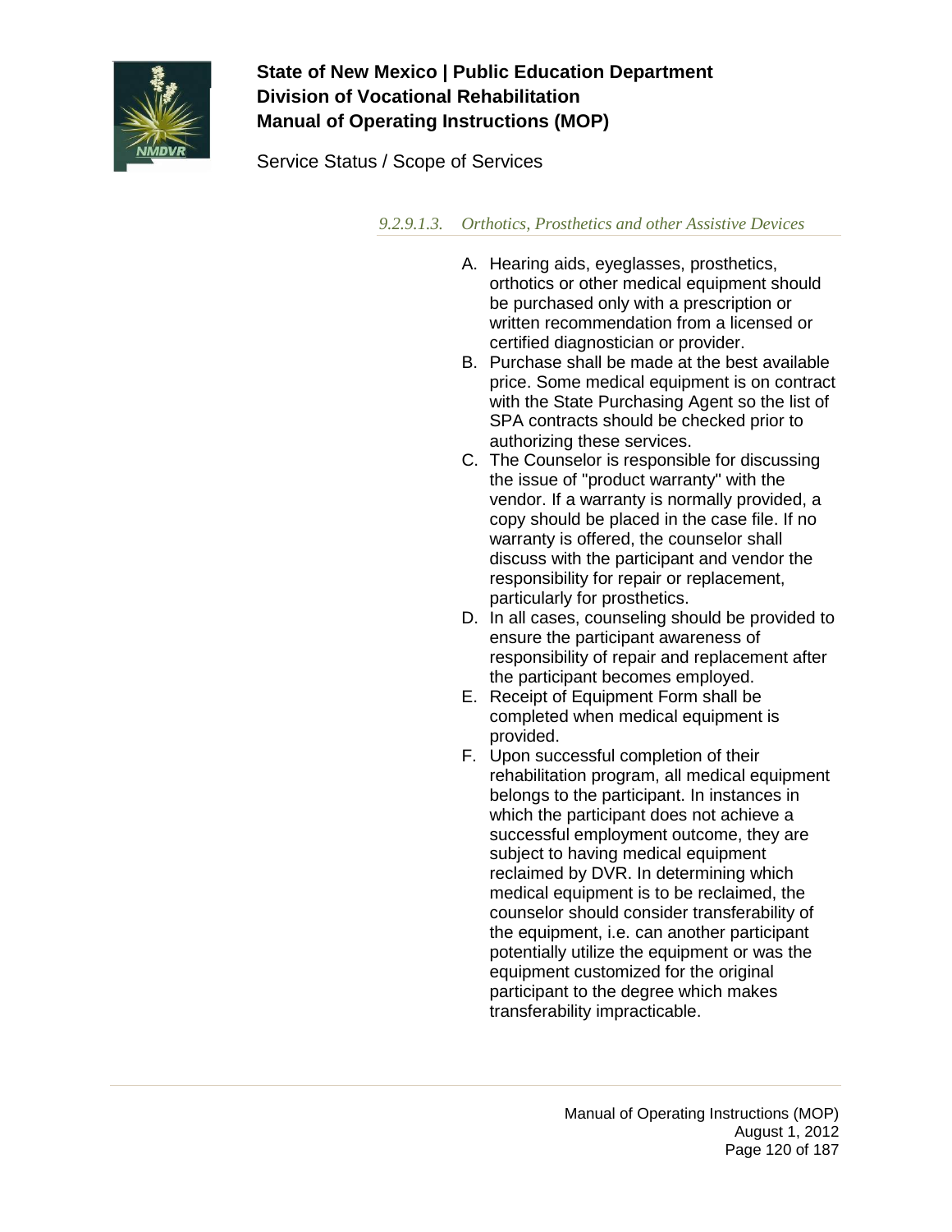##### 9.2.9.1.3. Orthotics, Prosthetics and other Assistive Devices

A. Hearing aids, eyeglasses, prosthetics, orthotics or other medical equipment should be purchased only with a prescription or written recommendation from a licensed or certified diagnostician or provider.
B. Purchase shall be made at the best available price. Some medical equipment is on contract with the State Purchasing Agent so the list of SPA contracts should be checked prior to authorizing these services.
C. The Counselor is responsible for discussing the issue of "product warranty" with the vendor. If a warranty is normally provided, a copy should be placed in the case file. If no warranty is offered, the counselor shall discuss with the participant and vendor the responsibility for repair or replacement, particularly for prosthetics.
D. In all cases, counseling should be provided to ensure the participant awareness of responsibility of repair and replacement after the participant becomes employed.
E. Receipt of Equipment Form shall be completed when medical equipment is provided.
F. Upon successful completion of their rehabilitation program, all medical equipment belongs to the participant. In instances in which the participant does not achieve a successful employment outcome, they are subject to having medical equipment reclaimed by DVR. In determining which medical equipment is to be reclaimed, the counselor should consider transferability of the equipment, i.e. can another participant potentially utilize the equipment or was the equipment customized for the original participant to the degree which makes transferability impracticable.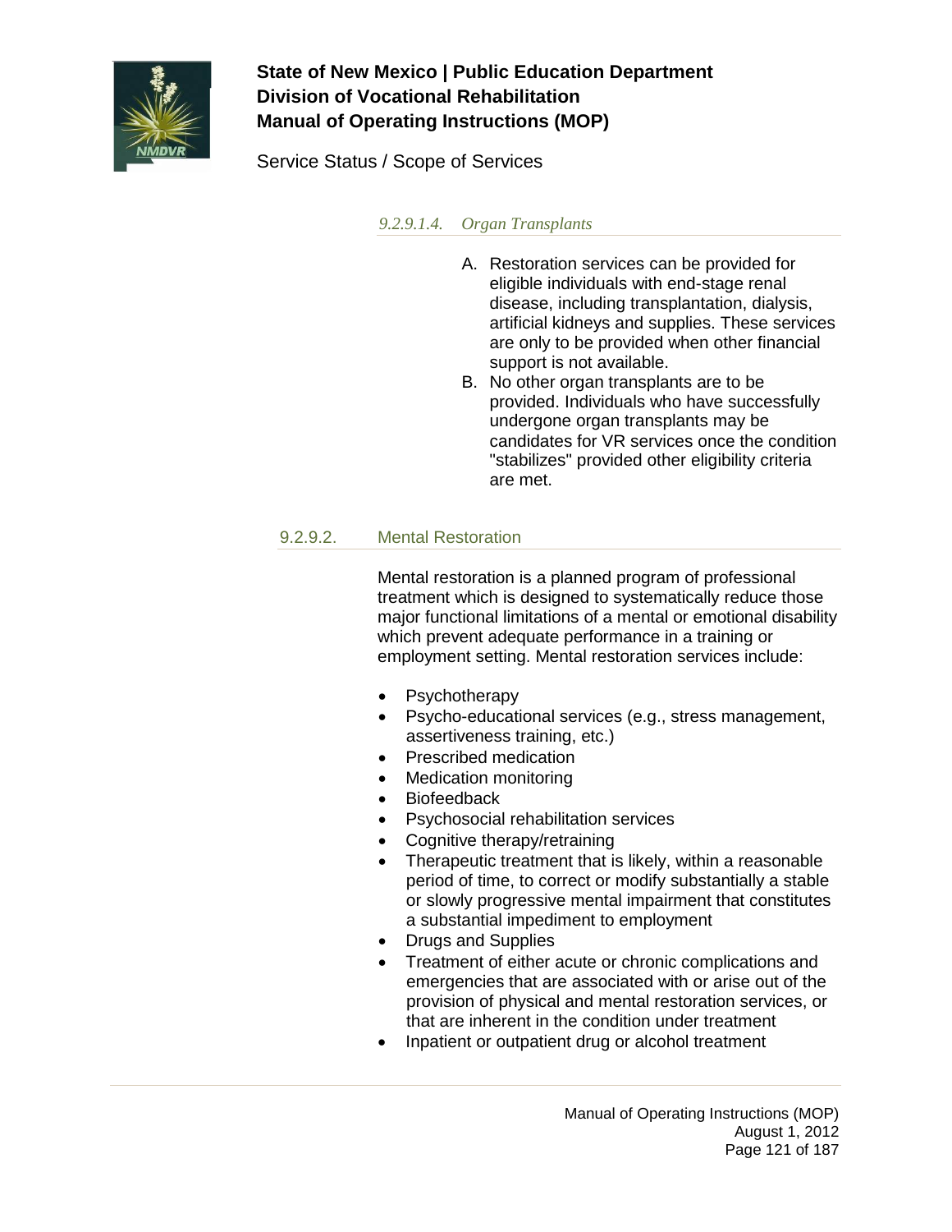#### *9.2.9.1.4. Organ Transplants*

A. Restoration services can be provided for eligible individuals with end-stage renal disease, including transplantation, dialysis, artificial kidneys and supplies. These services are only to be provided when other financial support is not available.
B. No other organ transplants are to be provided. Individuals who have successfully undergone organ transplants may be candidates for VR services once the condition "stabilizes" provided other eligibility criteria are met.

### 9.2.9.2. Mental Restoration

Mental restoration is a planned program of professional treatment which is designed to systematically reduce those major functional limitations of a mental or emotional disability which prevent adequate performance in a training or employment setting. Mental restoration services include:

- Psychotherapy
- Psycho-educational services (e.g., stress management, assertiveness training, etc.)
- Prescribed medication
- Medication monitoring
- Biofeedback
- Psychosocial rehabilitation services
- Cognitive therapy/retraining
- Therapeutic treatment that is likely, within a reasonable period of time, to correct or modify substantially a stable or slowly progressive mental impairment that constitutes a substantial impediment to employment
- Drugs and Supplies
- Treatment of either acute or chronic complications and emergencies that are associated with or arise out of the provision of physical and mental restoration services, or that are inherent in the condition under treatment
- Inpatient or outpatient drug or alcohol treatment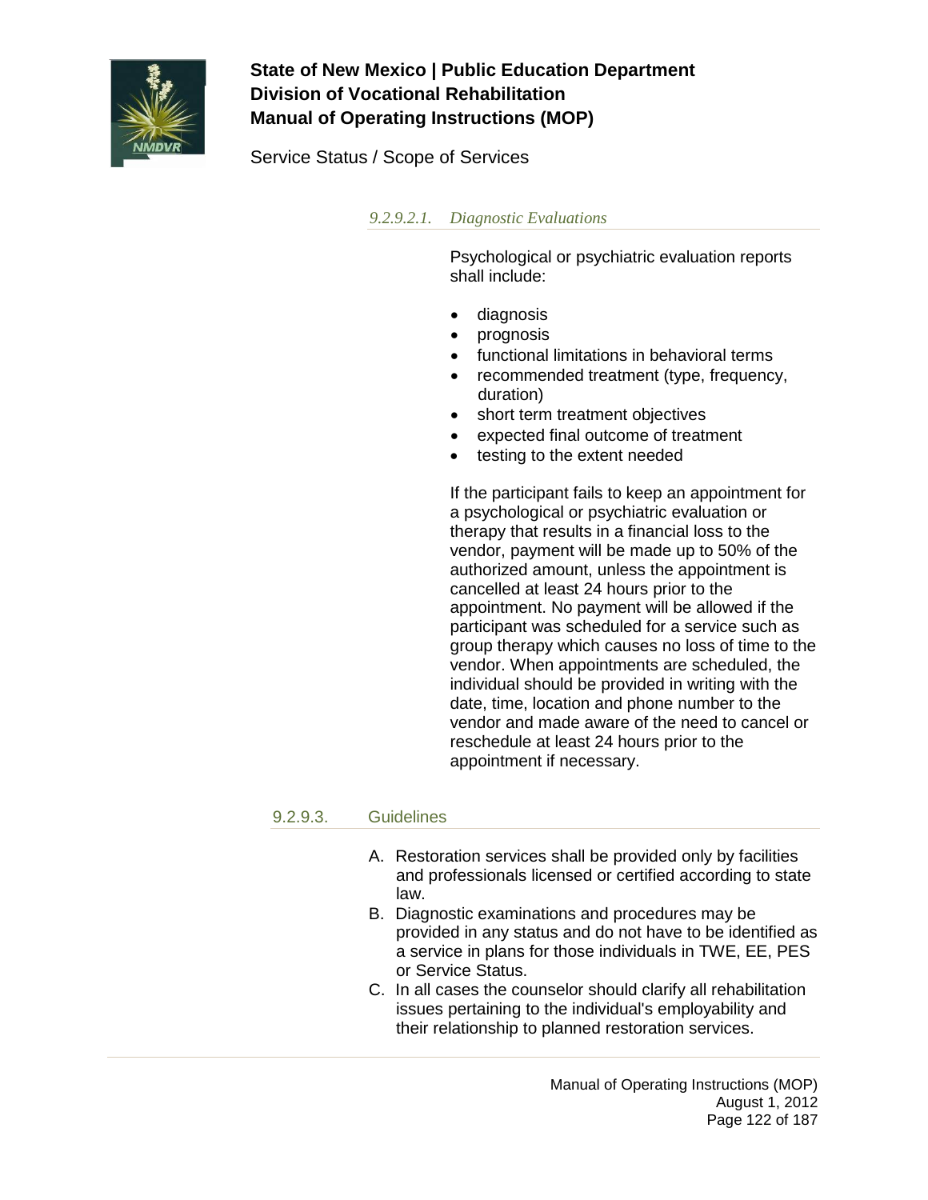##### *9.2.9.2.1. Diagnostic Evaluations*

Psychological or psychiatric evaluation reports shall include:

- diagnosis
- prognosis
- functional limitations in behavioral terms
- recommended treatment (type, frequency, duration)
- short term treatment objectives
- expected final outcome of treatment
- testing to the extent needed

If the participant fails to keep an appointment for a psychological or psychiatric evaluation or therapy that results in a financial loss to the vendor, payment will be made up to 50% of the authorized amount, unless the appointment is cancelled at least 24 hours prior to the appointment. No payment will be allowed if the participant was scheduled for a service such as group therapy which causes no loss of time to the vendor. When appointments are scheduled, the individual should be provided in writing with the date, time, location and phone number to the vendor and made aware of the need to cancel or reschedule at least 24 hours prior to the appointment if necessary.

#### 9.2.9.3. Guidelines

A. Restoration services shall be provided only by facilities and professionals licensed or certified according to state law.
B. Diagnostic examinations and procedures may be provided in any status and do not have to be identified as a service in plans for those individuals in TWE, EE, PES or Service Status.
C. In all cases the counselor should clarify all rehabilitation issues pertaining to the individual's employability and their relationship to planned restoration services.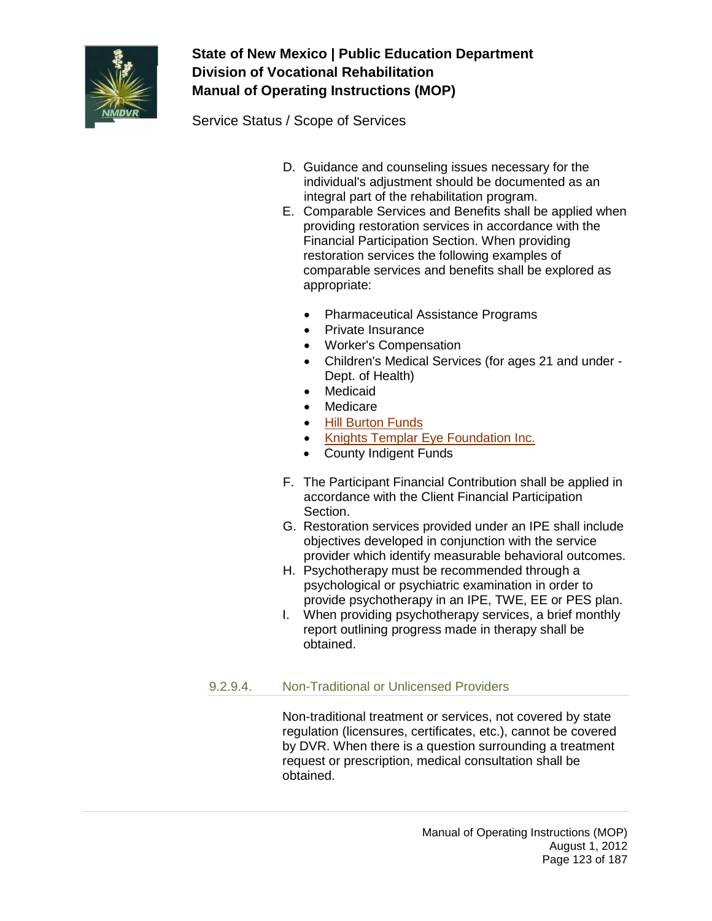D. Guidance and counseling issues necessary for the individual's adjustment should be documented as an integral part of the rehabilitation program.

E. Comparable Services and Benefits shall be applied when providing restoration services in accordance with the Financial Participation Section. When providing restoration services the following examples of comparable services and benefits shall be explored as appropriate:

   - Pharmaceutical Assistance Programs
   - Private Insurance
   - Worker's Compensation
   - Children's Medical Services (for ages 21 and under - Dept. of Health)
   - Medicaid
   - Medicare
   - Hill Burton Funds
   - Knights Templar Eye Foundation Inc.
   - County Indigent Funds

F. The Participant Financial Contribution shall be applied in accordance with the Client Financial Participation Section.

G. Restoration services provided under an IPE shall include objectives developed in conjunction with the service provider which identify measurable behavioral outcomes.

H. Psychotherapy must be recommended through a psychological or psychiatric examination in order to provide psychotherapy in an IPE, TWE, EE or PES plan.

I. When providing psychotherapy services, a brief monthly report outlining progress made in therapy shall be obtained.

### 9.2.9.4. Non-Traditional or Unlicensed Providers

Non-traditional treatment or services, not covered by state regulation (licensures, certificates, etc.), cannot be covered by DVR. When there is a question surrounding a treatment request or prescription, medical consultation shall be obtained.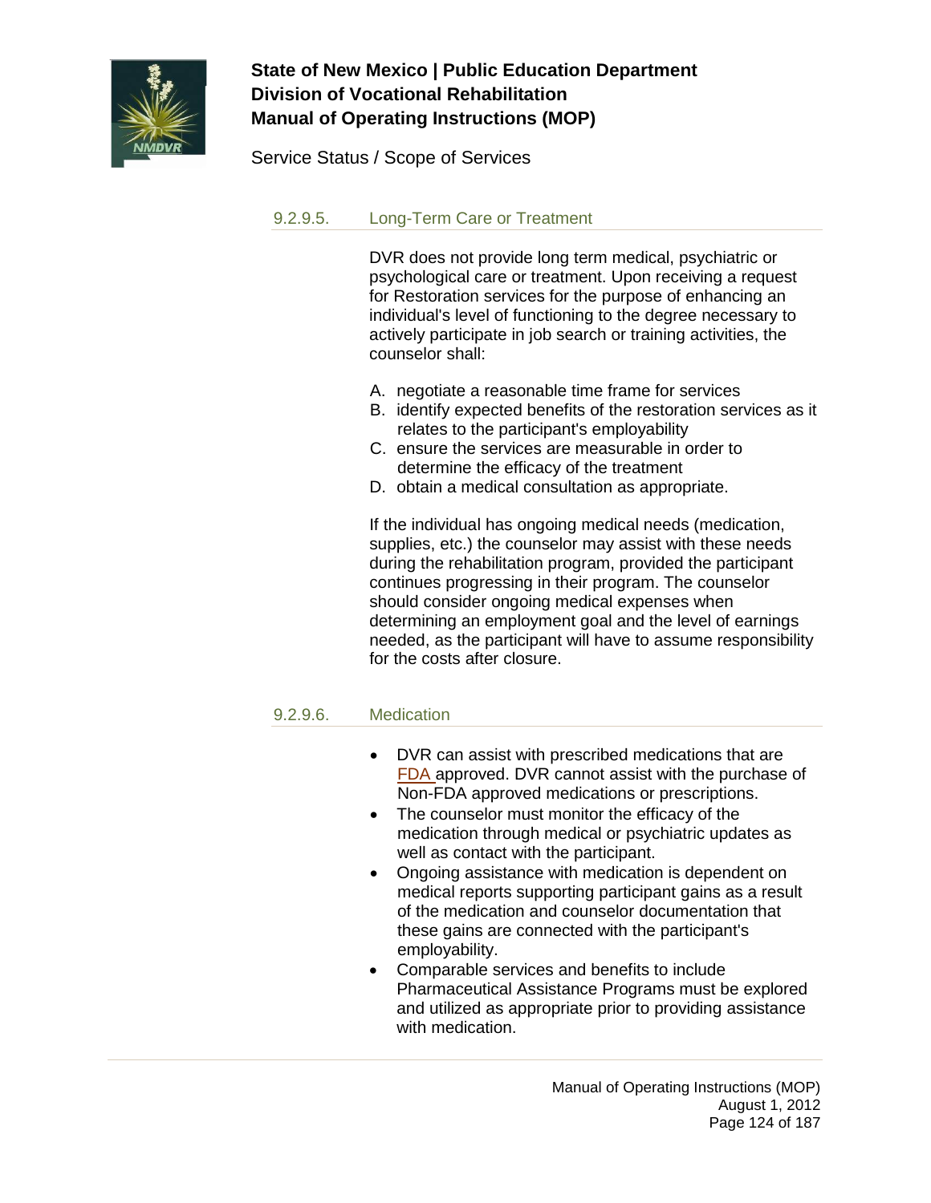### 9.2.9.5. Long-Term Care or Treatment

DVR does not provide long term medical, psychiatric or psychological care or treatment. Upon receiving a request for Restoration services for the purpose of enhancing an individual's level of functioning to the degree necessary to actively participate in job search or training activities, the counselor shall:

A. negotiate a reasonable time frame for services
B. identify expected benefits of the restoration services as it relates to the participant's employability
C. ensure the services are measurable in order to determine the efficacy of the treatment
D. obtain a medical consultation as appropriate.

If the individual has ongoing medical needs (medication, supplies, etc.) the counselor may assist with these needs during the rehabilitation program, provided the participant continues progressing in their program. The counselor should consider ongoing medical expenses when determining an employment goal and the level of earnings needed, as the participant will have to assume responsibility for the costs after closure.

### 9.2.9.6. Medication

- DVR can assist with prescribed medications that are FDA approved. DVR cannot assist with the purchase of Non-FDA approved medications or prescriptions.
- The counselor must monitor the efficacy of the medication through medical or psychiatric updates as well as contact with the participant.
- Ongoing assistance with medication is dependent on medical reports supporting participant gains as a result of the medication and counselor documentation that these gains are connected with the participant's employability.
- Comparable services and benefits to include Pharmaceutical Assistance Programs must be explored and utilized as appropriate prior to providing assistance with medication.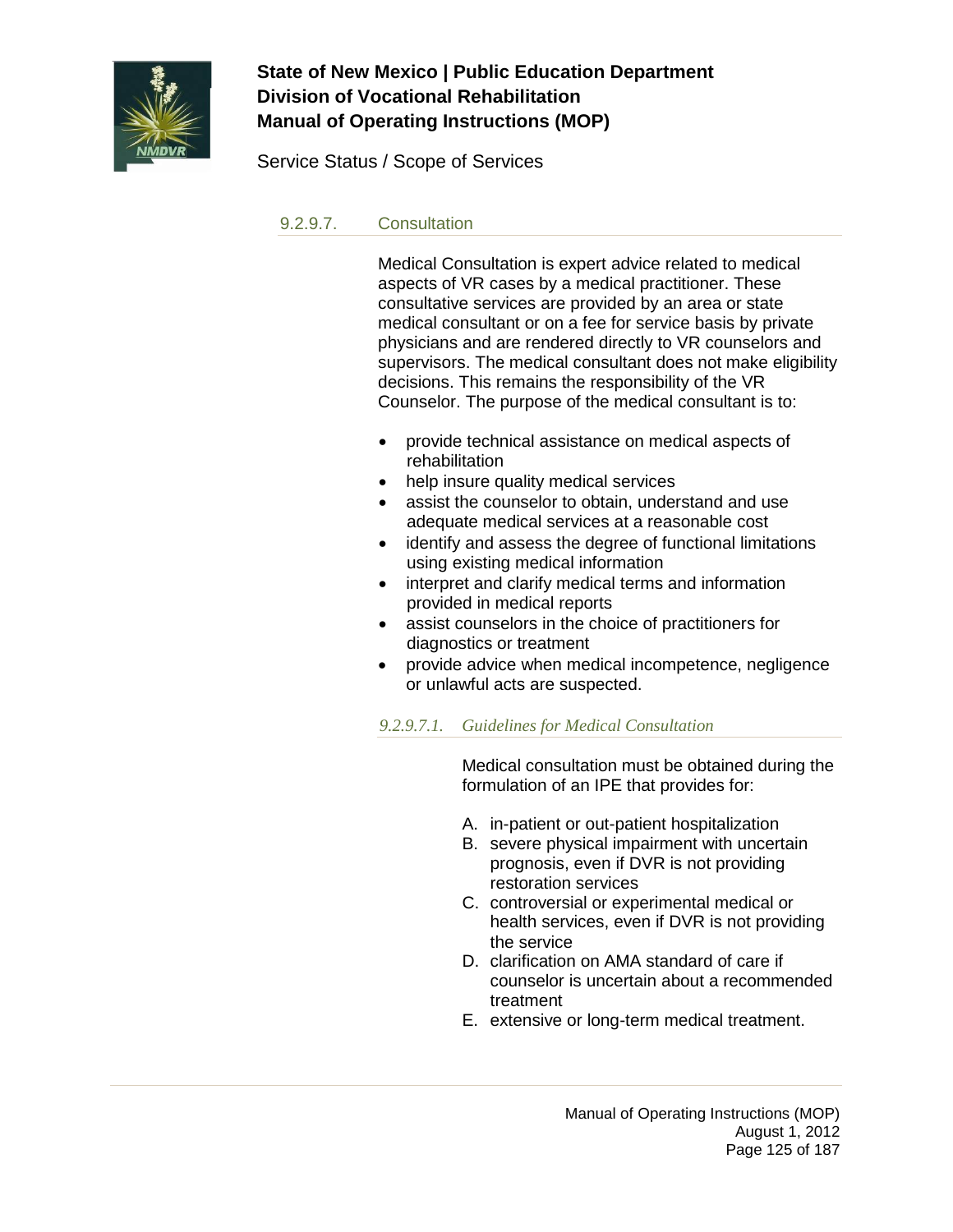### 9.2.9.7. Consultation

Medical Consultation is expert advice related to medical aspects of VR cases by a medical practitioner. These consultative services are provided by an area or state medical consultant or on a fee for service basis by private physicians and are rendered directly to VR counselors and supervisors. The medical consultant does not make eligibility decisions. This remains the responsibility of the VR Counselor. The purpose of the medical consultant is to:

- provide technical assistance on medical aspects of rehabilitation
- help insure quality medical services
- assist the counselor to obtain, understand and use adequate medical services at a reasonable cost
- identify and assess the degree of functional limitations using existing medical information
- interpret and clarify medical terms and information provided in medical reports
- assist counselors in the choice of practitioners for diagnostics or treatment
- provide advice when medical incompetence, negligence or unlawful acts are suspected.

#### *9.2.9.7.1. Guidelines for Medical Consultation*

Medical consultation must be obtained during the formulation of an IPE that provides for:

A. in-patient or out-patient hospitalization
B. severe physical impairment with uncertain prognosis, even if DVR is not providing restoration services
C. controversial or experimental medical or health services, even if DVR is not providing the service
D. clarification on AMA standard of care if counselor is uncertain about a recommended treatment
E. extensive or long-term medical treatment.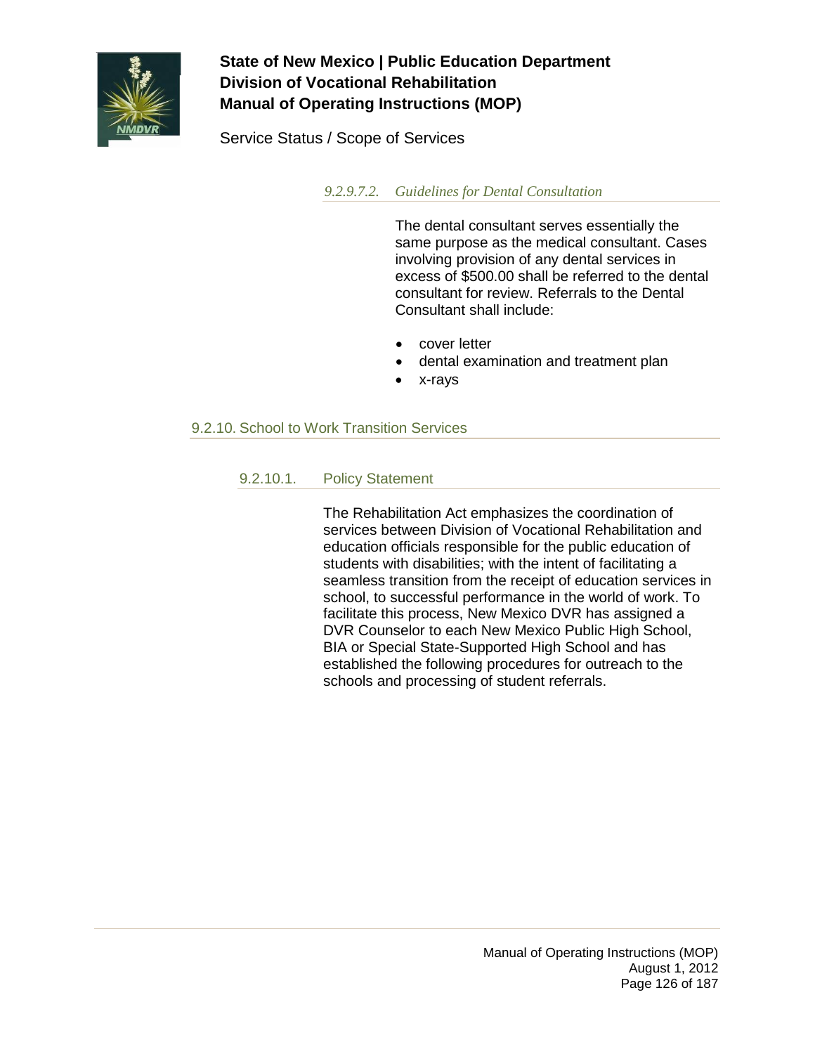#### *9.2.9.7.2. Guidelines for Dental Consultation*

The dental consultant serves essentially the same purpose as the medical consultant. Cases involving provision of any dental services in excess of $500.00 shall be referred to the dental consultant for review. Referrals to the Dental Consultant shall include:

- cover letter
- dental examination and treatment plan
- x-rays

## 9.2.10. School to Work Transition Services

### 9.2.10.1. Policy Statement

The Rehabilitation Act emphasizes the coordination of services between Division of Vocational Rehabilitation and education officials responsible for the public education of students with disabilities; with the intent of facilitating a seamless transition from the receipt of education services in school, to successful performance in the world of work. To facilitate this process, New Mexico DVR has assigned a DVR Counselor to each New Mexico Public High School, BIA or Special State-Supported High School and has established the following procedures for outreach to the schools and processing of student referrals.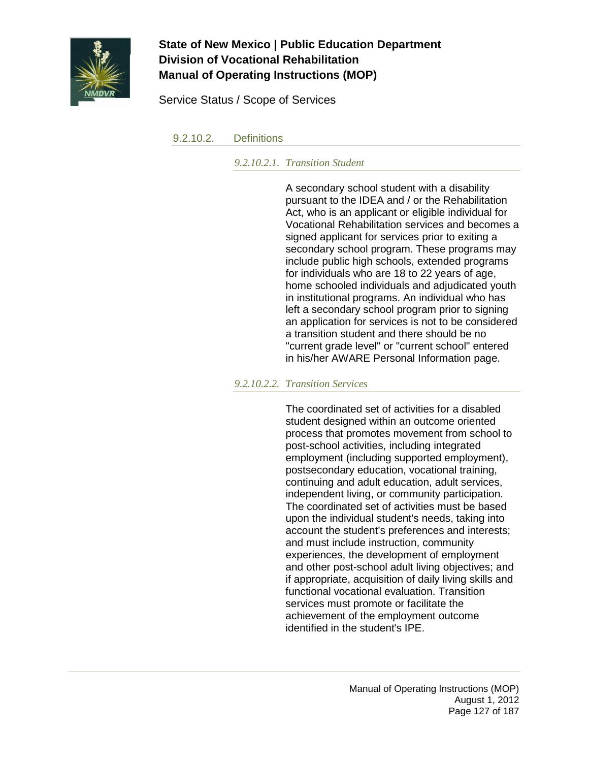### 9.2.10.2. Definitions

#### *9.2.10.2.1. Transition Student*

A secondary school student with a disability pursuant to the IDEA and / or the Rehabilitation Act, who is an applicant or eligible individual for Vocational Rehabilitation services and becomes a signed applicant for services prior to exiting a secondary school program. These programs may include public high schools, extended programs for individuals who are 18 to 22 years of age, home schooled individuals and adjudicated youth in institutional programs. An individual who has left a secondary school program prior to signing an application for services is not to be considered a transition student and there should be no "current grade level" or "current school" entered in his/her AWARE Personal Information page.

#### *9.2.10.2.2. Transition Services*

The coordinated set of activities for a disabled student designed within an outcome oriented process that promotes movement from school to post-school activities, including integrated employment (including supported employment), postsecondary education, vocational training, continuing and adult education, adult services, independent living, or community participation. The coordinated set of activities must be based upon the individual student's needs, taking into account the student's preferences and interests; and must include instruction, community experiences, the development of employment and other post-school adult living objectives; and if appropriate, acquisition of daily living skills and functional vocational evaluation. Transition services must promote or facilitate the achievement of the employment outcome identified in the student's IPE.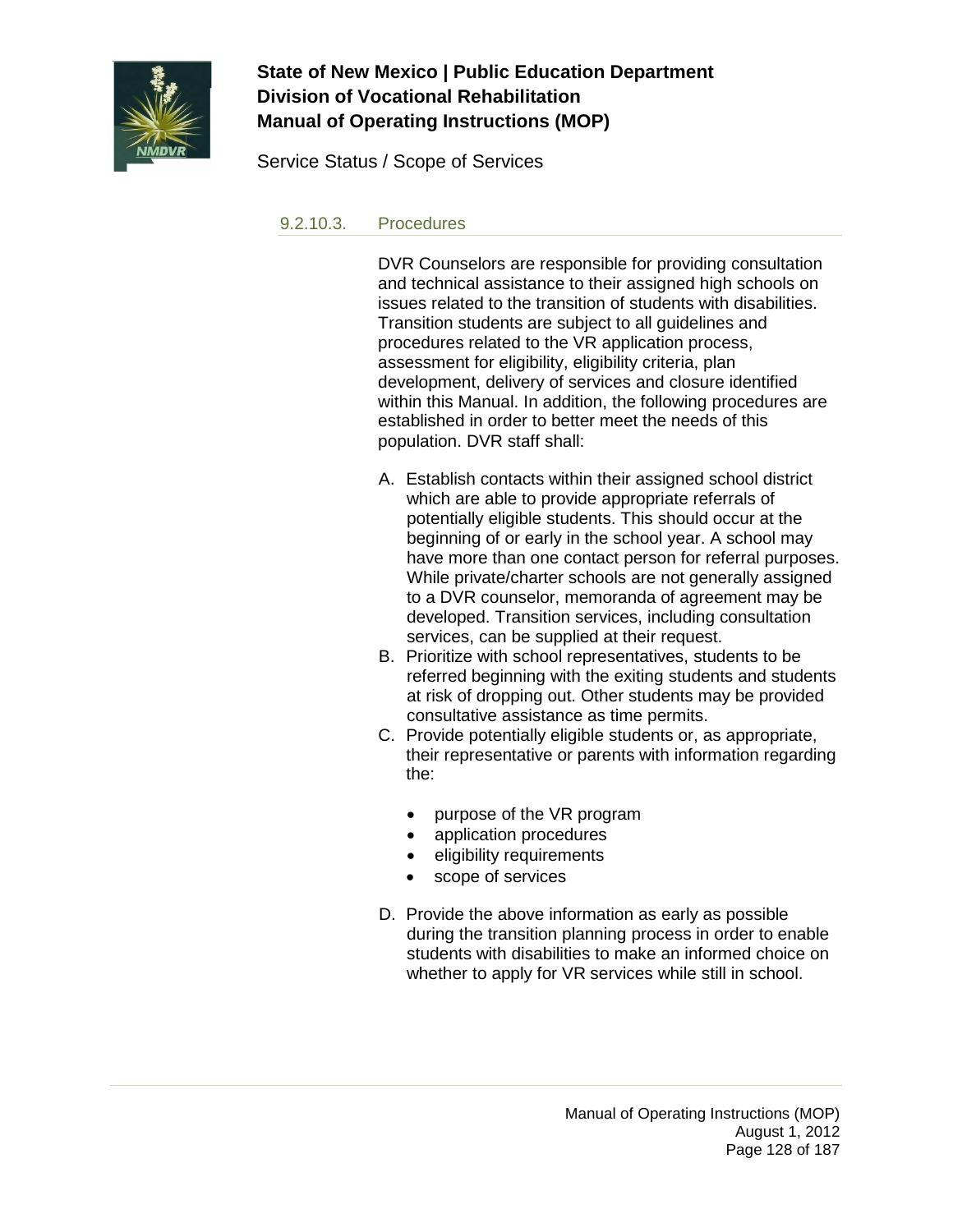### 9.2.10.3. Procedures

DVR Counselors are responsible for providing consultation and technical assistance to their assigned high schools on issues related to the transition of students with disabilities. Transition students are subject to all guidelines and procedures related to the VR application process, assessment for eligibility, eligibility criteria, plan development, delivery of services and closure identified within this Manual. In addition, the following procedures are established in order to better meet the needs of this population. DVR staff shall:

A. Establish contacts within their assigned school district which are able to provide appropriate referrals of potentially eligible students. This should occur at the beginning of or early in the school year. A school may have more than one contact person for referral purposes. While private/charter schools are not generally assigned to a DVR counselor, memoranda of agreement may be developed. Transition services, including consultation services, can be supplied at their request.
B. Prioritize with school representatives, students to be referred beginning with the exiting students and students at risk of dropping out. Other students may be provided consultative assistance as time permits.
C. Provide potentially eligible students or, as appropriate, their representative or parents with information regarding the:

    - purpose of the VR program
    - application procedures
    - eligibility requirements
    - scope of services

D. Provide the above information as early as possible during the transition planning process in order to enable students with disabilities to make an informed choice on whether to apply for VR services while still in school.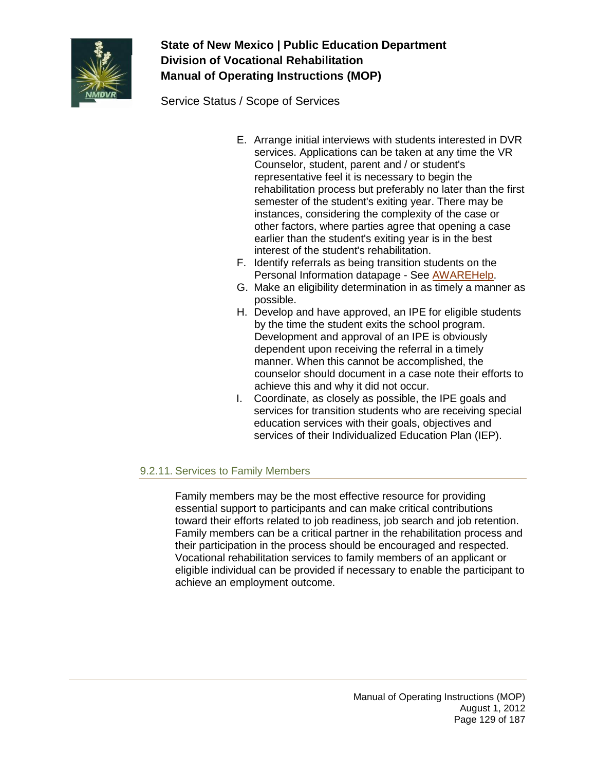E. Arrange initial interviews with students interested in DVR services. Applications can be taken at any time the VR Counselor, student, parent and / or student's representative feel it is necessary to begin the rehabilitation process but preferably no later than the first semester of the student's exiting year. There may be instances, considering the complexity of the case or other factors, where parties agree that opening a case earlier than the student's exiting year is in the best interest of the student's rehabilitation.
F. Identify referrals as being transition students on the Personal Information datapage - See AWAREHelp.
G. Make an eligibility determination in as timely a manner as possible.
H. Develop and have approved, an IPE for eligible students by the time the student exits the school program. Development and approval of an IPE is obviously dependent upon receiving the referral in a timely manner. When this cannot be accomplished, the counselor should document in a case note their efforts to achieve this and why it did not occur.
I. Coordinate, as closely as possible, the IPE goals and services for transition students who are receiving special education services with their goals, objectives and services of their Individualized Education Plan (IEP).

### 9.2.11. Services to Family Members

Family members may be the most effective resource for providing essential support to participants and can make critical contributions toward their efforts related to job readiness, job search and job retention. Family members can be a critical partner in the rehabilitation process and their participation in the process should be encouraged and respected. Vocational rehabilitation services to family members of an applicant or eligible individual can be provided if necessary to enable the participant to achieve an employment outcome.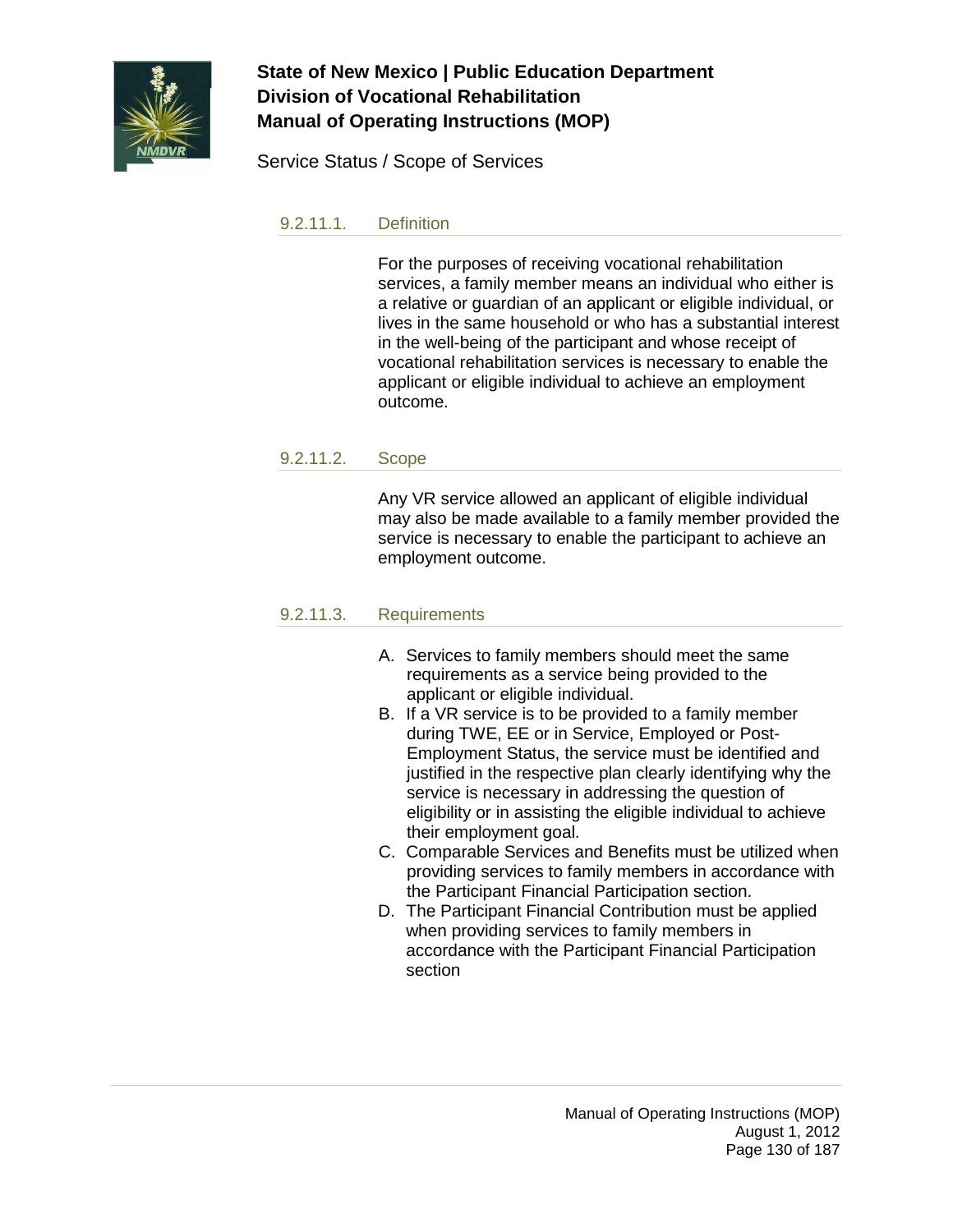#### 9.2.11.1. Definition

For the purposes of receiving vocational rehabilitation services, a family member means an individual who either is a relative or guardian of an applicant or eligible individual, or lives in the same household or who has a substantial interest in the well-being of the participant and whose receipt of vocational rehabilitation services is necessary to enable the applicant or eligible individual to achieve an employment outcome.

#### 9.2.11.2. Scope

Any VR service allowed an applicant of eligible individual may also be made available to a family member provided the service is necessary to enable the participant to achieve an employment outcome.

#### 9.2.11.3. Requirements

A. Services to family members should meet the same requirements as a service being provided to the applicant or eligible individual.
B. If a VR service is to be provided to a family member during TWE, EE or in Service, Employed or Post-Employment Status, the service must be identified and justified in the respective plan clearly identifying why the service is necessary in addressing the question of eligibility or in assisting the eligible individual to achieve their employment goal.
C. Comparable Services and Benefits must be utilized when providing services to family members in accordance with the Participant Financial Participation section.
D. The Participant Financial Contribution must be applied when providing services to family members in accordance with the Participant Financial Participation section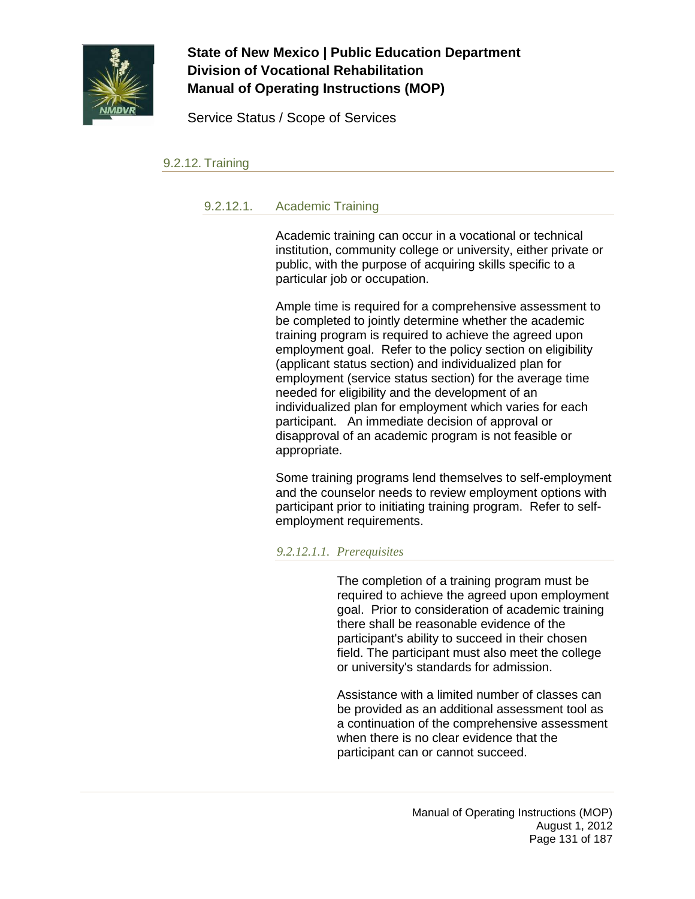### 9.2.12. Training

#### 9.2.12.1. Academic Training

Academic training can occur in a vocational or technical institution, community college or university, either private or public, with the purpose of acquiring skills specific to a particular job or occupation.

Ample time is required for a comprehensive assessment to be completed to jointly determine whether the academic training program is required to achieve the agreed upon employment goal. Refer to the policy section on eligibility (applicant status section) and individualized plan for employment (service status section) for the average time needed for eligibility and the development of an individualized plan for employment which varies for each participant. An immediate decision of approval or disapproval of an academic program is not feasible or appropriate.

Some training programs lend themselves to self-employment and the counselor needs to review employment options with participant prior to initiating training program. Refer to self-employment requirements.

##### *9.2.12.1.1. Prerequisites*

The completion of a training program must be required to achieve the agreed upon employment goal. Prior to consideration of academic training there shall be reasonable evidence of the participant's ability to succeed in their chosen field. The participant must also meet the college or university's standards for admission.

Assistance with a limited number of classes can be provided as an additional assessment tool as a continuation of the comprehensive assessment when there is no clear evidence that the participant can or cannot succeed.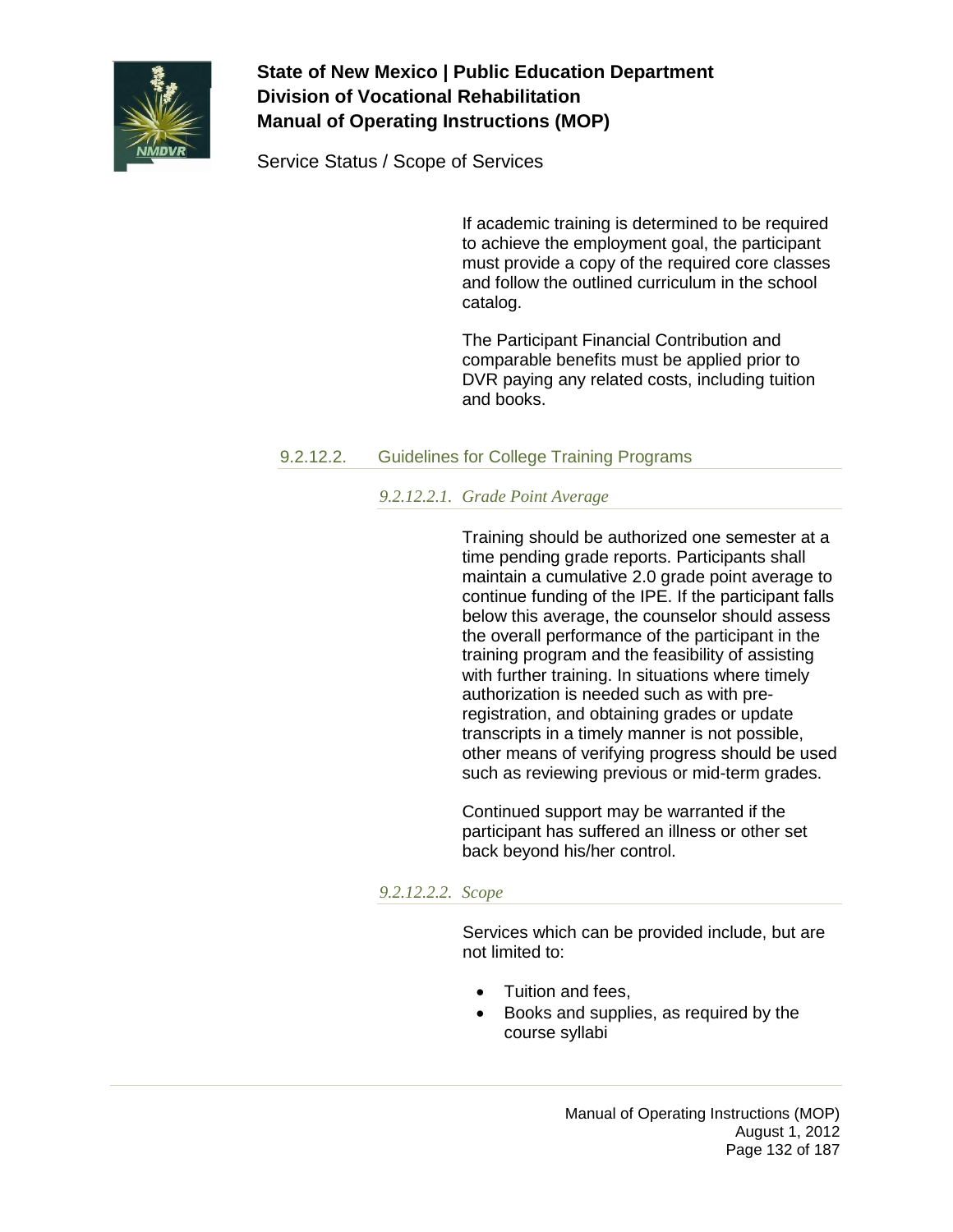If academic training is determined to be required to achieve the employment goal, the participant must provide a copy of the required core classes and follow the outlined curriculum in the school catalog.

The Participant Financial Contribution and comparable benefits must be applied prior to DVR paying any related costs, including tuition and books.

### 9.2.12.2. Guidelines for College Training Programs

#### *9.2.12.2.1. Grade Point Average*

Training should be authorized one semester at a time pending grade reports. Participants shall maintain a cumulative 2.0 grade point average to continue funding of the IPE. If the participant falls below this average, the counselor should assess the overall performance of the participant in the training program and the feasibility of assisting with further training. In situations where timely authorization is needed such as with pre-registration, and obtaining grades or update transcripts in a timely manner is not possible, other means of verifying progress should be used such as reviewing previous or mid-term grades.

Continued support may be warranted if the participant has suffered an illness or other set back beyond his/her control.

#### *9.2.12.2.2. Scope*

Services which can be provided include, but are not limited to:

- Tuition and fees,
- Books and supplies, as required by the course syllabi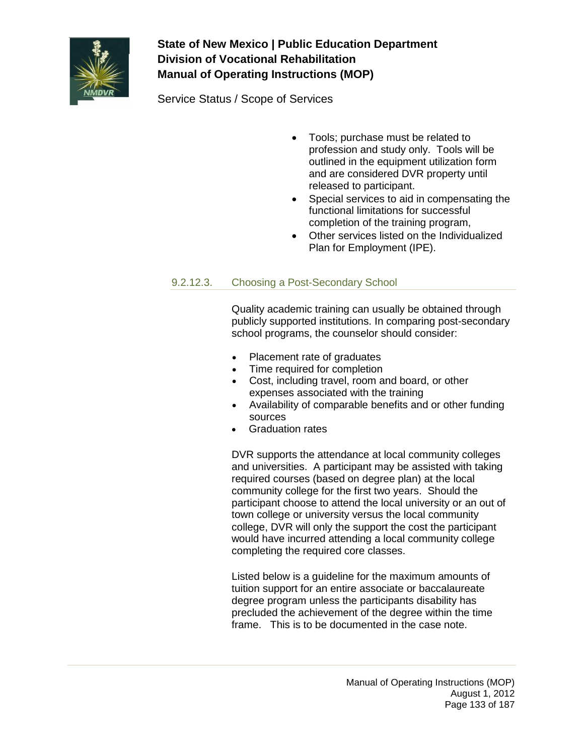- Tools; purchase must be related to profession and study only. Tools will be outlined in the equipment utilization form and are considered DVR property until released to participant.
- Special services to aid in compensating the functional limitations for successful completion of the training program,
- Other services listed on the Individualized Plan for Employment (IPE).

### 9.2.12.3. Choosing a Post-Secondary School

Quality academic training can usually be obtained through publicly supported institutions. In comparing post-secondary school programs, the counselor should consider:

- Placement rate of graduates
- Time required for completion
- Cost, including travel, room and board, or other expenses associated with the training
- Availability of comparable benefits and or other funding sources
- Graduation rates

DVR supports the attendance at local community colleges and universities. A participant may be assisted with taking required courses (based on degree plan) at the local community college for the first two years. Should the participant choose to attend the local university or an out of town college or university versus the local community college, DVR will only the support the cost the participant would have incurred attending a local community college completing the required core classes.

Listed below is a guideline for the maximum amounts of tuition support for an entire associate or baccalaureate degree program unless the participants disability has precluded the achievement of the degree within the time frame. This is to be documented in the case note.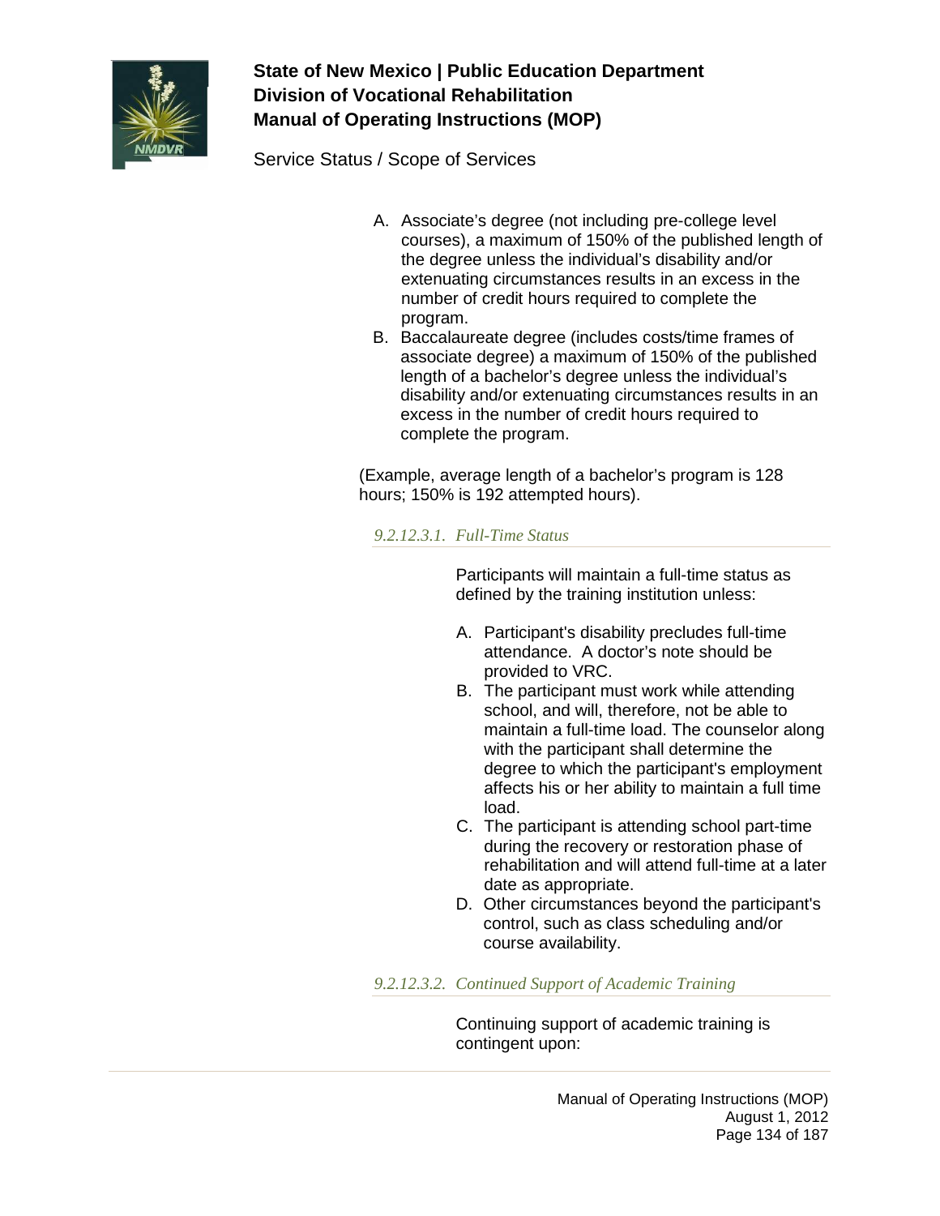A. Associate's degree (not including pre-college level courses), a maximum of 150% of the published length of the degree unless the individual's disability and/or extenuating circumstances results in an excess in the number of credit hours required to complete the program.
B. Baccalaureate degree (includes costs/time frames of associate degree) a maximum of 150% of the published length of a bachelor's degree unless the individual's disability and/or extenuating circumstances results in an excess in the number of credit hours required to complete the program.

(Example, average length of a bachelor's program is 128 hours; 150% is 192 attempted hours).

#### *9.2.12.3.1. Full-Time Status*

Participants will maintain a full-time status as defined by the training institution unless:

A. Participant's disability precludes full-time attendance. A doctor's note should be provided to VRC.
B. The participant must work while attending school, and will, therefore, not be able to maintain a full-time load. The counselor along with the participant shall determine the degree to which the participant's employment affects his or her ability to maintain a full time load.
C. The participant is attending school part-time during the recovery or restoration phase of rehabilitation and will attend full-time at a later date as appropriate.
D. Other circumstances beyond the participant's control, such as class scheduling and/or course availability.

#### *9.2.12.3.2. Continued Support of Academic Training*

Continuing support of academic training is contingent upon: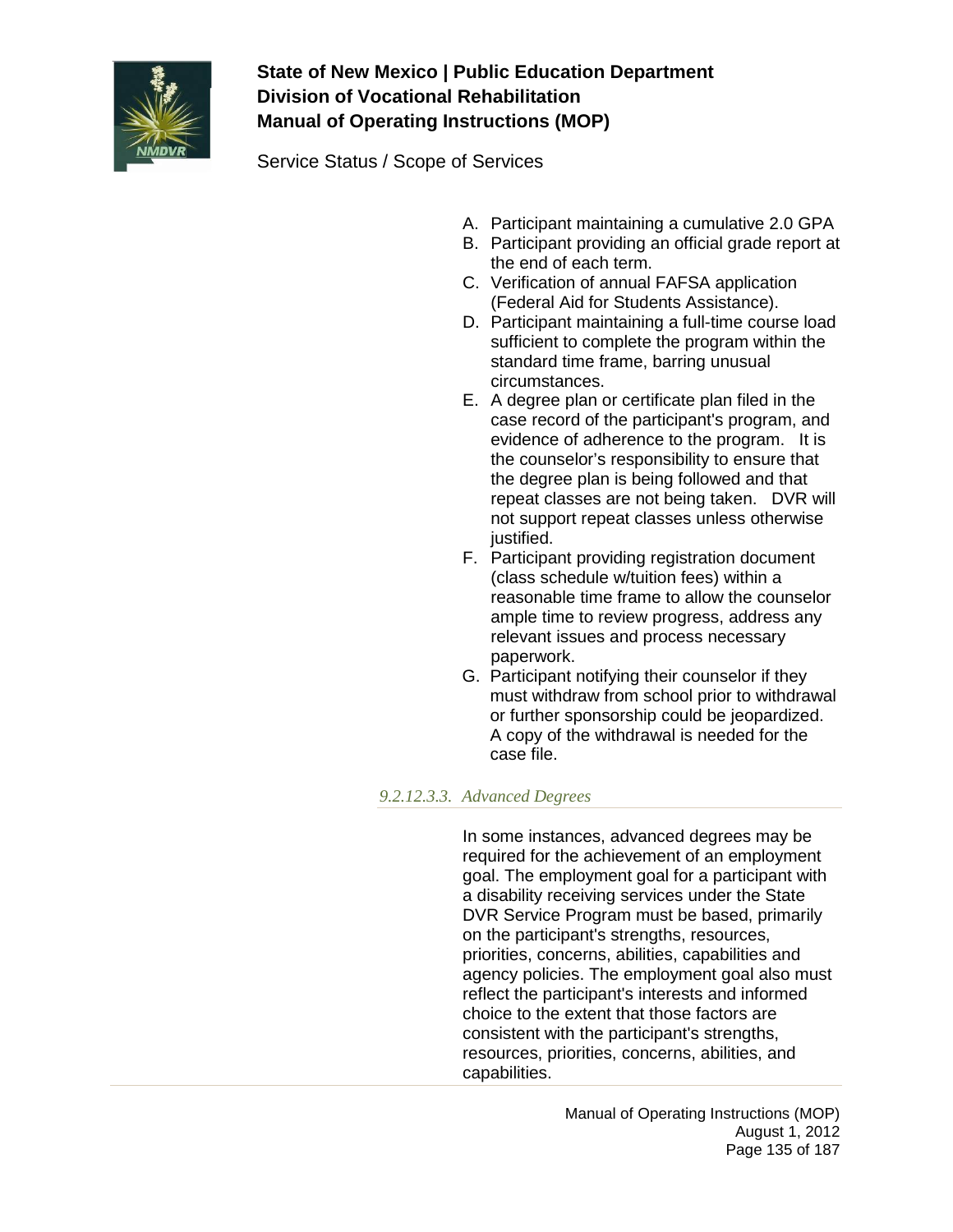A. Participant maintaining a cumulative 2.0 GPA
B. Participant providing an official grade report at the end of each term.
C. Verification of annual FAFSA application (Federal Aid for Students Assistance).
D. Participant maintaining a full-time course load sufficient to complete the program within the standard time frame, barring unusual circumstances.
E. A degree plan or certificate plan filed in the case record of the participant's program, and evidence of adherence to the program. It is the counselor's responsibility to ensure that the degree plan is being followed and that repeat classes are not being taken. DVR will not support repeat classes unless otherwise justified.
F. Participant providing registration document (class schedule w/tuition fees) within a reasonable time frame to allow the counselor ample time to review progress, address any relevant issues and process necessary paperwork.
G. Participant notifying their counselor if they must withdraw from school prior to withdrawal or further sponsorship could be jeopardized. A copy of the withdrawal is needed for the case file.

#### *9.2.12.3.3. Advanced Degrees*

In some instances, advanced degrees may be required for the achievement of an employment goal. The employment goal for a participant with a disability receiving services under the State DVR Service Program must be based, primarily on the participant's strengths, resources, priorities, concerns, abilities, capabilities and agency policies. The employment goal also must reflect the participant's interests and informed choice to the extent that those factors are consistent with the participant's strengths, resources, priorities, concerns, abilities, and capabilities.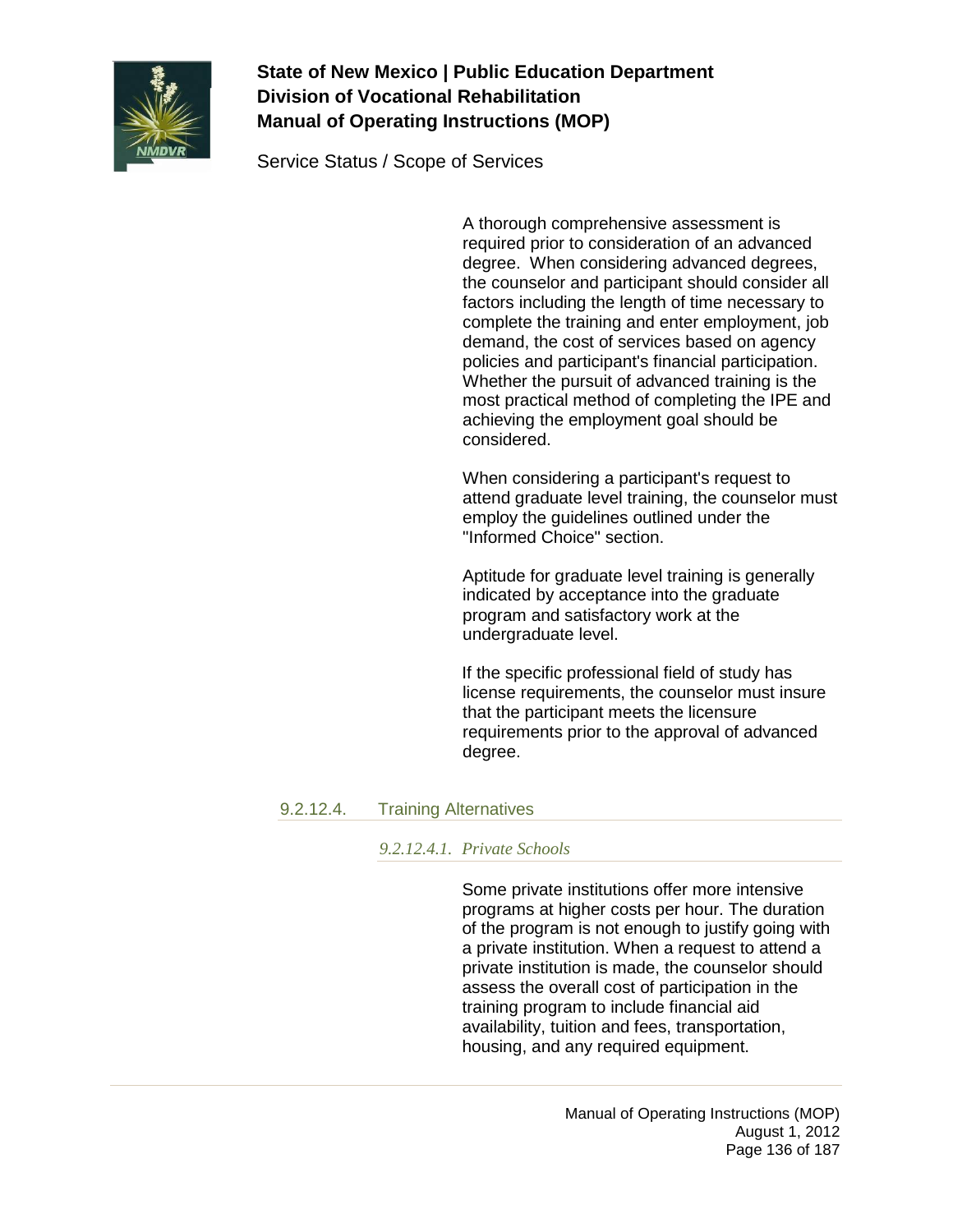A thorough comprehensive assessment is required prior to consideration of an advanced degree. When considering advanced degrees, the counselor and participant should consider all factors including the length of time necessary to complete the training and enter employment, job demand, the cost of services based on agency policies and participant's financial participation. Whether the pursuit of advanced training is the most practical method of completing the IPE and achieving the employment goal should be considered.

When considering a participant's request to attend graduate level training, the counselor must employ the guidelines outlined under the "Informed Choice" section.

Aptitude for graduate level training is generally indicated by acceptance into the graduate program and satisfactory work at the undergraduate level.

If the specific professional field of study has license requirements, the counselor must insure that the participant meets the licensure requirements prior to the approval of advanced degree.

### 9.2.12.4. Training Alternatives

#### *9.2.12.4.1. Private Schools*

Some private institutions offer more intensive programs at higher costs per hour. The duration of the program is not enough to justify going with a private institution. When a request to attend a private institution is made, the counselor should assess the overall cost of participation in the training program to include financial aid availability, tuition and fees, transportation, housing, and any required equipment.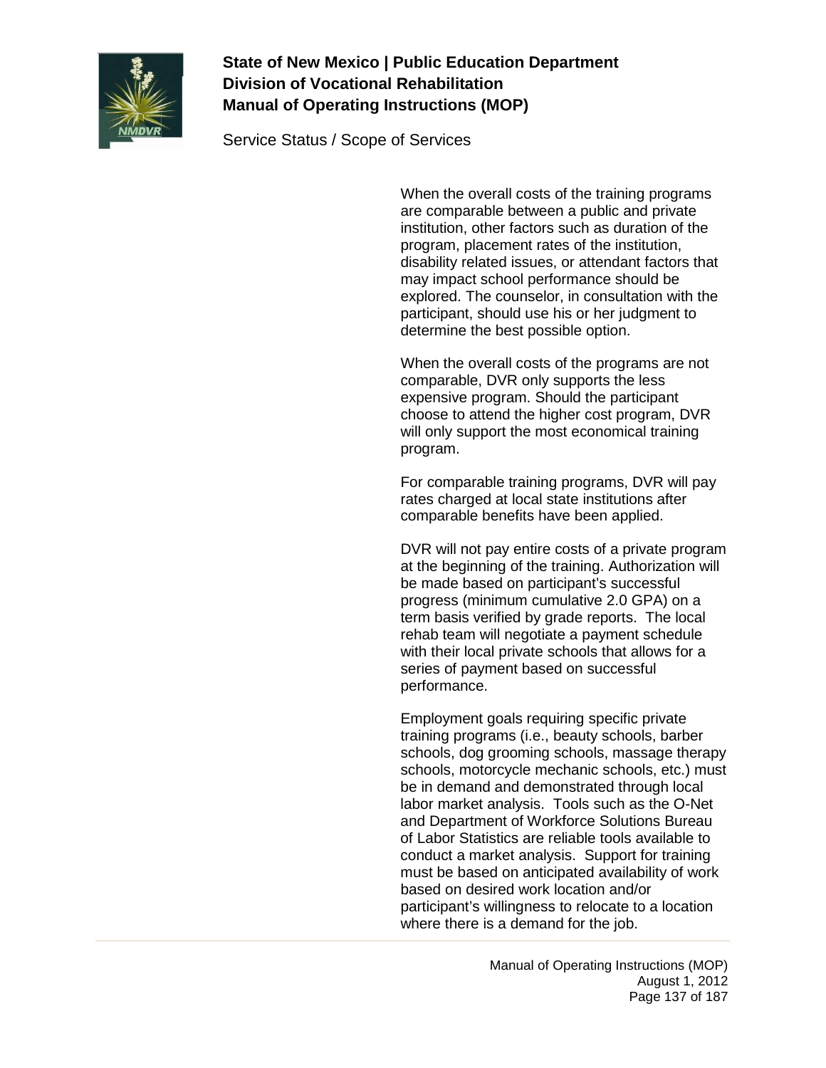When the overall costs of the training programs are comparable between a public and private institution, other factors such as duration of the program, placement rates of the institution, disability related issues, or attendant factors that may impact school performance should be explored. The counselor, in consultation with the participant, should use his or her judgment to determine the best possible option.

When the overall costs of the programs are not comparable, DVR only supports the less expensive program. Should the participant choose to attend the higher cost program, DVR will only support the most economical training program.

For comparable training programs, DVR will pay rates charged at local state institutions after comparable benefits have been applied.

DVR will not pay entire costs of a private program at the beginning of the training. Authorization will be made based on participant's successful progress (minimum cumulative 2.0 GPA) on a term basis verified by grade reports. The local rehab team will negotiate a payment schedule with their local private schools that allows for a series of payment based on successful performance.

Employment goals requiring specific private training programs (i.e., beauty schools, barber schools, dog grooming schools, massage therapy schools, motorcycle mechanic schools, etc.) must be in demand and demonstrated through local labor market analysis. Tools such as the O-Net and Department of Workforce Solutions Bureau of Labor Statistics are reliable tools available to conduct a market analysis. Support for training must be based on anticipated availability of work based on desired work location and/or participant's willingness to relocate to a location where there is a demand for the job.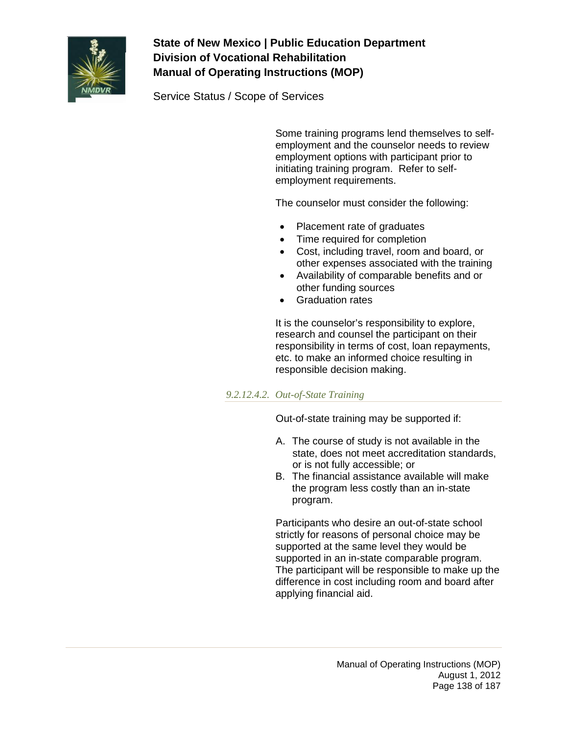Some training programs lend themselves to self-employment and the counselor needs to review employment options with participant prior to initiating training program. Refer to self-employment requirements.

The counselor must consider the following:

- Placement rate of graduates
- Time required for completion
- Cost, including travel, room and board, or other expenses associated with the training
- Availability of comparable benefits and or other funding sources
- Graduation rates

It is the counselor's responsibility to explore, research and counsel the participant on their responsibility in terms of cost, loan repayments, etc. to make an informed choice resulting in responsible decision making.

#### *9.2.12.4.2. Out-of-State Training*

Out-of-state training may be supported if:

A. The course of study is not available in the state, does not meet accreditation standards, or is not fully accessible; or
B. The financial assistance available will make the program less costly than an in-state program.

Participants who desire an out-of-state school strictly for reasons of personal choice may be supported at the same level they would be supported in an in-state comparable program. The participant will be responsible to make up the difference in cost including room and board after applying financial aid.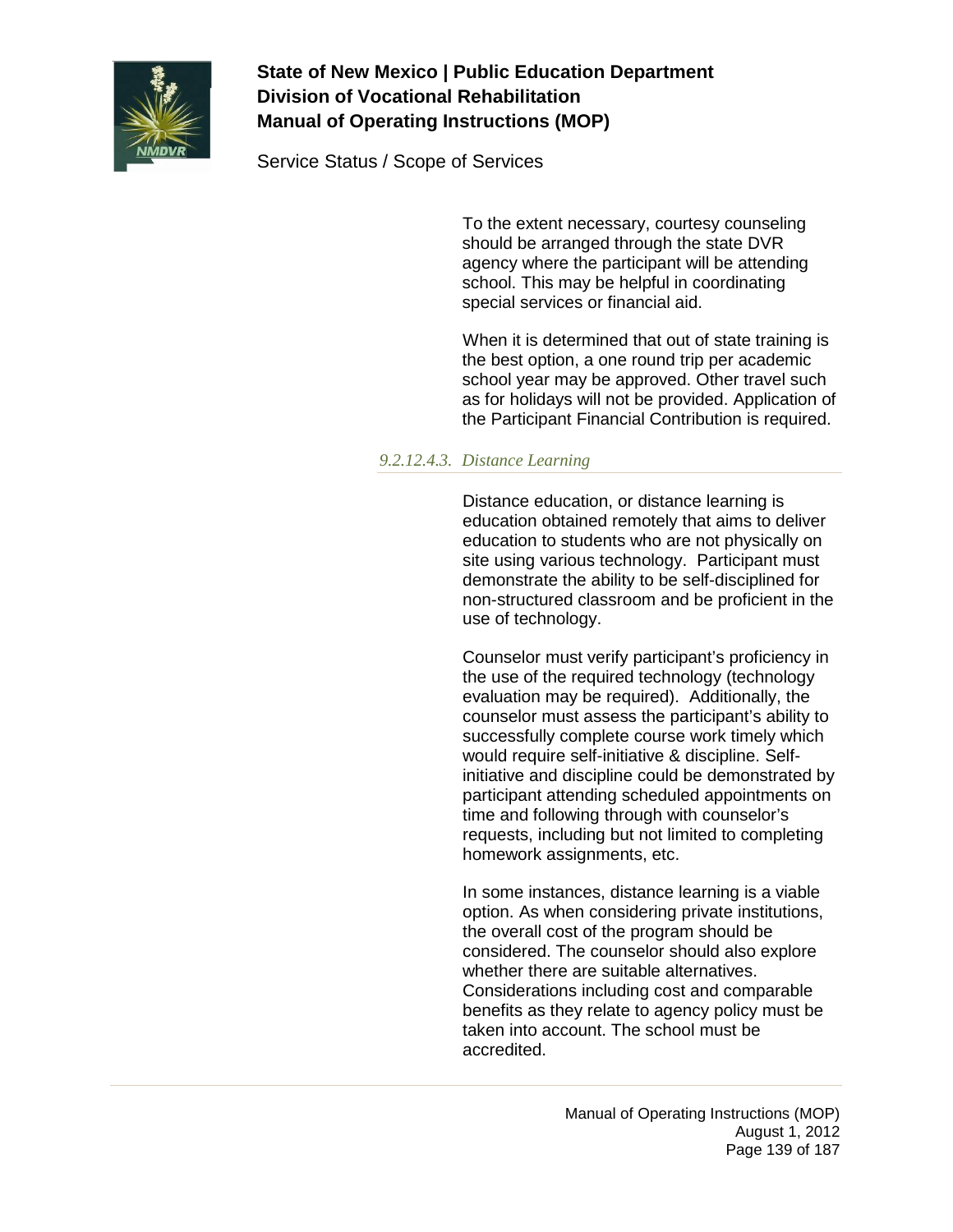To the extent necessary, courtesy counseling should be arranged through the state DVR agency where the participant will be attending school. This may be helpful in coordinating special services or financial aid.

When it is determined that out of state training is the best option, a one round trip per academic school year may be approved. Other travel such as for holidays will not be provided. Application of the Participant Financial Contribution is required.

#### *9.2.12.4.3. Distance Learning*

Distance education, or distance learning is education obtained remotely that aims to deliver education to students who are not physically on site using various technology.  Participant must demonstrate the ability to be self-disciplined for non-structured classroom and be proficient in the use of technology.

Counselor must verify participant's proficiency in the use of the required technology (technology evaluation may be required).  Additionally, the counselor must assess the participant's ability to successfully complete course work timely which would require self-initiative & discipline. Self-initiative and discipline could be demonstrated by participant attending scheduled appointments on time and following through with counselor's requests, including but not limited to completing homework assignments, etc.

In some instances, distance learning is a viable option. As when considering private institutions, the overall cost of the program should be considered. The counselor should also explore whether there are suitable alternatives. Considerations including cost and comparable benefits as they relate to agency policy must be taken into account. The school must be accredited.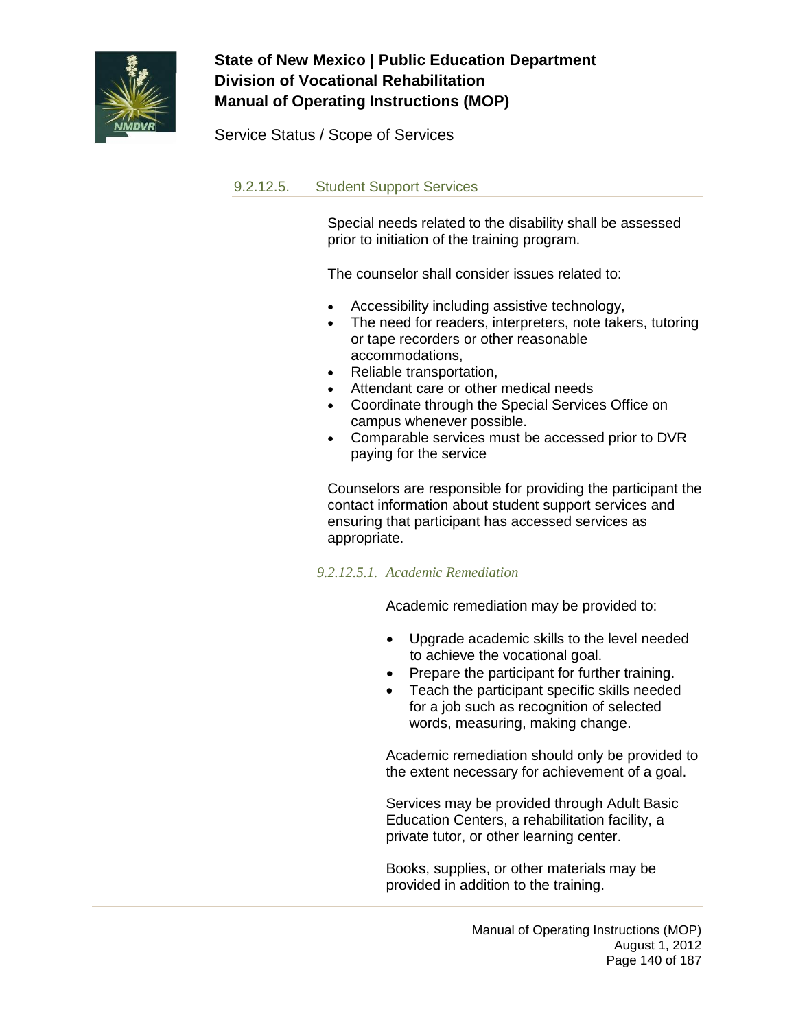### 9.2.12.5. Student Support Services

Special needs related to the disability shall be assessed prior to initiation of the training program.

The counselor shall consider issues related to:

- Accessibility including assistive technology,
- The need for readers, interpreters, note takers, tutoring or tape recorders or other reasonable accommodations,
- Reliable transportation,
- Attendant care or other medical needs
- Coordinate through the Special Services Office on campus whenever possible.
- Comparable services must be accessed prior to DVR paying for the service

Counselors are responsible for providing the participant the contact information about student support services and ensuring that participant has accessed services as appropriate.

#### *9.2.12.5.1. Academic Remediation*

Academic remediation may be provided to:

- Upgrade academic skills to the level needed to achieve the vocational goal.
- Prepare the participant for further training.
- Teach the participant specific skills needed for a job such as recognition of selected words, measuring, making change.

Academic remediation should only be provided to the extent necessary for achievement of a goal.

Services may be provided through Adult Basic Education Centers, a rehabilitation facility, a private tutor, or other learning center.

Books, supplies, or other materials may be provided in addition to the training.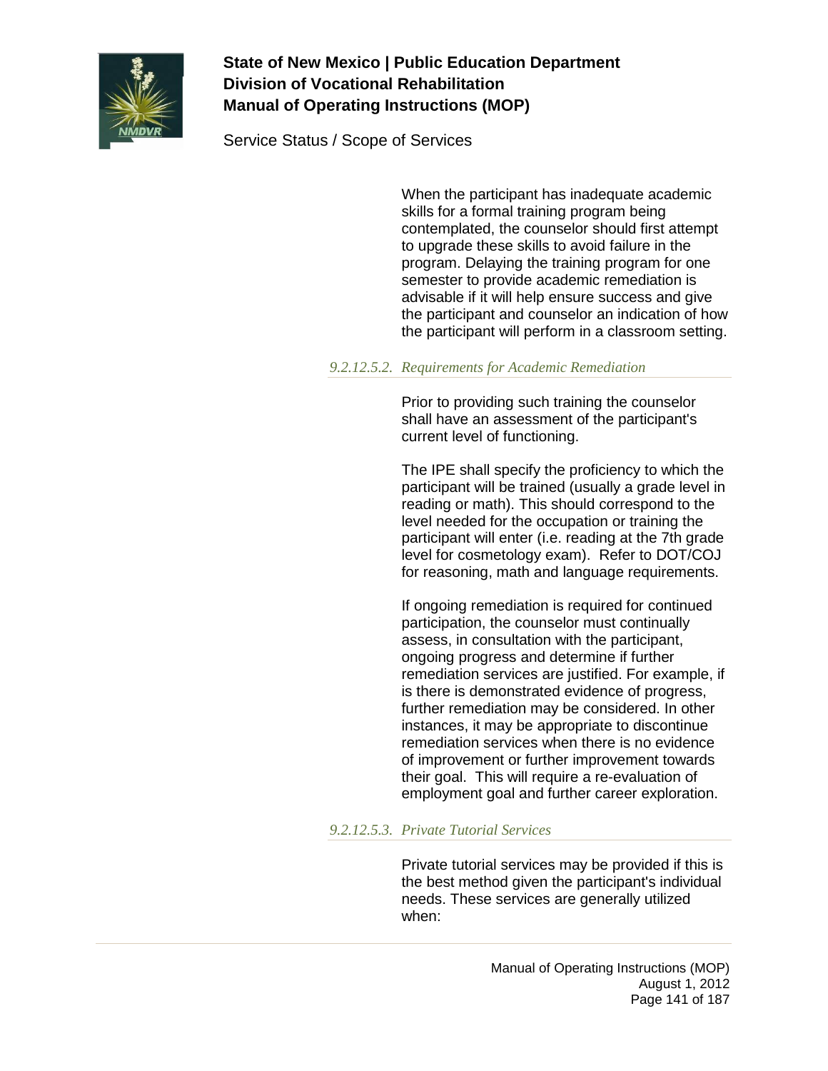When the participant has inadequate academic skills for a formal training program being contemplated, the counselor should first attempt to upgrade these skills to avoid failure in the program. Delaying the training program for one semester to provide academic remediation is advisable if it will help ensure success and give the participant and counselor an indication of how the participant will perform in a classroom setting.

#### *9.2.12.5.2. Requirements for Academic Remediation*

Prior to providing such training the counselor shall have an assessment of the participant's current level of functioning.

The IPE shall specify the proficiency to which the participant will be trained (usually a grade level in reading or math). This should correspond to the level needed for the occupation or training the participant will enter (i.e. reading at the 7th grade level for cosmetology exam). Refer to DOT/COJ for reasoning, math and language requirements.

If ongoing remediation is required for continued participation, the counselor must continually assess, in consultation with the participant, ongoing progress and determine if further remediation services are justified. For example, if is there is demonstrated evidence of progress, further remediation may be considered. In other instances, it may be appropriate to discontinue remediation services when there is no evidence of improvement or further improvement towards their goal. This will require a re-evaluation of employment goal and further career exploration.

#### *9.2.12.5.3. Private Tutorial Services*

Private tutorial services may be provided if this is the best method given the participant's individual needs. These services are generally utilized when: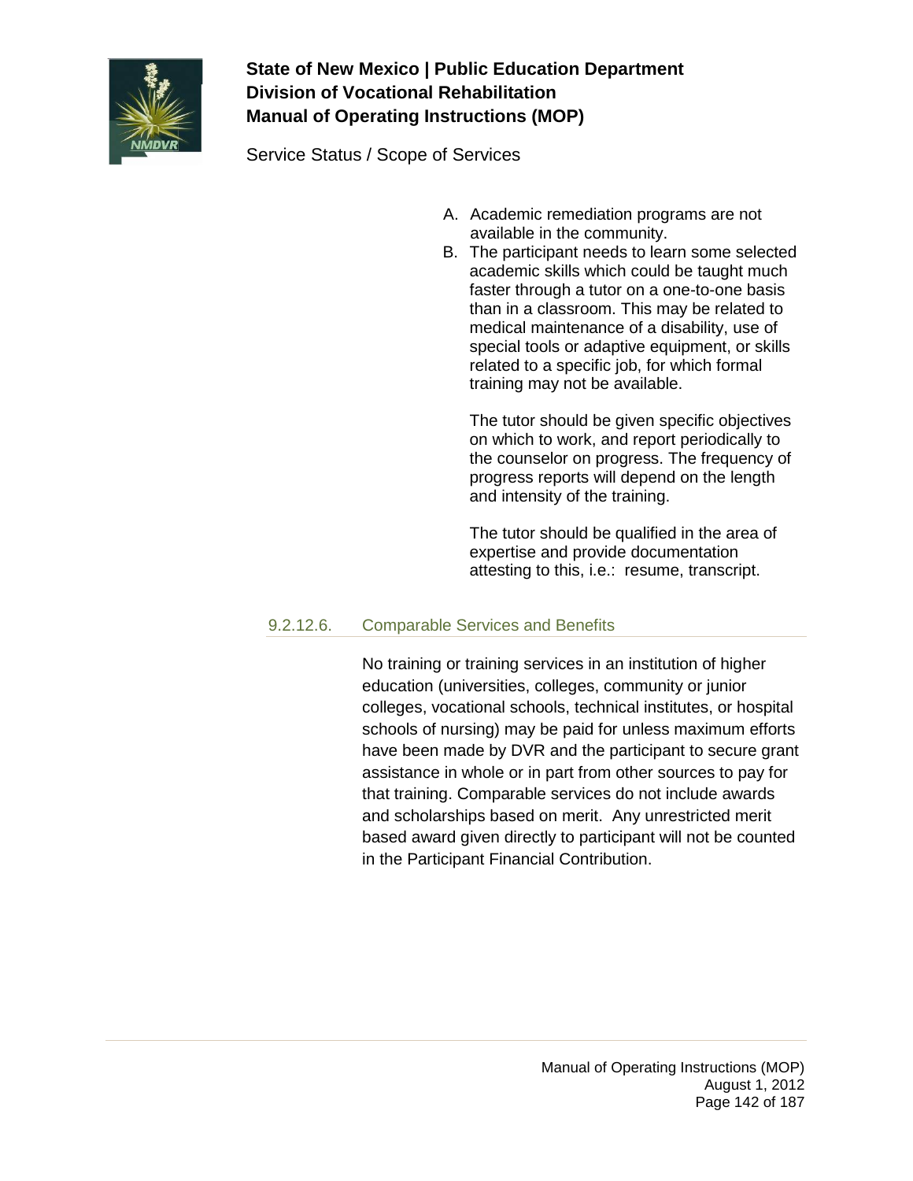A. Academic remediation programs are not available in the community.
B. The participant needs to learn some selected academic skills which could be taught much faster through a tutor on a one-to-one basis than in a classroom. This may be related to medical maintenance of a disability, use of special tools or adaptive equipment, or skills related to a specific job, for which formal training may not be available.

   The tutor should be given specific objectives on which to work, and report periodically to the counselor on progress. The frequency of progress reports will depend on the length and intensity of the training.

   The tutor should be qualified in the area of expertise and provide documentation attesting to this, i.e.: resume, transcript.

### 9.2.12.6. Comparable Services and Benefits

No training or training services in an institution of higher education (universities, colleges, community or junior colleges, vocational schools, technical institutes, or hospital schools of nursing) may be paid for unless maximum efforts have been made by DVR and the participant to secure grant assistance in whole or in part from other sources to pay for that training. Comparable services do not include awards and scholarships based on merit. Any unrestricted merit based award given directly to participant will not be counted in the Participant Financial Contribution.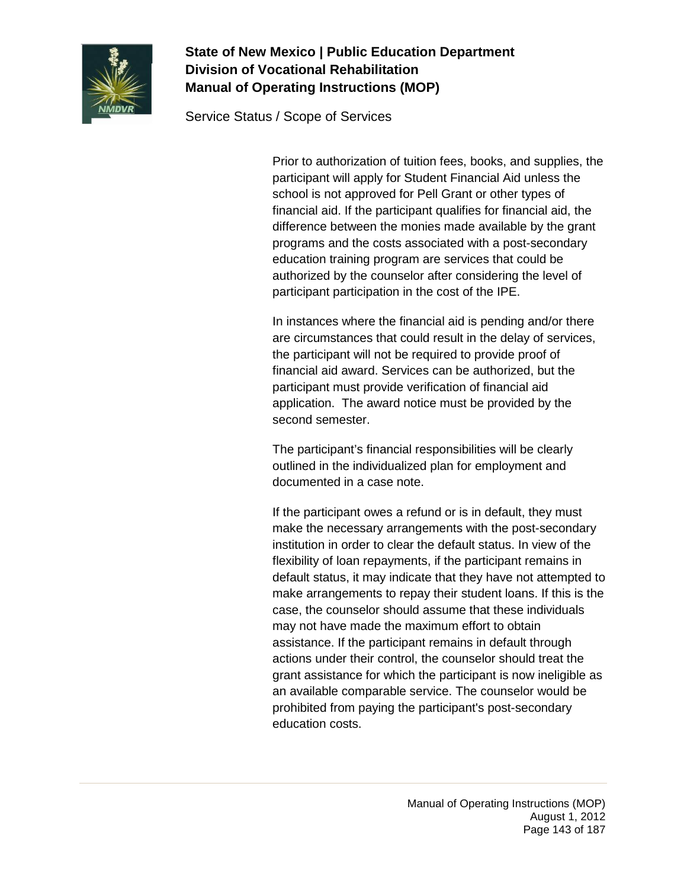Prior to authorization of tuition fees, books, and supplies, the participant will apply for Student Financial Aid unless the school is not approved for Pell Grant or other types of financial aid. If the participant qualifies for financial aid, the difference between the monies made available by the grant programs and the costs associated with a post-secondary education training program are services that could be authorized by the counselor after considering the level of participant participation in the cost of the IPE.

In instances where the financial aid is pending and/or there are circumstances that could result in the delay of services, the participant will not be required to provide proof of financial aid award. Services can be authorized, but the participant must provide verification of financial aid application. The award notice must be provided by the second semester.

The participant's financial responsibilities will be clearly outlined in the individualized plan for employment and documented in a case note.

If the participant owes a refund or is in default, they must make the necessary arrangements with the post-secondary institution in order to clear the default status. In view of the flexibility of loan repayments, if the participant remains in default status, it may indicate that they have not attempted to make arrangements to repay their student loans. If this is the case, the counselor should assume that these individuals may not have made the maximum effort to obtain assistance. If the participant remains in default through actions under their control, the counselor should treat the grant assistance for which the participant is now ineligible as an available comparable service. The counselor would be prohibited from paying the participant's post-secondary education costs.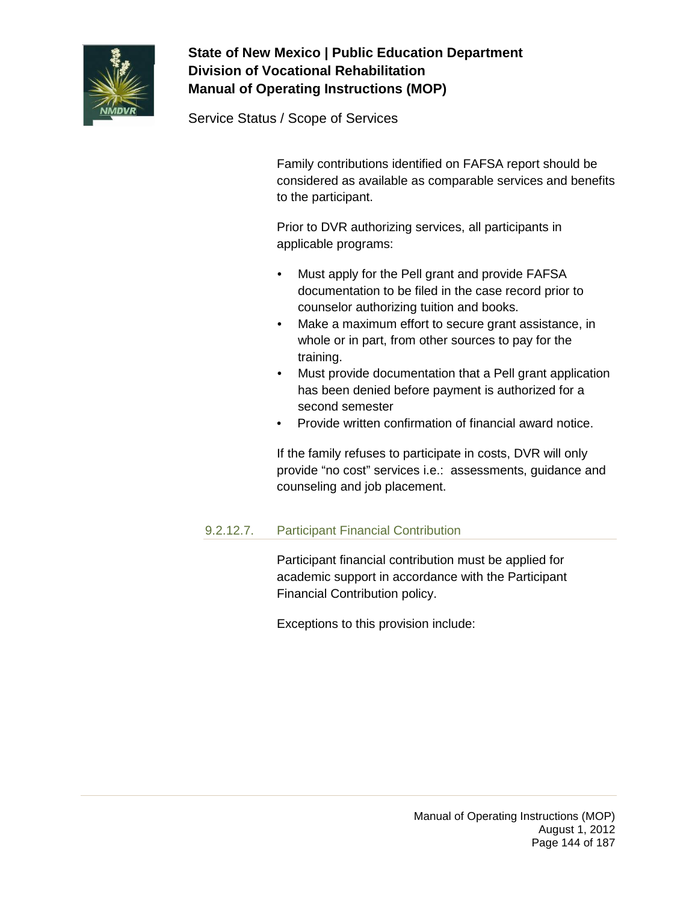Family contributions identified on FAFSA report should be considered as available as comparable services and benefits to the participant.

Prior to DVR authorizing services, all participants in applicable programs:

- Must apply for the Pell grant and provide FAFSA documentation to be filed in the case record prior to counselor authorizing tuition and books.
- Make a maximum effort to secure grant assistance, in whole or in part, from other sources to pay for the training.
- Must provide documentation that a Pell grant application has been denied before payment is authorized for a second semester
- Provide written confirmation of financial award notice.

If the family refuses to participate in costs, DVR will only provide "no cost" services i.e.: assessments, guidance and counseling and job placement.

#### 9.2.12.7. Participant Financial Contribution

Participant financial contribution must be applied for academic support in accordance with the Participant Financial Contribution policy.

Exceptions to this provision include: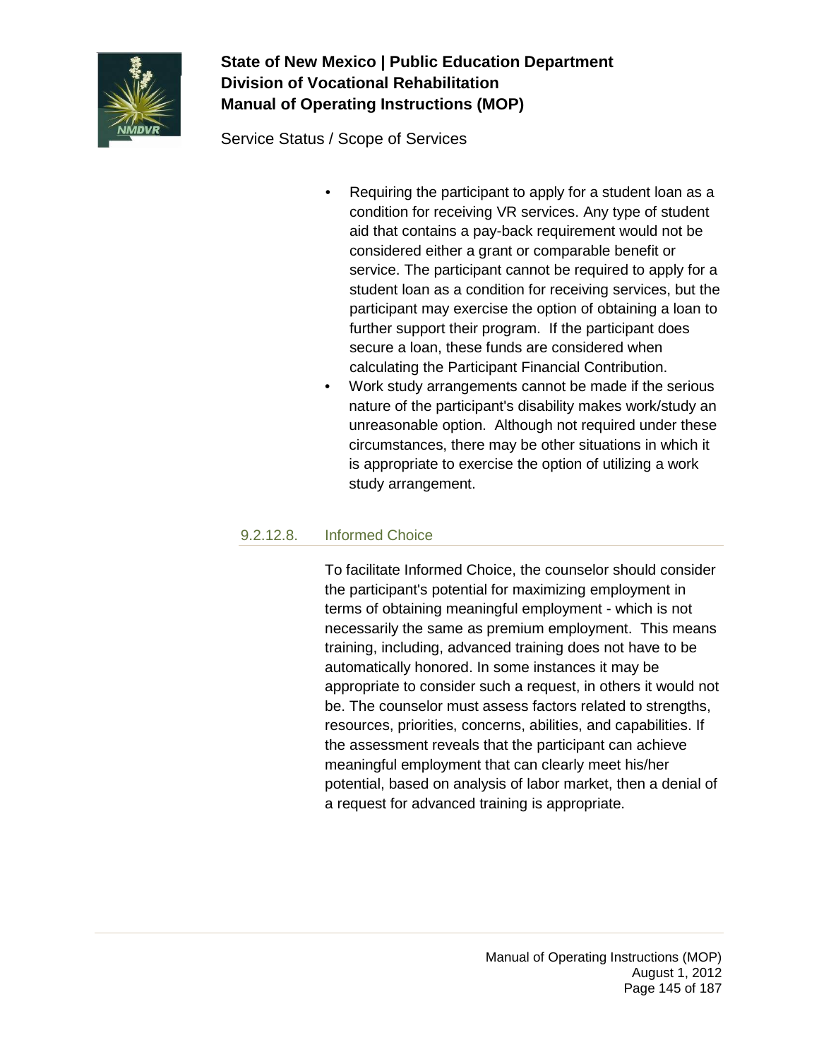- Requiring the participant to apply for a student loan as a condition for receiving VR services. Any type of student aid that contains a pay-back requirement would not be considered either a grant or comparable benefit or service. The participant cannot be required to apply for a student loan as a condition for receiving services, but the participant may exercise the option of obtaining a loan to further support their program. If the participant does secure a loan, these funds are considered when calculating the Participant Financial Contribution.
- Work study arrangements cannot be made if the serious nature of the participant's disability makes work/study an unreasonable option. Although not required under these circumstances, there may be other situations in which it is appropriate to exercise the option of utilizing a work study arrangement.

### 9.2.12.8. Informed Choice

To facilitate Informed Choice, the counselor should consider the participant's potential for maximizing employment in terms of obtaining meaningful employment - which is not necessarily the same as premium employment. This means training, including, advanced training does not have to be automatically honored. In some instances it may be appropriate to consider such a request, in others it would not be. The counselor must assess factors related to strengths, resources, priorities, concerns, abilities, and capabilities. If the assessment reveals that the participant can achieve meaningful employment that can clearly meet his/her potential, based on analysis of labor market, then a denial of a request for advanced training is appropriate.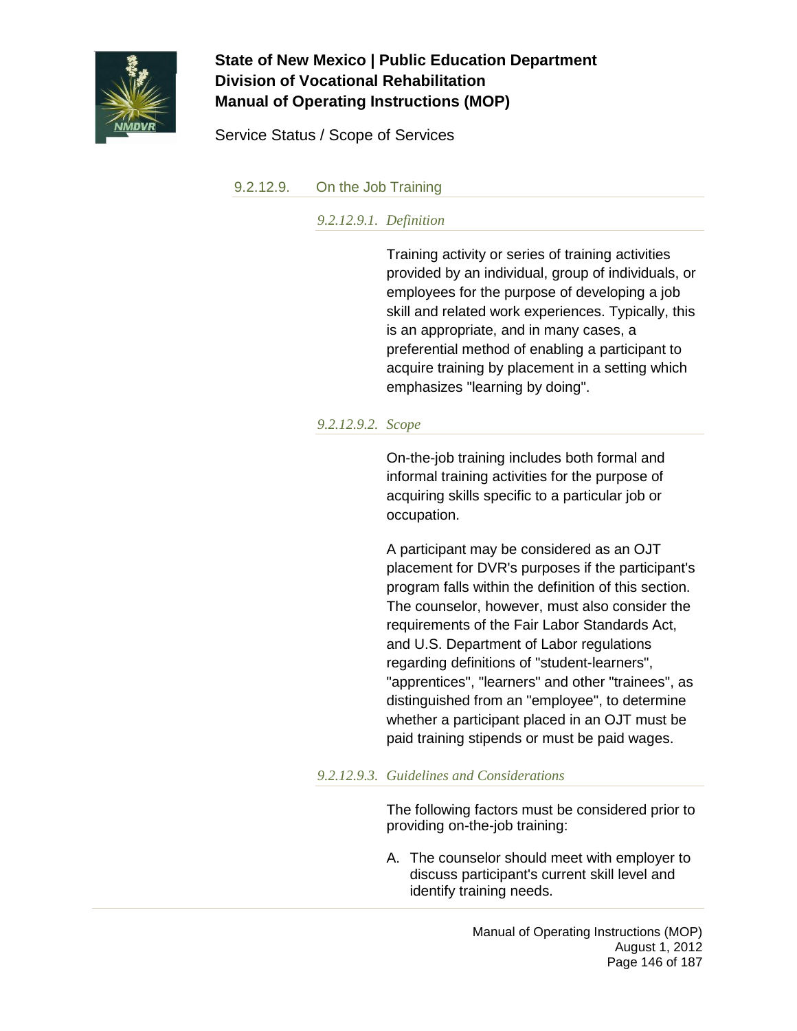### 9.2.12.9. On the Job Training

#### *9.2.12.9.1. Definition*

Training activity or series of training activities provided by an individual, group of individuals, or employees for the purpose of developing a job skill and related work experiences. Typically, this is an appropriate, and in many cases, a preferential method of enabling a participant to acquire training by placement in a setting which emphasizes "learning by doing".

#### *9.2.12.9.2. Scope*

On-the-job training includes both formal and informal training activities for the purpose of acquiring skills specific to a particular job or occupation.

A participant may be considered as an OJT placement for DVR's purposes if the participant's program falls within the definition of this section. The counselor, however, must also consider the requirements of the Fair Labor Standards Act, and U.S. Department of Labor regulations regarding definitions of "student-learners", "apprentices", "learners" and other "trainees", as distinguished from an "employee", to determine whether a participant placed in an OJT must be paid training stipends or must be paid wages.

#### *9.2.12.9.3. Guidelines and Considerations*

The following factors must be considered prior to providing on-the-job training:

A. The counselor should meet with employer to discuss participant's current skill level and identify training needs.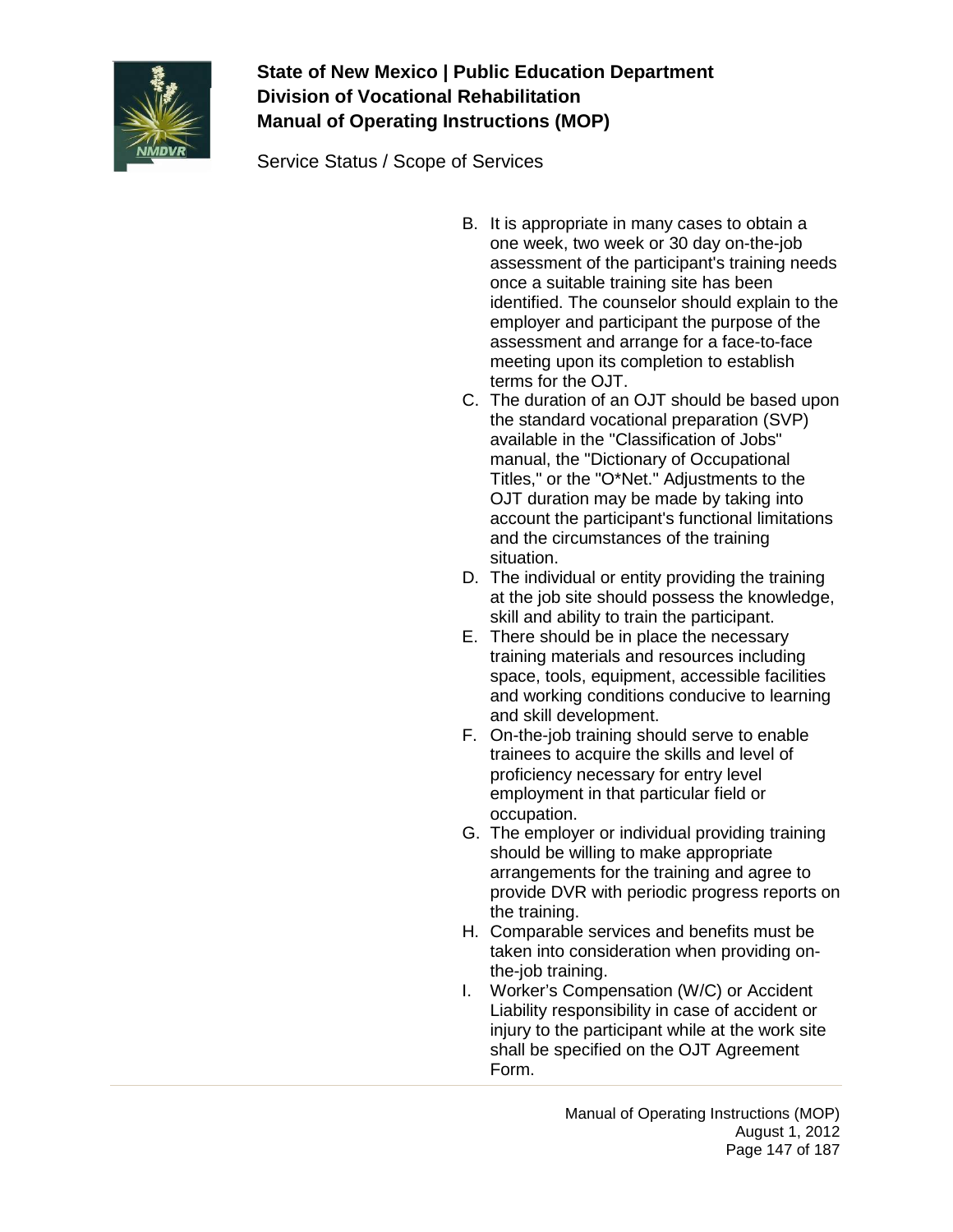B. It is appropriate in many cases to obtain a one week, two week or 30 day on-the-job assessment of the participant's training needs once a suitable training site has been identified. The counselor should explain to the employer and participant the purpose of the assessment and arrange for a face-to-face meeting upon its completion to establish terms for the OJT.
C. The duration of an OJT should be based upon the standard vocational preparation (SVP) available in the "Classification of Jobs" manual, the "Dictionary of Occupational Titles," or the "O*Net." Adjustments to the OJT duration may be made by taking into account the participant's functional limitations and the circumstances of the training situation.
D. The individual or entity providing the training at the job site should possess the knowledge, skill and ability to train the participant.
E. There should be in place the necessary training materials and resources including space, tools, equipment, accessible facilities and working conditions conducive to learning and skill development.
F. On-the-job training should serve to enable trainees to acquire the skills and level of proficiency necessary for entry level employment in that particular field or occupation.
G. The employer or individual providing training should be willing to make appropriate arrangements for the training and agree to provide DVR with periodic progress reports on the training.
H. Comparable services and benefits must be taken into consideration when providing on-the-job training.
I. Worker's Compensation (W/C) or Accident Liability responsibility in case of accident or injury to the participant while at the work site shall be specified on the OJT Agreement Form.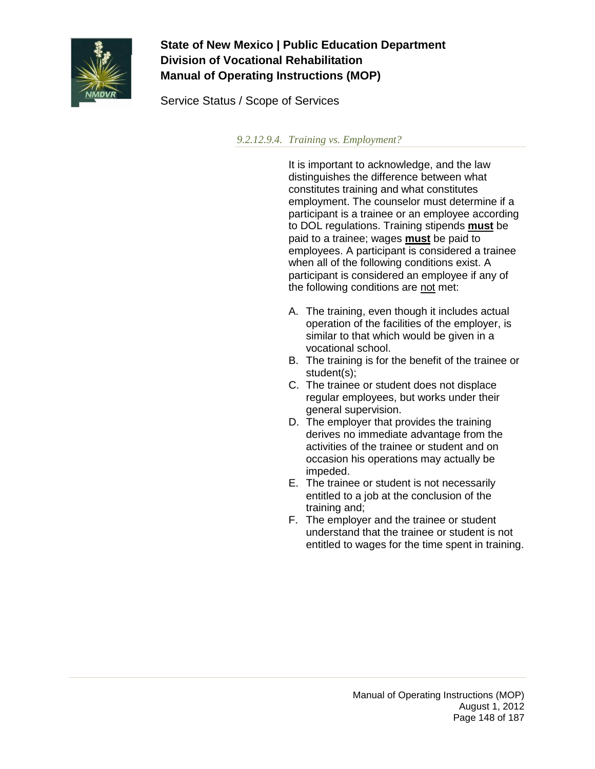#### *9.2.12.9.4. Training vs. Employment?*

It is important to acknowledge, and the law distinguishes the difference between what constitutes training and what constitutes employment. The counselor must determine if a participant is a trainee or an employee according to DOL regulations. Training stipends **<u>must</u>** be paid to a trainee; wages **<u>must</u>** be paid to employees. A participant is considered a trainee when all of the following conditions exist. A participant is considered an employee if any of the following conditions are <u>not</u> met:

A. The training, even though it includes actual operation of the facilities of the employer, is similar to that which would be given in a vocational school.
B. The training is for the benefit of the trainee or student(s);
C. The trainee or student does not displace regular employees, but works under their general supervision.
D. The employer that provides the training derives no immediate advantage from the activities of the trainee or student and on occasion his operations may actually be impeded.
E. The trainee or student is not necessarily entitled to a job at the conclusion of the training and;
F. The employer and the trainee or student understand that the trainee or student is not entitled to wages for the time spent in training.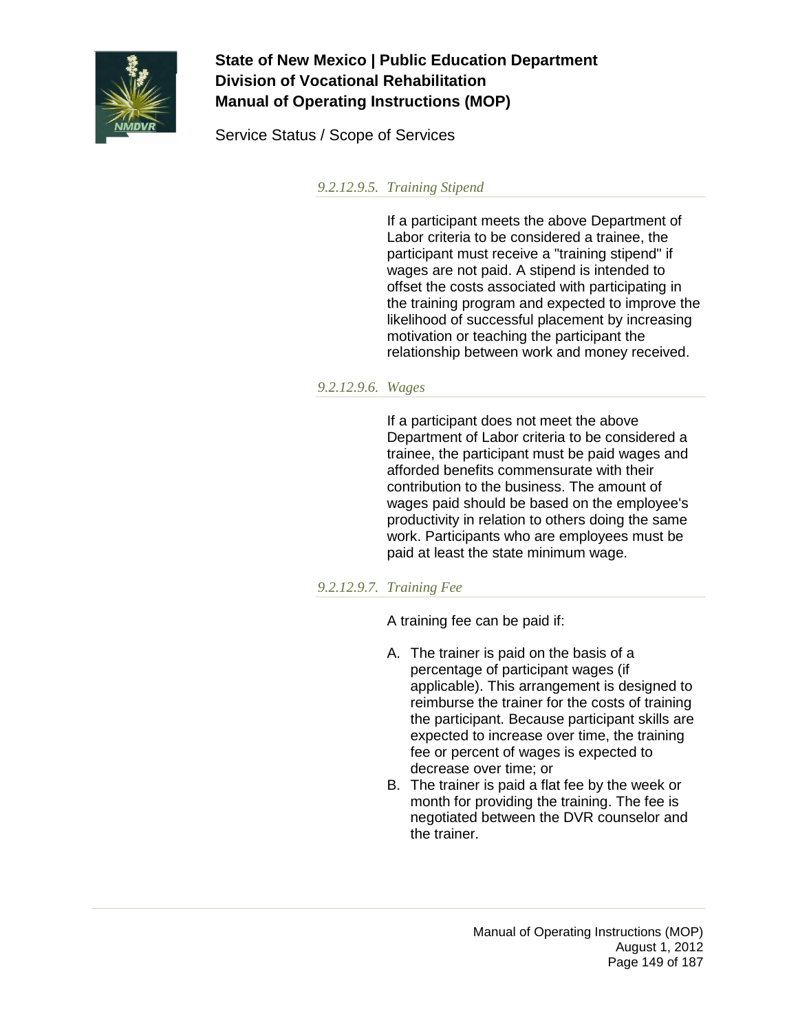#### *9.2.12.9.5. Training Stipend*

If a participant meets the above Department of Labor criteria to be considered a trainee, the participant must receive a "training stipend" if wages are not paid. A stipend is intended to offset the costs associated with participating in the training program and expected to improve the likelihood of successful placement by increasing motivation or teaching the participant the relationship between work and money received.

#### *9.2.12.9.6. Wages*

If a participant does not meet the above Department of Labor criteria to be considered a trainee, the participant must be paid wages and afforded benefits commensurate with their contribution to the business. The amount of wages paid should be based on the employee's productivity in relation to others doing the same work. Participants who are employees must be paid at least the state minimum wage.

#### *9.2.12.9.7. Training Fee*

A training fee can be paid if:

A. The trainer is paid on the basis of a percentage of participant wages (if applicable). This arrangement is designed to reimburse the trainer for the costs of training the participant. Because participant skills are expected to increase over time, the training fee or percent of wages is expected to decrease over time; or
B. The trainer is paid a flat fee by the week or month for providing the training. The fee is negotiated between the DVR counselor and the trainer.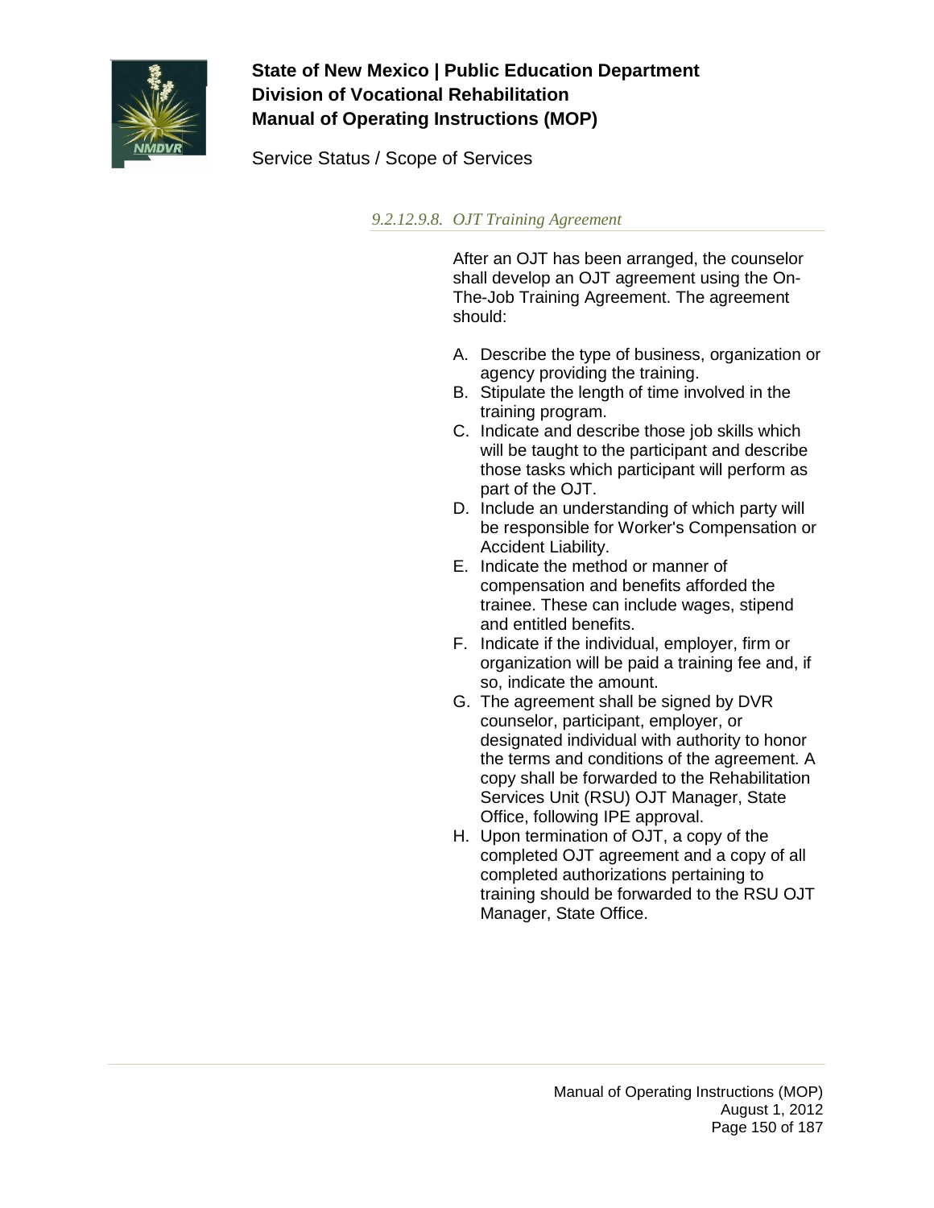#### 9.2.12.9.8. OJT Training Agreement

After an OJT has been arranged, the counselor shall develop an OJT agreement using the On-The-Job Training Agreement. The agreement should:

A. Describe the type of business, organization or agency providing the training.
B. Stipulate the length of time involved in the training program.
C. Indicate and describe those job skills which will be taught to the participant and describe those tasks which participant will perform as part of the OJT.
D. Include an understanding of which party will be responsible for Worker's Compensation or Accident Liability.
E. Indicate the method or manner of compensation and benefits afforded the trainee. These can include wages, stipend and entitled benefits.
F. Indicate if the individual, employer, firm or organization will be paid a training fee and, if so, indicate the amount.
G. The agreement shall be signed by DVR counselor, participant, employer, or designated individual with authority to honor the terms and conditions of the agreement. A copy shall be forwarded to the Rehabilitation Services Unit (RSU) OJT Manager, State Office, following IPE approval.
H. Upon termination of OJT, a copy of the completed OJT agreement and a copy of all completed authorizations pertaining to training should be forwarded to the RSU OJT Manager, State Office.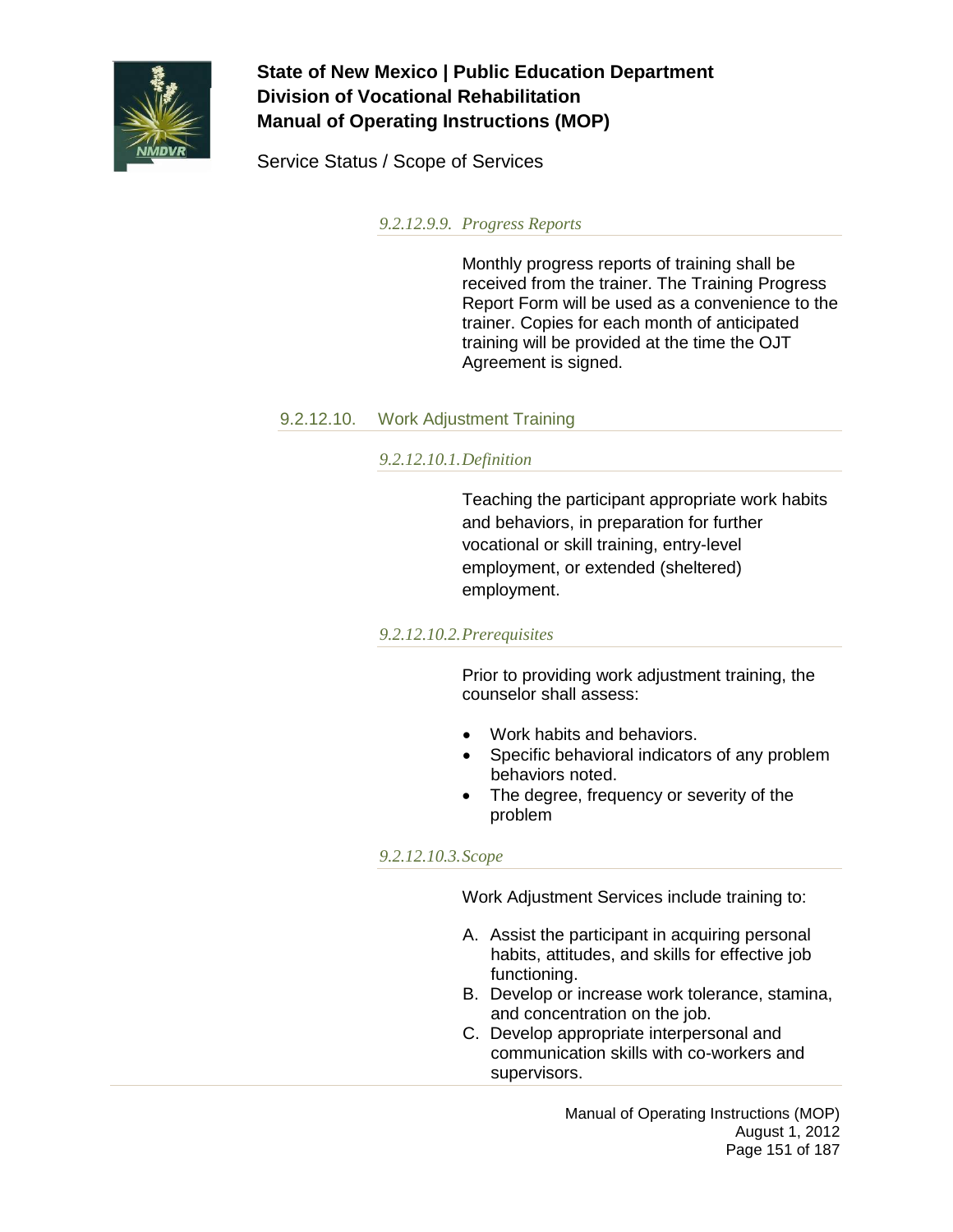##### *9.2.12.9.9. Progress Reports*

Monthly progress reports of training shall be received from the trainer. The Training Progress Report Form will be used as a convenience to the trainer. Copies for each month of anticipated training will be provided at the time the OJT Agreement is signed.

#### 9.2.12.10. Work Adjustment Training

##### *9.2.12.10.1. Definition*

Teaching the participant appropriate work habits and behaviors, in preparation for further vocational or skill training, entry-level employment, or extended (sheltered) employment.

##### *9.2.12.10.2. Prerequisites*

Prior to providing work adjustment training, the counselor shall assess:

- Work habits and behaviors.
- Specific behavioral indicators of any problem behaviors noted.
- The degree, frequency or severity of the problem

##### *9.2.12.10.3. Scope*

Work Adjustment Services include training to:

A. Assist the participant in acquiring personal habits, attitudes, and skills for effective job functioning.
B. Develop or increase work tolerance, stamina, and concentration on the job.
C. Develop appropriate interpersonal and communication skills with co-workers and supervisors.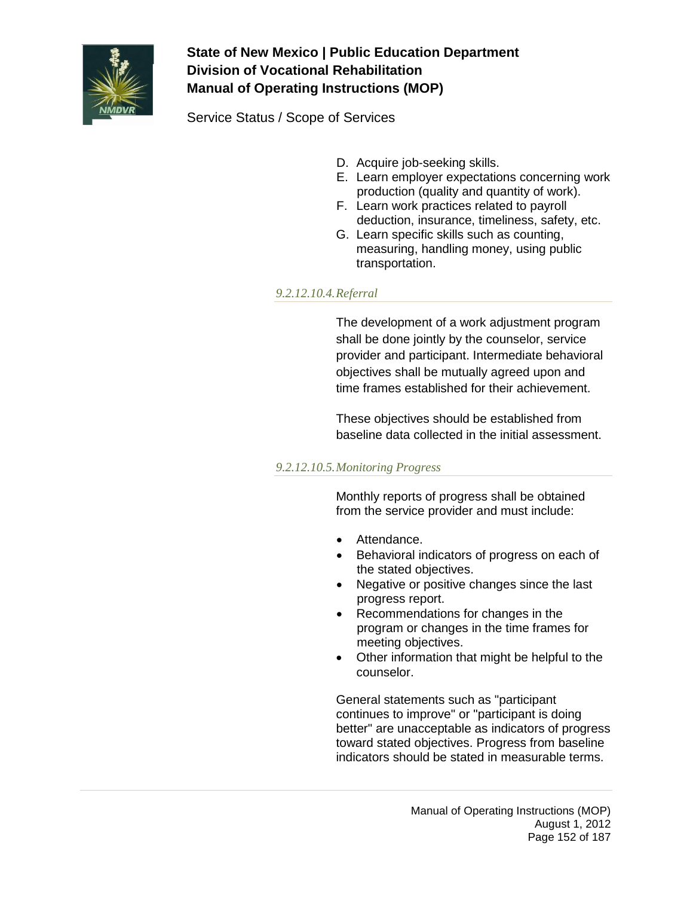D. Acquire job-seeking skills.
E. Learn employer expectations concerning work production (quality and quantity of work).
F. Learn work practices related to payroll deduction, insurance, timeliness, safety, etc.
G. Learn specific skills such as counting, measuring, handling money, using public transportation.

#### *9.2.12.10.4. Referral*

The development of a work adjustment program shall be done jointly by the counselor, service provider and participant. Intermediate behavioral objectives shall be mutually agreed upon and time frames established for their achievement.

These objectives should be established from baseline data collected in the initial assessment.

#### *9.2.12.10.5. Monitoring Progress*

Monthly reports of progress shall be obtained from the service provider and must include:

- Attendance.
- Behavioral indicators of progress on each of the stated objectives.
- Negative or positive changes since the last progress report.
- Recommendations for changes in the program or changes in the time frames for meeting objectives.
- Other information that might be helpful to the counselor.

General statements such as "participant continues to improve" or "participant is doing better" are unacceptable as indicators of progress toward stated objectives. Progress from baseline indicators should be stated in measurable terms.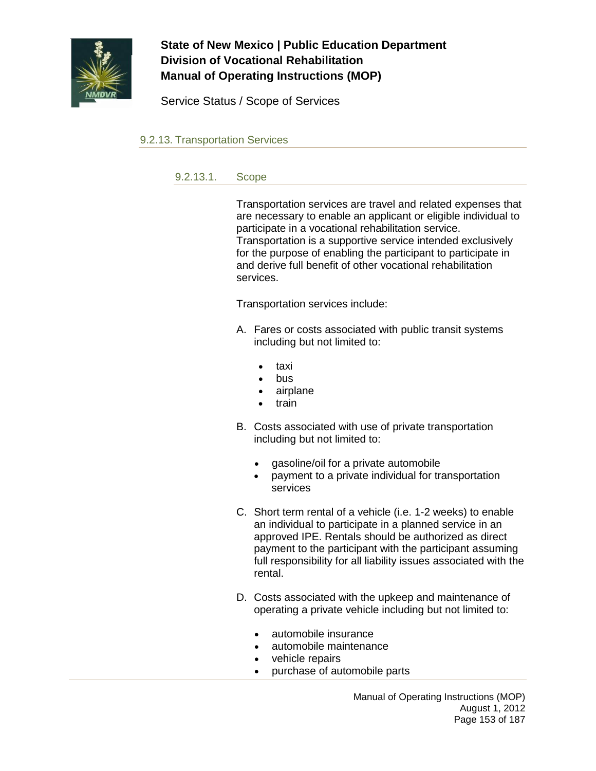### 9.2.13. Transportation Services

#### 9.2.13.1. Scope

Transportation services are travel and related expenses that are necessary to enable an applicant or eligible individual to participate in a vocational rehabilitation service. Transportation is a supportive service intended exclusively for the purpose of enabling the participant to participate in and derive full benefit of other vocational rehabilitation services.

Transportation services include:

A. Fares or costs associated with public transit systems including but not limited to:

   - taxi
   - bus
   - airplane
   - train

B. Costs associated with use of private transportation including but not limited to:

   - gasoline/oil for a private automobile
   - payment to a private individual for transportation services

C. Short term rental of a vehicle (i.e. 1-2 weeks) to enable an individual to participate in a planned service in an approved IPE. Rentals should be authorized as direct payment to the participant with the participant assuming full responsibility for all liability issues associated with the rental.

D. Costs associated with the upkeep and maintenance of operating a private vehicle including but not limited to:

   - automobile insurance
   - automobile maintenance
   - vehicle repairs
   - purchase of automobile parts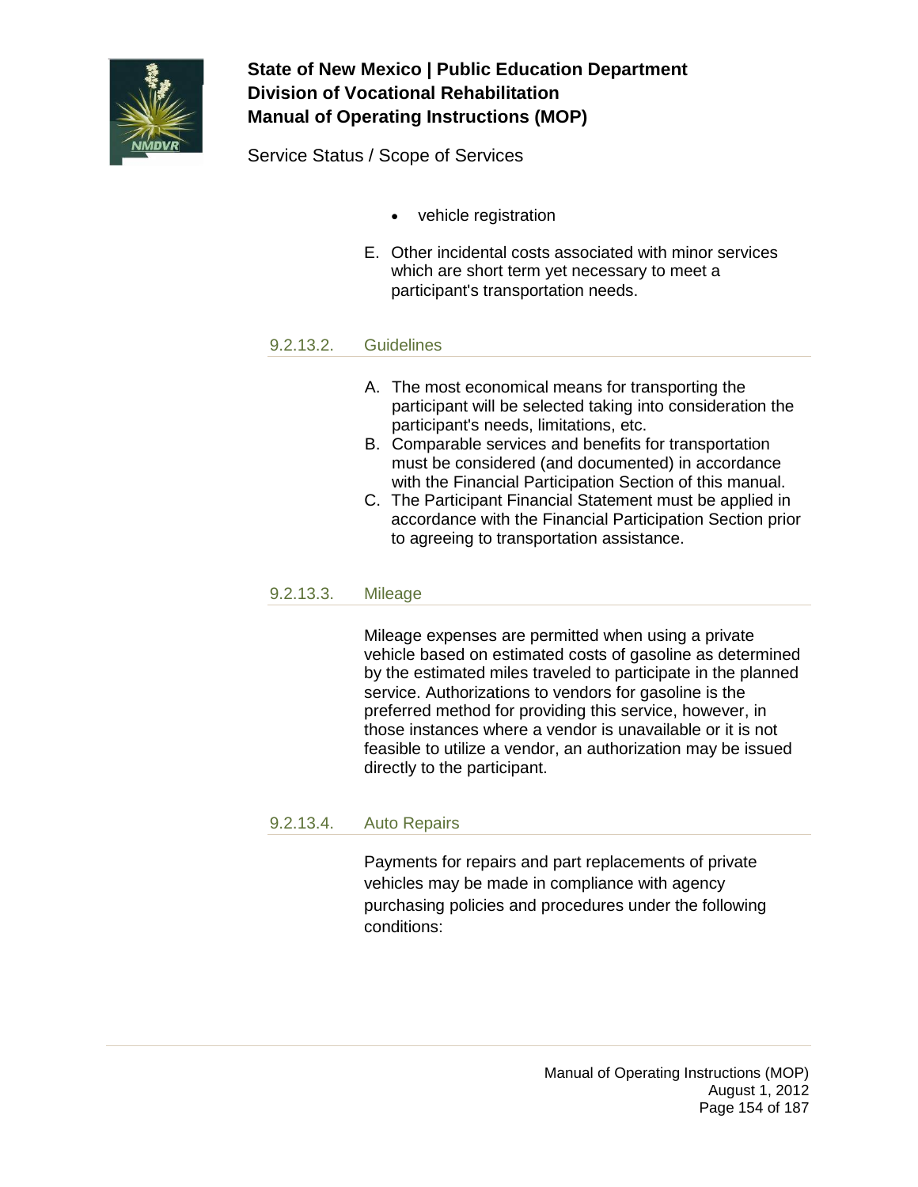- vehicle registration

E. Other incidental costs associated with minor services which are short term yet necessary to meet a participant's transportation needs.

#### 9.2.13.2. Guidelines

A. The most economical means for transporting the participant will be selected taking into consideration the participant's needs, limitations, etc.
B. Comparable services and benefits for transportation must be considered (and documented) in accordance with the Financial Participation Section of this manual.
C. The Participant Financial Statement must be applied in accordance with the Financial Participation Section prior to agreeing to transportation assistance.

#### 9.2.13.3. Mileage

Mileage expenses are permitted when using a private vehicle based on estimated costs of gasoline as determined by the estimated miles traveled to participate in the planned service. Authorizations to vendors for gasoline is the preferred method for providing this service, however, in those instances where a vendor is unavailable or it is not feasible to utilize a vendor, an authorization may be issued directly to the participant.

#### 9.2.13.4. Auto Repairs

Payments for repairs and part replacements of private vehicles may be made in compliance with agency purchasing policies and procedures under the following conditions: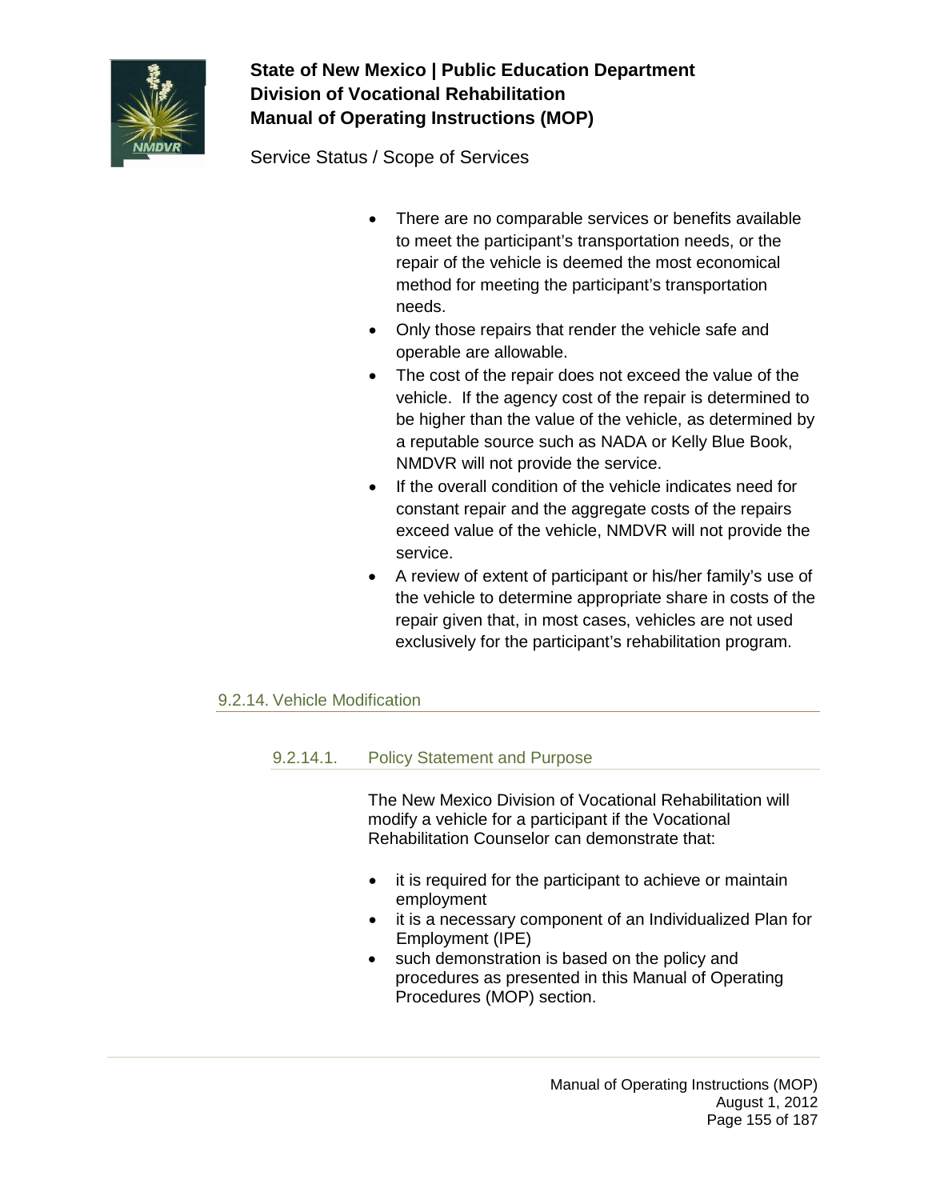- There are no comparable services or benefits available to meet the participant's transportation needs, or the repair of the vehicle is deemed the most economical method for meeting the participant's transportation needs.
- Only those repairs that render the vehicle safe and operable are allowable.
- The cost of the repair does not exceed the value of the vehicle. If the agency cost of the repair is determined to be higher than the value of the vehicle, as determined by a reputable source such as NADA or Kelly Blue Book, NMDVR will not provide the service.
- If the overall condition of the vehicle indicates need for constant repair and the aggregate costs of the repairs exceed value of the vehicle, NMDVR will not provide the service.
- A review of extent of participant or his/her family's use of the vehicle to determine appropriate share in costs of the repair given that, in most cases, vehicles are not used exclusively for the participant's rehabilitation program.

## 9.2.14. Vehicle Modification

### 9.2.14.1. Policy Statement and Purpose

The New Mexico Division of Vocational Rehabilitation will modify a vehicle for a participant if the Vocational Rehabilitation Counselor can demonstrate that:

- it is required for the participant to achieve or maintain employment
- it is a necessary component of an Individualized Plan for Employment (IPE)
- such demonstration is based on the policy and procedures as presented in this Manual of Operating Procedures (MOP) section.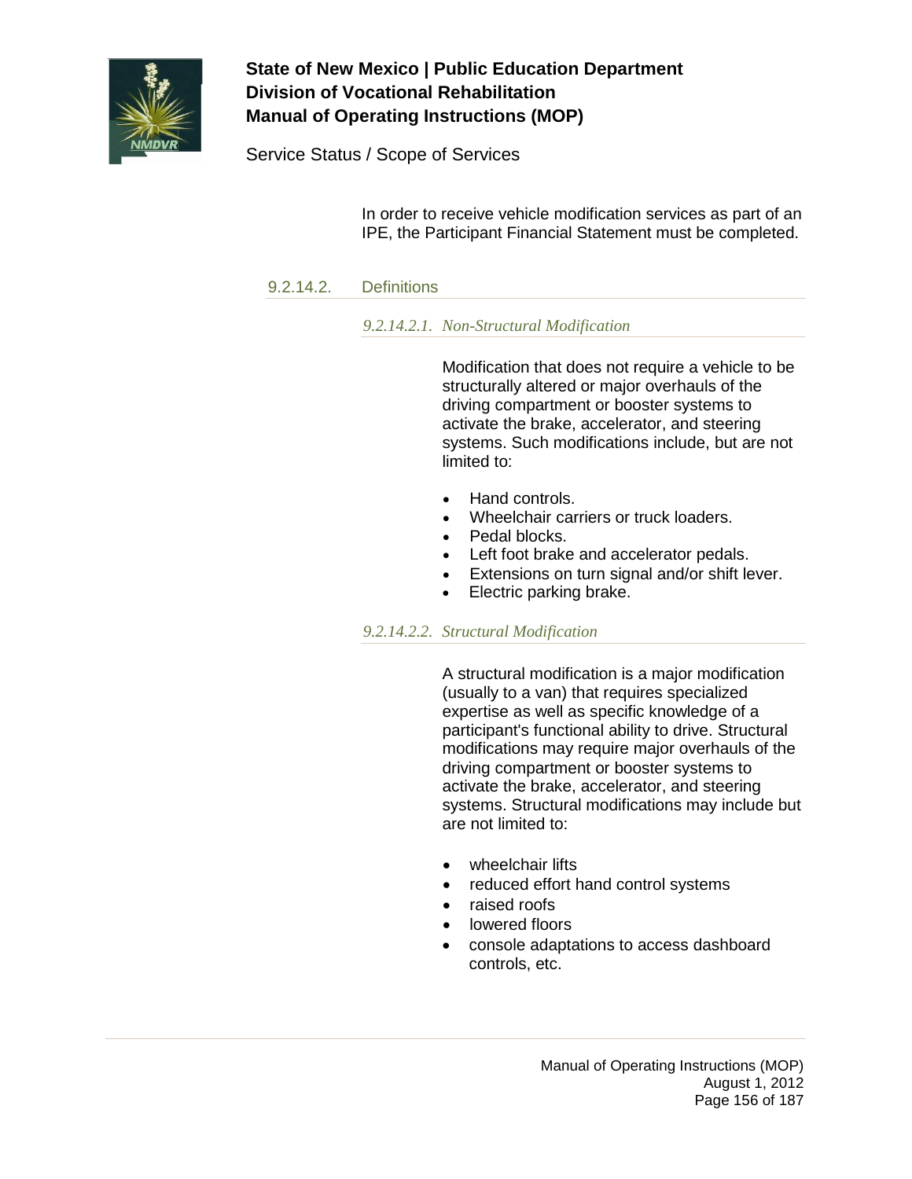In order to receive vehicle modification services as part of an IPE, the Participant Financial Statement must be completed.

### 9.2.14.2. Definitions

#### *9.2.14.2.1. Non-Structural Modification*

Modification that does not require a vehicle to be structurally altered or major overhauls of the driving compartment or booster systems to activate the brake, accelerator, and steering systems. Such modifications include, but are not limited to:

- Hand controls.
- Wheelchair carriers or truck loaders.
- Pedal blocks.
- Left foot brake and accelerator pedals.
- Extensions on turn signal and/or shift lever.
- Electric parking brake.

#### *9.2.14.2.2. Structural Modification*

A structural modification is a major modification (usually to a van) that requires specialized expertise as well as specific knowledge of a participant's functional ability to drive. Structural modifications may require major overhauls of the driving compartment or booster systems to activate the brake, accelerator, and steering systems. Structural modifications may include but are not limited to:

- wheelchair lifts
- reduced effort hand control systems
- raised roofs
- lowered floors
- console adaptations to access dashboard controls, etc.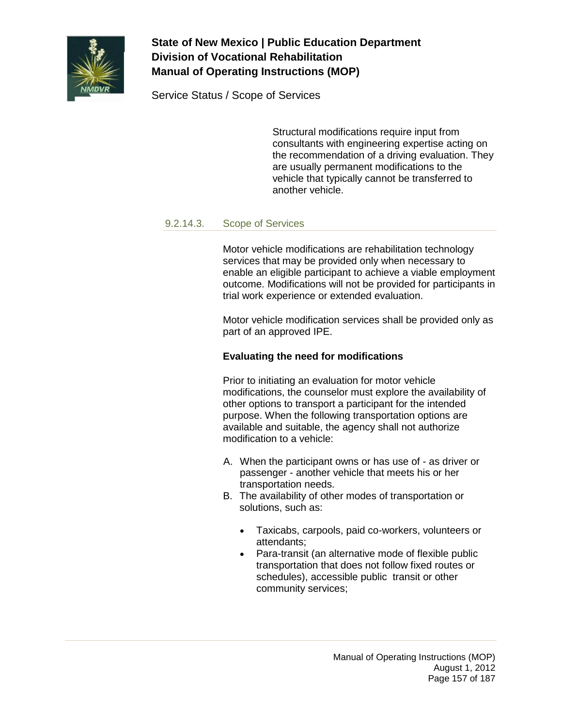Structural modifications require input from consultants with engineering expertise acting on the recommendation of a driving evaluation. They are usually permanent modifications to the vehicle that typically cannot be transferred to another vehicle.

#### 9.2.14.3. Scope of Services

Motor vehicle modifications are rehabilitation technology services that may be provided only when necessary to enable an eligible participant to achieve a viable employment outcome. Modifications will not be provided for participants in trial work experience or extended evaluation.

Motor vehicle modification services shall be provided only as part of an approved IPE.

**Evaluating the need for modifications**

Prior to initiating an evaluation for motor vehicle modifications, the counselor must explore the availability of other options to transport a participant for the intended purpose. When the following transportation options are available and suitable, the agency shall not authorize modification to a vehicle:

A. When the participant owns or has use of - as driver or passenger - another vehicle that meets his or her transportation needs.
B. The availability of other modes of transportation or solutions, such as:

    - Taxicabs, carpools, paid co-workers, volunteers or attendants;
    - Para-transit (an alternative mode of flexible public transportation that does not follow fixed routes or schedules), accessible public transit or other community services;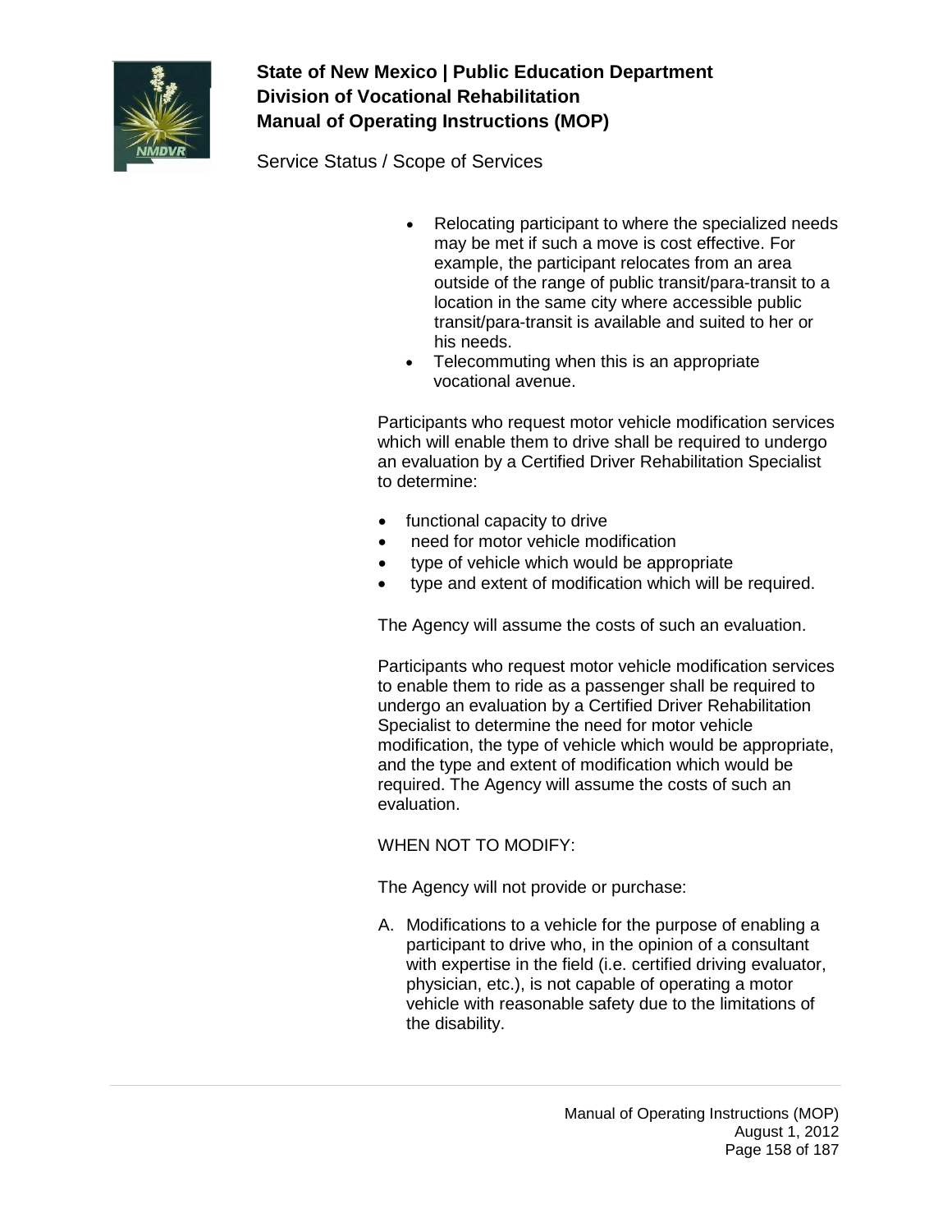- Relocating participant to where the specialized needs may be met if such a move is cost effective. For example, the participant relocates from an area outside of the range of public transit/para-transit to a location in the same city where accessible public transit/para-transit is available and suited to her or his needs.
- Telecommuting when this is an appropriate vocational avenue.

Participants who request motor vehicle modification services which will enable them to drive shall be required to undergo an evaluation by a Certified Driver Rehabilitation Specialist to determine:

- functional capacity to drive
- need for motor vehicle modification
- type of vehicle which would be appropriate
- type and extent of modification which will be required.

The Agency will assume the costs of such an evaluation.

Participants who request motor vehicle modification services to enable them to ride as a passenger shall be required to undergo an evaluation by a Certified Driver Rehabilitation Specialist to determine the need for motor vehicle modification, the type of vehicle which would be appropriate, and the type and extent of modification which would be required. The Agency will assume the costs of such an evaluation.

WHEN NOT TO MODIFY:

The Agency will not provide or purchase:

A. Modifications to a vehicle for the purpose of enabling a participant to drive who, in the opinion of a consultant with expertise in the field (i.e. certified driving evaluator, physician, etc.), is not capable of operating a motor vehicle with reasonable safety due to the limitations of the disability.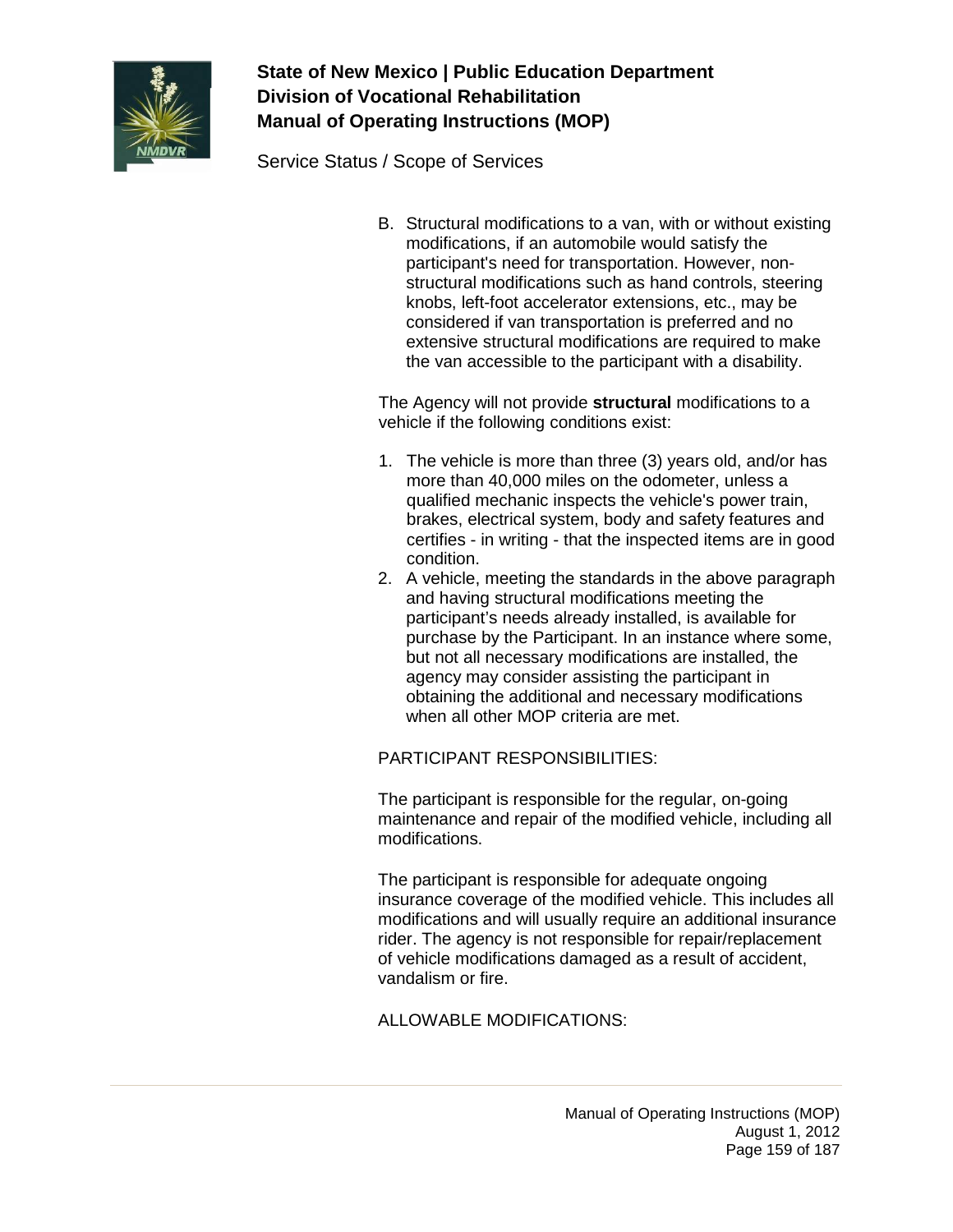B. Structural modifications to a van, with or without existing modifications, if an automobile would satisfy the participant's need for transportation. However, non-structural modifications such as hand controls, steering knobs, left-foot accelerator extensions, etc., may be considered if van transportation is preferred and no extensive structural modifications are required to make the van accessible to the participant with a disability.

The Agency will not provide **structural** modifications to a vehicle if the following conditions exist:

1. The vehicle is more than three (3) years old, and/or has more than 40,000 miles on the odometer, unless a qualified mechanic inspects the vehicle's power train, brakes, electrical system, body and safety features and certifies - in writing - that the inspected items are in good condition.
2. A vehicle, meeting the standards in the above paragraph and having structural modifications meeting the participant's needs already installed, is available for purchase by the Participant. In an instance where some, but not all necessary modifications are installed, the agency may consider assisting the participant in obtaining the additional and necessary modifications when all other MOP criteria are met.

PARTICIPANT RESPONSIBILITIES:

The participant is responsible for the regular, on-going maintenance and repair of the modified vehicle, including all modifications.

The participant is responsible for adequate ongoing insurance coverage of the modified vehicle. This includes all modifications and will usually require an additional insurance rider. The agency is not responsible for repair/replacement of vehicle modifications damaged as a result of accident, vandalism or fire.

ALLOWABLE MODIFICATIONS: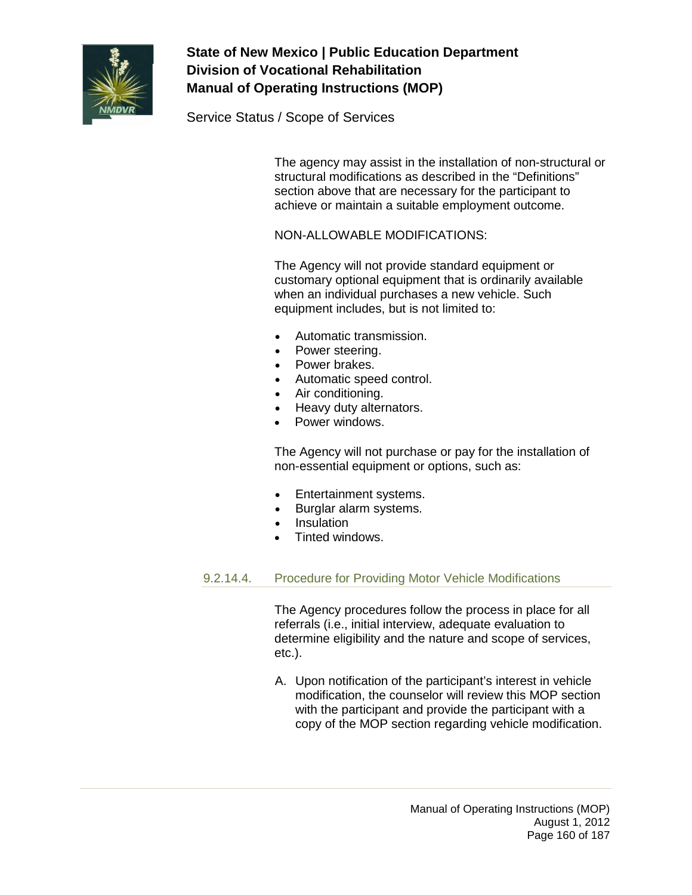The agency may assist in the installation of non-structural or structural modifications as described in the "Definitions" section above that are necessary for the participant to achieve or maintain a suitable employment outcome.

NON-ALLOWABLE MODIFICATIONS:

The Agency will not provide standard equipment or customary optional equipment that is ordinarily available when an individual purchases a new vehicle. Such equipment includes, but is not limited to:

- Automatic transmission.
- Power steering.
- Power brakes.
- Automatic speed control.
- Air conditioning.
- Heavy duty alternators.
- Power windows.

The Agency will not purchase or pay for the installation of non-essential equipment or options, such as:

- Entertainment systems.
- Burglar alarm systems.
- Insulation
- Tinted windows.

#### 9.2.14.4. Procedure for Providing Motor Vehicle Modifications

The Agency procedures follow the process in place for all referrals (i.e., initial interview, adequate evaluation to determine eligibility and the nature and scope of services, etc.).

A. Upon notification of the participant's interest in vehicle modification, the counselor will review this MOP section with the participant and provide the participant with a copy of the MOP section regarding vehicle modification.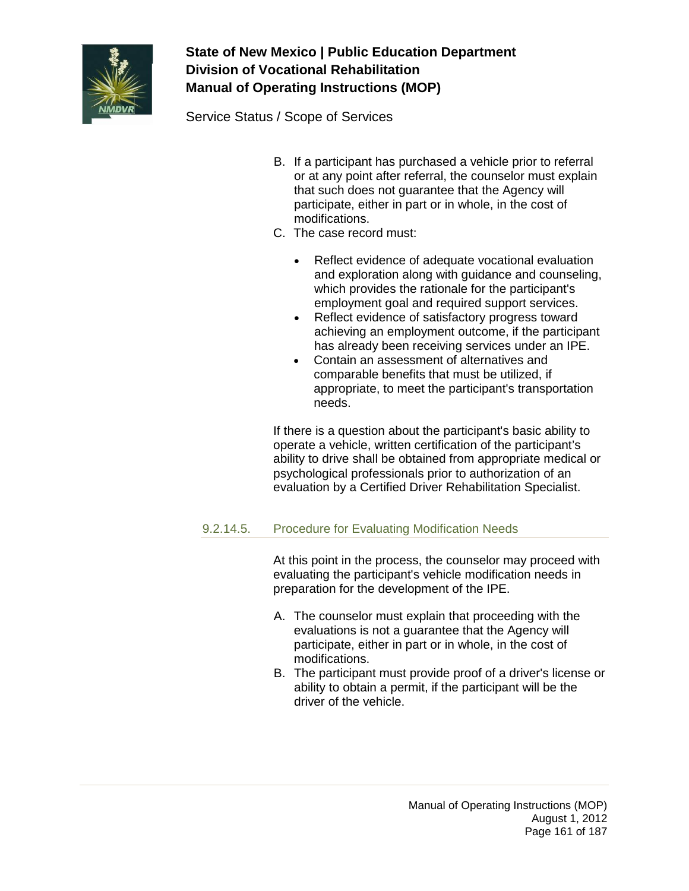B. If a participant has purchased a vehicle prior to referral or at any point after referral, the counselor must explain that such does not guarantee that the Agency will participate, either in part or in whole, in the cost of modifications.

C. The case record must:

- Reflect evidence of adequate vocational evaluation and exploration along with guidance and counseling, which provides the rationale for the participant's employment goal and required support services.
- Reflect evidence of satisfactory progress toward achieving an employment outcome, if the participant has already been receiving services under an IPE.
- Contain an assessment of alternatives and comparable benefits that must be utilized, if appropriate, to meet the participant's transportation needs.

If there is a question about the participant's basic ability to operate a vehicle, written certification of the participant's ability to drive shall be obtained from appropriate medical or psychological professionals prior to authorization of an evaluation by a Certified Driver Rehabilitation Specialist.

### 9.2.14.5. Procedure for Evaluating Modification Needs

At this point in the process, the counselor may proceed with evaluating the participant's vehicle modification needs in preparation for the development of the IPE.

A. The counselor must explain that proceeding with the evaluations is not a guarantee that the Agency will participate, either in part or in whole, in the cost of modifications.

B. The participant must provide proof of a driver's license or ability to obtain a permit, if the participant will be the driver of the vehicle.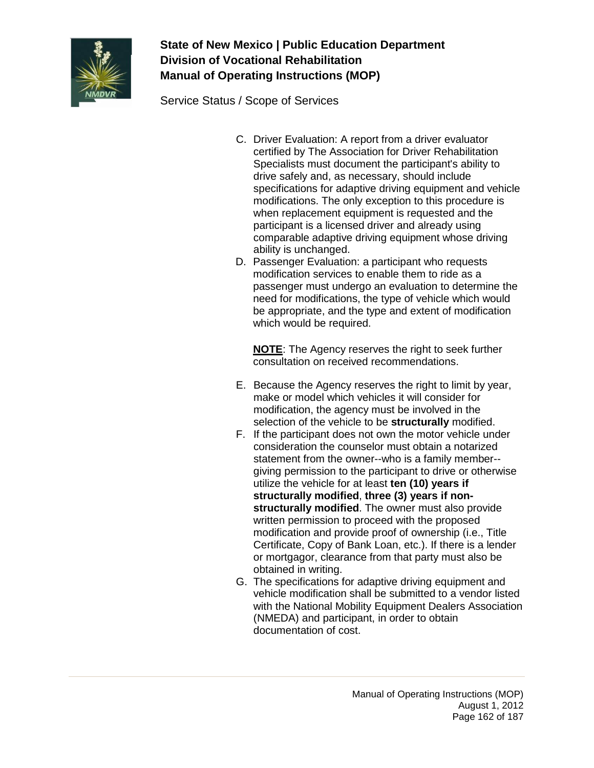C. Driver Evaluation: A report from a driver evaluator certified by The Association for Driver Rehabilitation Specialists must document the participant's ability to drive safely and, as necessary, should include specifications for adaptive driving equipment and vehicle modifications. The only exception to this procedure is when replacement equipment is requested and the participant is a licensed driver and already using comparable adaptive driving equipment whose driving ability is unchanged.

D. Passenger Evaluation: a participant who requests modification services to enable them to ride as a passenger must undergo an evaluation to determine the need for modifications, the type of vehicle which would be appropriate, and the type and extent of modification which would be required.

   **NOTE**: The Agency reserves the right to seek further consultation on received recommendations.

E. Because the Agency reserves the right to limit by year, make or model which vehicles it will consider for modification, the agency must be involved in the selection of the vehicle to be **structurally** modified.

F. If the participant does not own the motor vehicle under consideration the counselor must obtain a notarized statement from the owner--who is a family member--giving permission to the participant to drive or otherwise utilize the vehicle for at least **ten (10) years if structurally modified**, **three (3) years if non-structurally modified**. The owner must also provide written permission to proceed with the proposed modification and provide proof of ownership (i.e., Title Certificate, Copy of Bank Loan, etc.). If there is a lender or mortgagor, clearance from that party must also be obtained in writing.

G. The specifications for adaptive driving equipment and vehicle modification shall be submitted to a vendor listed with the National Mobility Equipment Dealers Association (NMEDA) and participant, in order to obtain documentation of cost.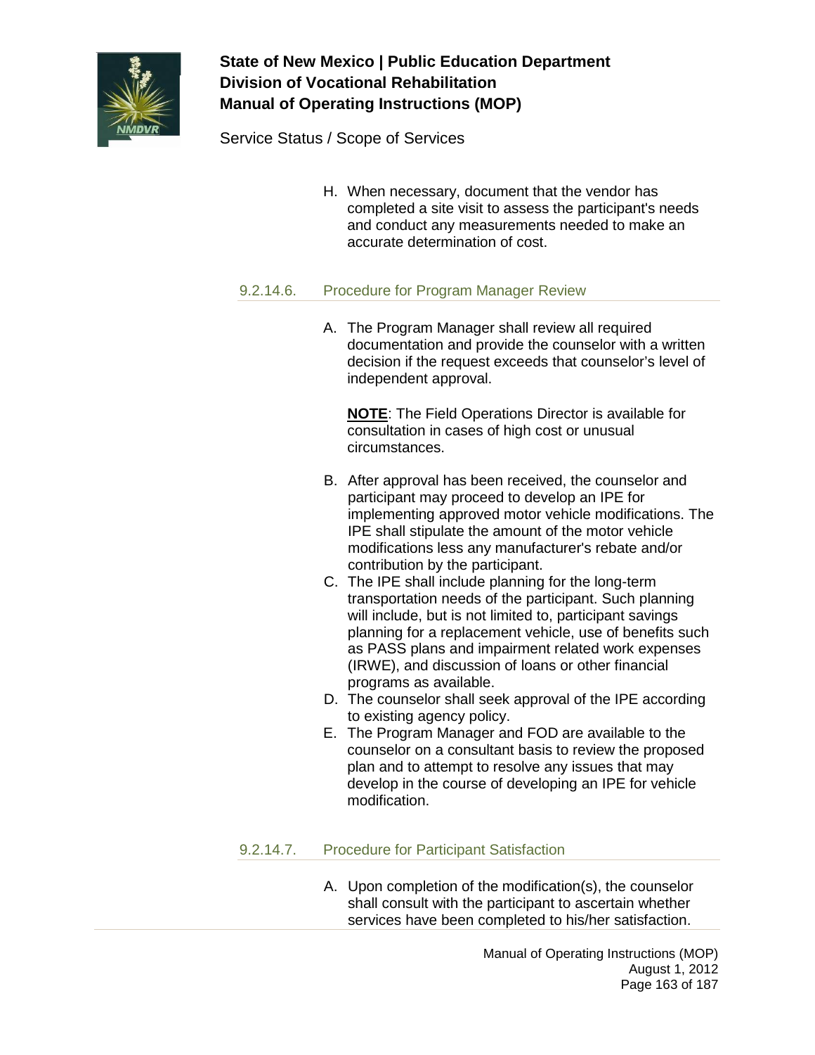H. When necessary, document that the vendor has completed a site visit to assess the participant's needs and conduct any measurements needed to make an accurate determination of cost.

#### 9.2.14.6. Procedure for Program Manager Review

A. The Program Manager shall review all required documentation and provide the counselor with a written decision if the request exceeds that counselor's level of independent approval.

   **NOTE**: The Field Operations Director is available for consultation in cases of high cost or unusual circumstances.

B. After approval has been received, the counselor and participant may proceed to develop an IPE for implementing approved motor vehicle modifications. The IPE shall stipulate the amount of the motor vehicle modifications less any manufacturer's rebate and/or contribution by the participant.
C. The IPE shall include planning for the long-term transportation needs of the participant. Such planning will include, but is not limited to, participant savings planning for a replacement vehicle, use of benefits such as PASS plans and impairment related work expenses (IRWE), and discussion of loans or other financial programs as available.
D. The counselor shall seek approval of the IPE according to existing agency policy.
E. The Program Manager and FOD are available to the counselor on a consultant basis to review the proposed plan and to attempt to resolve any issues that may develop in the course of developing an IPE for vehicle modification.

#### 9.2.14.7. Procedure for Participant Satisfaction

A. Upon completion of the modification(s), the counselor shall consult with the participant to ascertain whether services have been completed to his/her satisfaction.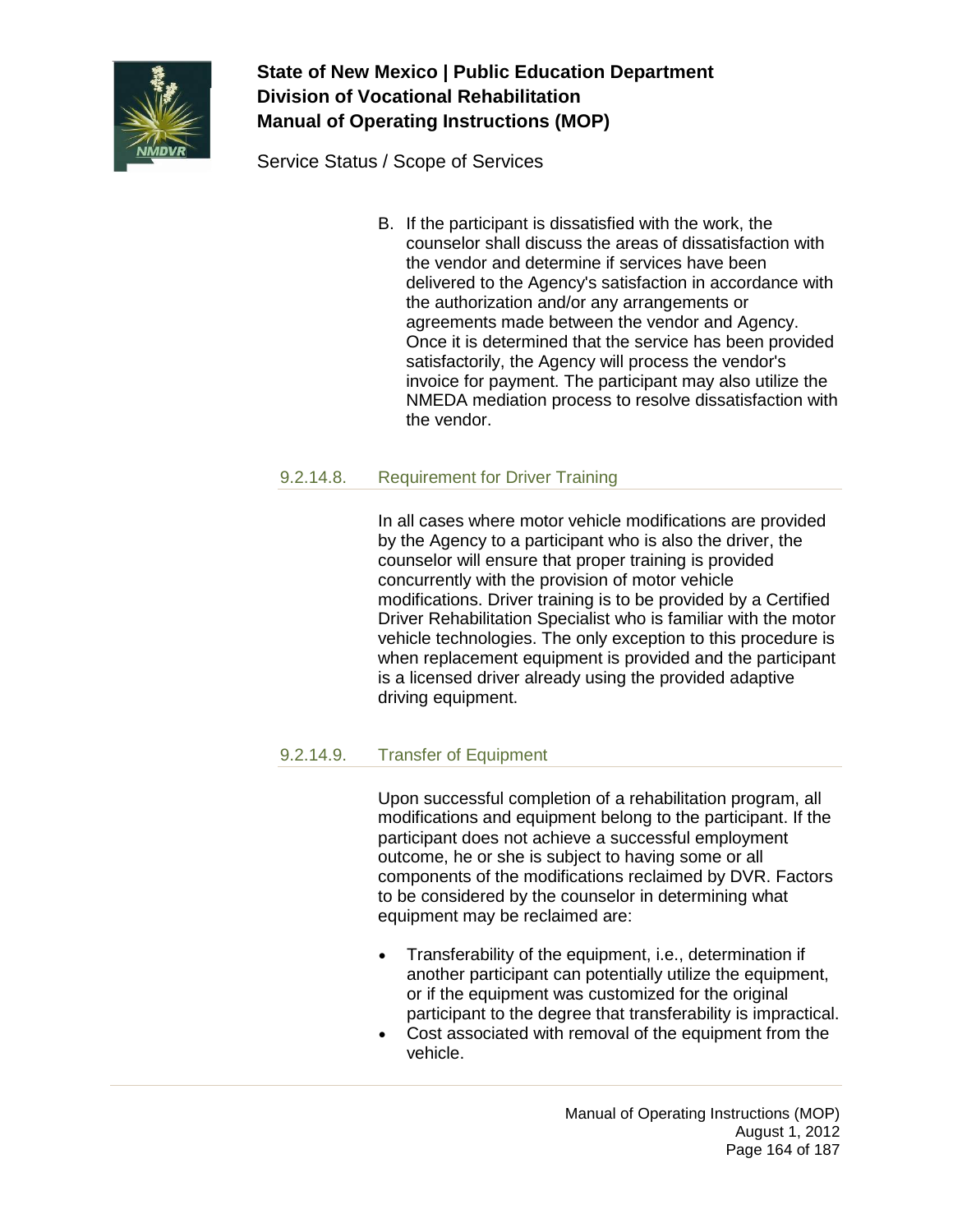B. If the participant is dissatisfied with the work, the counselor shall discuss the areas of dissatisfaction with the vendor and determine if services have been delivered to the Agency's satisfaction in accordance with the authorization and/or any arrangements or agreements made between the vendor and Agency. Once it is determined that the service has been provided satisfactorily, the Agency will process the vendor's invoice for payment. The participant may also utilize the NMEDA mediation process to resolve dissatisfaction with the vendor.

### 9.2.14.8. Requirement for Driver Training

In all cases where motor vehicle modifications are provided by the Agency to a participant who is also the driver, the counselor will ensure that proper training is provided concurrently with the provision of motor vehicle modifications. Driver training is to be provided by a Certified Driver Rehabilitation Specialist who is familiar with the motor vehicle technologies. The only exception to this procedure is when replacement equipment is provided and the participant is a licensed driver already using the provided adaptive driving equipment.

### 9.2.14.9. Transfer of Equipment

Upon successful completion of a rehabilitation program, all modifications and equipment belong to the participant. If the participant does not achieve a successful employment outcome, he or she is subject to having some or all components of the modifications reclaimed by DVR. Factors to be considered by the counselor in determining what equipment may be reclaimed are:

- Transferability of the equipment, i.e., determination if another participant can potentially utilize the equipment, or if the equipment was customized for the original participant to the degree that transferability is impractical.
- Cost associated with removal of the equipment from the vehicle.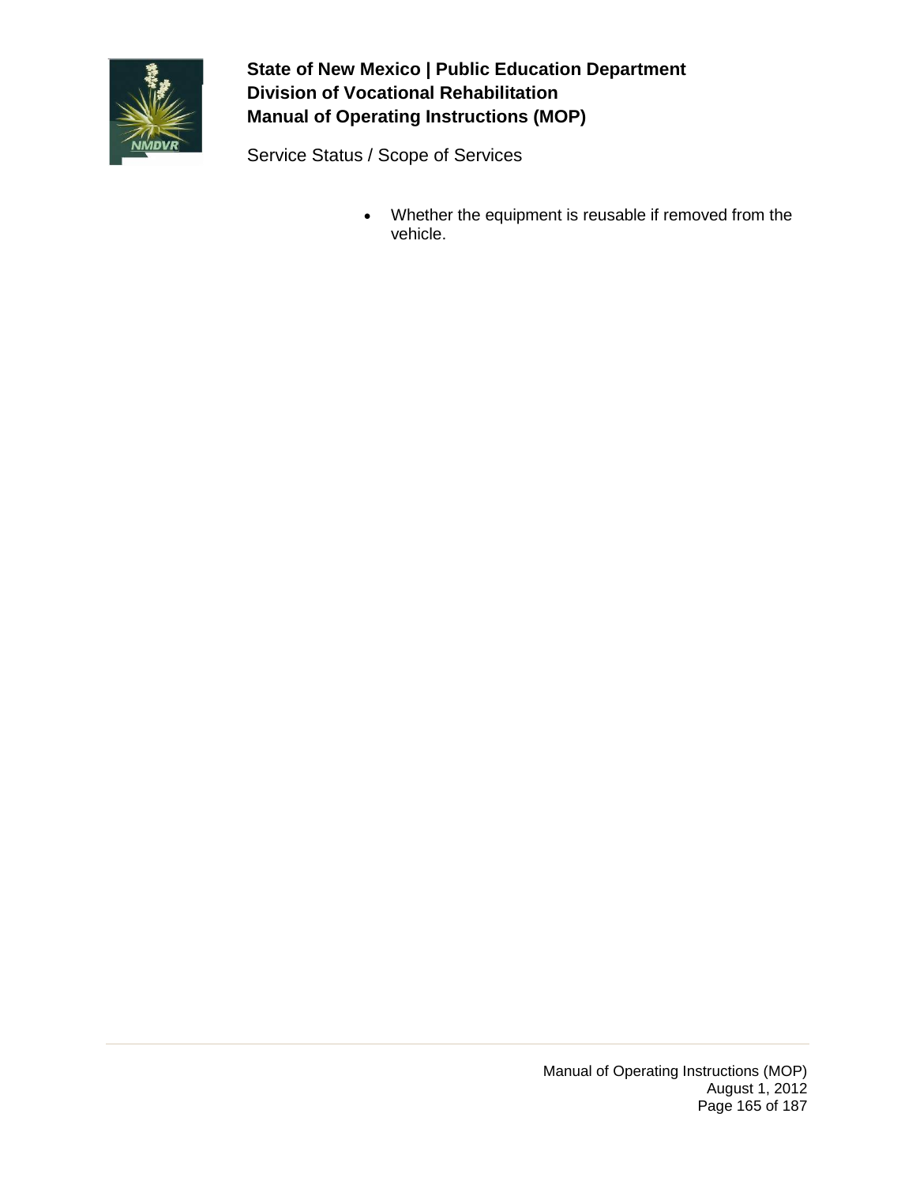- Whether the equipment is reusable if removed from the vehicle.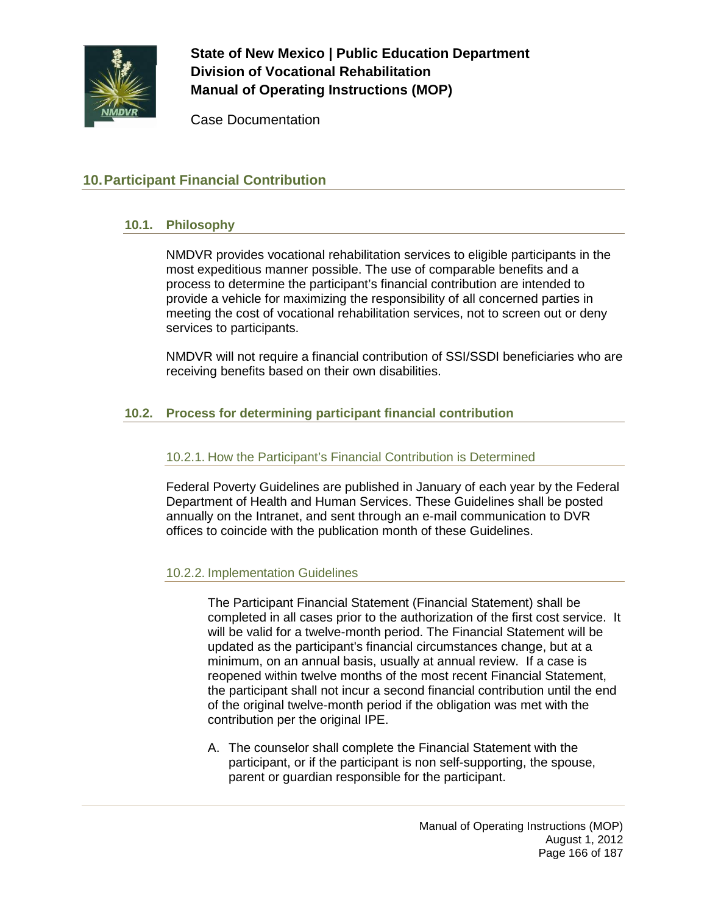# 10. Participant Financial Contribution

## 10.1. Philosophy

NMDVR provides vocational rehabilitation services to eligible participants in the most expeditious manner possible. The use of comparable benefits and a process to determine the participant's financial contribution are intended to provide a vehicle for maximizing the responsibility of all concerned parties in meeting the cost of vocational rehabilitation services, not to screen out or deny services to participants.

NMDVR will not require a financial contribution of SSI/SSDI beneficiaries who are receiving benefits based on their own disabilities.

## 10.2. Process for determining participant financial contribution

### 10.2.1. How the Participant's Financial Contribution is Determined

Federal Poverty Guidelines are published in January of each year by the Federal Department of Health and Human Services. These Guidelines shall be posted annually on the Intranet, and sent through an e-mail communication to DVR offices to coincide with the publication month of these Guidelines.

### 10.2.2. Implementation Guidelines

The Participant Financial Statement (Financial Statement) shall be completed in all cases prior to the authorization of the first cost service. It will be valid for a twelve-month period. The Financial Statement will be updated as the participant's financial circumstances change, but at a minimum, on an annual basis, usually at annual review. If a case is reopened within twelve months of the most recent Financial Statement, the participant shall not incur a second financial contribution until the end of the original twelve-month period if the obligation was met with the contribution per the original IPE.

A. The counselor shall complete the Financial Statement with the participant, or if the participant is non self-supporting, the spouse, parent or guardian responsible for the participant.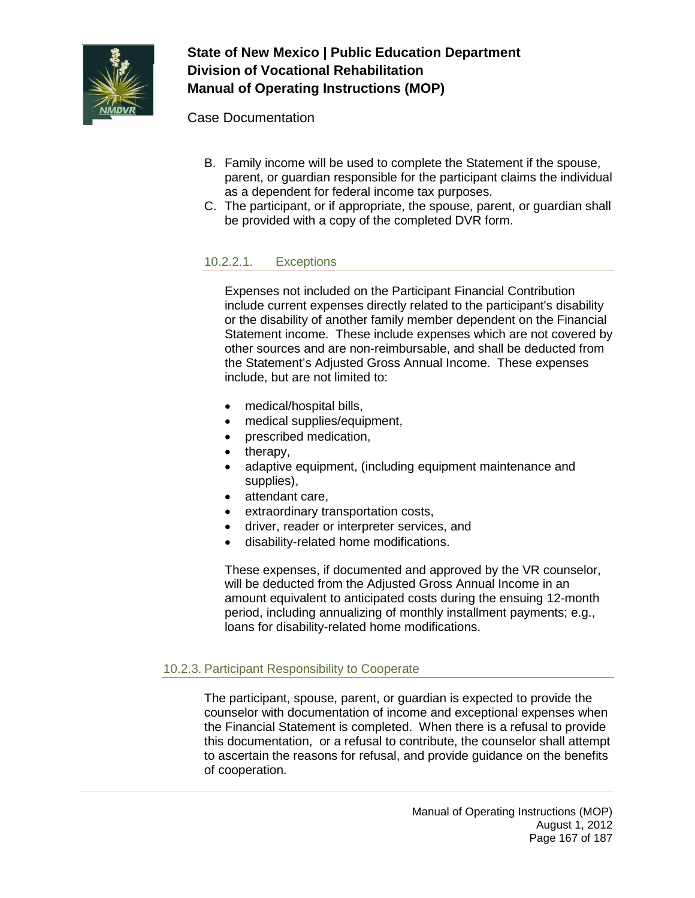B. Family income will be used to complete the Statement if the spouse, parent, or guardian responsible for the participant claims the individual as a dependent for federal income tax purposes.
C. The participant, or if appropriate, the spouse, parent, or guardian shall be provided with a copy of the completed DVR form.

#### 10.2.2.1. Exceptions

Expenses not included on the Participant Financial Contribution include current expenses directly related to the participant's disability or the disability of another family member dependent on the Financial Statement income. These include expenses which are not covered by other sources and are non-reimbursable, and shall be deducted from the Statement’s Adjusted Gross Annual Income. These expenses include, but are not limited to:

- medical/hospital bills,
- medical supplies/equipment,
- prescribed medication,
- therapy,
- adaptive equipment, (including equipment maintenance and supplies),
- attendant care,
- extraordinary transportation costs,
- driver, reader or interpreter services, and
- disability-related home modifications.

These expenses, if documented and approved by the VR counselor, will be deducted from the Adjusted Gross Annual Income in an amount equivalent to anticipated costs during the ensuing 12-month period, including annualizing of monthly installment payments; e.g., loans for disability-related home modifications.

### 10.2.3. Participant Responsibility to Cooperate

The participant, spouse, parent, or guardian is expected to provide the counselor with documentation of income and exceptional expenses when the Financial Statement is completed. When there is a refusal to provide this documentation, or a refusal to contribute, the counselor shall attempt to ascertain the reasons for refusal, and provide guidance on the benefits of cooperation.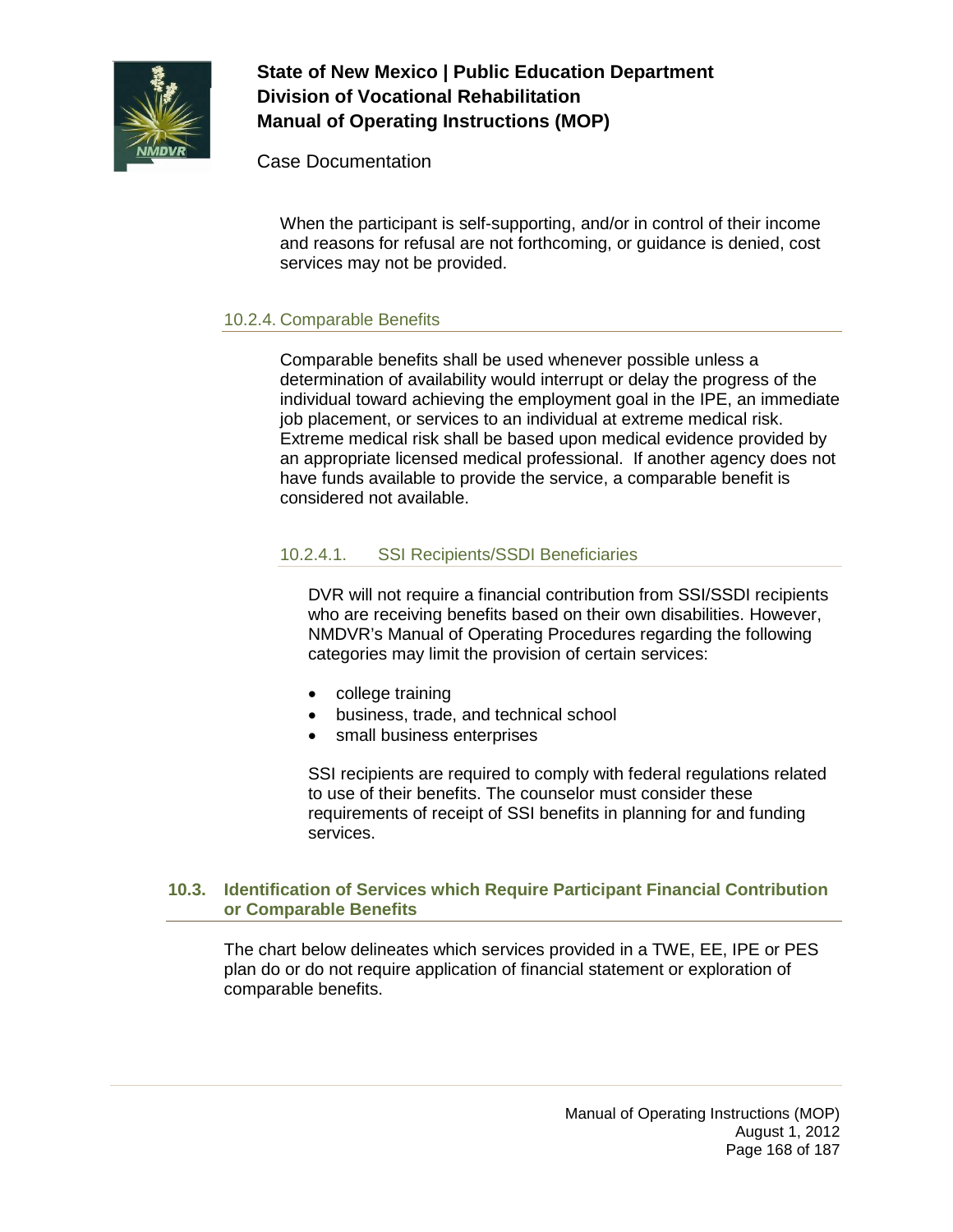When the participant is self-supporting, and/or in control of their income and reasons for refusal are not forthcoming, or guidance is denied, cost services may not be provided.

### 10.2.4. Comparable Benefits

Comparable benefits shall be used whenever possible unless a determination of availability would interrupt or delay the progress of the individual toward achieving the employment goal in the IPE, an immediate job placement, or services to an individual at extreme medical risk. Extreme medical risk shall be based upon medical evidence provided by an appropriate licensed medical professional. If another agency does not have funds available to provide the service, a comparable benefit is considered not available.

#### 10.2.4.1. SSI Recipients/SSDI Beneficiaries

DVR will not require a financial contribution from SSI/SSDI recipients who are receiving benefits based on their own disabilities. However, NMDVR's Manual of Operating Procedures regarding the following categories may limit the provision of certain services:

- college training
- business, trade, and technical school
- small business enterprises

SSI recipients are required to comply with federal regulations related to use of their benefits. The counselor must consider these requirements of receipt of SSI benefits in planning for and funding services.

## 10.3. Identification of Services which Require Participant Financial Contribution or Comparable Benefits

The chart below delineates which services provided in a TWE, EE, IPE or PES plan do or do not require application of financial statement or exploration of comparable benefits.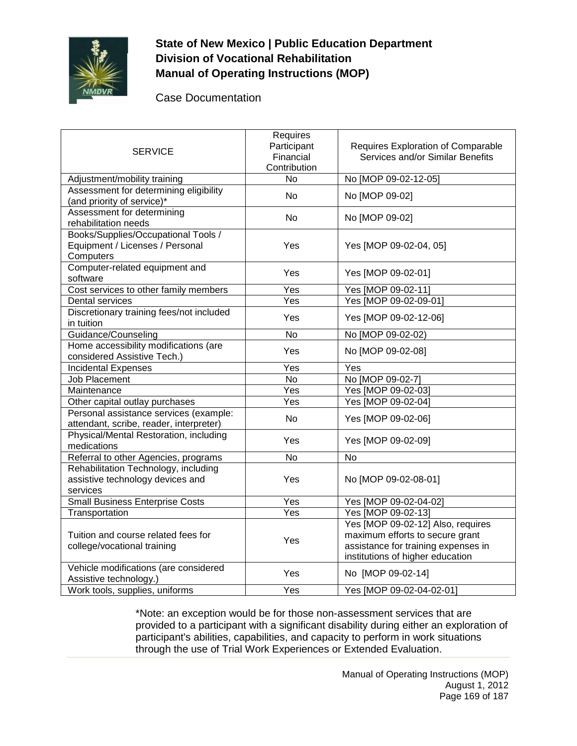| SERVICE | Requires Participant Financial Contribution | Requires Exploration of Comparable Services and/or Similar Benefits |
|---|---|---|
| Adjustment/mobility training | No | No [MOP 09-02-12-05] |
| Assessment for determining eligibility (and priority of service)* | No | No [MOP 09-02] |
| Assessment for determining rehabilitation needs | No | No [MOP 09-02] |
| Books/Supplies/Occupational Tools / Equipment / Licenses / Personal Computers | Yes | Yes [MOP 09-02-04, 05] |
| Computer-related equipment and software | Yes | Yes [MOP 09-02-01] |
| Cost services to other family members | Yes | Yes [MOP 09-02-11] |
| Dental services | Yes | Yes [MOP 09-02-09-01] |
| Discretionary training fees/not included in tuition | Yes | Yes [MOP 09-02-12-06] |
| Guidance/Counseling | No | No [MOP 09-02-02) |
| Home accessibility modifications (are considered Assistive Tech.) | Yes | No [MOP 09-02-08] |
| Incidental Expenses | Yes | Yes |
| Job Placement | No | No [MOP 09-02-7] |
| Maintenance | Yes | Yes [MOP 09-02-03] |
| Other capital outlay purchases | Yes | Yes [MOP 09-02-04] |
| Personal assistance services (example: attendant, scribe, reader, interpreter) | No | Yes [MOP 09-02-06] |
| Physical/Mental Restoration, including medications | Yes | Yes [MOP 09-02-09] |
| Referral to other Agencies, programs | No | No |
| Rehabilitation Technology, including assistive technology devices and services | Yes | No [MOP 09-02-08-01] |
| Small Business Enterprise Costs | Yes | Yes [MOP 09-02-04-02] |
| Transportation | Yes | Yes [MOP 09-02-13] |
| Tuition and course related fees for college/vocational training | Yes | Yes [MOP 09-02-12] Also, requires maximum efforts to secure grant assistance for training expenses in institutions of higher education |
| Vehicle modifications (are considered Assistive technology.) | Yes | No [MOP 09-02-14] |
| Work tools, supplies, uniforms | Yes | Yes [MOP 09-02-04-02-01] |

*Note: an exception would be for those non-assessment services that are provided to a participant with a significant disability during either an exploration of participant's abilities, capabilities, and capacity to perform in work situations through the use of Trial Work Experiences or Extended Evaluation.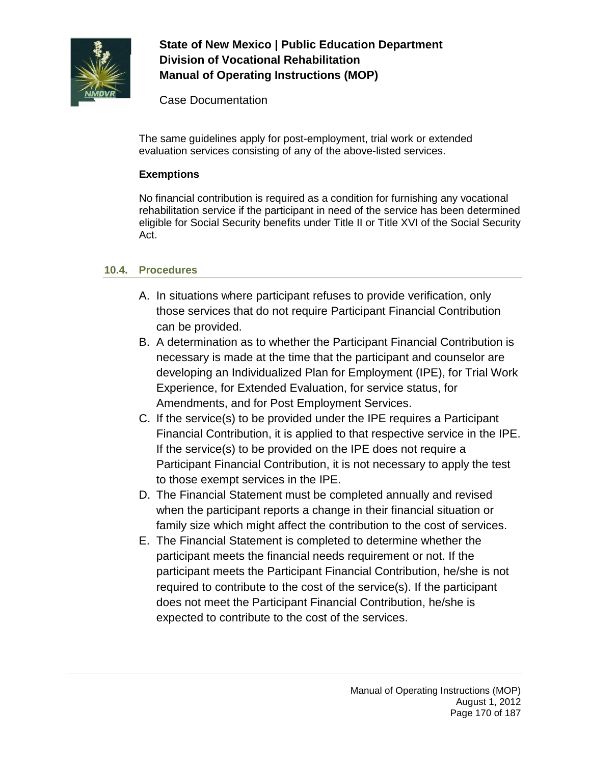The same guidelines apply for post-employment, trial work or extended evaluation services consisting of any of the above-listed services.

**Exemptions**

No financial contribution is required as a condition for furnishing any vocational rehabilitation service if the participant in need of the service has been determined eligible for Social Security benefits under Title II or Title XVI of the Social Security Act.

## 10.4. Procedures

A. In situations where participant refuses to provide verification, only those services that do not require Participant Financial Contribution can be provided.
B. A determination as to whether the Participant Financial Contribution is necessary is made at the time that the participant and counselor are developing an Individualized Plan for Employment (IPE), for Trial Work Experience, for Extended Evaluation, for service status, for Amendments, and for Post Employment Services.
C. If the service(s) to be provided under the IPE requires a Participant Financial Contribution, it is applied to that respective service in the IPE. If the service(s) to be provided on the IPE does not require a Participant Financial Contribution, it is not necessary to apply the test to those exempt services in the IPE.
D. The Financial Statement must be completed annually and revised when the participant reports a change in their financial situation or family size which might affect the contribution to the cost of services.
E. The Financial Statement is completed to determine whether the participant meets the financial needs requirement or not. If the participant meets the Participant Financial Contribution, he/she is not required to contribute to the cost of the service(s). If the participant does not meet the Participant Financial Contribution, he/she is expected to contribute to the cost of the services.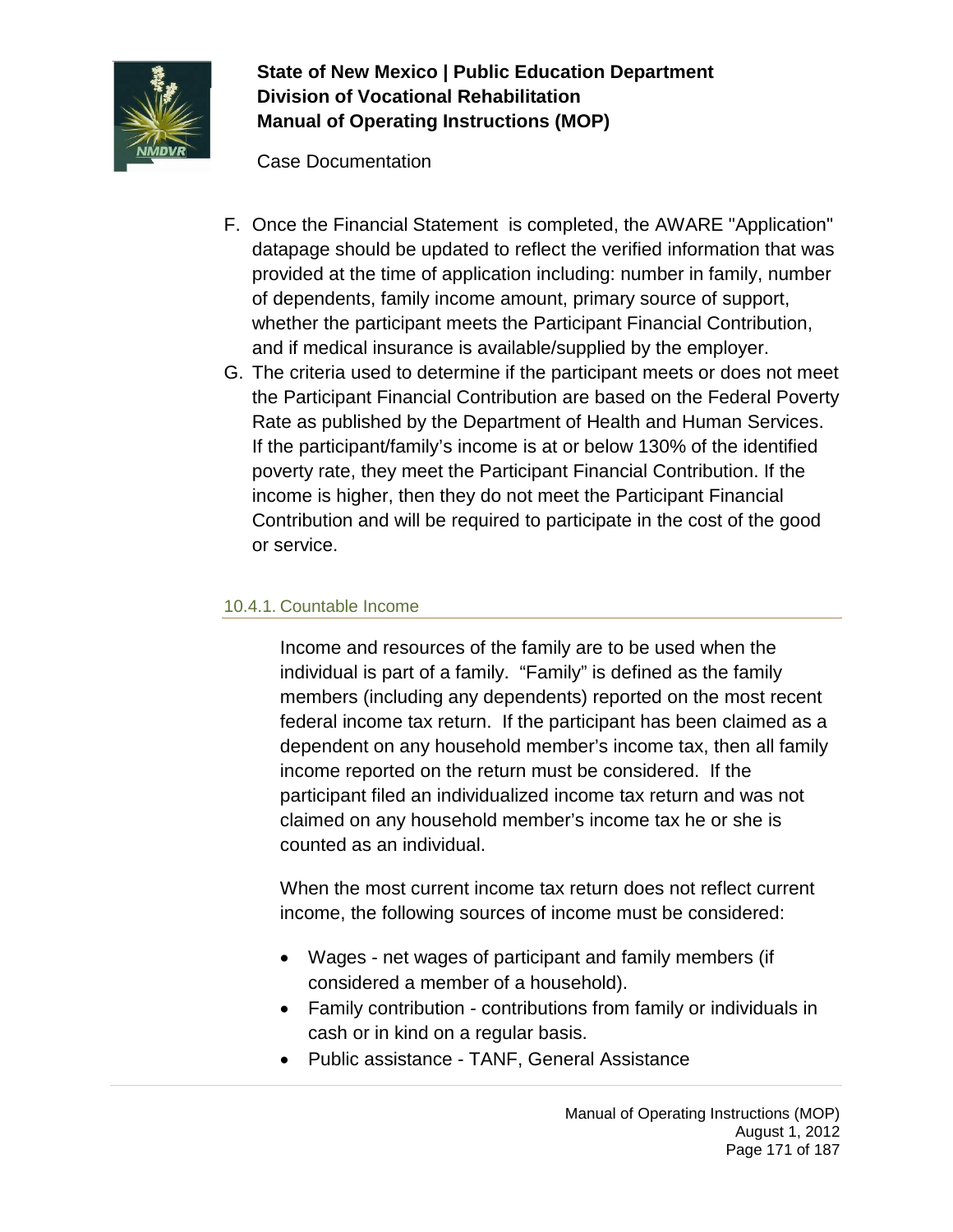F. Once the Financial Statement is completed, the AWARE "Application" datapage should be updated to reflect the verified information that was provided at the time of application including: number in family, number of dependents, family income amount, primary source of support, whether the participant meets the Participant Financial Contribution, and if medical insurance is available/supplied by the employer.

G. The criteria used to determine if the participant meets or does not meet the Participant Financial Contribution are based on the Federal Poverty Rate as published by the Department of Health and Human Services. If the participant/family's income is at or below 130% of the identified poverty rate, they meet the Participant Financial Contribution. If the income is higher, then they do not meet the Participant Financial Contribution and will be required to participate in the cost of the good or service.

### 10.4.1. Countable Income

Income and resources of the family are to be used when the individual is part of a family. "Family" is defined as the family members (including any dependents) reported on the most recent federal income tax return. If the participant has been claimed as a dependent on any household member's income tax, then all family income reported on the return must be considered. If the participant filed an individualized income tax return and was not claimed on any household member's income tax he or she is counted as an individual.

When the most current income tax return does not reflect current income, the following sources of income must be considered:

- Wages - net wages of participant and family members (if considered a member of a household).
- Family contribution - contributions from family or individuals in cash or in kind on a regular basis.
- Public assistance - TANF, General Assistance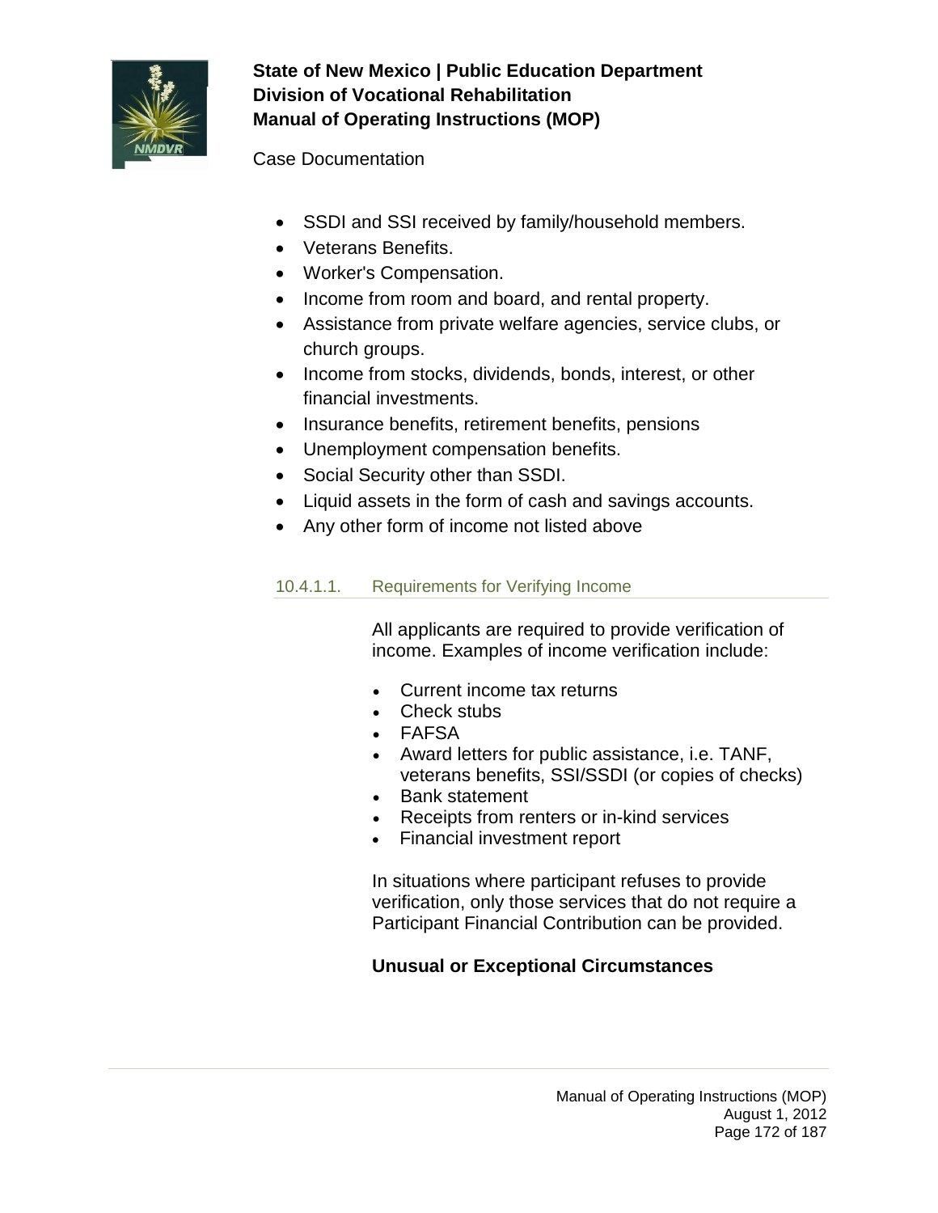- SSDI and SSI received by family/household members.
- Veterans Benefits.
- Worker's Compensation.
- Income from room and board, and rental property.
- Assistance from private welfare agencies, service clubs, or church groups.
- Income from stocks, dividends, bonds, interest, or other financial investments.
- Insurance benefits, retirement benefits, pensions
- Unemployment compensation benefits.
- Social Security other than SSDI.
- Liquid assets in the form of cash and savings accounts.
- Any other form of income not listed above

#### 10.4.1.1. Requirements for Verifying Income

All applicants are required to provide verification of income. Examples of income verification include:

- Current income tax returns
- Check stubs
- FAFSA
- Award letters for public assistance, i.e. TANF, veterans benefits, SSI/SSDI (or copies of checks)
- Bank statement
- Receipts from renters or in-kind services
- Financial investment report

In situations where participant refuses to provide verification, only those services that do not require a Participant Financial Contribution can be provided.

**Unusual or Exceptional Circumstances**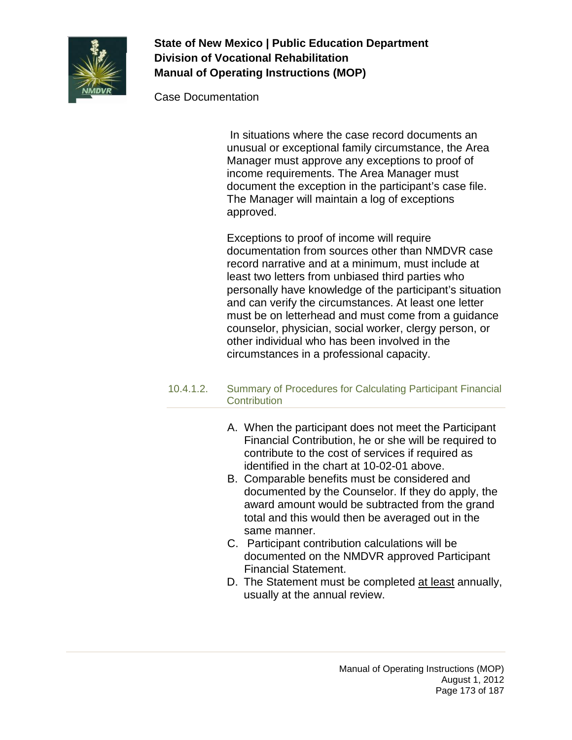In situations where the case record documents an unusual or exceptional family circumstance, the Area Manager must approve any exceptions to proof of income requirements. The Area Manager must document the exception in the participant's case file. The Manager will maintain a log of exceptions approved.

Exceptions to proof of income will require documentation from sources other than NMDVR case record narrative and at a minimum, must include at least two letters from unbiased third parties who personally have knowledge of the participant's situation and can verify the circumstances. At least one letter must be on letterhead and must come from a guidance counselor, physician, social worker, clergy person, or other individual who has been involved in the circumstances in a professional capacity.

### 10.4.1.2. Summary of Procedures for Calculating Participant Financial Contribution

A. When the participant does not meet the Participant Financial Contribution, he or she will be required to contribute to the cost of services if required as identified in the chart at 10-02-01 above.
B. Comparable benefits must be considered and documented by the Counselor. If they do apply, the award amount would be subtracted from the grand total and this would then be averaged out in the same manner.
C. Participant contribution calculations will be documented on the NMDVR approved Participant Financial Statement.
D. The Statement must be completed <u>at least</u> annually, usually at the annual review.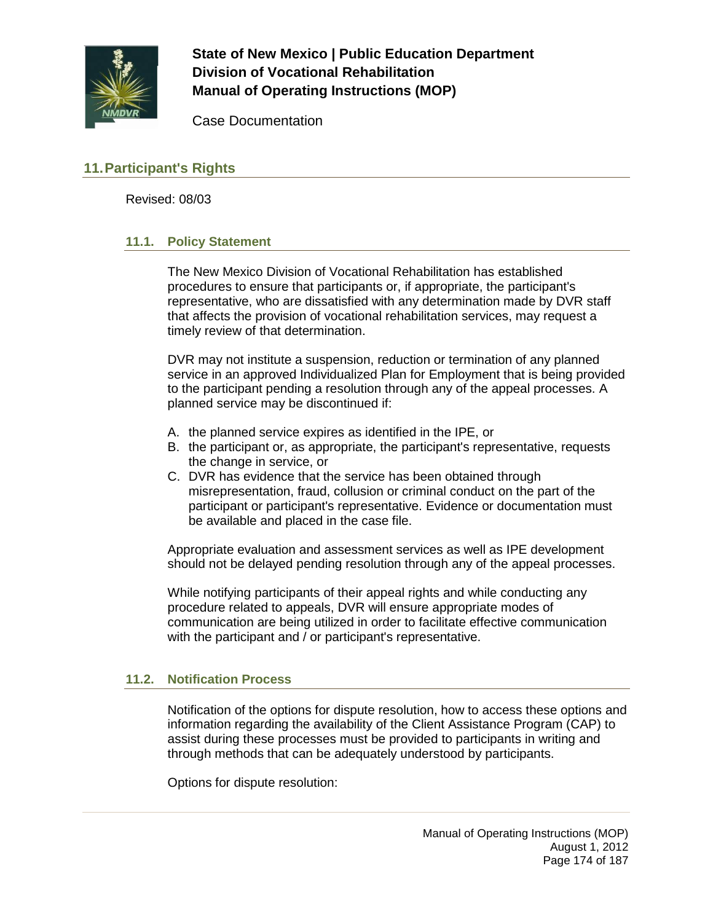## 11. Participant's Rights

Revised: 08/03

### 11.1. Policy Statement

The New Mexico Division of Vocational Rehabilitation has established procedures to ensure that participants or, if appropriate, the participant's representative, who are dissatisfied with any determination made by DVR staff that affects the provision of vocational rehabilitation services, may request a timely review of that determination.

DVR may not institute a suspension, reduction or termination of any planned service in an approved Individualized Plan for Employment that is being provided to the participant pending a resolution through any of the appeal processes. A planned service may be discontinued if:

A. the planned service expires as identified in the IPE, or
B. the participant or, as appropriate, the participant's representative, requests the change in service, or
C. DVR has evidence that the service has been obtained through misrepresentation, fraud, collusion or criminal conduct on the part of the participant or participant's representative. Evidence or documentation must be available and placed in the case file.

Appropriate evaluation and assessment services as well as IPE development should not be delayed pending resolution through any of the appeal processes.

While notifying participants of their appeal rights and while conducting any procedure related to appeals, DVR will ensure appropriate modes of communication are being utilized in order to facilitate effective communication with the participant and / or participant's representative.

### 11.2. Notification Process

Notification of the options for dispute resolution, how to access these options and information regarding the availability of the Client Assistance Program (CAP) to assist during these processes must be provided to participants in writing and through methods that can be adequately understood by participants.

Options for dispute resolution: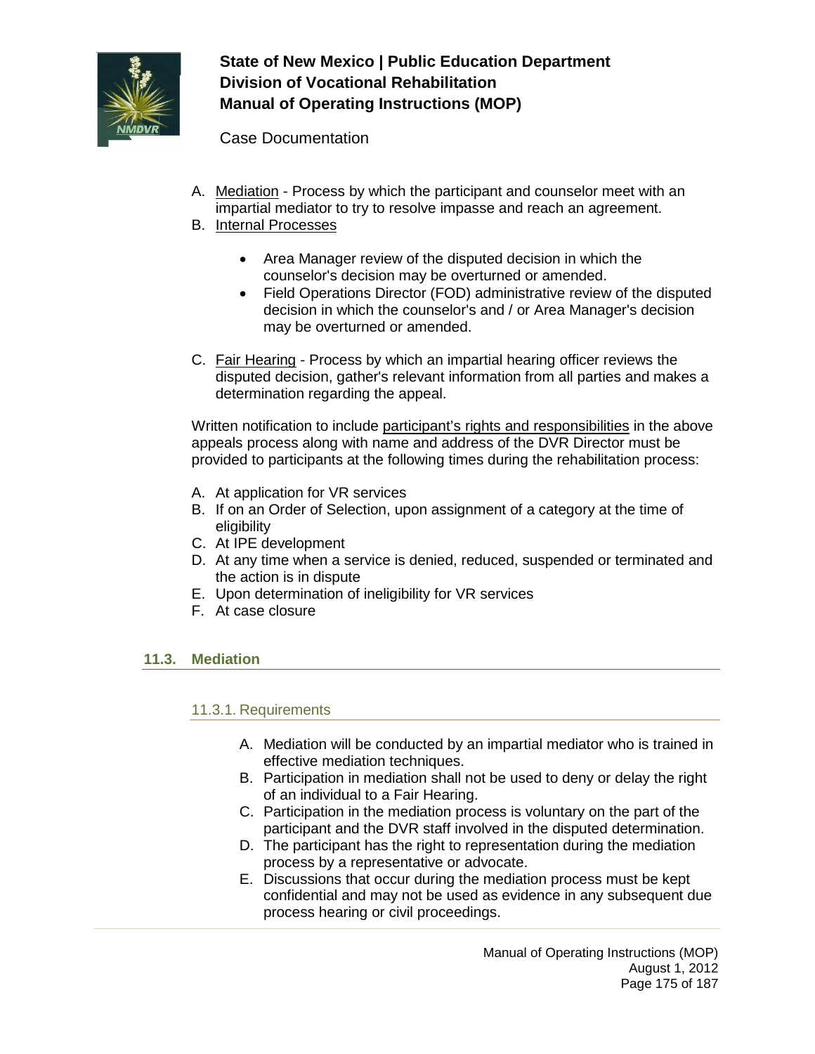A. <u>Mediation</u> - Process by which the participant and counselor meet with an impartial mediator to try to resolve impasse and reach an agreement.

B. <u>Internal Processes</u>

   - Area Manager review of the disputed decision in which the counselor's decision may be overturned or amended.
   - Field Operations Director (FOD) administrative review of the disputed decision in which the counselor's and / or Area Manager's decision may be overturned or amended.

C. <u>Fair Hearing</u> - Process by which an impartial hearing officer reviews the disputed decision, gather's relevant information from all parties and makes a determination regarding the appeal.

Written notification to include <u>participant's rights and responsibilities</u> in the above appeals process along with name and address of the DVR Director must be provided to participants at the following times during the rehabilitation process:

A. At application for VR services
B. If on an Order of Selection, upon assignment of a category at the time of eligibility
C. At IPE development
D. At any time when a service is denied, reduced, suspended or terminated and the action is in dispute
E. Upon determination of ineligibility for VR services
F. At case closure

## 11.3. Mediation

### 11.3.1. Requirements

A. Mediation will be conducted by an impartial mediator who is trained in effective mediation techniques.
B. Participation in mediation shall not be used to deny or delay the right of an individual to a Fair Hearing.
C. Participation in the mediation process is voluntary on the part of the participant and the DVR staff involved in the disputed determination.
D. The participant has the right to representation during the mediation process by a representative or advocate.
E. Discussions that occur during the mediation process must be kept confidential and may not be used as evidence in any subsequent due process hearing or civil proceedings.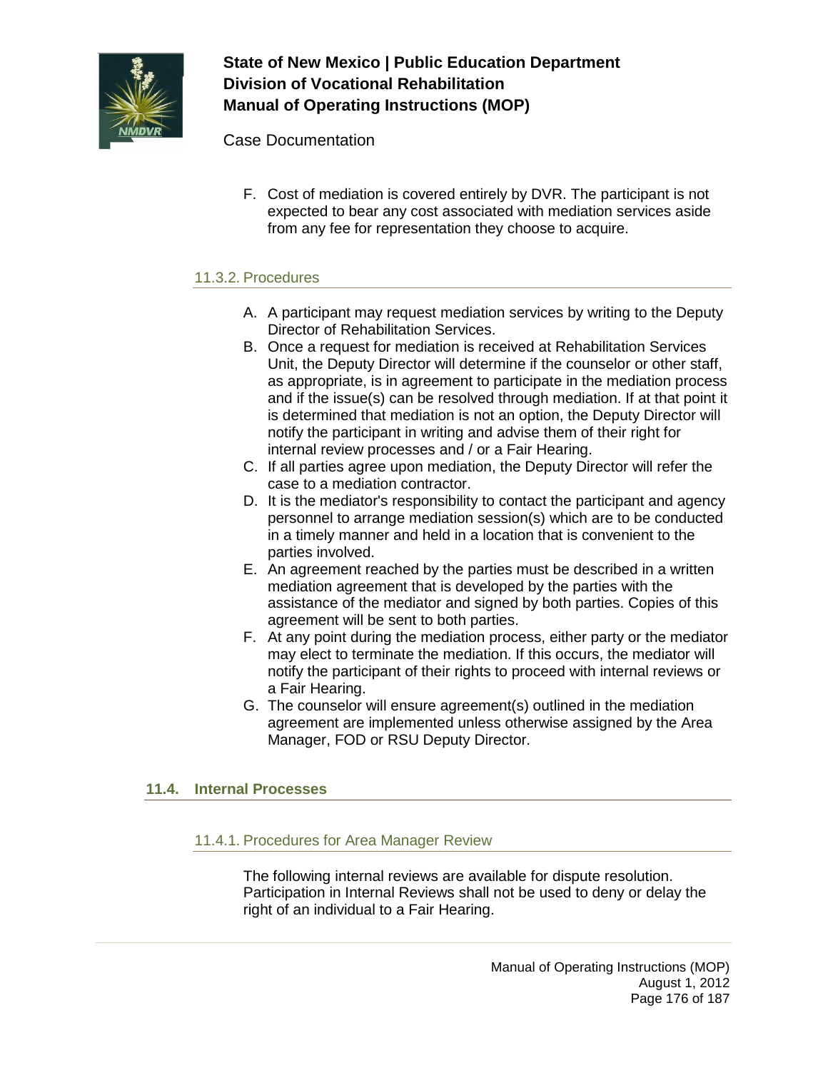F. Cost of mediation is covered entirely by DVR. The participant is not expected to bear any cost associated with mediation services aside from any fee for representation they choose to acquire.

### 11.3.2. Procedures

A. A participant may request mediation services by writing to the Deputy Director of Rehabilitation Services.
B. Once a request for mediation is received at Rehabilitation Services Unit, the Deputy Director will determine if the counselor or other staff, as appropriate, is in agreement to participate in the mediation process and if the issue(s) can be resolved through mediation. If at that point it is determined that mediation is not an option, the Deputy Director will notify the participant in writing and advise them of their right for internal review processes and / or a Fair Hearing.
C. If all parties agree upon mediation, the Deputy Director will refer the case to a mediation contractor.
D. It is the mediator's responsibility to contact the participant and agency personnel to arrange mediation session(s) which are to be conducted in a timely manner and held in a location that is convenient to the parties involved.
E. An agreement reached by the parties must be described in a written mediation agreement that is developed by the parties with the assistance of the mediator and signed by both parties. Copies of this agreement will be sent to both parties.
F. At any point during the mediation process, either party or the mediator may elect to terminate the mediation. If this occurs, the mediator will notify the participant of their rights to proceed with internal reviews or a Fair Hearing.
G. The counselor will ensure agreement(s) outlined in the mediation agreement are implemented unless otherwise assigned by the Area Manager, FOD or RSU Deputy Director.

## 11.4. Internal Processes

### 11.4.1. Procedures for Area Manager Review

The following internal reviews are available for dispute resolution. Participation in Internal Reviews shall not be used to deny or delay the right of an individual to a Fair Hearing.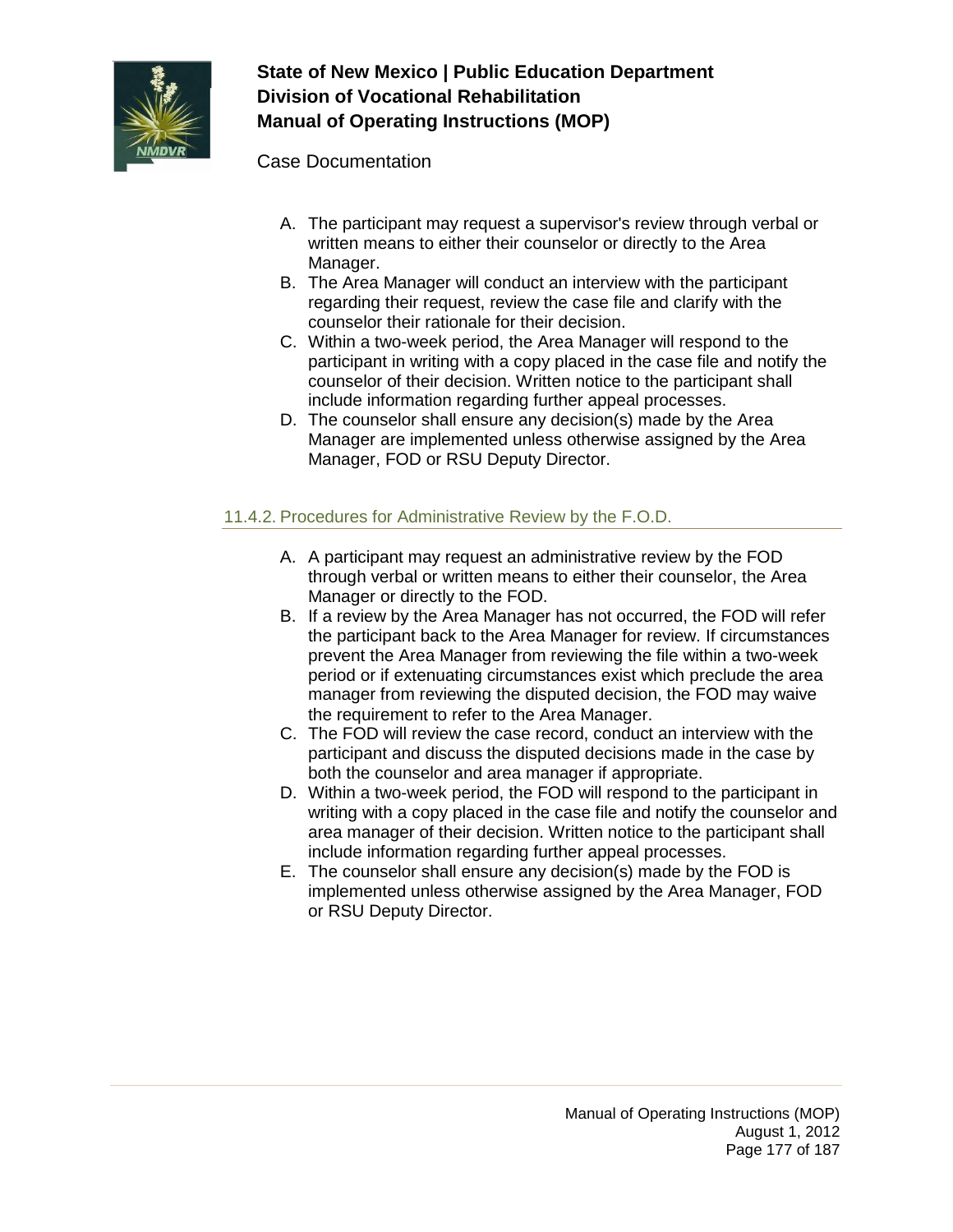A. The participant may request a supervisor's review through verbal or written means to either their counselor or directly to the Area Manager.
B. The Area Manager will conduct an interview with the participant regarding their request, review the case file and clarify with the counselor their rationale for their decision.
C. Within a two-week period, the Area Manager will respond to the participant in writing with a copy placed in the case file and notify the counselor of their decision. Written notice to the participant shall include information regarding further appeal processes.
D. The counselor shall ensure any decision(s) made by the Area Manager are implemented unless otherwise assigned by the Area Manager, FOD or RSU Deputy Director.

### 11.4.2. Procedures for Administrative Review by the F.O.D.

A. A participant may request an administrative review by the FOD through verbal or written means to either their counselor, the Area Manager or directly to the FOD.
B. If a review by the Area Manager has not occurred, the FOD will refer the participant back to the Area Manager for review. If circumstances prevent the Area Manager from reviewing the file within a two-week period or if extenuating circumstances exist which preclude the area manager from reviewing the disputed decision, the FOD may waive the requirement to refer to the Area Manager.
C. The FOD will review the case record, conduct an interview with the participant and discuss the disputed decisions made in the case by both the counselor and area manager if appropriate.
D. Within a two-week period, the FOD will respond to the participant in writing with a copy placed in the case file and notify the counselor and area manager of their decision. Written notice to the participant shall include information regarding further appeal processes.
E. The counselor shall ensure any decision(s) made by the FOD is implemented unless otherwise assigned by the Area Manager, FOD or RSU Deputy Director.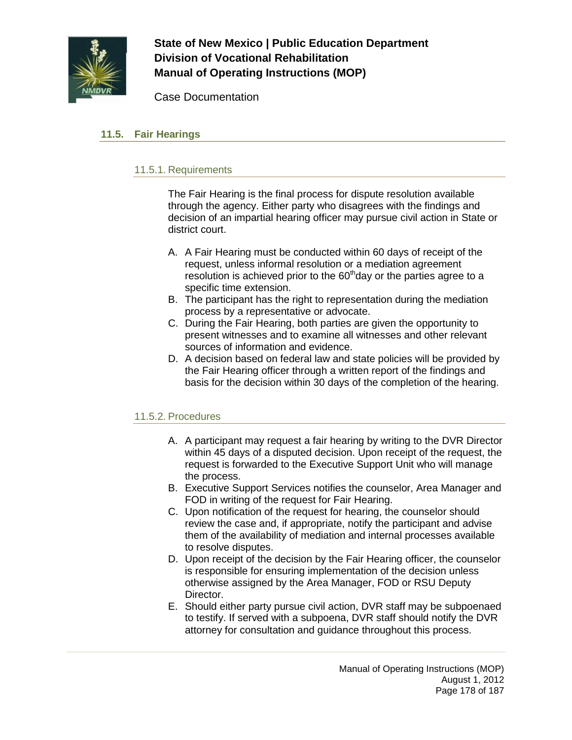## 11.5. Fair Hearings

### 11.5.1. Requirements

The Fair Hearing is the final process for dispute resolution available through the agency. Either party who disagrees with the findings and decision of an impartial hearing officer may pursue civil action in State or district court.

A. A Fair Hearing must be conducted within 60 days of receipt of the request, unless informal resolution or a mediation agreement resolution is achieved prior to the 60th day or the parties agree to a specific time extension.
B. The participant has the right to representation during the mediation process by a representative or advocate.
C. During the Fair Hearing, both parties are given the opportunity to present witnesses and to examine all witnesses and other relevant sources of information and evidence.
D. A decision based on federal law and state policies will be provided by the Fair Hearing officer through a written report of the findings and basis for the decision within 30 days of the completion of the hearing.

### 11.5.2. Procedures

A. A participant may request a fair hearing by writing to the DVR Director within 45 days of a disputed decision. Upon receipt of the request, the request is forwarded to the Executive Support Unit who will manage the process.
B. Executive Support Services notifies the counselor, Area Manager and FOD in writing of the request for Fair Hearing.
C. Upon notification of the request for hearing, the counselor should review the case and, if appropriate, notify the participant and advise them of the availability of mediation and internal processes available to resolve disputes.
D. Upon receipt of the decision by the Fair Hearing officer, the counselor is responsible for ensuring implementation of the decision unless otherwise assigned by the Area Manager, FOD or RSU Deputy Director.
E. Should either party pursue civil action, DVR staff may be subpoenaed to testify. If served with a subpoena, DVR staff should notify the DVR attorney for consultation and guidance throughout this process.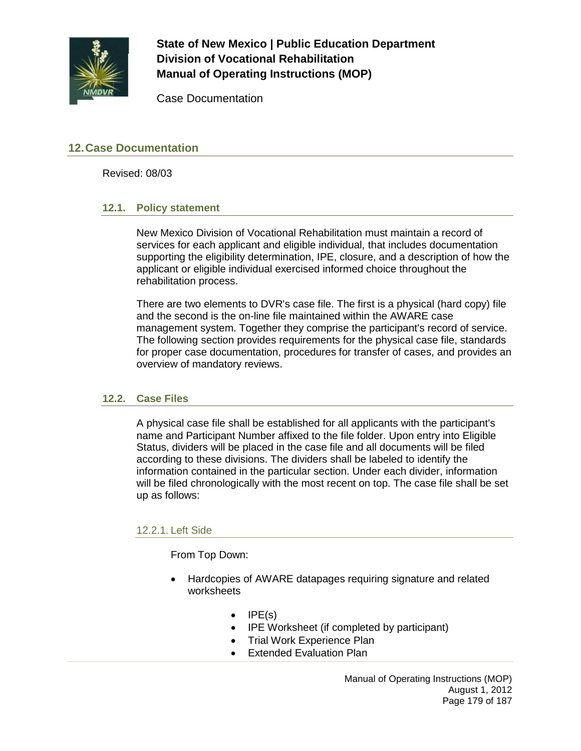## 12. Case Documentation

Revised: 08/03

### 12.1. Policy statement

New Mexico Division of Vocational Rehabilitation must maintain a record of services for each applicant and eligible individual, that includes documentation supporting the eligibility determination, IPE, closure, and a description of how the applicant or eligible individual exercised informed choice throughout the rehabilitation process.

There are two elements to DVR's case file. The first is a physical (hard copy) file and the second is the on-line file maintained within the AWARE case management system. Together they comprise the participant's record of service. The following section provides requirements for the physical case file, standards for proper case documentation, procedures for transfer of cases, and provides an overview of mandatory reviews.

### 12.2. Case Files

A physical case file shall be established for all applicants with the participant's name and Participant Number affixed to the file folder. Upon entry into Eligible Status, dividers will be placed in the case file and all documents will be filed according to these divisions. The dividers shall be labeled to identify the information contained in the particular section. Under each divider, information will be filed chronologically with the most recent on top. The case file shall be set up as follows:

#### 12.2.1. Left Side

From Top Down:

- Hardcopies of AWARE datapages requiring signature and related worksheets
  - IPE(s)
  - IPE Worksheet (if completed by participant)
  - Trial Work Experience Plan
  - Extended Evaluation Plan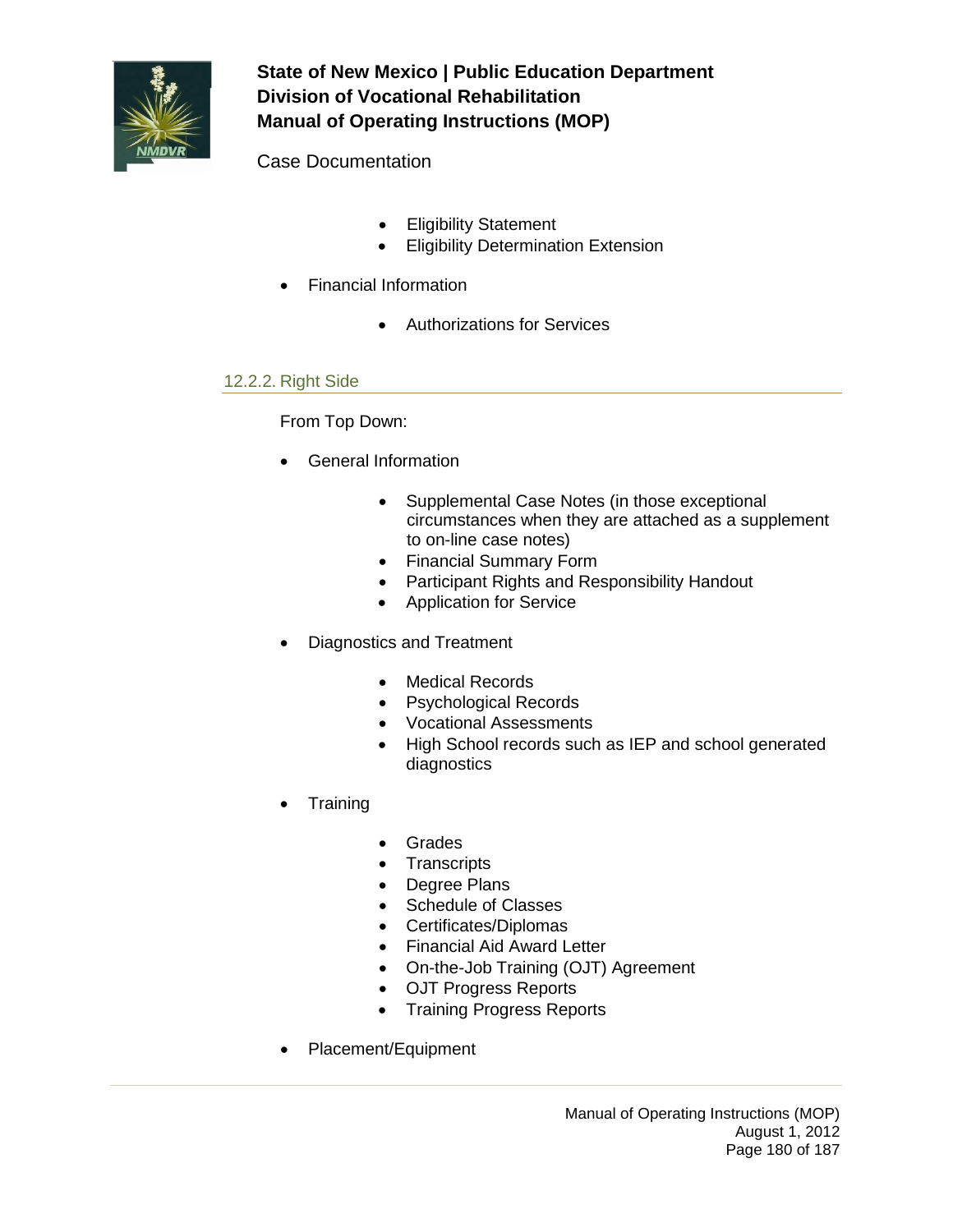- Eligibility Statement
  - Eligibility Determination Extension

- Financial Information

  - Authorizations for Services

### 12.2.2. Right Side

From Top Down:

- General Information

  - Supplemental Case Notes (in those exceptional circumstances when they are attached as a supplement to on-line case notes)
  - Financial Summary Form
  - Participant Rights and Responsibility Handout
  - Application for Service

- Diagnostics and Treatment

  - Medical Records
  - Psychological Records
  - Vocational Assessments
  - High School records such as IEP and school generated diagnostics

- Training

  - Grades
  - Transcripts
  - Degree Plans
  - Schedule of Classes
  - Certificates/Diplomas
  - Financial Aid Award Letter
  - On-the-Job Training (OJT) Agreement
  - OJT Progress Reports
  - Training Progress Reports

- Placement/Equipment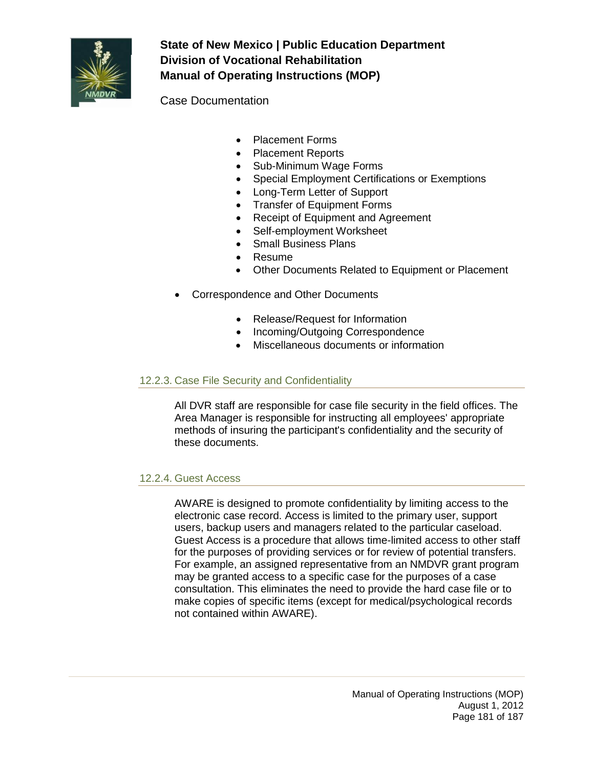- Placement Forms
- Placement Reports
- Sub-Minimum Wage Forms
- Special Employment Certifications or Exemptions
- Long-Term Letter of Support
- Transfer of Equipment Forms
- Receipt of Equipment and Agreement
- Self-employment Worksheet
- Small Business Plans
- Resume
- Other Documents Related to Equipment or Placement

- Correspondence and Other Documents
  - Release/Request for Information
  - Incoming/Outgoing Correspondence
  - Miscellaneous documents or information

### 12.2.3. Case File Security and Confidentiality

All DVR staff are responsible for case file security in the field offices. The Area Manager is responsible for instructing all employees' appropriate methods of insuring the participant's confidentiality and the security of these documents.

### 12.2.4. Guest Access

AWARE is designed to promote confidentiality by limiting access to the electronic case record. Access is limited to the primary user, support users, backup users and managers related to the particular caseload. Guest Access is a procedure that allows time-limited access to other staff for the purposes of providing services or for review of potential transfers. For example, an assigned representative from an NMDVR grant program may be granted access to a specific case for the purposes of a case consultation. This eliminates the need to provide the hard case file or to make copies of specific items (except for medical/psychological records not contained within AWARE).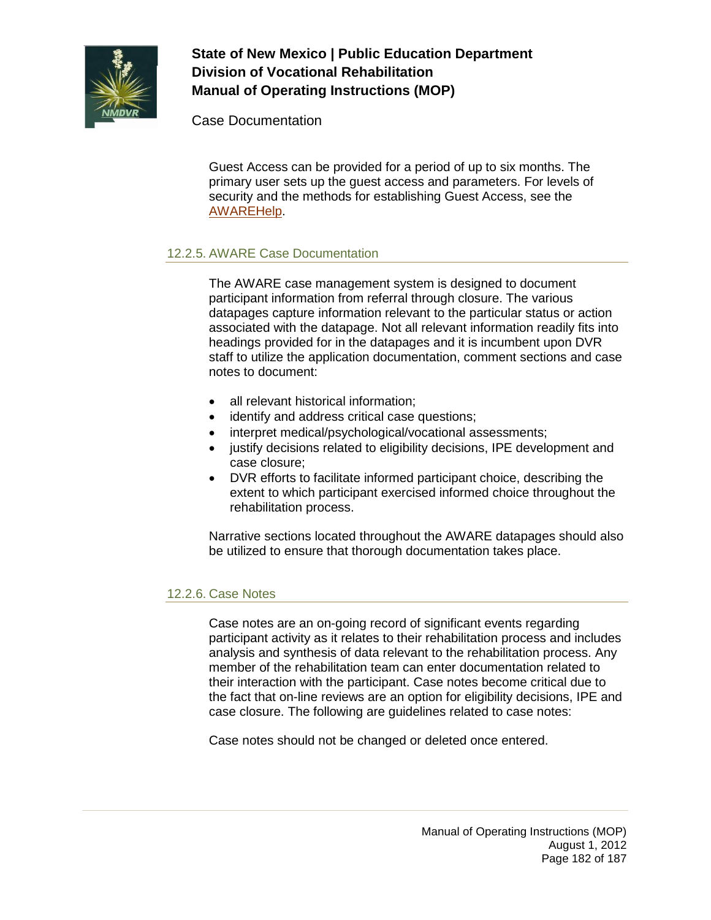Guest Access can be provided for a period of up to six months. The primary user sets up the guest access and parameters. For levels of security and the methods for establishing Guest Access, see the [AWAREHelp](AWAREHelp).

### 12.2.5. AWARE Case Documentation

The AWARE case management system is designed to document participant information from referral through closure. The various datapages capture information relevant to the particular status or action associated with the datapage. Not all relevant information readily fits into headings provided for in the datapages and it is incumbent upon DVR staff to utilize the application documentation, comment sections and case notes to document:

- all relevant historical information;
- identify and address critical case questions;
- interpret medical/psychological/vocational assessments;
- justify decisions related to eligibility decisions, IPE development and case closure;
- DVR efforts to facilitate informed participant choice, describing the extent to which participant exercised informed choice throughout the rehabilitation process.

Narrative sections located throughout the AWARE datapages should also be utilized to ensure that thorough documentation takes place.

### 12.2.6. Case Notes

Case notes are an on-going record of significant events regarding participant activity as it relates to their rehabilitation process and includes analysis and synthesis of data relevant to the rehabilitation process. Any member of the rehabilitation team can enter documentation related to their interaction with the participant. Case notes become critical due to the fact that on-line reviews are an option for eligibility decisions, IPE and case closure. The following are guidelines related to case notes:

Case notes should not be changed or deleted once entered.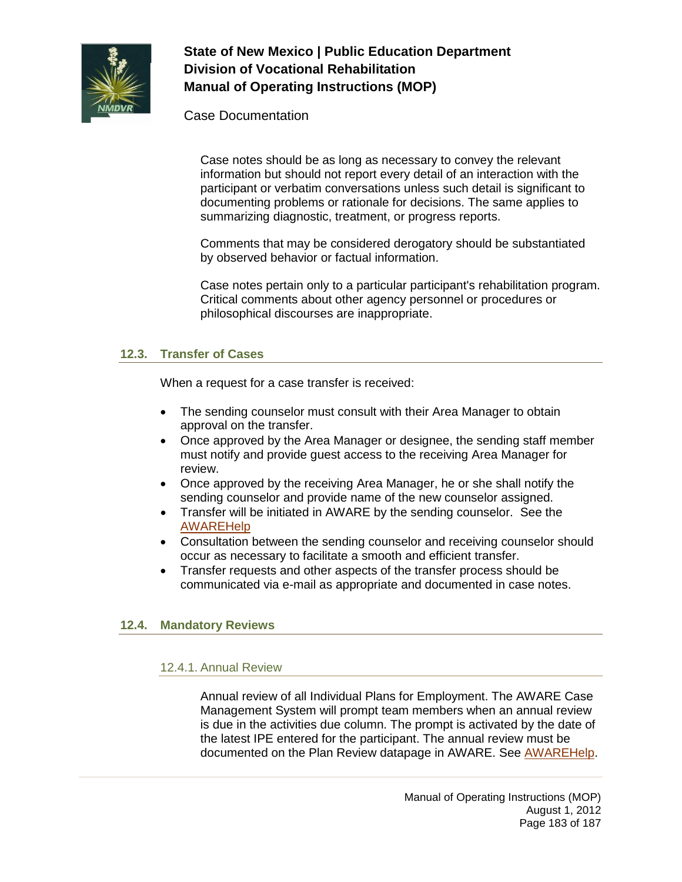Case notes should be as long as necessary to convey the relevant information but should not report every detail of an interaction with the participant or verbatim conversations unless such detail is significant to documenting problems or rationale for decisions. The same applies to summarizing diagnostic, treatment, or progress reports.

Comments that may be considered derogatory should be substantiated by observed behavior or factual information.

Case notes pertain only to a particular participant's rehabilitation program. Critical comments about other agency personnel or procedures or philosophical discourses are inappropriate.

## 12.3. Transfer of Cases

When a request for a case transfer is received:

- The sending counselor must consult with their Area Manager to obtain approval on the transfer.
- Once approved by the Area Manager or designee, the sending staff member must notify and provide guest access to the receiving Area Manager for review.
- Once approved by the receiving Area Manager, he or she shall notify the sending counselor and provide name of the new counselor assigned.
- Transfer will be initiated in AWARE by the sending counselor. See the AWAREHelp
- Consultation between the sending counselor and receiving counselor should occur as necessary to facilitate a smooth and efficient transfer.
- Transfer requests and other aspects of the transfer process should be communicated via e-mail as appropriate and documented in case notes.

## 12.4. Mandatory Reviews

### 12.4.1. Annual Review

Annual review of all Individual Plans for Employment. The AWARE Case Management System will prompt team members when an annual review is due in the activities due column. The prompt is activated by the date of the latest IPE entered for the participant. The annual review must be documented on the Plan Review datapage in AWARE. See AWAREHelp.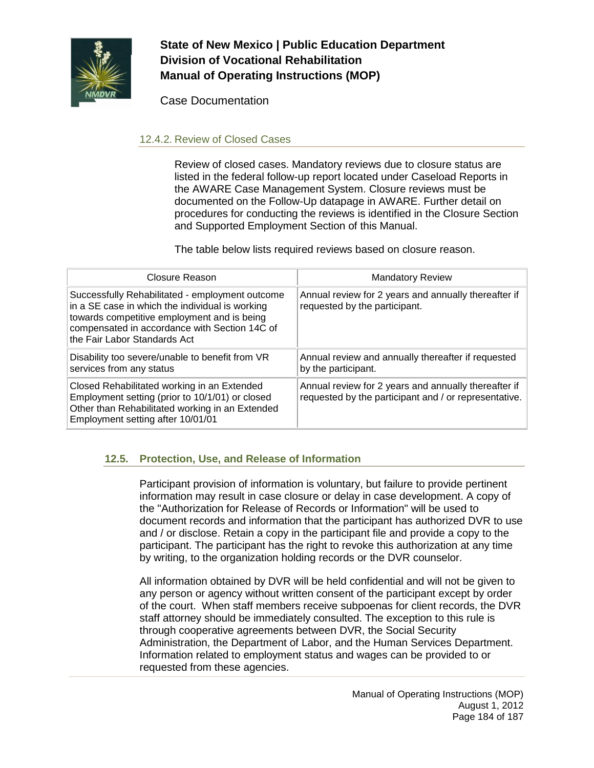### 12.4.2. Review of Closed Cases

Review of closed cases. Mandatory reviews due to closure status are listed in the federal follow-up report located under Caseload Reports in the AWARE Case Management System. Closure reviews must be documented on the Follow-Up datapage in AWARE. Further detail on procedures for conducting the reviews is identified in the Closure Section and Supported Employment Section of this Manual.

The table below lists required reviews based on closure reason.

| Closure Reason | Mandatory Review |
|---|---|
| Successfully Rehabilitated - employment outcome in a SE case in which the individual is working towards competitive employment and is being compensated in accordance with Section 14C of the Fair Labor Standards Act | Annual review for 2 years and annually thereafter if requested by the participant. |
| Disability too severe/unable to benefit from VR services from any status | Annual review and annually thereafter if requested by the participant. |
| Closed Rehabilitated working in an Extended Employment setting (prior to 10/1/01) or closed Other than Rehabilitated working in an Extended Employment setting after 10/01/01 | Annual review for 2 years and annually thereafter if requested by the participant and / or representative. |

## 12.5. Protection, Use, and Release of Information

Participant provision of information is voluntary, but failure to provide pertinent information may result in case closure or delay in case development. A copy of the "Authorization for Release of Records or Information" will be used to document records and information that the participant has authorized DVR to use and / or disclose. Retain a copy in the participant file and provide a copy to the participant. The participant has the right to revoke this authorization at any time by writing, to the organization holding records or the DVR counselor.

All information obtained by DVR will be held confidential and will not be given to any person or agency without written consent of the participant except by order of the court. When staff members receive subpoenas for client records, the DVR staff attorney should be immediately consulted. The exception to this rule is through cooperative agreements between DVR, the Social Security Administration, the Department of Labor, and the Human Services Department. Information related to employment status and wages can be provided to or requested from these agencies.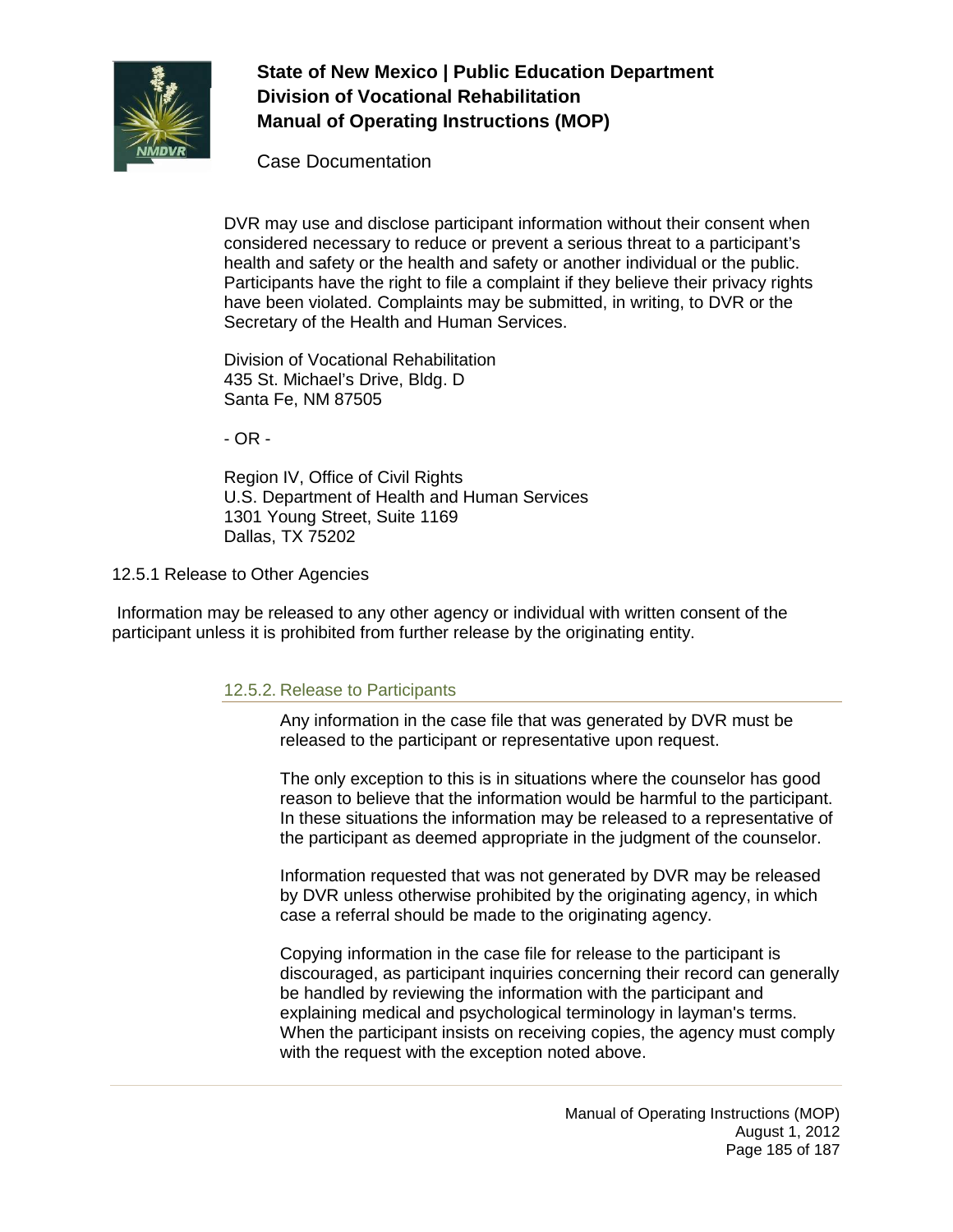DVR may use and disclose participant information without their consent when considered necessary to reduce or prevent a serious threat to a participant's health and safety or the health and safety or another individual or the public. Participants have the right to file a complaint if they believe their privacy rights have been violated. Complaints may be submitted, in writing, to DVR or the Secretary of the Health and Human Services.

Division of Vocational Rehabilitation
435 St. Michael's Drive, Bldg. D
Santa Fe, NM 87505

- OR -

Region IV, Office of Civil Rights
U.S. Department of Health and Human Services
1301 Young Street, Suite 1169
Dallas, TX 75202

12.5.1 Release to Other Agencies

Information may be released to any other agency or individual with written consent of the participant unless it is prohibited from further release by the originating entity.

### 12.5.2. Release to Participants

Any information in the case file that was generated by DVR must be released to the participant or representative upon request.

The only exception to this is in situations where the counselor has good reason to believe that the information would be harmful to the participant. In these situations the information may be released to a representative of the participant as deemed appropriate in the judgment of the counselor.

Information requested that was not generated by DVR may be released by DVR unless otherwise prohibited by the originating agency, in which case a referral should be made to the originating agency.

Copying information in the case file for release to the participant is discouraged, as participant inquiries concerning their record can generally be handled by reviewing the information with the participant and explaining medical and psychological terminology in layman's terms. When the participant insists on receiving copies, the agency must comply with the request with the exception noted above.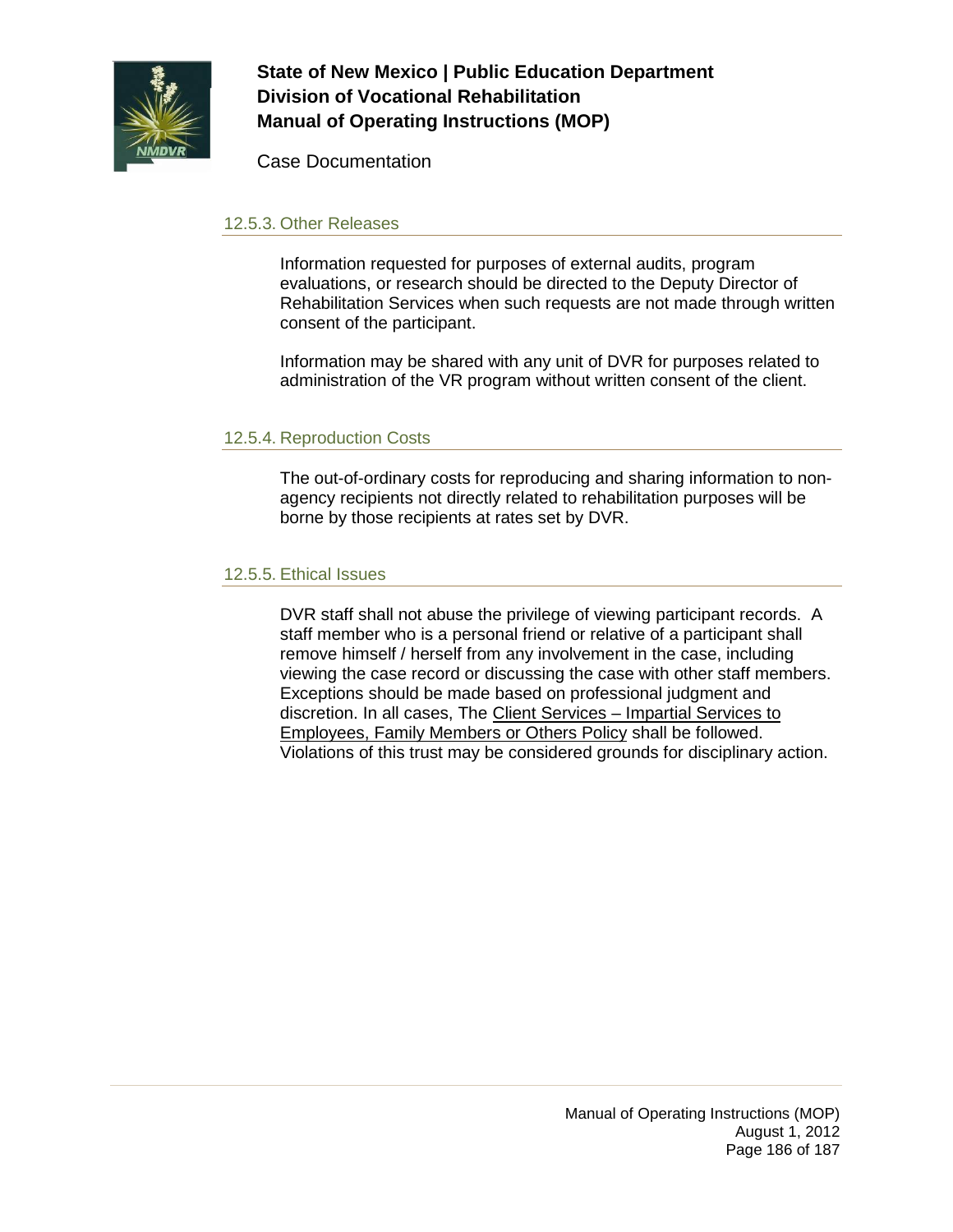### 12.5.3. Other Releases

Information requested for purposes of external audits, program evaluations, or research should be directed to the Deputy Director of Rehabilitation Services when such requests are not made through written consent of the participant.

Information may be shared with any unit of DVR for purposes related to administration of the VR program without written consent of the client.

### 12.5.4. Reproduction Costs

The out-of-ordinary costs for reproducing and sharing information to non-agency recipients not directly related to rehabilitation purposes will be borne by those recipients at rates set by DVR.

### 12.5.5. Ethical Issues

DVR staff shall not abuse the privilege of viewing participant records. A staff member who is a personal friend or relative of a participant shall remove himself / herself from any involvement in the case, including viewing the case record or discussing the case with other staff members. Exceptions should be made based on professional judgment and discretion. In all cases, The Client Services – Impartial Services to Employees, Family Members or Others Policy shall be followed. Violations of this trust may be considered grounds for disciplinary action.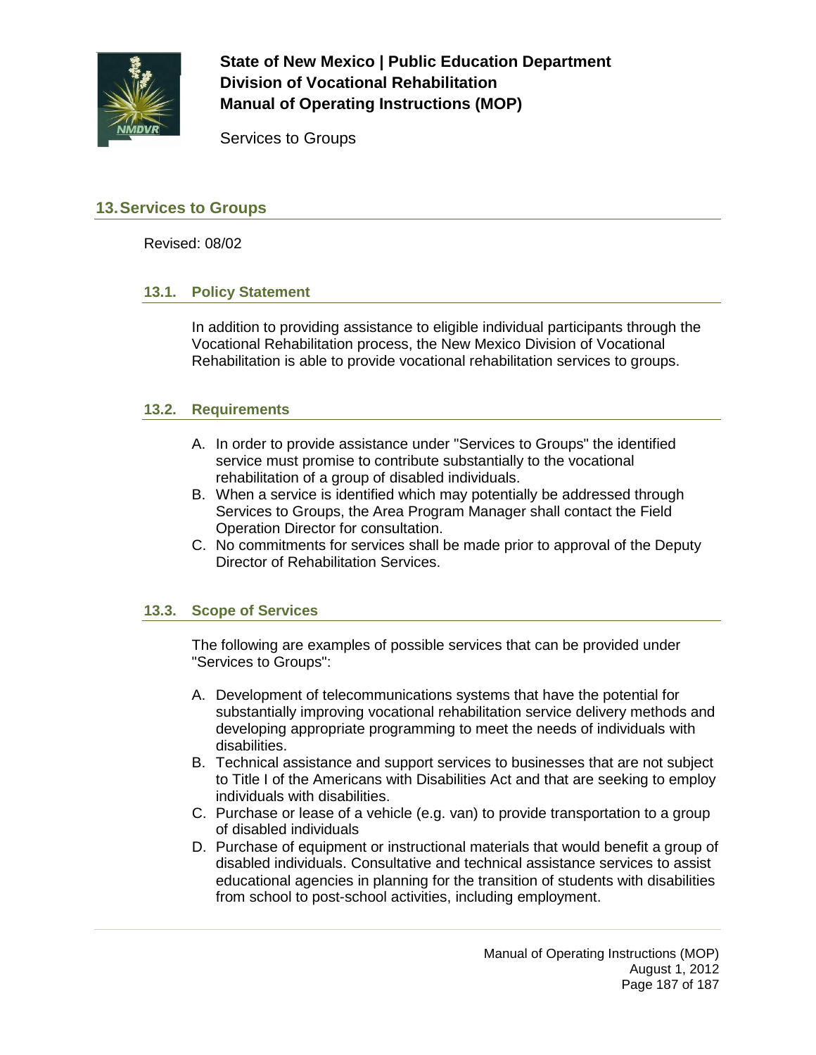## 13. Services to Groups

Revised: 08/02

### 13.1. Policy Statement

In addition to providing assistance to eligible individual participants through the Vocational Rehabilitation process, the New Mexico Division of Vocational Rehabilitation is able to provide vocational rehabilitation services to groups.

### 13.2. Requirements

A. In order to provide assistance under "Services to Groups" the identified service must promise to contribute substantially to the vocational rehabilitation of a group of disabled individuals.
B. When a service is identified which may potentially be addressed through Services to Groups, the Area Program Manager shall contact the Field Operation Director for consultation.
C. No commitments for services shall be made prior to approval of the Deputy Director of Rehabilitation Services.

### 13.3. Scope of Services

The following are examples of possible services that can be provided under "Services to Groups":

A. Development of telecommunications systems that have the potential for substantially improving vocational rehabilitation service delivery methods and developing appropriate programming to meet the needs of individuals with disabilities.
B. Technical assistance and support services to businesses that are not subject to Title I of the Americans with Disabilities Act and that are seeking to employ individuals with disabilities.
C. Purchase or lease of a vehicle (e.g. van) to provide transportation to a group of disabled individuals
D. Purchase of equipment or instructional materials that would benefit a group of disabled individuals. Consultative and technical assistance services to assist educational agencies in planning for the transition of students with disabilities from school to post-school activities, including employment.